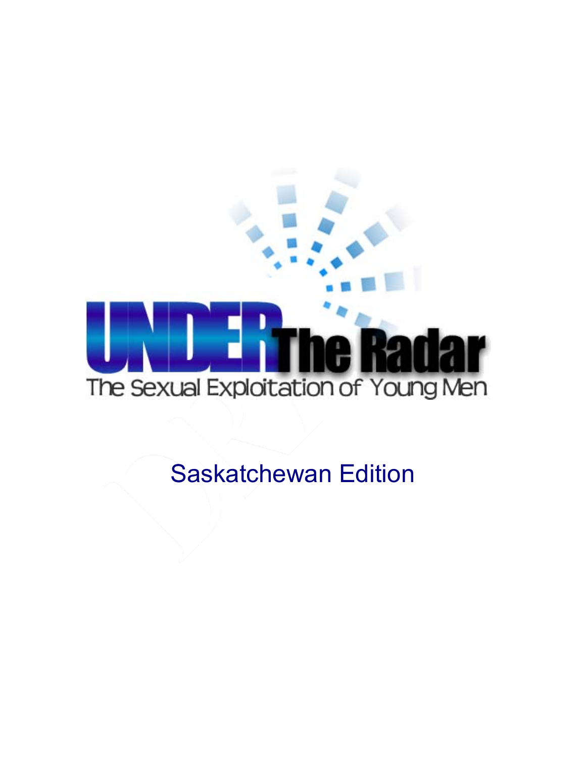# UNDER The Radar

## The Sexual Exploitation of Young Men

### Saskatchewan Edition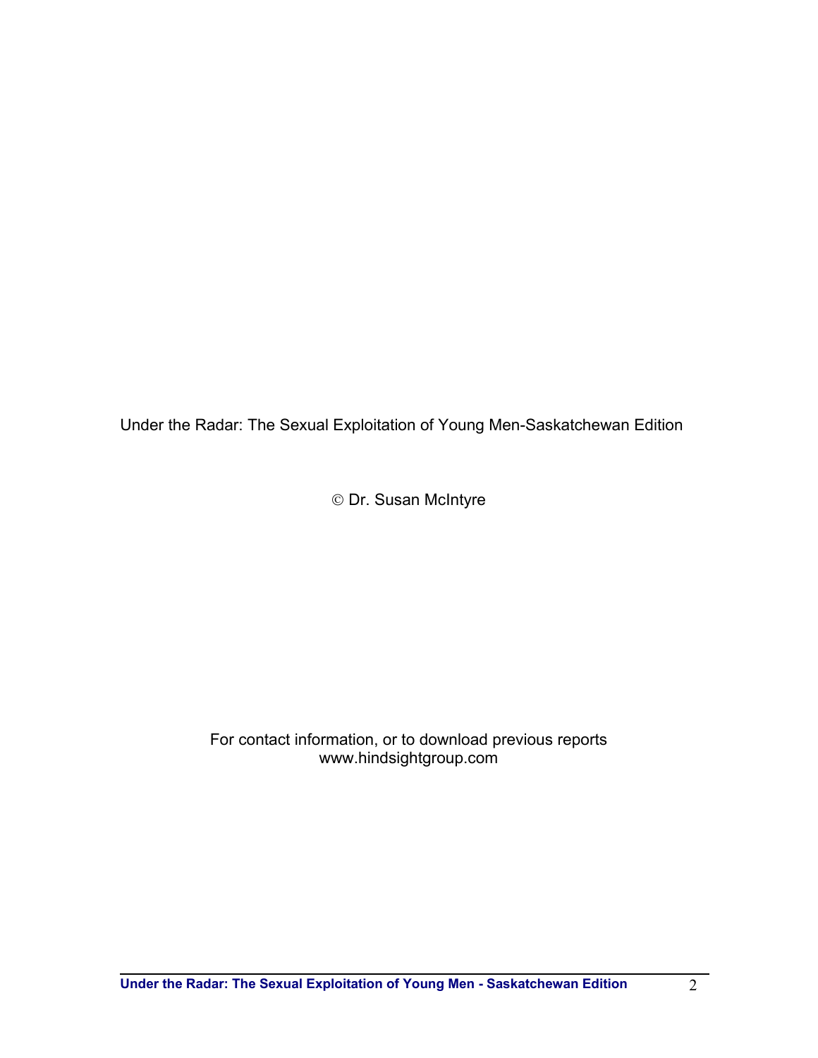Under the Radar: The Sexual Exploitation of Young Men-Saskatchewan Edition

© Dr. Susan McIntyre

For contact information, or to download previous reports
www.hindsightgroup.com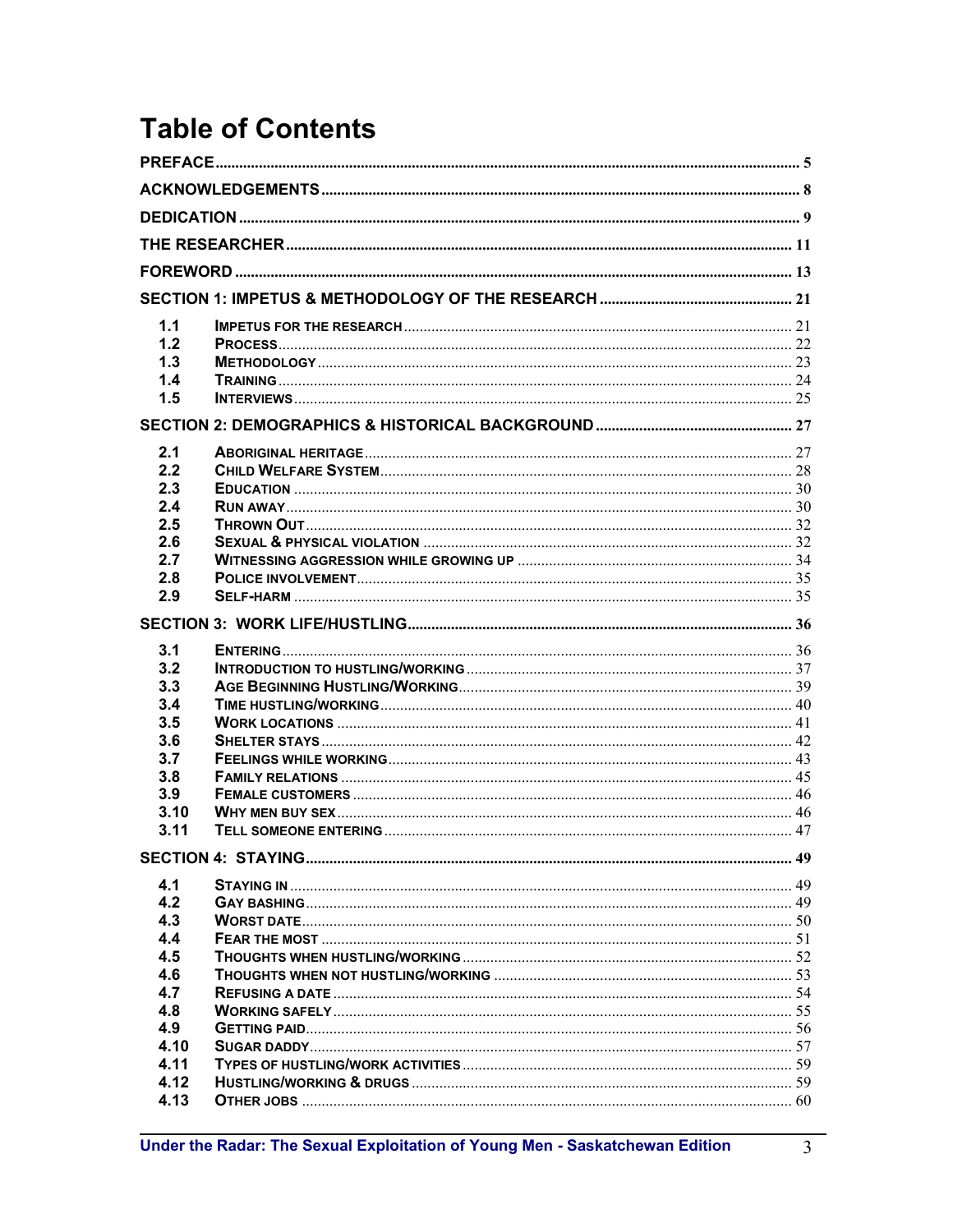# Table of Contents

PREFACE ..... 5

ACKNOWLEDGEMENTS ..... 8

DEDICATION ..... 9

THE RESEARCHER ..... 11

FOREWORD ..... 13

SECTION 1: IMPETUS & METHODOLOGY OF THE RESEARCH ..... 21

- 1.1 IMPETUS FOR THE RESEARCH ..... 21
- 1.2 PROCESS ..... 22
- 1.3 METHODOLOGY ..... 23
- 1.4 TRAINING ..... 24
- 1.5 INTERVIEWS ..... 25

SECTION 2: DEMOGRAPHICS & HISTORICAL BACKGROUND ..... 27

- 2.1 ABORIGINAL HERITAGE ..... 27
- 2.2 CHILD WELFARE SYSTEM ..... 28
- 2.3 EDUCATION ..... 30
- 2.4 RUN AWAY ..... 30
- 2.5 THROWN OUT ..... 32
- 2.6 SEXUAL & PHYSICAL VIOLATION ..... 32
- 2.7 WITNESSING AGGRESSION WHILE GROWING UP ..... 34
- 2.8 POLICE INVOLVEMENT ..... 35
- 2.9 SELF-HARM ..... 35

SECTION 3: WORK LIFE/HUSTLING ..... 36

- 3.1 ENTERING ..... 36
- 3.2 INTRODUCTION TO HUSTLING/WORKING ..... 37
- 3.3 AGE BEGINNING HUSTLING/WORKING ..... 39
- 3.4 TIME HUSTLING/WORKING ..... 40
- 3.5 WORK LOCATIONS ..... 41
- 3.6 SHELTER STAYS ..... 42
- 3.7 FEELINGS WHILE WORKING ..... 43
- 3.8 FAMILY RELATIONS ..... 45
- 3.9 FEMALE CUSTOMERS ..... 46
- 3.10 WHY MEN BUY SEX ..... 46
- 3.11 TELL SOMEONE ENTERING ..... 47

SECTION 4: STAYING ..... 49

- 4.1 STAYING IN ..... 49
- 4.2 GAY BASHING ..... 49
- 4.3 WORST DATE ..... 50
- 4.4 FEAR THE MOST ..... 51
- 4.5 THOUGHTS WHEN HUSTLING/WORKING ..... 52
- 4.6 THOUGHTS WHEN NOT HUSTLING/WORKING ..... 53
- 4.7 REFUSING A DATE ..... 54
- 4.8 WORKING SAFELY ..... 55
- 4.9 GETTING PAID ..... 56
- 4.10 SUGAR DADDY ..... 57
- 4.11 TYPES OF HUSTLING/WORK ACTIVITIES ..... 59
- 4.12 HUSTLING/WORKING & DRUGS ..... 59
- 4.13 OTHER JOBS ..... 60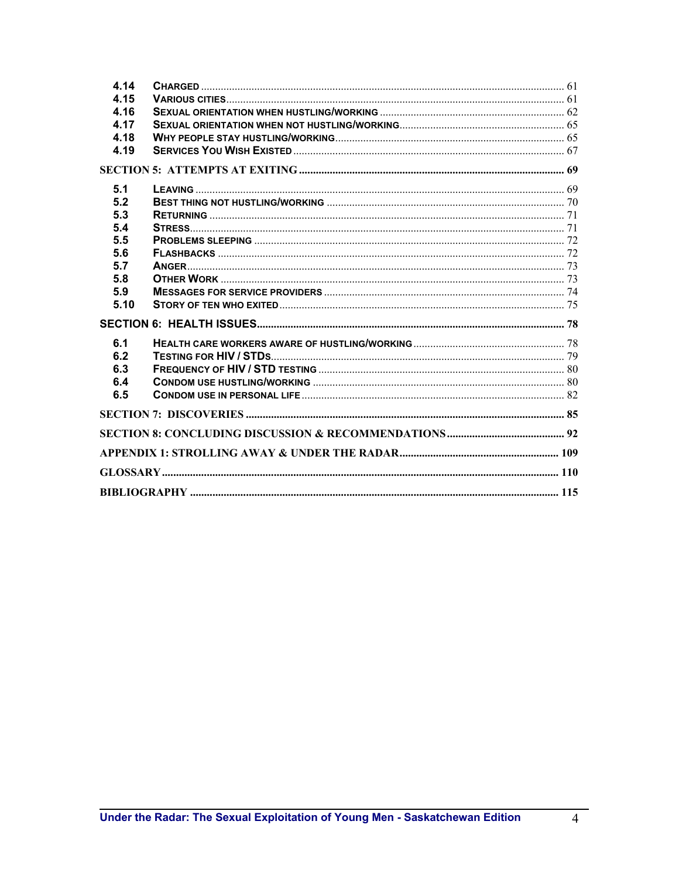| | | |
|---|---|---|
| 4.14 | CHARGED | 61 |
| 4.15 | VARIOUS CITIES | 61 |
| 4.16 | SEXUAL ORIENTATION WHEN HUSTLING/WORKING | 62 |
| 4.17 | SEXUAL ORIENTATION WHEN NOT HUSTLING/WORKING | 65 |
| 4.18 | WHY PEOPLE STAY HUSTLING/WORKING | 65 |
| 4.19 | SERVICES YOU WISH EXISTED | 67 |

**SECTION 5: ATTEMPTS AT EXITING** .... 69

| | | |
|---|---|---|
| 5.1 | LEAVING | 69 |
| 5.2 | BEST THING NOT HUSTLING/WORKING | 70 |
| 5.3 | RETURNING | 71 |
| 5.4 | STRESS | 71 |
| 5.5 | PROBLEMS SLEEPING | 72 |
| 5.6 | FLASHBACKS | 72 |
| 5.7 | ANGER | 73 |
| 5.8 | OTHER WORK | 73 |
| 5.9 | MESSAGES FOR SERVICE PROVIDERS | 74 |
| 5.10 | STORY OF TEN WHO EXITED | 75 |

**SECTION 6: HEALTH ISSUES** .... 78

| | | |
|---|---|---|
| 6.1 | HEALTH CARE WORKERS AWARE OF HUSTLING/WORKING | 78 |
| 6.2 | TESTING FOR HIV / STDS | 79 |
| 6.3 | FREQUENCY OF HIV / STD TESTING | 80 |
| 6.4 | CONDOM USE HUSTLING/WORKING | 80 |
| 6.5 | CONDOM USE IN PERSONAL LIFE | 82 |

**SECTION 7: DISCOVERIES** .... 85

**SECTION 8: CONCLUDING DISCUSSION & RECOMMENDATIONS** .... 92

**APPENDIX 1: STROLLING AWAY & UNDER THE RADAR** .... 109

**GLOSSARY** .... 110

**BIBLIOGRAPHY** .... 115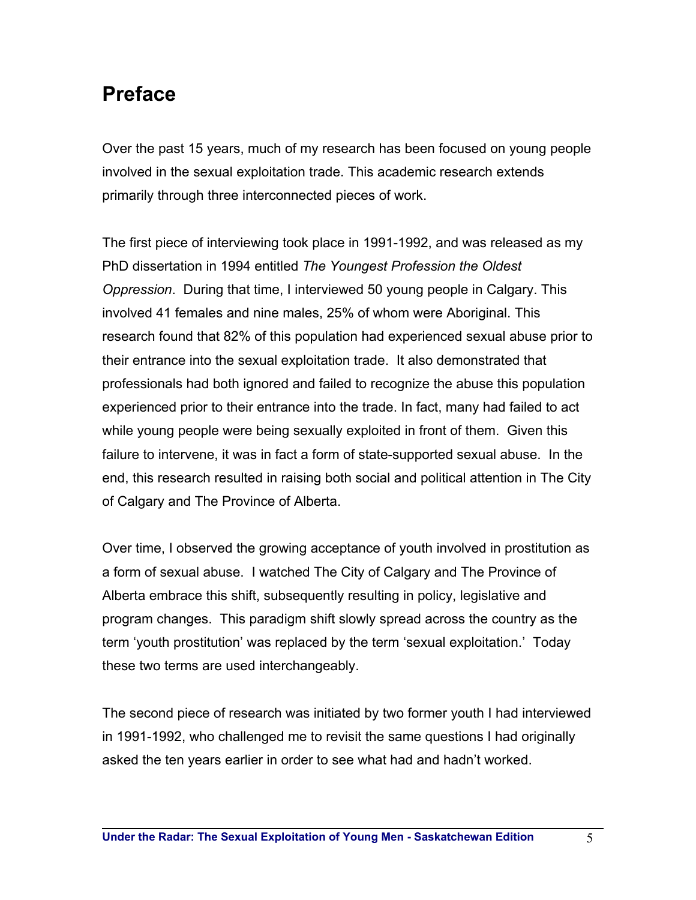# Preface

Over the past 15 years, much of my research has been focused on young people involved in the sexual exploitation trade. This academic research extends primarily through three interconnected pieces of work.

The first piece of interviewing took place in 1991-1992, and was released as my PhD dissertation in 1994 entitled *The Youngest Profession the Oldest Oppression*. During that time, I interviewed 50 young people in Calgary. This involved 41 females and nine males, 25% of whom were Aboriginal. This research found that 82% of this population had experienced sexual abuse prior to their entrance into the sexual exploitation trade. It also demonstrated that professionals had both ignored and failed to recognize the abuse this population experienced prior to their entrance into the trade. In fact, many had failed to act while young people were being sexually exploited in front of them. Given this failure to intervene, it was in fact a form of state-supported sexual abuse. In the end, this research resulted in raising both social and political attention in The City of Calgary and The Province of Alberta.

Over time, I observed the growing acceptance of youth involved in prostitution as a form of sexual abuse. I watched The City of Calgary and The Province of Alberta embrace this shift, subsequently resulting in policy, legislative and program changes. This paradigm shift slowly spread across the country as the term 'youth prostitution' was replaced by the term 'sexual exploitation.' Today these two terms are used interchangeably.

The second piece of research was initiated by two former youth I had interviewed in 1991-1992, who challenged me to revisit the same questions I had originally asked the ten years earlier in order to see what had and hadn't worked.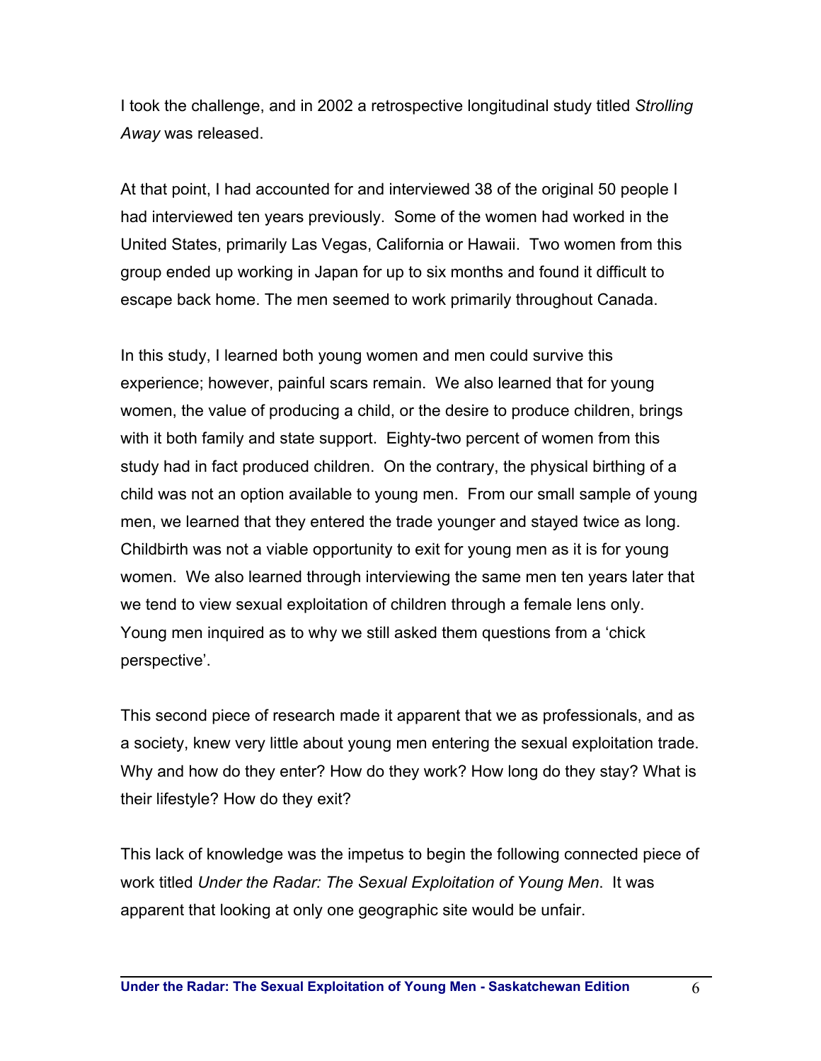I took the challenge, and in 2002 a retrospective longitudinal study titled *Strolling Away* was released.

At that point, I had accounted for and interviewed 38 of the original 50 people I had interviewed ten years previously. Some of the women had worked in the United States, primarily Las Vegas, California or Hawaii. Two women from this group ended up working in Japan for up to six months and found it difficult to escape back home. The men seemed to work primarily throughout Canada.

In this study, I learned both young women and men could survive this experience; however, painful scars remain. We also learned that for young women, the value of producing a child, or the desire to produce children, brings with it both family and state support. Eighty-two percent of women from this study had in fact produced children. On the contrary, the physical birthing of a child was not an option available to young men. From our small sample of young men, we learned that they entered the trade younger and stayed twice as long. Childbirth was not a viable opportunity to exit for young men as it is for young women. We also learned through interviewing the same men ten years later that we tend to view sexual exploitation of children through a female lens only. Young men inquired as to why we still asked them questions from a 'chick perspective'.

This second piece of research made it apparent that we as professionals, and as a society, knew very little about young men entering the sexual exploitation trade. Why and how do they enter? How do they work? How long do they stay? What is their lifestyle? How do they exit?

This lack of knowledge was the impetus to begin the following connected piece of work titled *Under the Radar: The Sexual Exploitation of Young Men*. It was apparent that looking at only one geographic site would be unfair.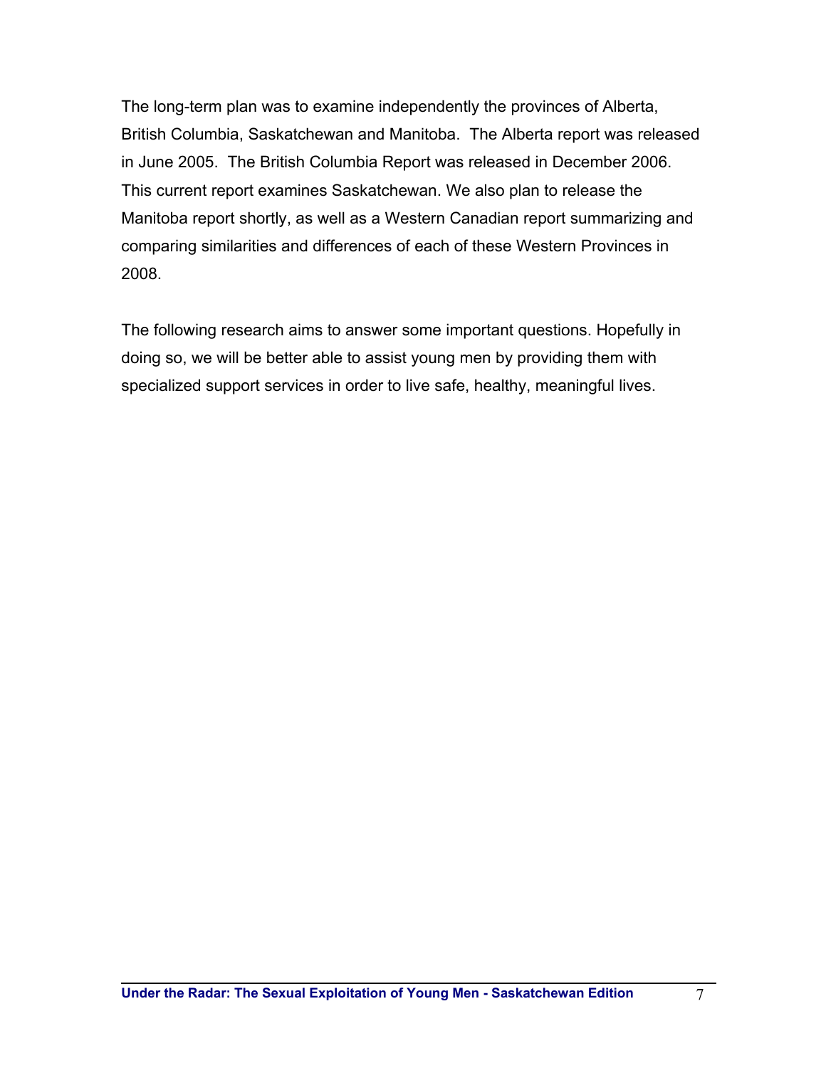The long-term plan was to examine independently the provinces of Alberta, British Columbia, Saskatchewan and Manitoba. The Alberta report was released in June 2005. The British Columbia Report was released in December 2006. This current report examines Saskatchewan. We also plan to release the Manitoba report shortly, as well as a Western Canadian report summarizing and comparing similarities and differences of each of these Western Provinces in 2008.

The following research aims to answer some important questions. Hopefully in doing so, we will be better able to assist young men by providing them with specialized support services in order to live safe, healthy, meaningful lives.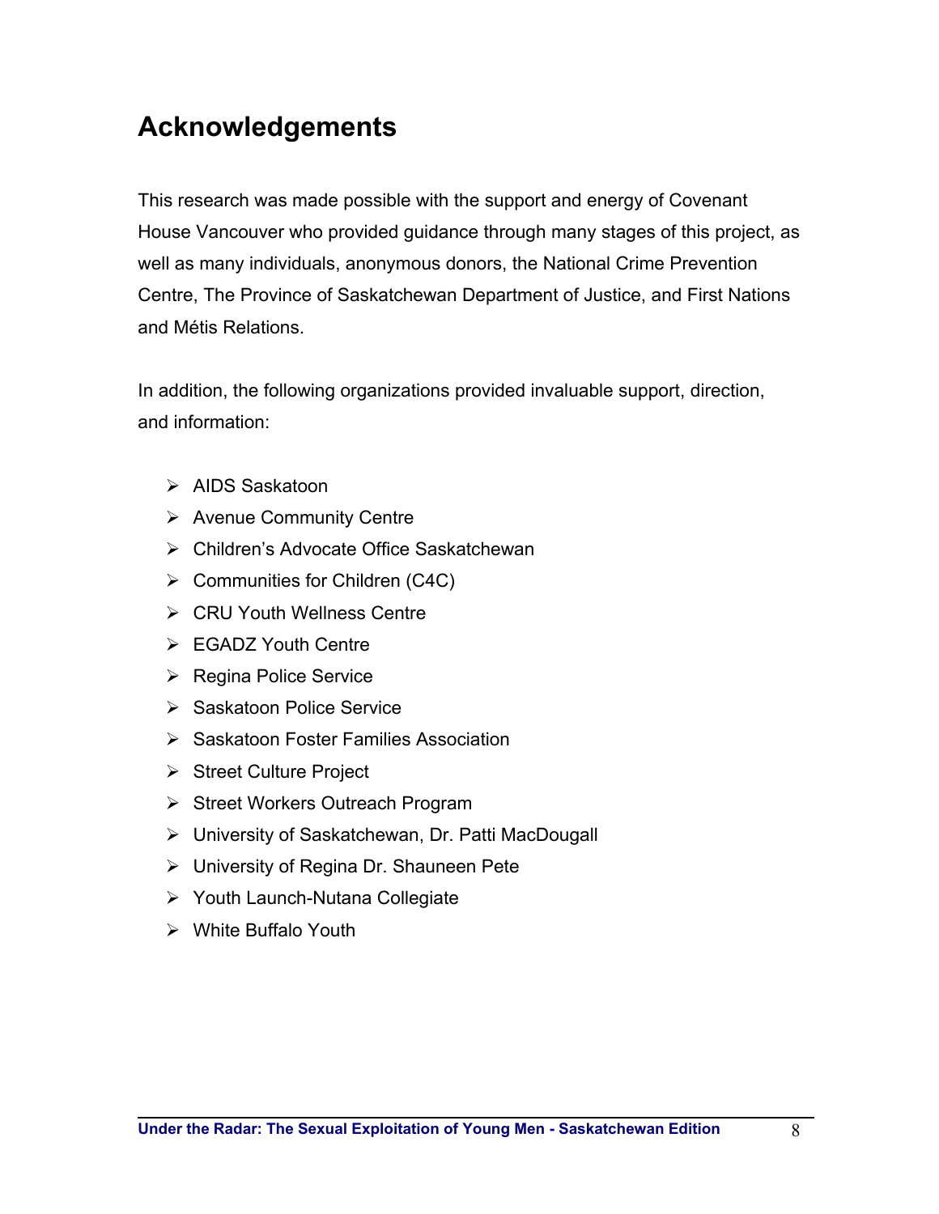# Acknowledgements

This research was made possible with the support and energy of Covenant House Vancouver who provided guidance through many stages of this project, as well as many individuals, anonymous donors, the National Crime Prevention Centre, The Province of Saskatchewan Department of Justice, and First Nations and Métis Relations.

In addition, the following organizations provided invaluable support, direction, and information:

- AIDS Saskatoon
- Avenue Community Centre
- Children's Advocate Office Saskatchewan
- Communities for Children (C4C)
- CRU Youth Wellness Centre
- EGADZ Youth Centre
- Regina Police Service
- Saskatoon Police Service
- Saskatoon Foster Families Association
- Street Culture Project
- Street Workers Outreach Program
- University of Saskatchewan, Dr. Patti MacDougall
- University of Regina Dr. Shauneen Pete
- Youth Launch-Nutana Collegiate
- White Buffalo Youth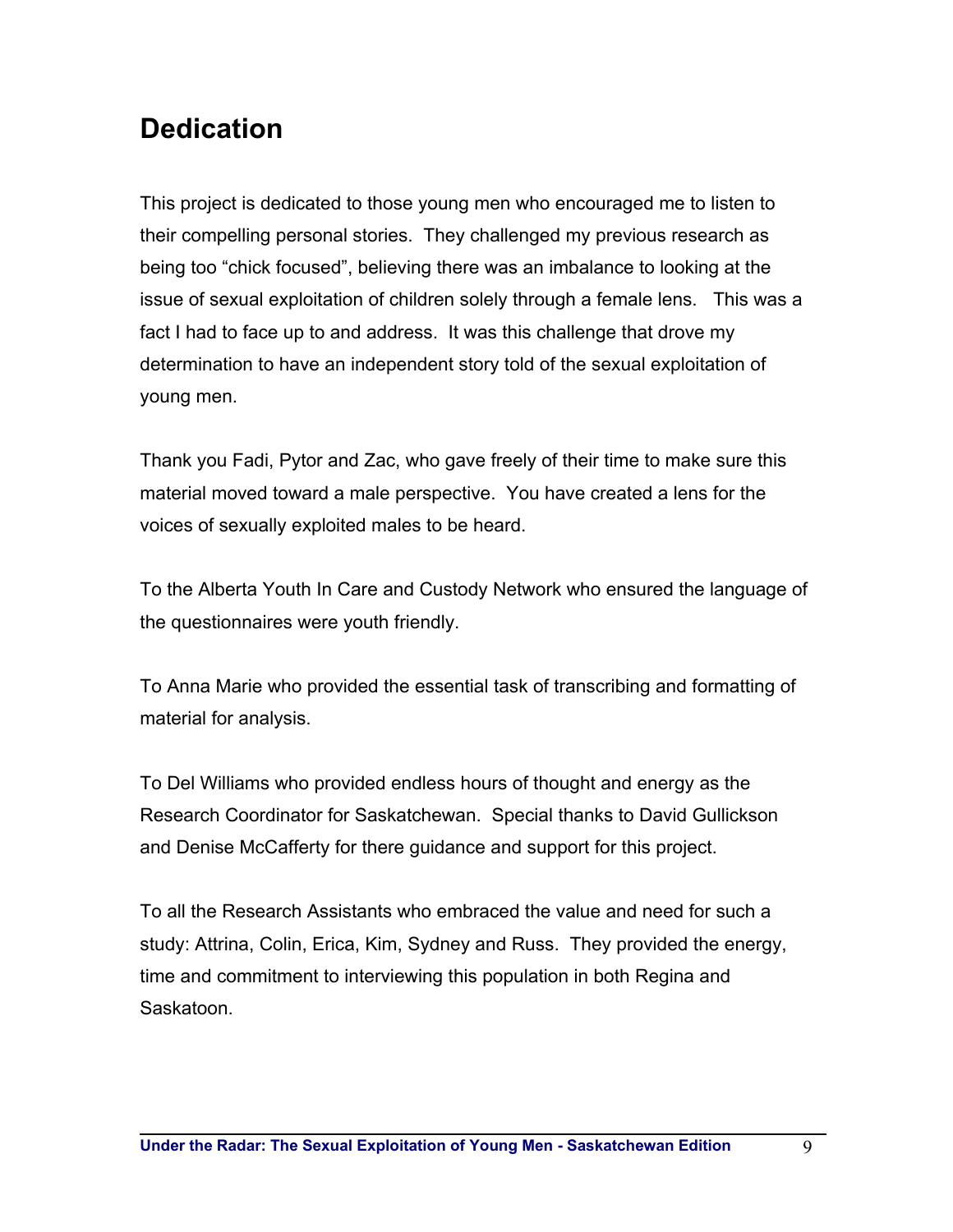## Dedication

This project is dedicated to those young men who encouraged me to listen to their compelling personal stories. They challenged my previous research as being too "chick focused", believing there was an imbalance to looking at the issue of sexual exploitation of children solely through a female lens. This was a fact I had to face up to and address. It was this challenge that drove my determination to have an independent story told of the sexual exploitation of young men.

Thank you Fadi, Pytor and Zac, who gave freely of their time to make sure this material moved toward a male perspective. You have created a lens for the voices of sexually exploited males to be heard.

To the Alberta Youth In Care and Custody Network who ensured the language of the questionnaires were youth friendly.

To Anna Marie who provided the essential task of transcribing and formatting of material for analysis.

To Del Williams who provided endless hours of thought and energy as the Research Coordinator for Saskatchewan. Special thanks to David Gullickson and Denise McCafferty for there guidance and support for this project.

To all the Research Assistants who embraced the value and need for such a study: Attrina, Colin, Erica, Kim, Sydney and Russ. They provided the energy, time and commitment to interviewing this population in both Regina and Saskatoon.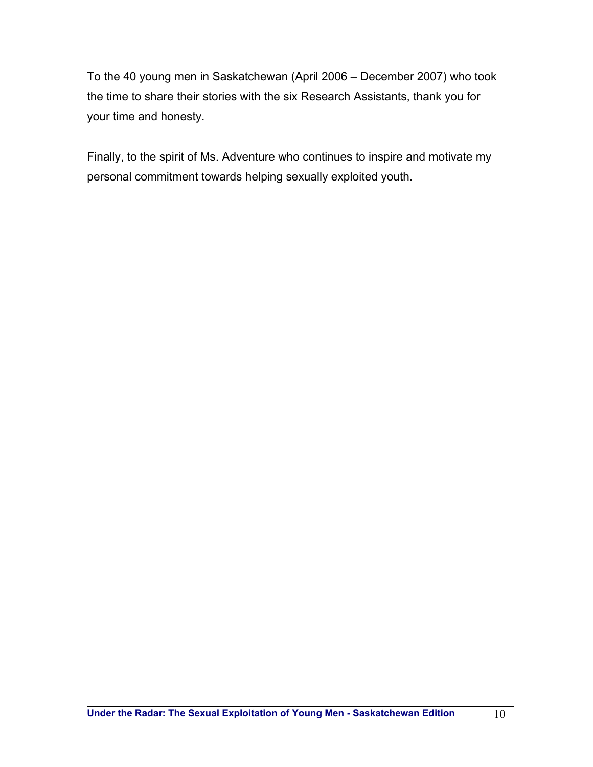To the 40 young men in Saskatchewan (April 2006 – December 2007) who took the time to share their stories with the six Research Assistants, thank you for your time and honesty.

Finally, to the spirit of Ms. Adventure who continues to inspire and motivate my personal commitment towards helping sexually exploited youth.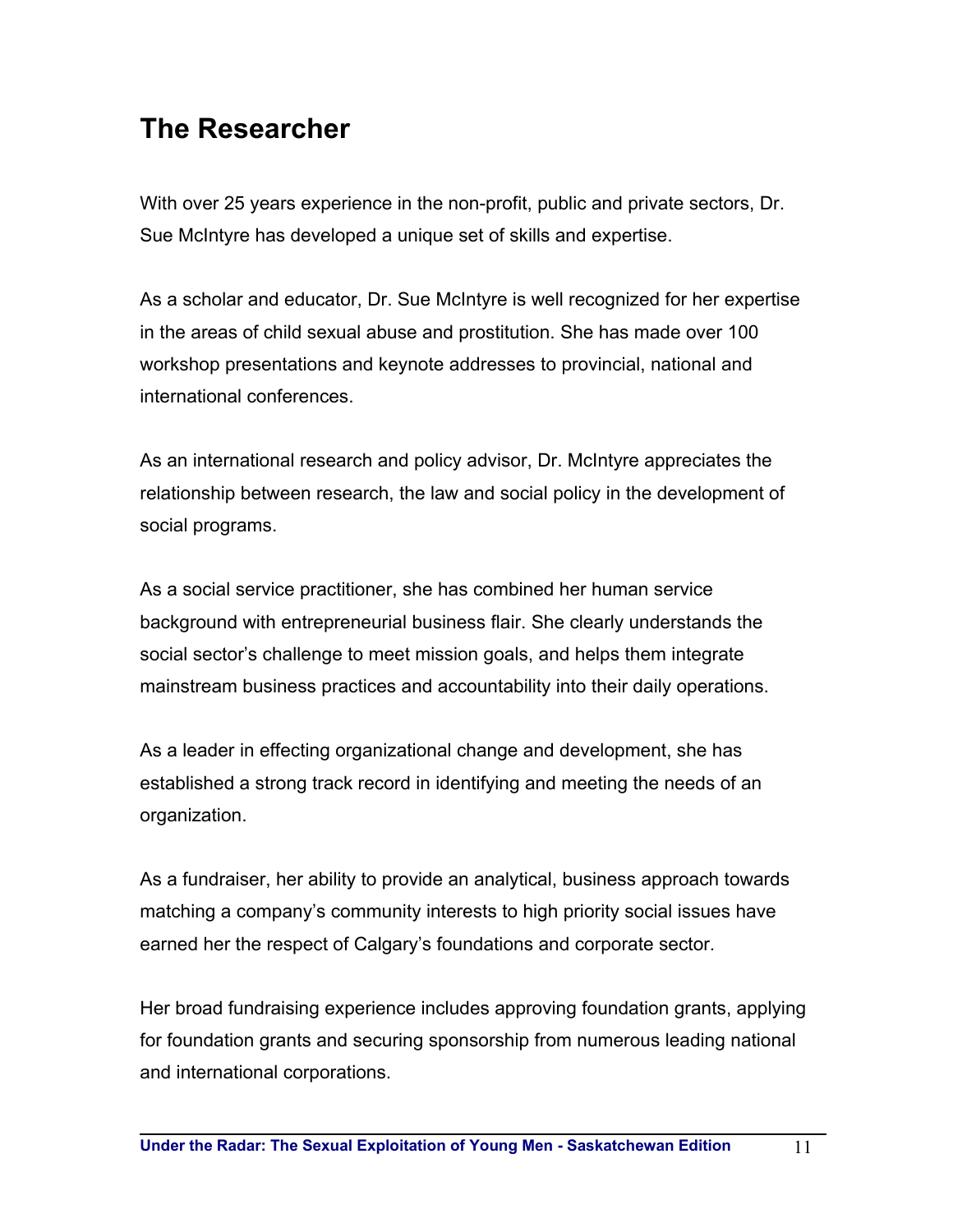# The Researcher

With over 25 years experience in the non-profit, public and private sectors, Dr. Sue McIntyre has developed a unique set of skills and expertise.

As a scholar and educator, Dr. Sue McIntyre is well recognized for her expertise in the areas of child sexual abuse and prostitution. She has made over 100 workshop presentations and keynote addresses to provincial, national and international conferences.

As an international research and policy advisor, Dr. McIntyre appreciates the relationship between research, the law and social policy in the development of social programs.

As a social service practitioner, she has combined her human service background with entrepreneurial business flair. She clearly understands the social sector's challenge to meet mission goals, and helps them integrate mainstream business practices and accountability into their daily operations.

As a leader in effecting organizational change and development, she has established a strong track record in identifying and meeting the needs of an organization.

As a fundraiser, her ability to provide an analytical, business approach towards matching a company's community interests to high priority social issues have earned her the respect of Calgary's foundations and corporate sector.

Her broad fundraising experience includes approving foundation grants, applying for foundation grants and securing sponsorship from numerous leading national and international corporations.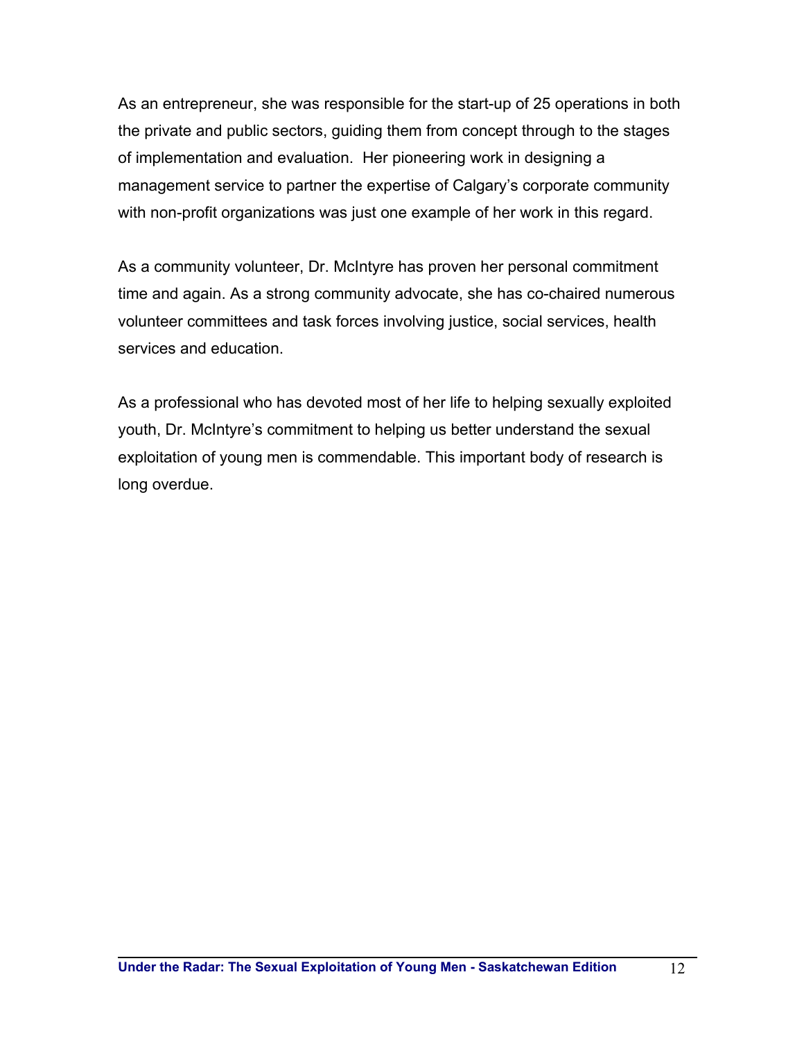As an entrepreneur, she was responsible for the start-up of 25 operations in both the private and public sectors, guiding them from concept through to the stages of implementation and evaluation. Her pioneering work in designing a management service to partner the expertise of Calgary's corporate community with non-profit organizations was just one example of her work in this regard.

As a community volunteer, Dr. McIntyre has proven her personal commitment time and again. As a strong community advocate, she has co-chaired numerous volunteer committees and task forces involving justice, social services, health services and education.

As a professional who has devoted most of her life to helping sexually exploited youth, Dr. McIntyre's commitment to helping us better understand the sexual exploitation of young men is commendable. This important body of research is long overdue.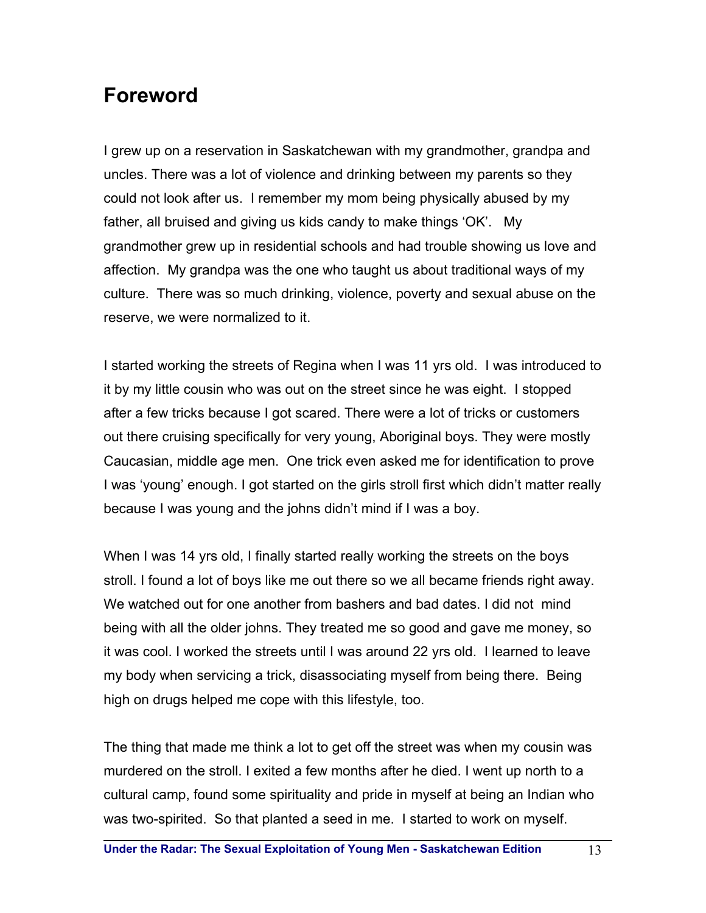## Foreword

I grew up on a reservation in Saskatchewan with my grandmother, grandpa and uncles. There was a lot of violence and drinking between my parents so they could not look after us. I remember my mom being physically abused by my father, all bruised and giving us kids candy to make things 'OK'. My grandmother grew up in residential schools and had trouble showing us love and affection. My grandpa was the one who taught us about traditional ways of my culture. There was so much drinking, violence, poverty and sexual abuse on the reserve, we were normalized to it.

I started working the streets of Regina when I was 11 yrs old. I was introduced to it by my little cousin who was out on the street since he was eight. I stopped after a few tricks because I got scared. There were a lot of tricks or customers out there cruising specifically for very young, Aboriginal boys. They were mostly Caucasian, middle age men. One trick even asked me for identification to prove I was 'young' enough. I got started on the girls stroll first which didn't matter really because I was young and the johns didn't mind if I was a boy.

When I was 14 yrs old, I finally started really working the streets on the boys stroll. I found a lot of boys like me out there so we all became friends right away. We watched out for one another from bashers and bad dates. I did not mind being with all the older johns. They treated me so good and gave me money, so it was cool. I worked the streets until I was around 22 yrs old. I learned to leave my body when servicing a trick, disassociating myself from being there. Being high on drugs helped me cope with this lifestyle, too.

The thing that made me think a lot to get off the street was when my cousin was murdered on the stroll. I exited a few months after he died. I went up north to a cultural camp, found some spirituality and pride in myself at being an Indian who was two-spirited. So that planted a seed in me. I started to work on myself.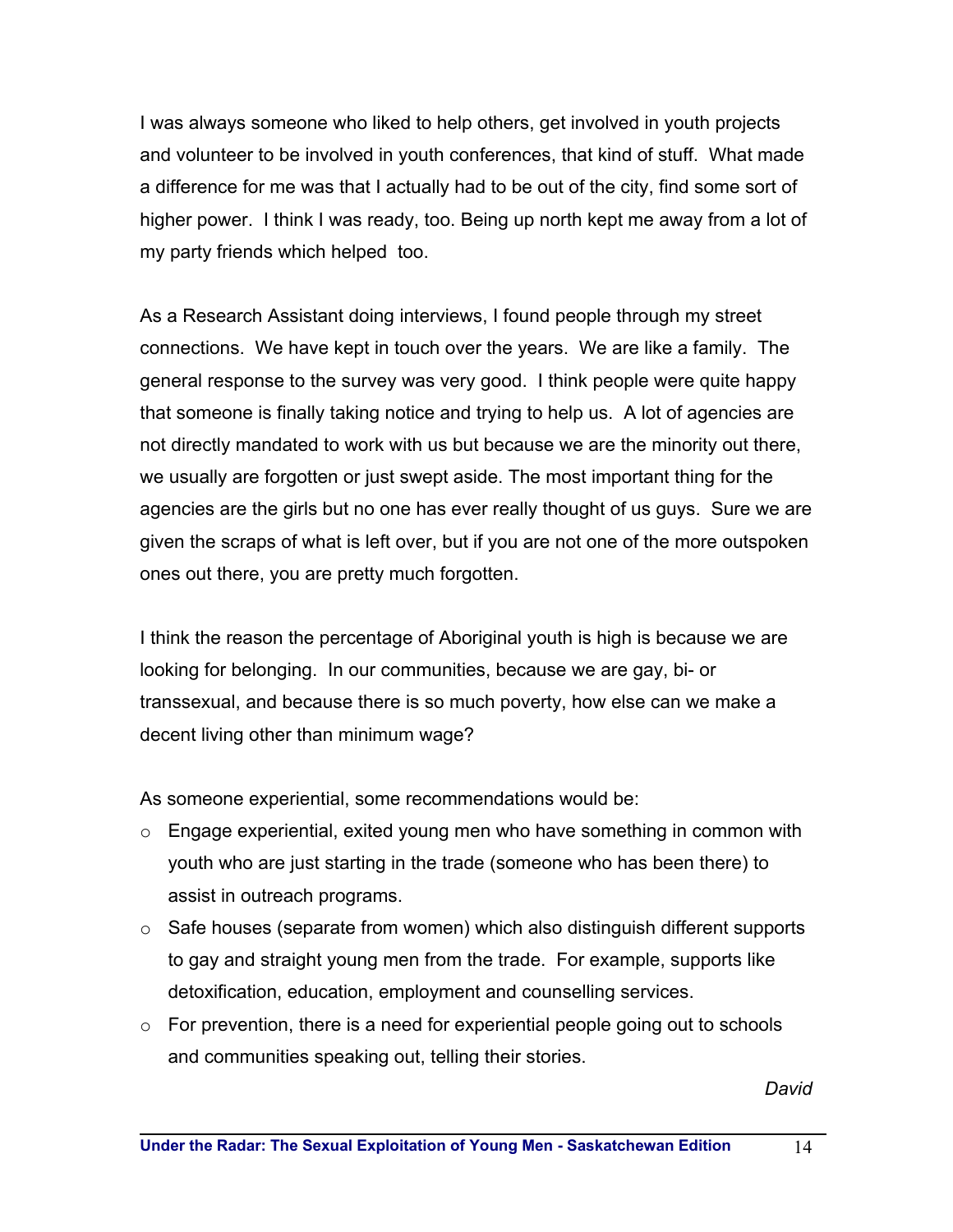I was always someone who liked to help others, get involved in youth projects and volunteer to be involved in youth conferences, that kind of stuff. What made a difference for me was that I actually had to be out of the city, find some sort of higher power. I think I was ready, too. Being up north kept me away from a lot of my party friends which helped too.

As a Research Assistant doing interviews, I found people through my street connections. We have kept in touch over the years. We are like a family. The general response to the survey was very good. I think people were quite happy that someone is finally taking notice and trying to help us. A lot of agencies are not directly mandated to work with us but because we are the minority out there, we usually are forgotten or just swept aside. The most important thing for the agencies are the girls but no one has ever really thought of us guys. Sure we are given the scraps of what is left over, but if you are not one of the more outspoken ones out there, you are pretty much forgotten.

I think the reason the percentage of Aboriginal youth is high is because we are looking for belonging. In our communities, because we are gay, bi- or transsexual, and because there is so much poverty, how else can we make a decent living other than minimum wage?

As someone experiential, some recommendations would be:

- Engage experiential, exited young men who have something in common with youth who are just starting in the trade (someone who has been there) to assist in outreach programs.
- Safe houses (separate from women) which also distinguish different supports to gay and straight young men from the trade. For example, supports like detoxification, education, employment and counselling services.
- For prevention, there is a need for experiential people going out to schools and communities speaking out, telling their stories.

*David*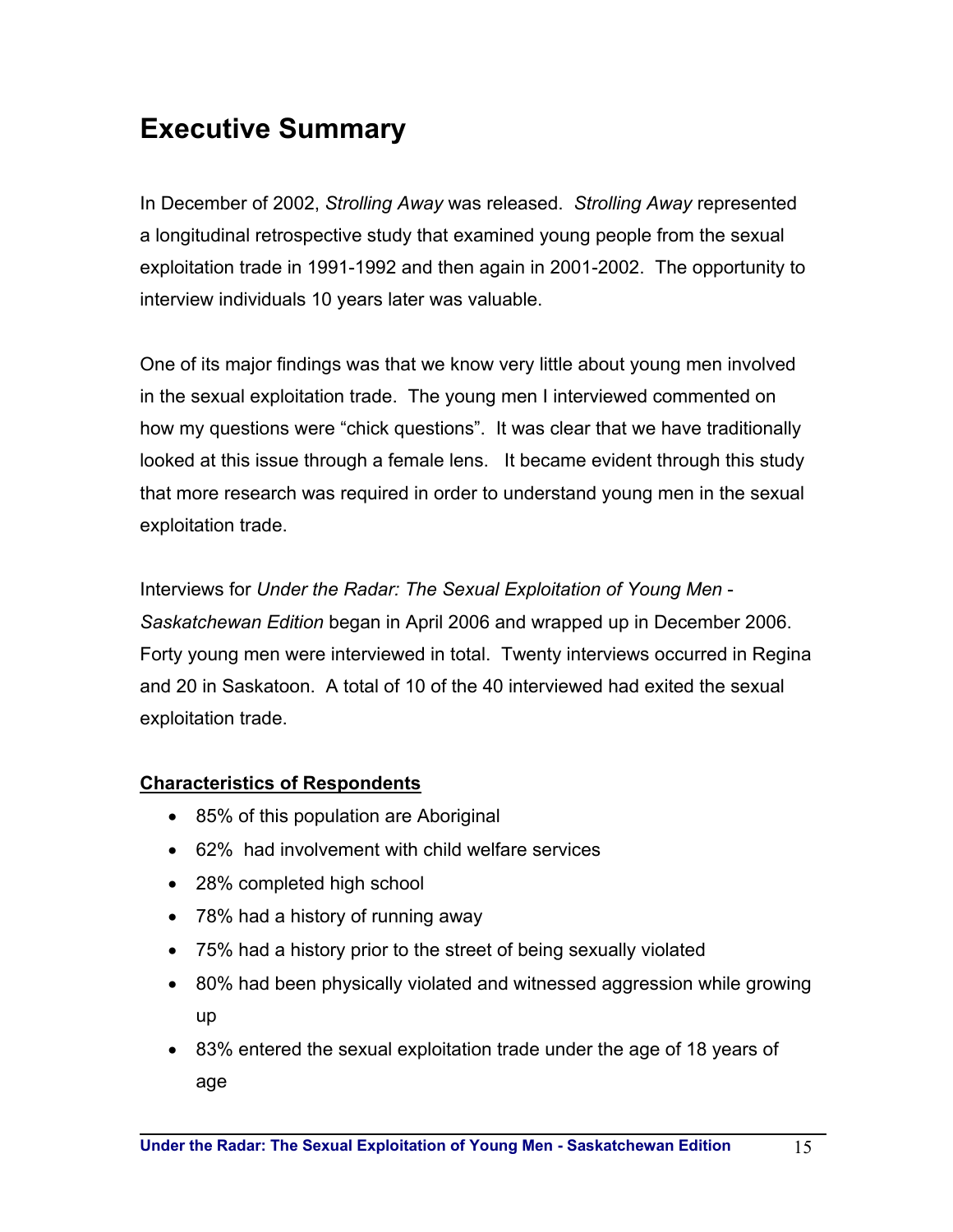# Executive Summary

In December of 2002, *Strolling Away* was released. *Strolling Away* represented a longitudinal retrospective study that examined young people from the sexual exploitation trade in 1991-1992 and then again in 2001-2002. The opportunity to interview individuals 10 years later was valuable.

One of its major findings was that we know very little about young men involved in the sexual exploitation trade. The young men I interviewed commented on how my questions were "chick questions". It was clear that we have traditionally looked at this issue through a female lens. It became evident through this study that more research was required in order to understand young men in the sexual exploitation trade.

Interviews for *Under the Radar: The Sexual Exploitation of Young Men - Saskatchewan Edition* began in April 2006 and wrapped up in December 2006. Forty young men were interviewed in total. Twenty interviews occurred in Regina and 20 in Saskatoon. A total of 10 of the 40 interviewed had exited the sexual exploitation trade.

**<u>Characteristics of Respondents</u>**

- 85% of this population are Aboriginal
- 62% had involvement with child welfare services
- 28% completed high school
- 78% had a history of running away
- 75% had a history prior to the street of being sexually violated
- 80% had been physically violated and witnessed aggression while growing up
- 83% entered the sexual exploitation trade under the age of 18 years of age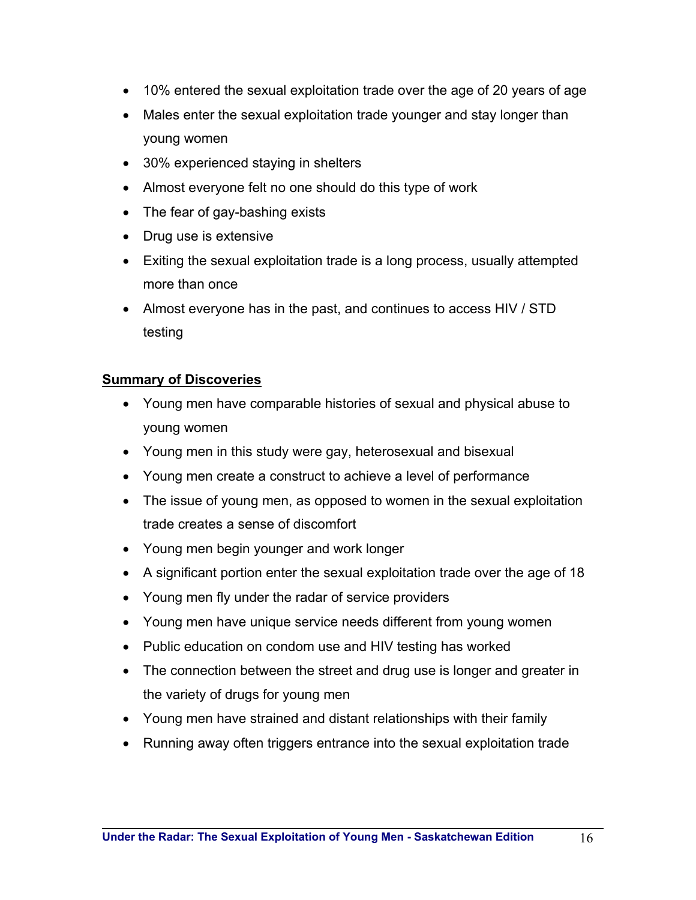- 10% entered the sexual exploitation trade over the age of 20 years of age
- Males enter the sexual exploitation trade younger and stay longer than young women
- 30% experienced staying in shelters
- Almost everyone felt no one should do this type of work
- The fear of gay-bashing exists
- Drug use is extensive
- Exiting the sexual exploitation trade is a long process, usually attempted more than once
- Almost everyone has in the past, and continues to access HIV / STD testing

**Summary of Discoveries**

- Young men have comparable histories of sexual and physical abuse to young women
- Young men in this study were gay, heterosexual and bisexual
- Young men create a construct to achieve a level of performance
- The issue of young men, as opposed to women in the sexual exploitation trade creates a sense of discomfort
- Young men begin younger and work longer
- A significant portion enter the sexual exploitation trade over the age of 18
- Young men fly under the radar of service providers
- Young men have unique service needs different from young women
- Public education on condom use and HIV testing has worked
- The connection between the street and drug use is longer and greater in the variety of drugs for young men
- Young men have strained and distant relationships with their family
- Running away often triggers entrance into the sexual exploitation trade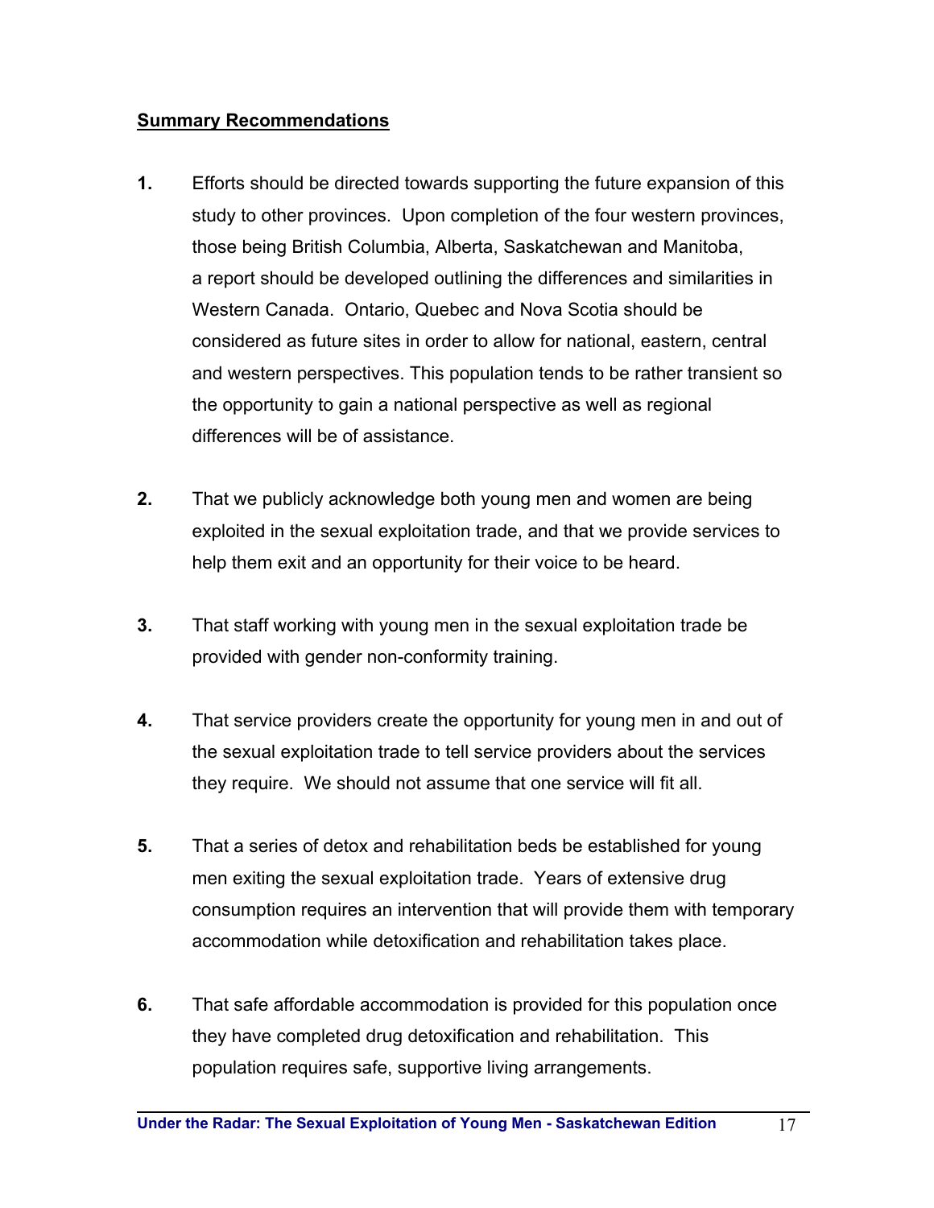**Summary Recommendations**

1. Efforts should be directed towards supporting the future expansion of this study to other provinces. Upon completion of the four western provinces, those being British Columbia, Alberta, Saskatchewan and Manitoba, a report should be developed outlining the differences and similarities in Western Canada. Ontario, Quebec and Nova Scotia should be considered as future sites in order to allow for national, eastern, central and western perspectives. This population tends to be rather transient so the opportunity to gain a national perspective as well as regional differences will be of assistance.

2. That we publicly acknowledge both young men and women are being exploited in the sexual exploitation trade, and that we provide services to help them exit and an opportunity for their voice to be heard.

3. That staff working with young men in the sexual exploitation trade be provided with gender non-conformity training.

4. That service providers create the opportunity for young men in and out of the sexual exploitation trade to tell service providers about the services they require. We should not assume that one service will fit all.

5. That a series of detox and rehabilitation beds be established for young men exiting the sexual exploitation trade. Years of extensive drug consumption requires an intervention that will provide them with temporary accommodation while detoxification and rehabilitation takes place.

6. That safe affordable accommodation is provided for this population once they have completed drug detoxification and rehabilitation. This population requires safe, supportive living arrangements.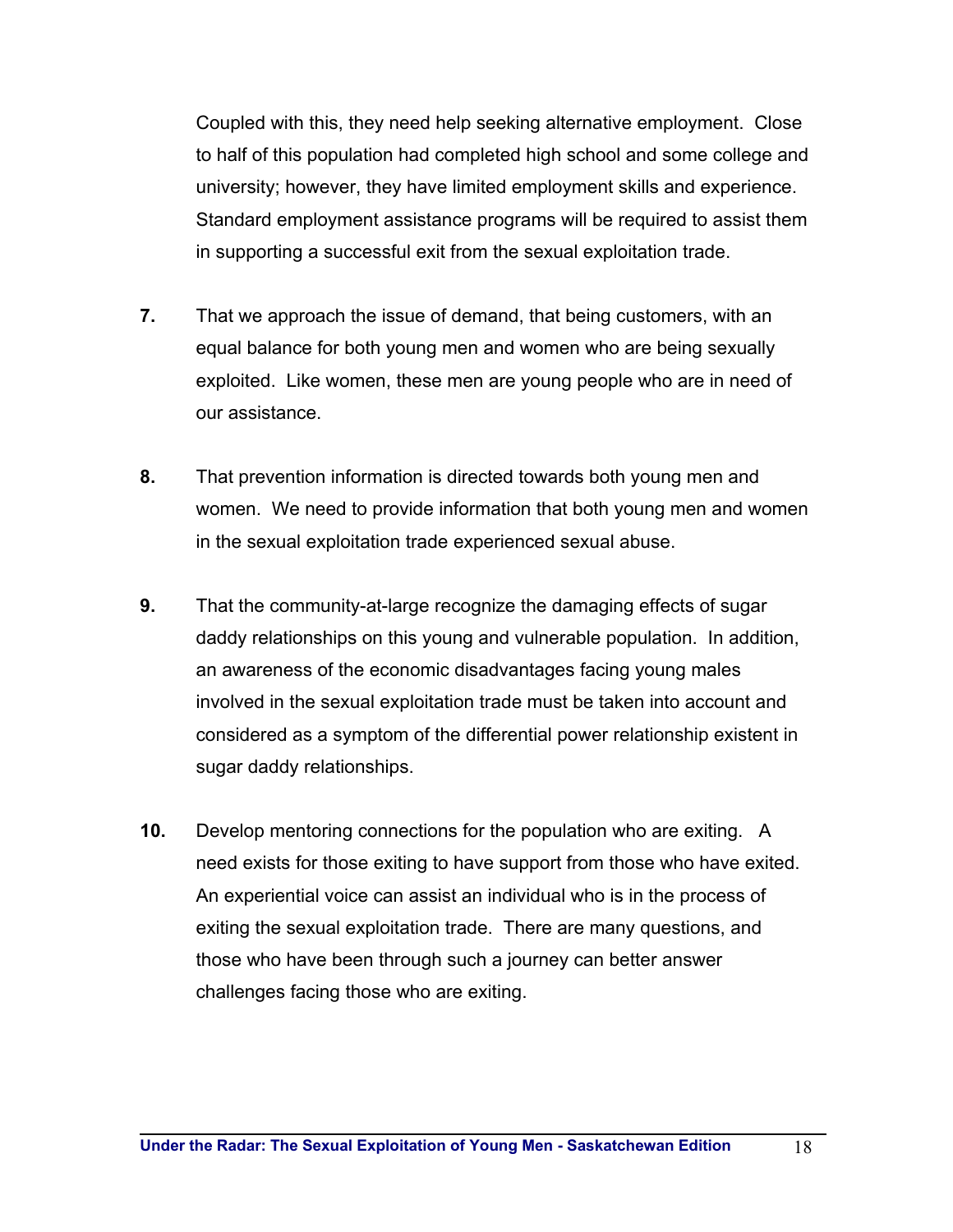Coupled with this, they need help seeking alternative employment. Close to half of this population had completed high school and some college and university; however, they have limited employment skills and experience. Standard employment assistance programs will be required to assist them in supporting a successful exit from the sexual exploitation trade.

**7.** That we approach the issue of demand, that being customers, with an equal balance for both young men and women who are being sexually exploited. Like women, these men are young people who are in need of our assistance.

**8.** That prevention information is directed towards both young men and women. We need to provide information that both young men and women in the sexual exploitation trade experienced sexual abuse.

**9.** That the community-at-large recognize the damaging effects of sugar daddy relationships on this young and vulnerable population. In addition, an awareness of the economic disadvantages facing young males involved in the sexual exploitation trade must be taken into account and considered as a symptom of the differential power relationship existent in sugar daddy relationships.

**10.** Develop mentoring connections for the population who are exiting. A need exists for those exiting to have support from those who have exited. An experiential voice can assist an individual who is in the process of exiting the sexual exploitation trade. There are many questions, and those who have been through such a journey can better answer challenges facing those who are exiting.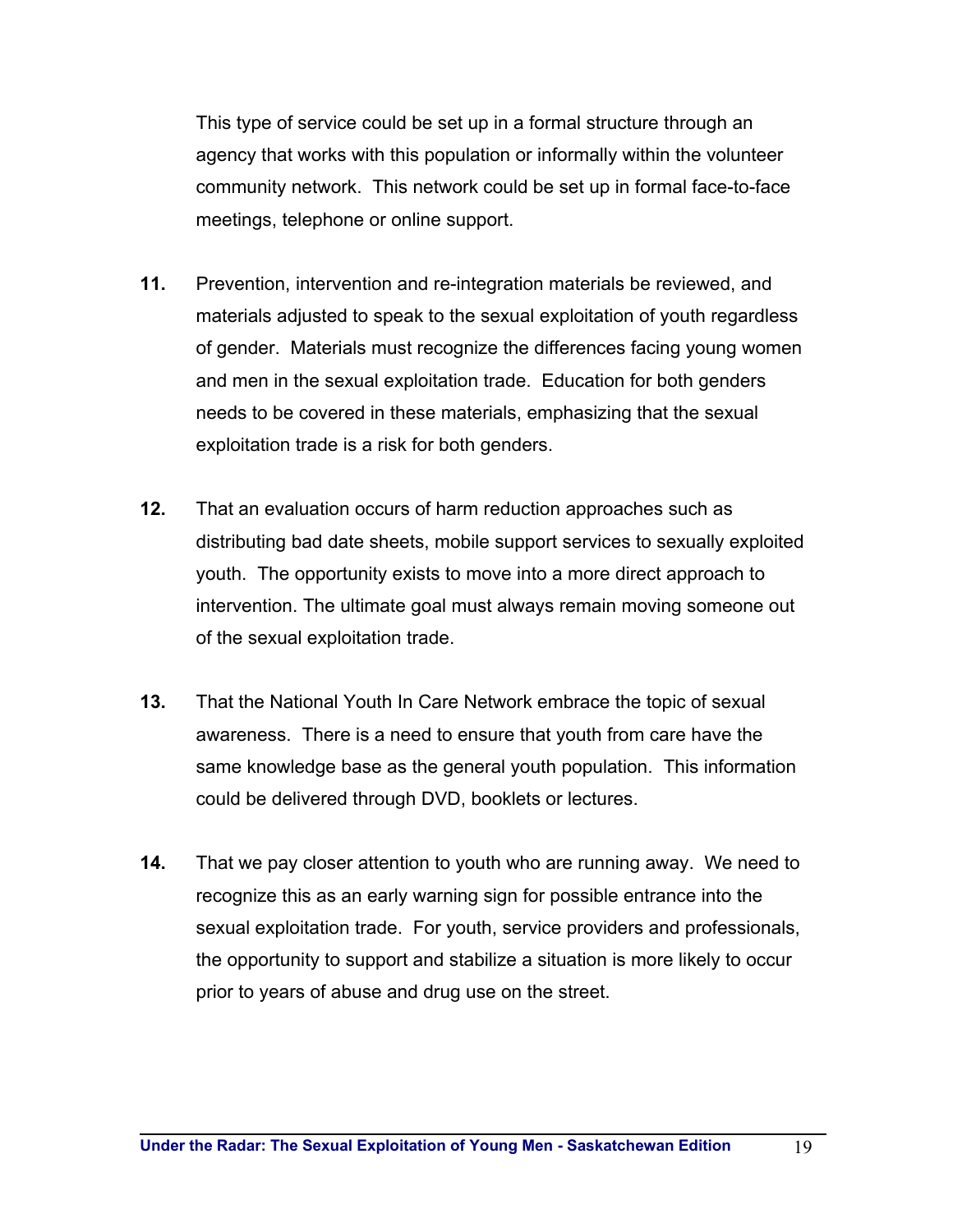This type of service could be set up in a formal structure through an agency that works with this population or informally within the volunteer community network. This network could be set up in formal face-to-face meetings, telephone or online support.

**11.** Prevention, intervention and re-integration materials be reviewed, and materials adjusted to speak to the sexual exploitation of youth regardless of gender. Materials must recognize the differences facing young women and men in the sexual exploitation trade. Education for both genders needs to be covered in these materials, emphasizing that the sexual exploitation trade is a risk for both genders.

**12.** That an evaluation occurs of harm reduction approaches such as distributing bad date sheets, mobile support services to sexually exploited youth. The opportunity exists to move into a more direct approach to intervention. The ultimate goal must always remain moving someone out of the sexual exploitation trade.

**13.** That the National Youth In Care Network embrace the topic of sexual awareness. There is a need to ensure that youth from care have the same knowledge base as the general youth population. This information could be delivered through DVD, booklets or lectures.

**14.** That we pay closer attention to youth who are running away. We need to recognize this as an early warning sign for possible entrance into the sexual exploitation trade. For youth, service providers and professionals, the opportunity to support and stabilize a situation is more likely to occur prior to years of abuse and drug use on the street.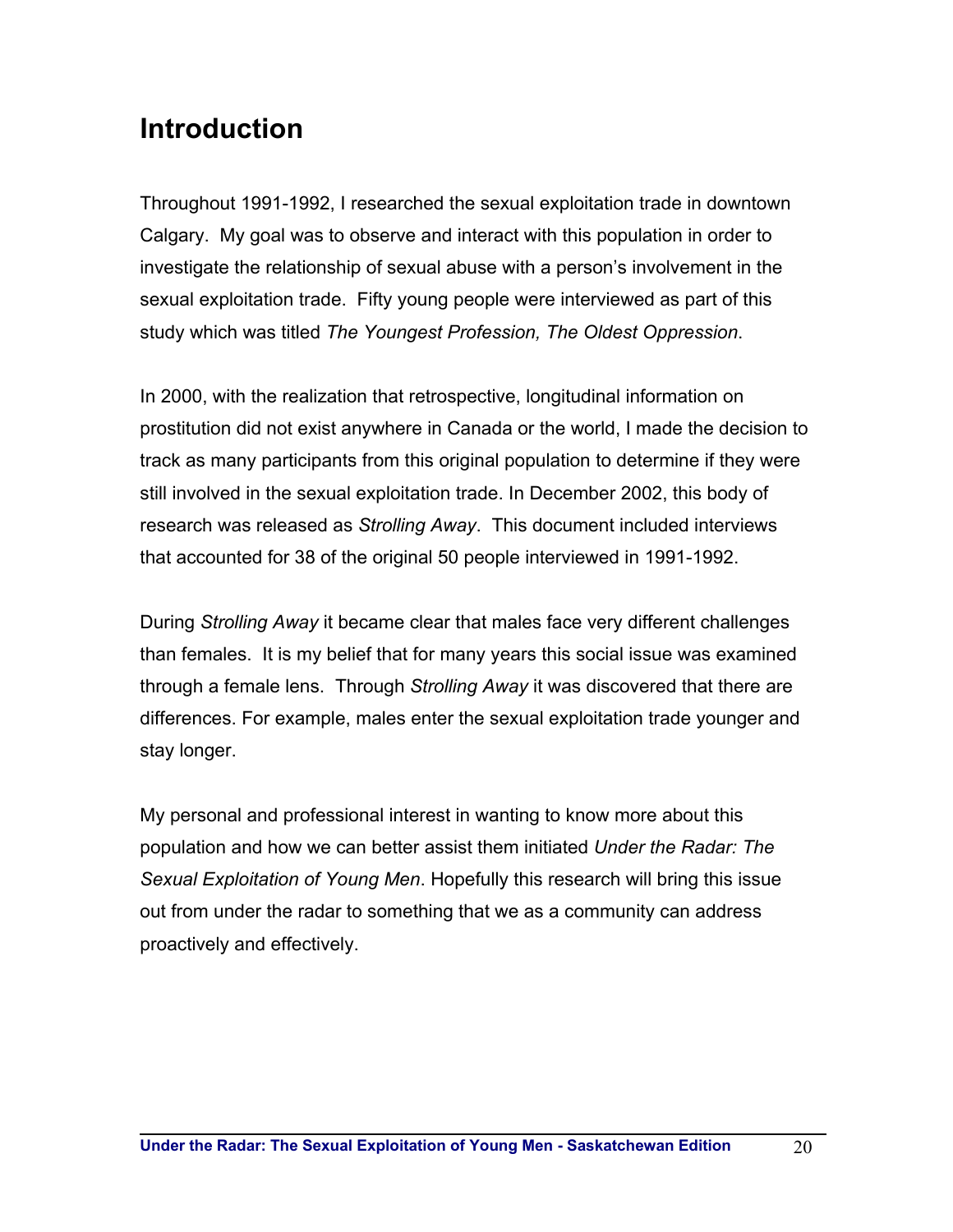# Introduction

Throughout 1991-1992, I researched the sexual exploitation trade in downtown Calgary. My goal was to observe and interact with this population in order to investigate the relationship of sexual abuse with a person's involvement in the sexual exploitation trade. Fifty young people were interviewed as part of this study which was titled *The Youngest Profession, The Oldest Oppression*.

In 2000, with the realization that retrospective, longitudinal information on prostitution did not exist anywhere in Canada or the world, I made the decision to track as many participants from this original population to determine if they were still involved in the sexual exploitation trade. In December 2002, this body of research was released as *Strolling Away*. This document included interviews that accounted for 38 of the original 50 people interviewed in 1991-1992.

During *Strolling Away* it became clear that males face very different challenges than females. It is my belief that for many years this social issue was examined through a female lens. Through *Strolling Away* it was discovered that there are differences. For example, males enter the sexual exploitation trade younger and stay longer.

My personal and professional interest in wanting to know more about this population and how we can better assist them initiated *Under the Radar: The Sexual Exploitation of Young Men*. Hopefully this research will bring this issue out from under the radar to something that we as a community can address proactively and effectively.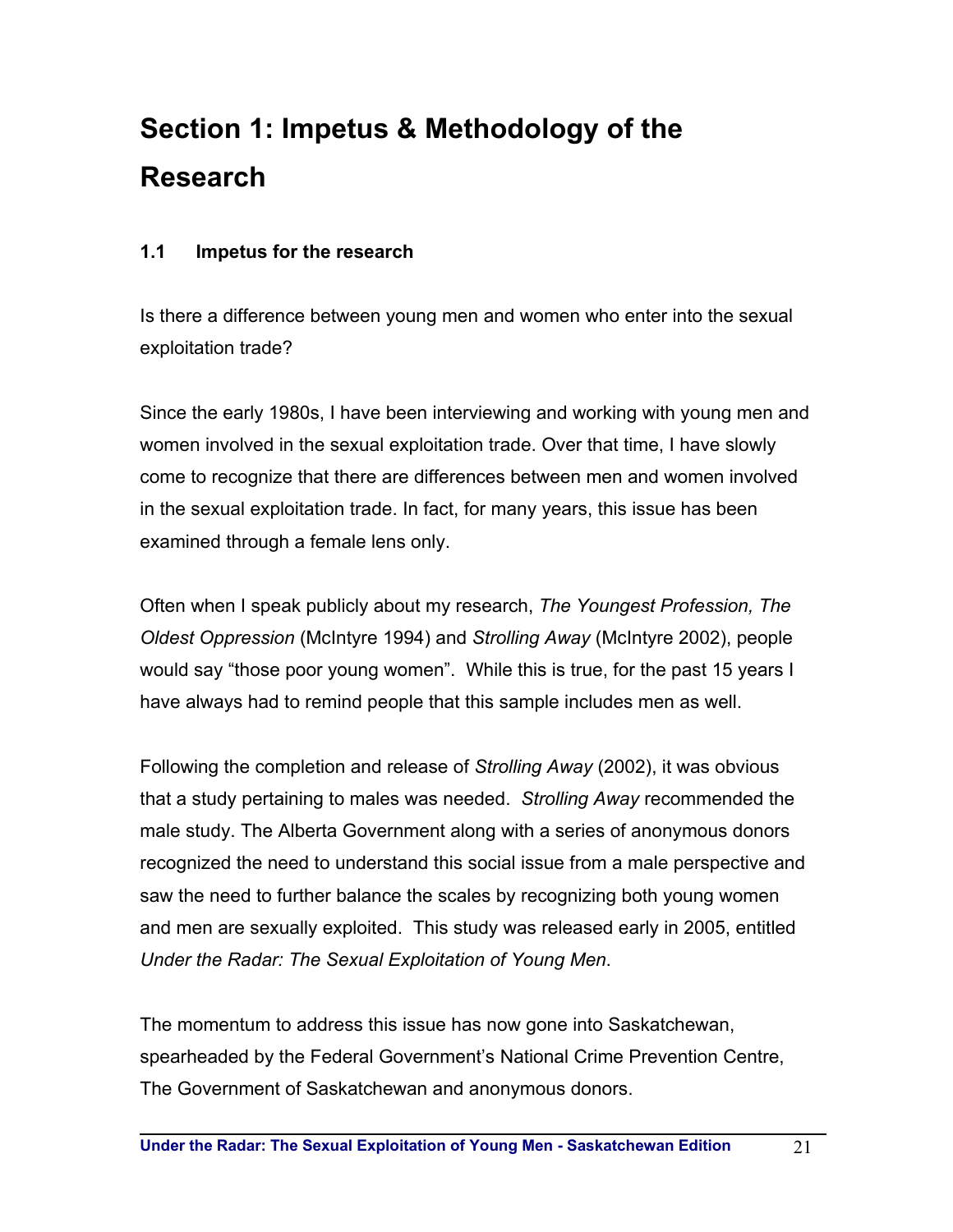# Section 1: Impetus & Methodology of the Research

## 1.1 Impetus for the research

Is there a difference between young men and women who enter into the sexual exploitation trade?

Since the early 1980s, I have been interviewing and working with young men and women involved in the sexual exploitation trade. Over that time, I have slowly come to recognize that there are differences between men and women involved in the sexual exploitation trade. In fact, for many years, this issue has been examined through a female lens only.

Often when I speak publicly about my research, *The Youngest Profession, The Oldest Oppression* (McIntyre 1994) and *Strolling Away* (McIntyre 2002), people would say "those poor young women". While this is true, for the past 15 years I have always had to remind people that this sample includes men as well.

Following the completion and release of *Strolling Away* (2002), it was obvious that a study pertaining to males was needed. *Strolling Away* recommended the male study. The Alberta Government along with a series of anonymous donors recognized the need to understand this social issue from a male perspective and saw the need to further balance the scales by recognizing both young women and men are sexually exploited. This study was released early in 2005, entitled *Under the Radar: The Sexual Exploitation of Young Men*.

The momentum to address this issue has now gone into Saskatchewan, spearheaded by the Federal Government's National Crime Prevention Centre, The Government of Saskatchewan and anonymous donors.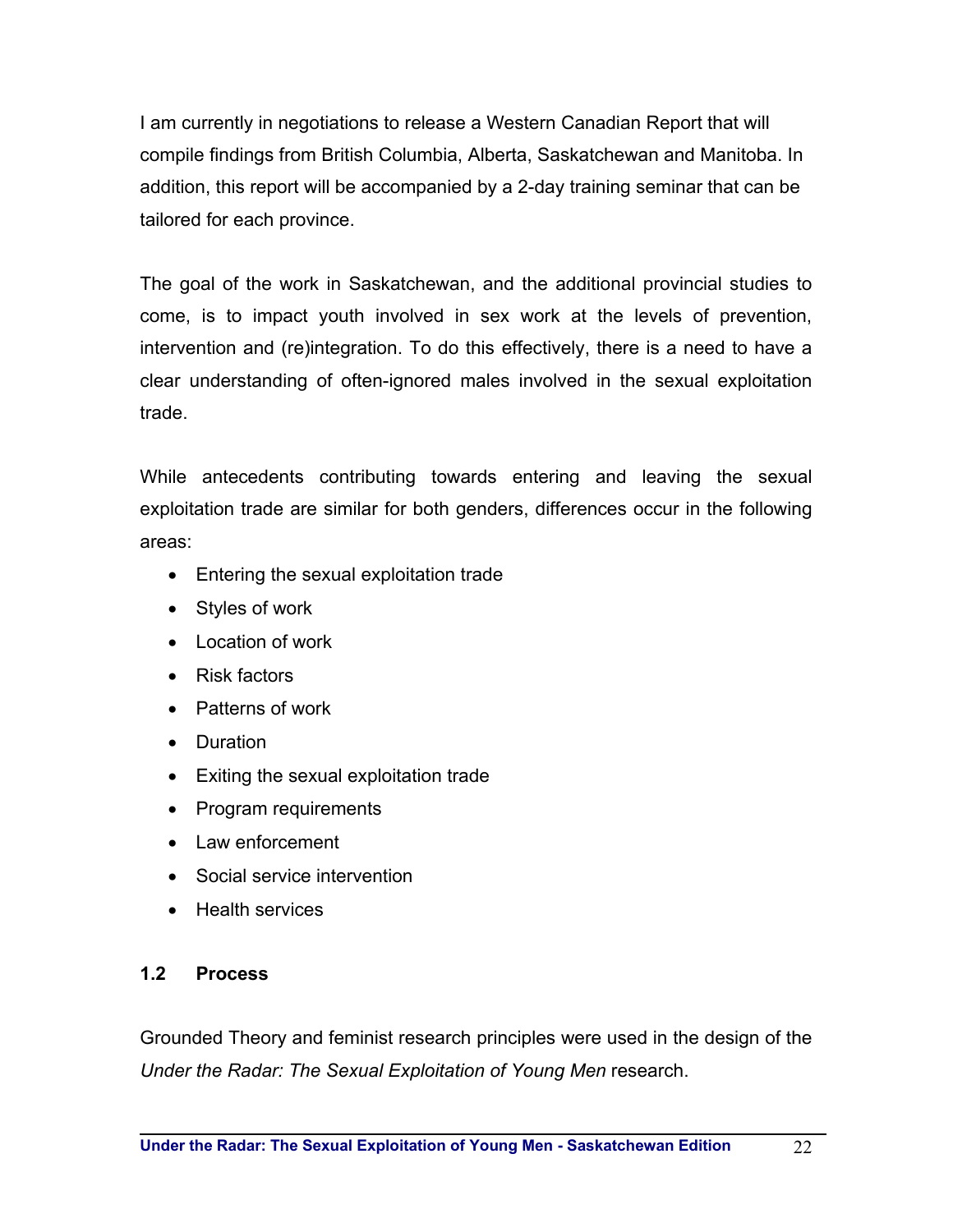I am currently in negotiations to release a Western Canadian Report that will compile findings from British Columbia, Alberta, Saskatchewan and Manitoba. In addition, this report will be accompanied by a 2-day training seminar that can be tailored for each province.

The goal of the work in Saskatchewan, and the additional provincial studies to come, is to impact youth involved in sex work at the levels of prevention, intervention and (re)integration. To do this effectively, there is a need to have a clear understanding of often-ignored males involved in the sexual exploitation trade.

While antecedents contributing towards entering and leaving the sexual exploitation trade are similar for both genders, differences occur in the following areas:

- Entering the sexual exploitation trade
- Styles of work
- Location of work
- Risk factors
- Patterns of work
- Duration
- Exiting the sexual exploitation trade
- Program requirements
- Law enforcement
- Social service intervention
- Health services

### 1.2 Process

Grounded Theory and feminist research principles were used in the design of the *Under the Radar: The Sexual Exploitation of Young Men* research.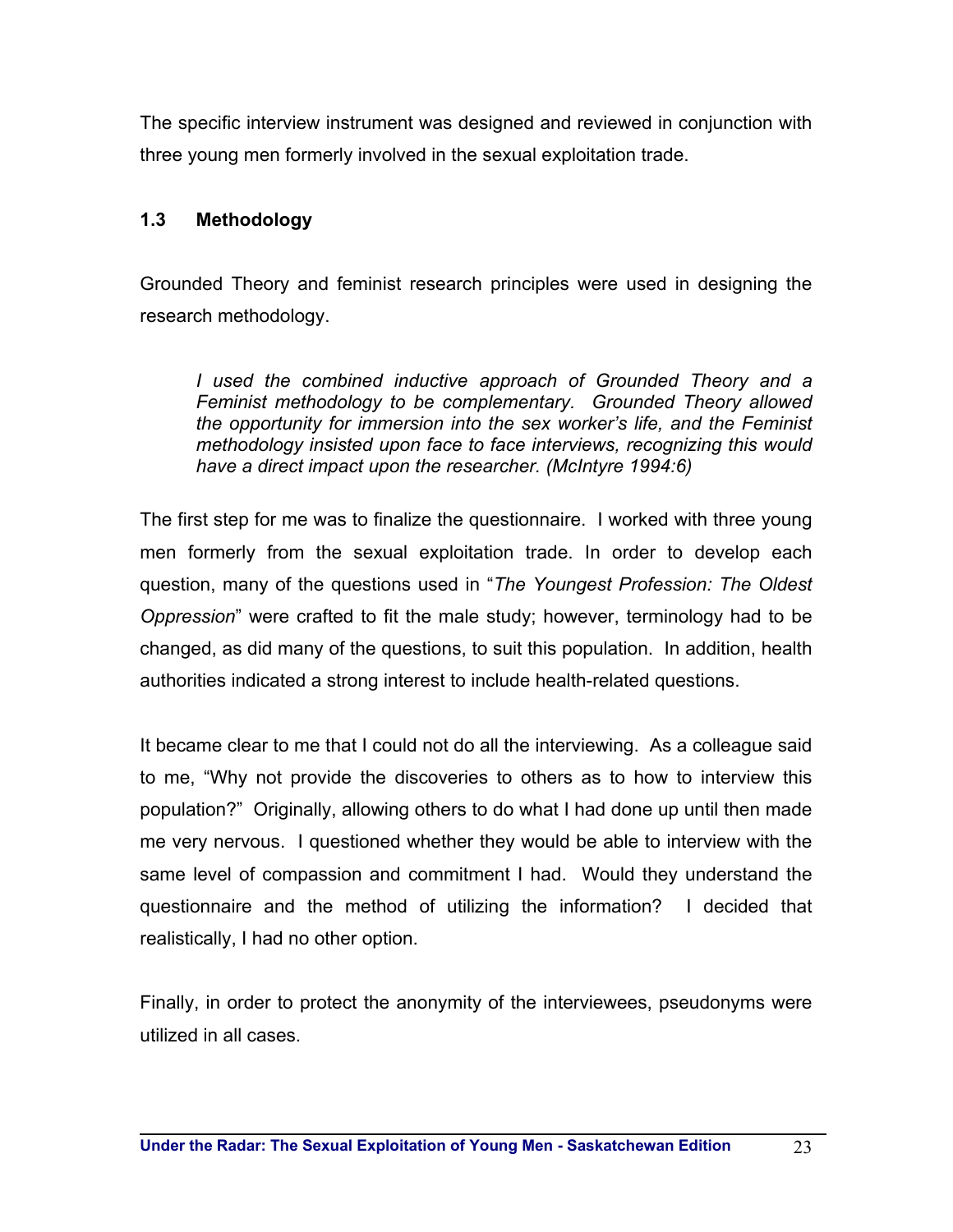The specific interview instrument was designed and reviewed in conjunction with three young men formerly involved in the sexual exploitation trade.

### 1.3 Methodology

Grounded Theory and feminist research principles were used in designing the research methodology.

> *I used the combined inductive approach of Grounded Theory and a Feminist methodology to be complementary. Grounded Theory allowed the opportunity for immersion into the sex worker's life, and the Feminist methodology insisted upon face to face interviews, recognizing this would have a direct impact upon the researcher. (McIntyre 1994:6)*

The first step for me was to finalize the questionnaire. I worked with three young men formerly from the sexual exploitation trade. In order to develop each question, many of the questions used in "*The Youngest Profession: The Oldest Oppression*" were crafted to fit the male study; however, terminology had to be changed, as did many of the questions, to suit this population. In addition, health authorities indicated a strong interest to include health-related questions.

It became clear to me that I could not do all the interviewing. As a colleague said to me, "Why not provide the discoveries to others as to how to interview this population?" Originally, allowing others to do what I had done up until then made me very nervous. I questioned whether they would be able to interview with the same level of compassion and commitment I had. Would they understand the questionnaire and the method of utilizing the information? I decided that realistically, I had no other option.

Finally, in order to protect the anonymity of the interviewees, pseudonyms were utilized in all cases.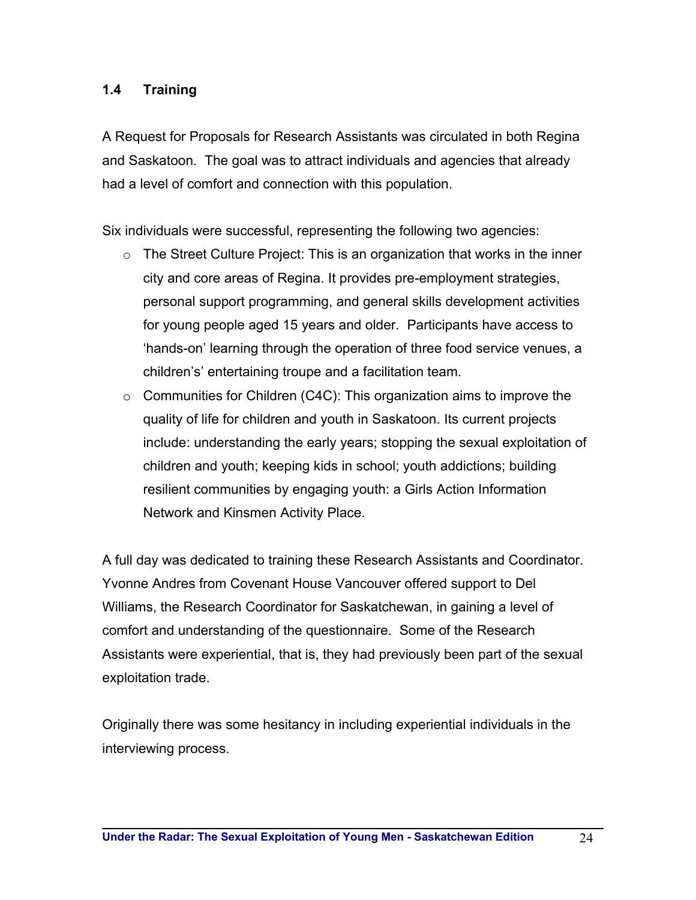### 1.4 Training

A Request for Proposals for Research Assistants was circulated in both Regina and Saskatoon. The goal was to attract individuals and agencies that already had a level of comfort and connection with this population.

Six individuals were successful, representing the following two agencies:

- The Street Culture Project: This is an organization that works in the inner city and core areas of Regina. It provides pre-employment strategies, personal support programming, and general skills development activities for young people aged 15 years and older. Participants have access to 'hands-on' learning through the operation of three food service venues, a children's' entertaining troupe and a facilitation team.
- Communities for Children (C4C): This organization aims to improve the quality of life for children and youth in Saskatoon. Its current projects include: understanding the early years; stopping the sexual exploitation of children and youth; keeping kids in school; youth addictions; building resilient communities by engaging youth: a Girls Action Information Network and Kinsmen Activity Place.

A full day was dedicated to training these Research Assistants and Coordinator. Yvonne Andres from Covenant House Vancouver offered support to Del Williams, the Research Coordinator for Saskatchewan, in gaining a level of comfort and understanding of the questionnaire. Some of the Research Assistants were experiential, that is, they had previously been part of the sexual exploitation trade.

Originally there was some hesitancy in including experiential individuals in the interviewing process.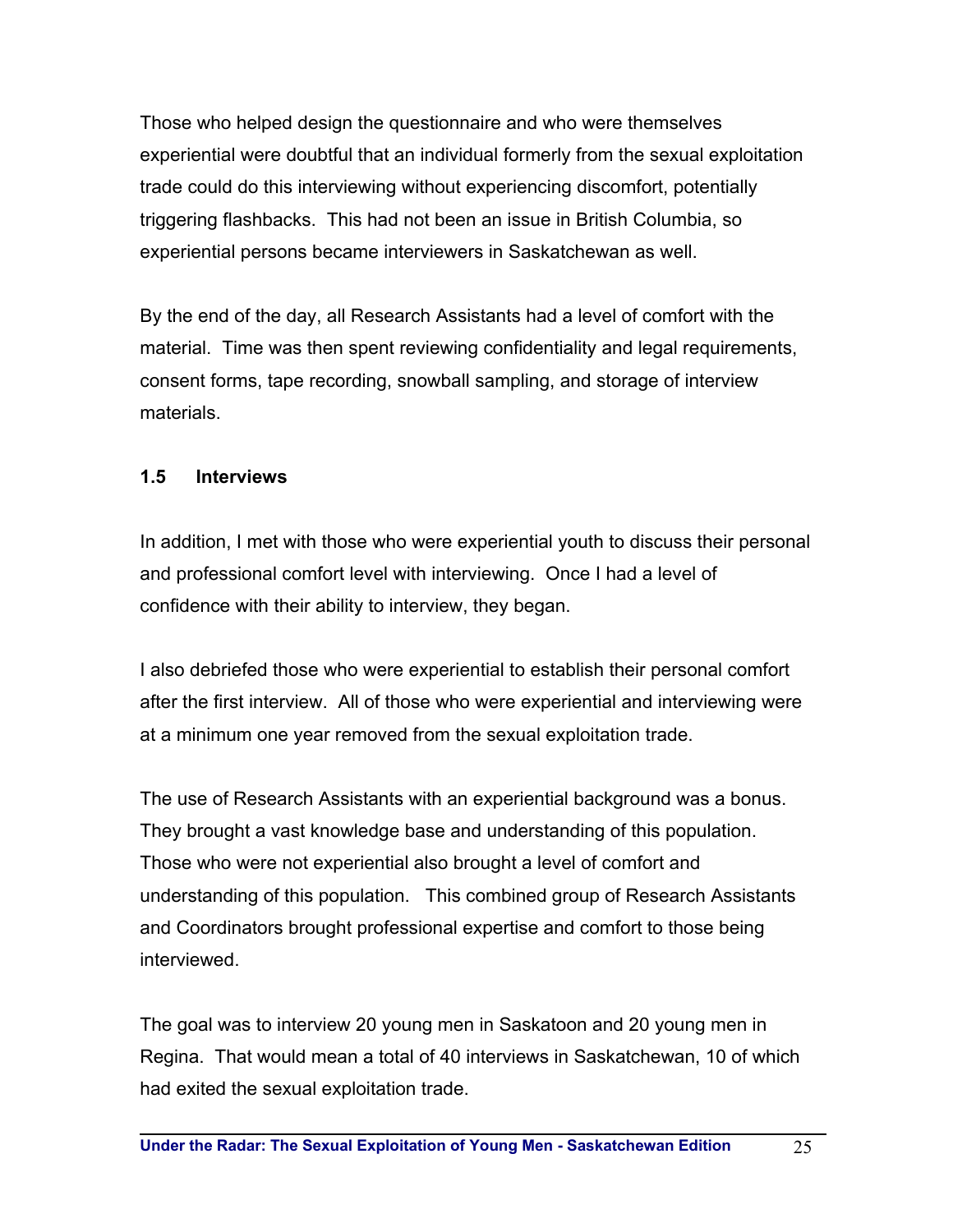Those who helped design the questionnaire and who were themselves experiential were doubtful that an individual formerly from the sexual exploitation trade could do this interviewing without experiencing discomfort, potentially triggering flashbacks. This had not been an issue in British Columbia, so experiential persons became interviewers in Saskatchewan as well.

By the end of the day, all Research Assistants had a level of comfort with the material. Time was then spent reviewing confidentiality and legal requirements, consent forms, tape recording, snowball sampling, and storage of interview materials.

### 1.5 Interviews

In addition, I met with those who were experiential youth to discuss their personal and professional comfort level with interviewing. Once I had a level of confidence with their ability to interview, they began.

I also debriefed those who were experiential to establish their personal comfort after the first interview. All of those who were experiential and interviewing were at a minimum one year removed from the sexual exploitation trade.

The use of Research Assistants with an experiential background was a bonus. They brought a vast knowledge base and understanding of this population. Those who were not experiential also brought a level of comfort and understanding of this population. This combined group of Research Assistants and Coordinators brought professional expertise and comfort to those being interviewed.

The goal was to interview 20 young men in Saskatoon and 20 young men in Regina. That would mean a total of 40 interviews in Saskatchewan, 10 of which had exited the sexual exploitation trade.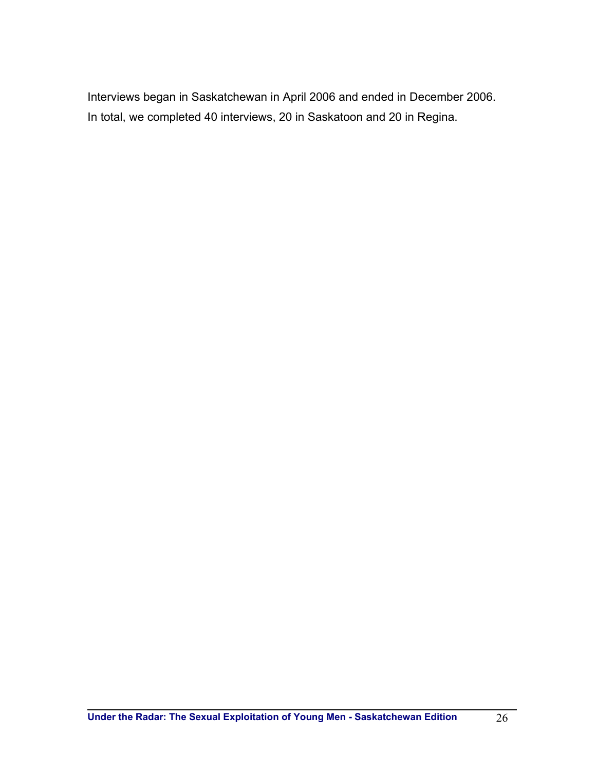Interviews began in Saskatchewan in April 2006 and ended in December 2006. In total, we completed 40 interviews, 20 in Saskatoon and 20 in Regina.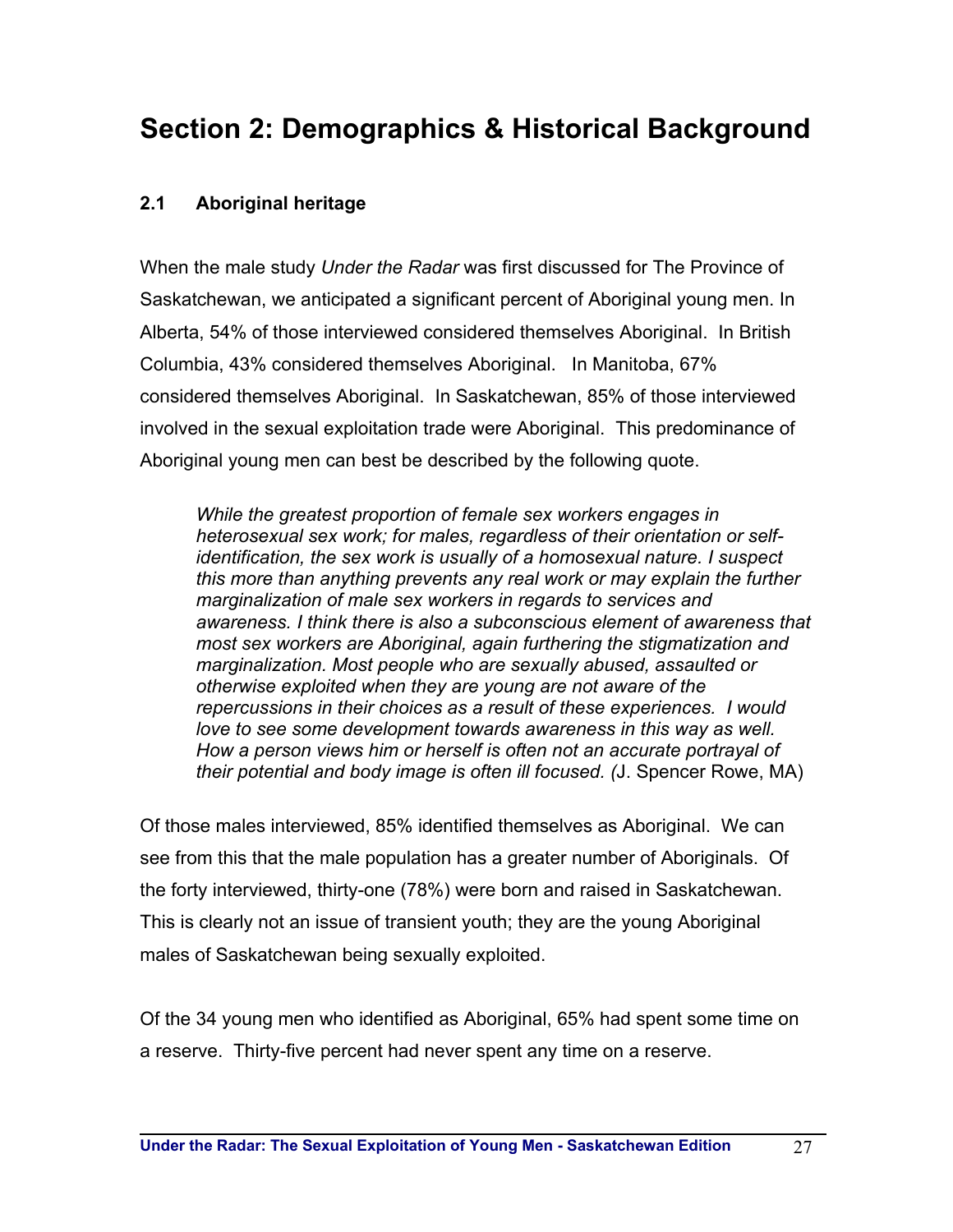# Section 2: Demographics & Historical Background

### 2.1 Aboriginal heritage

When the male study *Under the Radar* was first discussed for The Province of Saskatchewan, we anticipated a significant percent of Aboriginal young men. In Alberta, 54% of those interviewed considered themselves Aboriginal. In British Columbia, 43% considered themselves Aboriginal. In Manitoba, 67% considered themselves Aboriginal. In Saskatchewan, 85% of those interviewed involved in the sexual exploitation trade were Aboriginal. This predominance of Aboriginal young men can best be described by the following quote.

> *While the greatest proportion of female sex workers engages in heterosexual sex work; for males, regardless of their orientation or self-identification, the sex work is usually of a homosexual nature. I suspect this more than anything prevents any real work or may explain the further marginalization of male sex workers in regards to services and awareness. I think there is also a subconscious element of awareness that most sex workers are Aboriginal, again furthering the stigmatization and marginalization. Most people who are sexually abused, assaulted or otherwise exploited when they are young are not aware of the repercussions in their choices as a result of these experiences. I would love to see some development towards awareness in this way as well. How a person views him or herself is often not an accurate portrayal of their potential and body image is often ill focused. (*J. Spencer Rowe, MA)

Of those males interviewed, 85% identified themselves as Aboriginal. We can see from this that the male population has a greater number of Aboriginals. Of the forty interviewed, thirty-one (78%) were born and raised in Saskatchewan. This is clearly not an issue of transient youth; they are the young Aboriginal males of Saskatchewan being sexually exploited.

Of the 34 young men who identified as Aboriginal, 65% had spent some time on a reserve. Thirty-five percent had never spent any time on a reserve.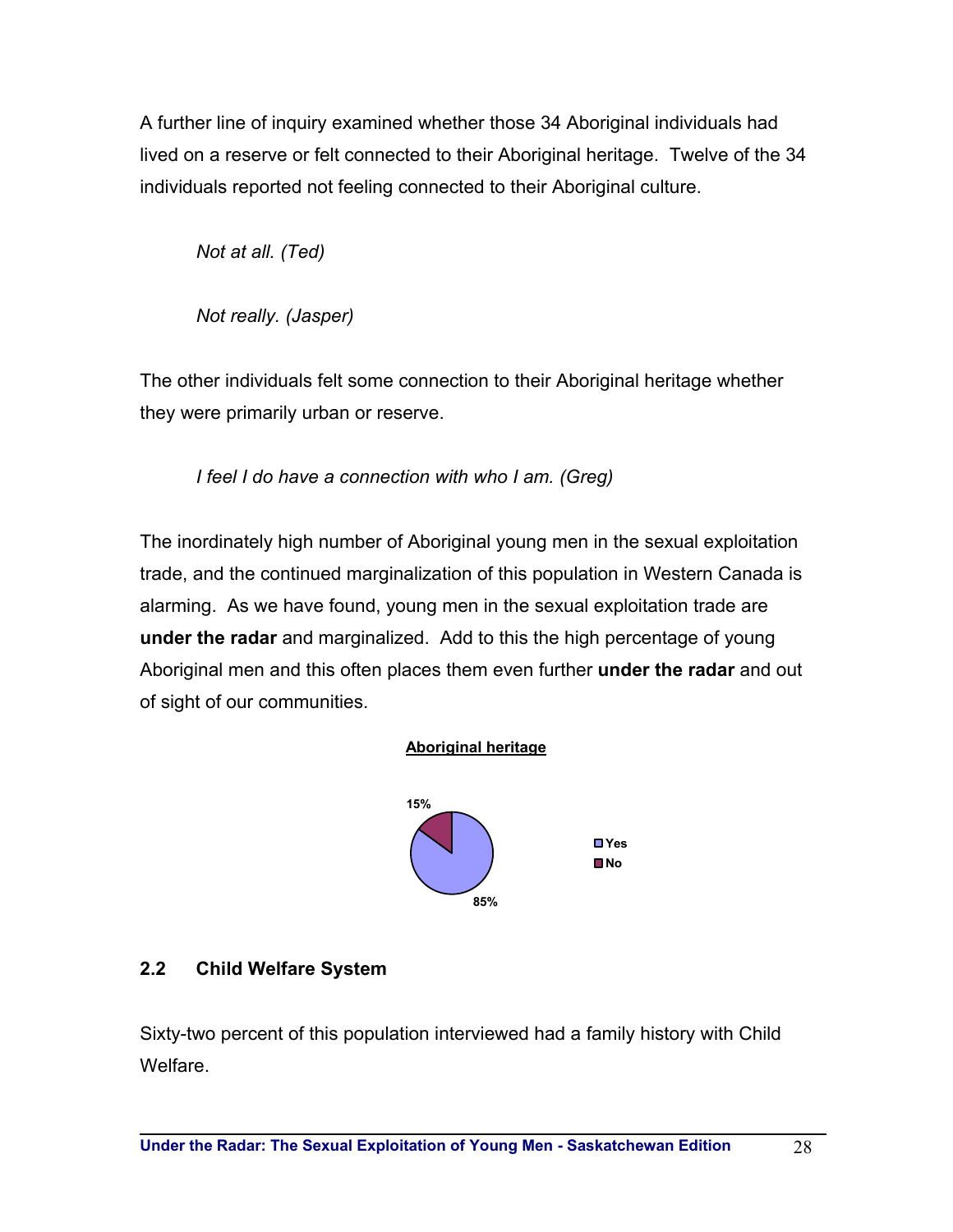A further line of inquiry examined whether those 34 Aboriginal individuals had lived on a reserve or felt connected to their Aboriginal heritage. Twelve of the 34 individuals reported not feeling connected to their Aboriginal culture.

> *Not at all. (Ted)*

> *Not really. (Jasper)*

The other individuals felt some connection to their Aboriginal heritage whether they were primarily urban or reserve.

> *I feel I do have a connection with who I am. (Greg)*

The inordinately high number of Aboriginal young men in the sexual exploitation trade, and the continued marginalization of this population in Western Canada is alarming. As we have found, young men in the sexual exploitation trade are **under the radar** and marginalized. Add to this the high percentage of young Aboriginal men and this often places them even further **under the radar** and out of sight of our communities.

**Aboriginal heritage**

| | |
|---|---|
| Yes | 85% |
| No | 15% |

## 2.2 Child Welfare System

Sixty-two percent of this population interviewed had a family history with Child Welfare.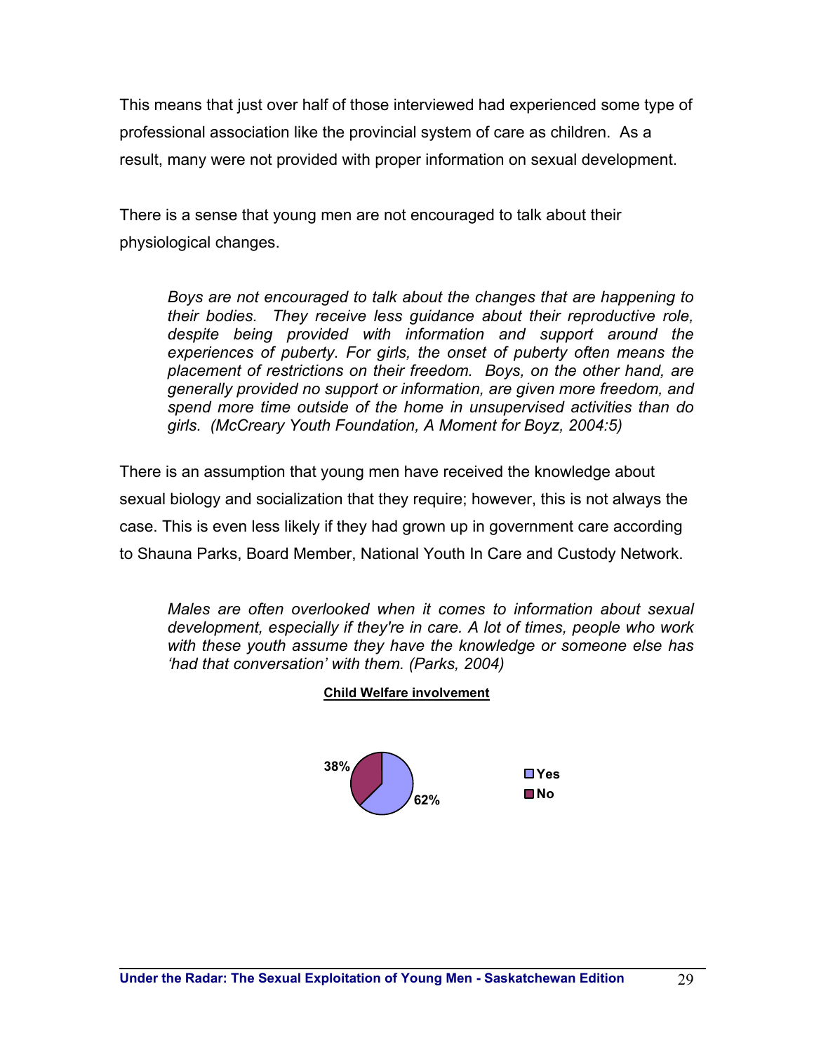This means that just over half of those interviewed had experienced some type of professional association like the provincial system of care as children. As a result, many were not provided with proper information on sexual development.

There is a sense that young men are not encouraged to talk about their physiological changes.

> *Boys are not encouraged to talk about the changes that are happening to their bodies. They receive less guidance about their reproductive role, despite being provided with information and support around the experiences of puberty. For girls, the onset of puberty often means the placement of restrictions on their freedom. Boys, on the other hand, are generally provided no support or information, are given more freedom, and spend more time outside of the home in unsupervised activities than do girls. (McCreary Youth Foundation, A Moment for Boyz, 2004:5)*

There is an assumption that young men have received the knowledge about sexual biology and socialization that they require; however, this is not always the case. This is even less likely if they had grown up in government care according to Shauna Parks, Board Member, National Youth In Care and Custody Network.

> *Males are often overlooked when it comes to information about sexual development, especially if they're in care. A lot of times, people who work with these youth assume they have the knowledge or someone else has 'had that conversation' with them. (Parks, 2004)*

**Child Welfare involvement**

| Response | Percentage |
|---|---|
| Yes | 62% |
| No | 38% |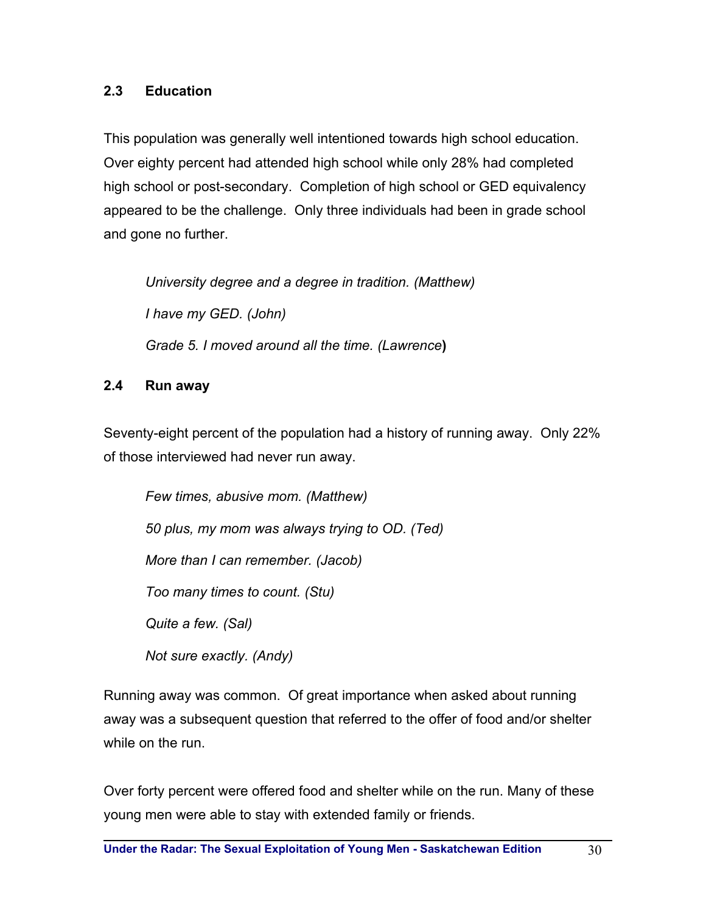### 2.3 Education

This population was generally well intentioned towards high school education. Over eighty percent had attended high school while only 28% had completed high school or post-secondary. Completion of high school or GED equivalency appeared to be the challenge. Only three individuals had been in grade school and gone no further.

> *University degree and a degree in tradition. (Matthew)*
>
> *I have my GED. (John)*
>
> *Grade 5. I moved around all the time. (Lawrence)*

### 2.4 Run away

Seventy-eight percent of the population had a history of running away. Only 22% of those interviewed had never run away.

> *Few times, abusive mom. (Matthew)*
>
> *50 plus, my mom was always trying to OD. (Ted)*
>
> *More than I can remember. (Jacob)*
>
> *Too many times to count. (Stu)*
>
> *Quite a few. (Sal)*
>
> *Not sure exactly. (Andy)*

Running away was common. Of great importance when asked about running away was a subsequent question that referred to the offer of food and/or shelter while on the run.

Over forty percent were offered food and shelter while on the run. Many of these young men were able to stay with extended family or friends.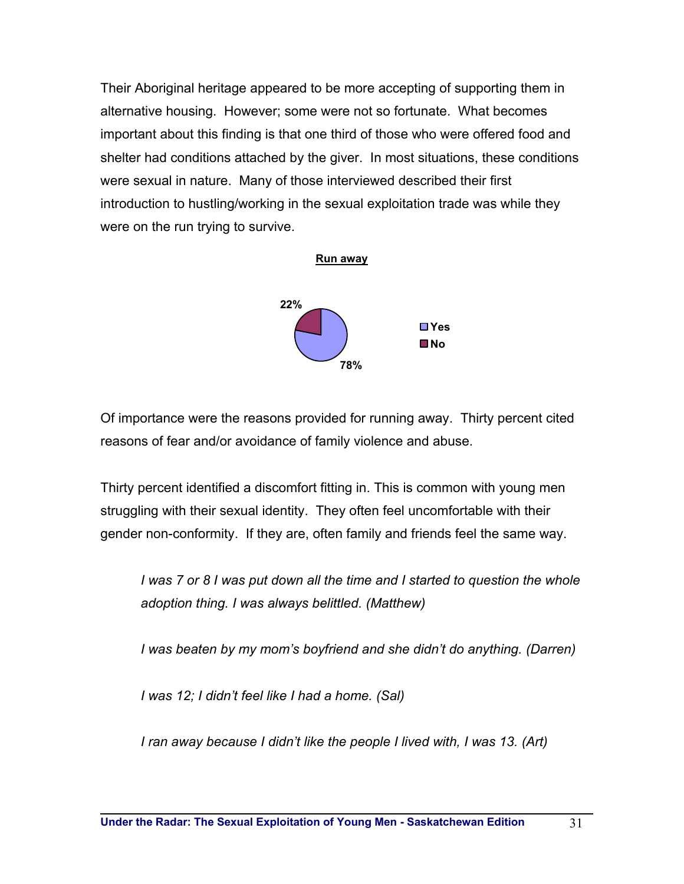Their Aboriginal heritage appeared to be more accepting of supporting them in alternative housing. However; some were not so fortunate. What becomes important about this finding is that one third of those who were offered food and shelter had conditions attached by the giver. In most situations, these conditions were sexual in nature. Many of those interviewed described their first introduction to hustling/working in the sexual exploitation trade was while they were on the run trying to survive.

**Run away**

22%

78%

Yes
No

Of importance were the reasons provided for running away. Thirty percent cited reasons of fear and/or avoidance of family violence and abuse.

Thirty percent identified a discomfort fitting in. This is common with young men struggling with their sexual identity. They often feel uncomfortable with their gender non-conformity. If they are, often family and friends feel the same way.

> *I was 7 or 8 I was put down all the time and I started to question the whole adoption thing. I was always belittled. (Matthew)*
>
> *I was beaten by my mom's boyfriend and she didn't do anything. (Darren)*
>
> *I was 12; I didn't feel like I had a home. (Sal)*
>
> *I ran away because I didn't like the people I lived with, I was 13. (Art)*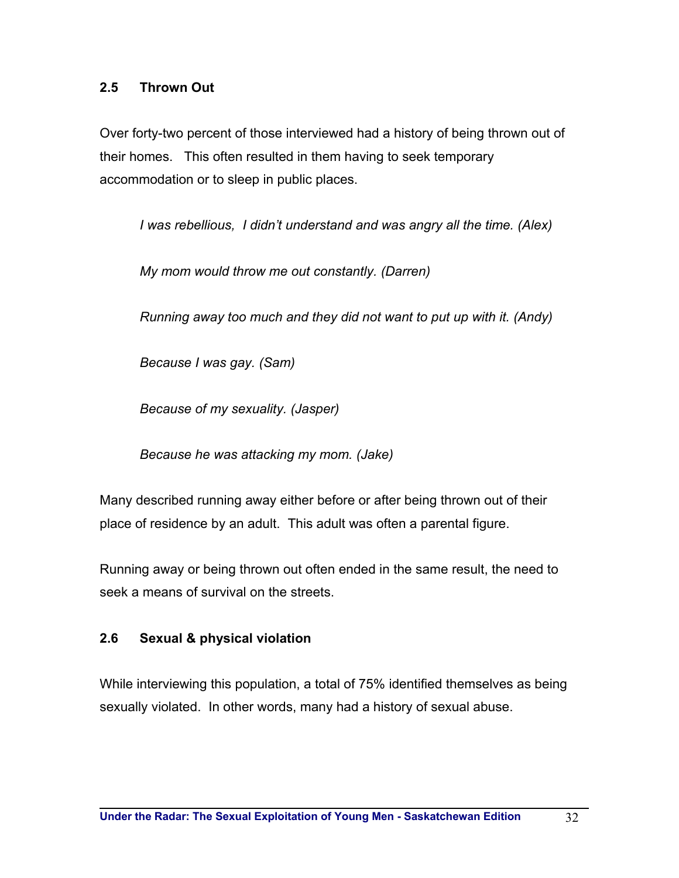### 2.5 Thrown Out

Over forty-two percent of those interviewed had a history of being thrown out of their homes. This often resulted in them having to seek temporary accommodation or to sleep in public places.

> *I was rebellious, I didn't understand and was angry all the time. (Alex)*
>
> *My mom would throw me out constantly. (Darren)*
>
> *Running away too much and they did not want to put up with it. (Andy)*
>
> *Because I was gay. (Sam)*
>
> *Because of my sexuality. (Jasper)*
>
> *Because he was attacking my mom. (Jake)*

Many described running away either before or after being thrown out of their place of residence by an adult. This adult was often a parental figure.

Running away or being thrown out often ended in the same result, the need to seek a means of survival on the streets.

### 2.6 Sexual & physical violation

While interviewing this population, a total of 75% identified themselves as being sexually violated. In other words, many had a history of sexual abuse.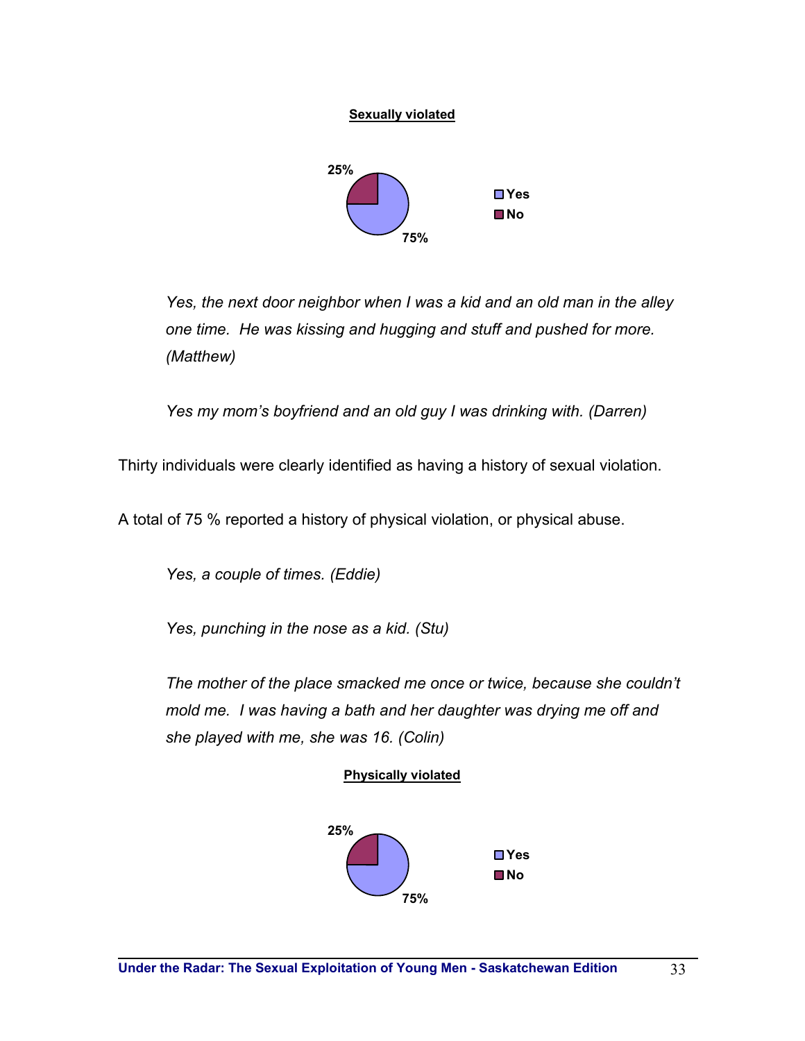**Sexually violated**

25%

75%

Yes

No

*Yes, the next door neighbor when I was a kid and an old man in the alley one time. He was kissing and hugging and stuff and pushed for more. (Matthew)*

*Yes my mom's boyfriend and an old guy I was drinking with. (Darren)*

Thirty individuals were clearly identified as having a history of sexual violation.

A total of 75 % reported a history of physical violation, or physical abuse.

*Yes, a couple of times. (Eddie)*

*Yes, punching in the nose as a kid. (Stu)*

*The mother of the place smacked me once or twice, because she couldn't mold me. I was having a bath and her daughter was drying me off and she played with me, she was 16. (Colin)*

**Physically violated**

25%

75%

Yes

No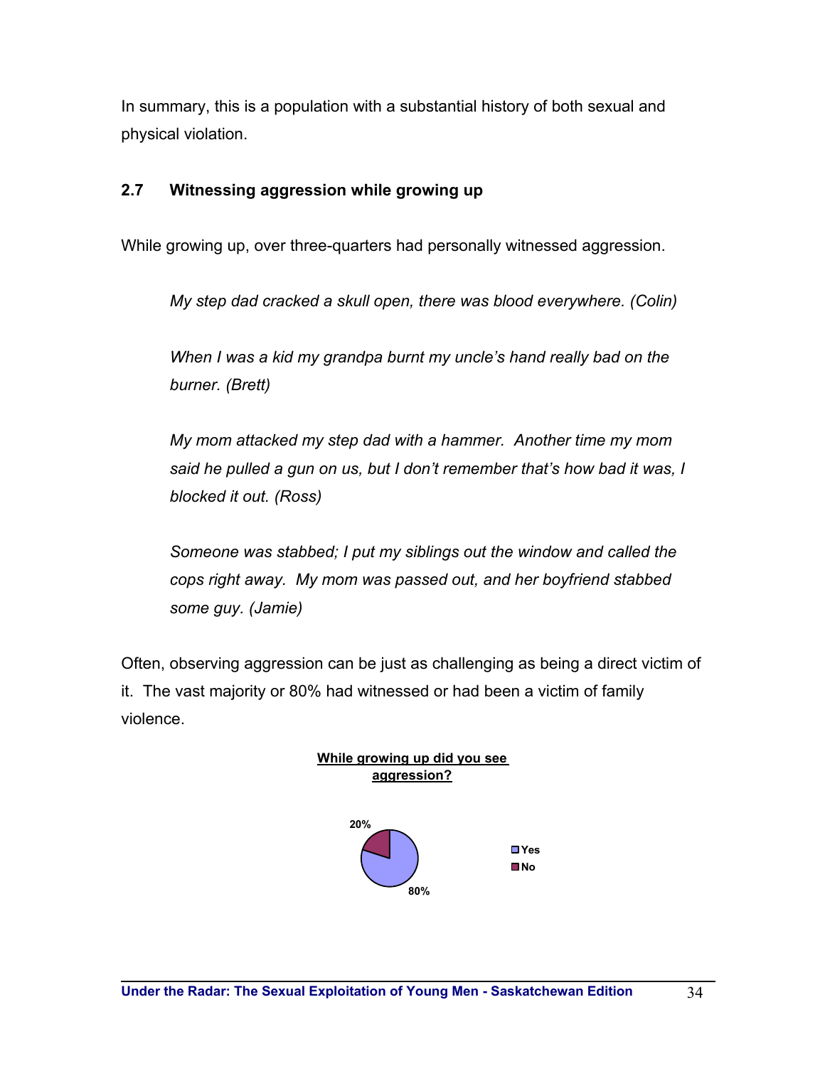In summary, this is a population with a substantial history of both sexual and physical violation.

### 2.7 Witnessing aggression while growing up

While growing up, over three-quarters had personally witnessed aggression.

> *My step dad cracked a skull open, there was blood everywhere. (Colin)*

> *When I was a kid my grandpa burnt my uncle's hand really bad on the burner. (Brett)*

> *My mom attacked my step dad with a hammer. Another time my mom said he pulled a gun on us, but I don't remember that's how bad it was, I blocked it out. (Ross)*

> *Someone was stabbed; I put my siblings out the window and called the cops right away. My mom was passed out, and her boyfriend stabbed some guy. (Jamie)*

Often, observing aggression can be just as challenging as being a direct victim of it. The vast majority or 80% had witnessed or had been a victim of family violence.

**While growing up did you see aggression?**

| Response | Percentage |
|---|---|
| Yes | 80% |
| No | 20% |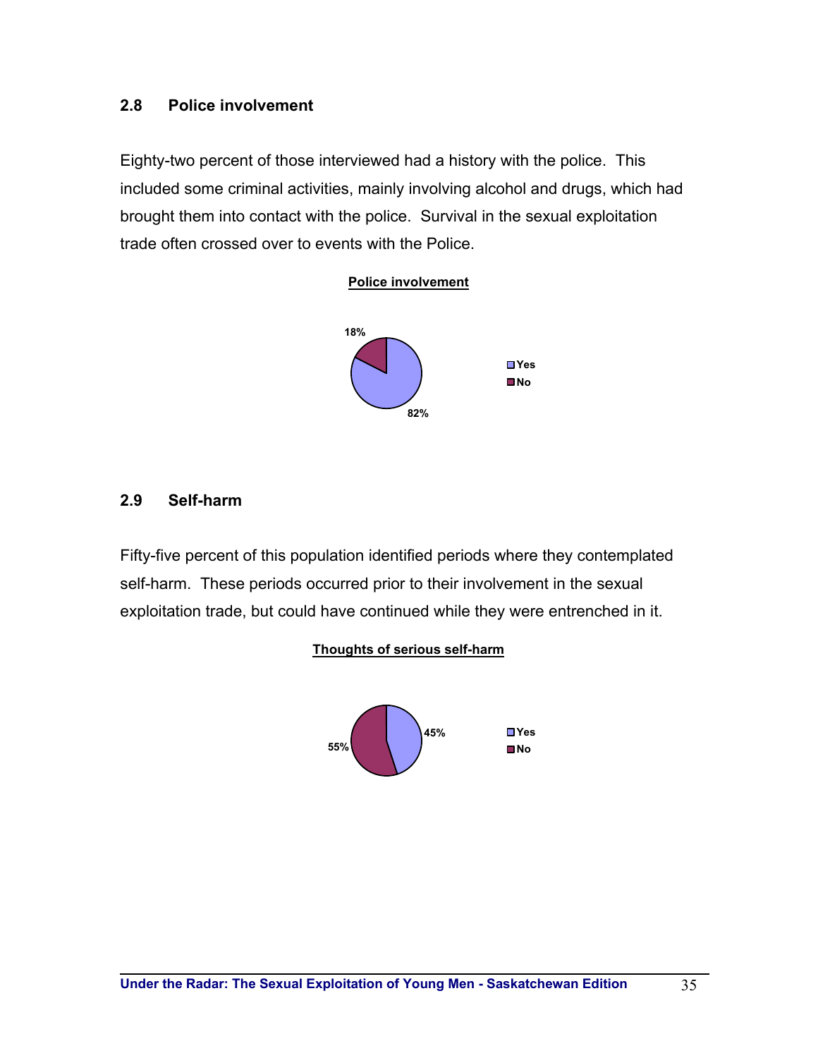### 2.8 Police involvement

Eighty-two percent of those interviewed had a history with the police. This included some criminal activities, mainly involving alcohol and drugs, which had brought them into contact with the police. Survival in the sexual exploitation trade often crossed over to events with the Police.

**Police involvement**

| | Percentage |
|---|---|
| Yes | 82% |
| No | 18% |

### 2.9 Self-harm

Fifty-five percent of this population identified periods where they contemplated self-harm. These periods occurred prior to their involvement in the sexual exploitation trade, but could have continued while they were entrenched in it.

**Thoughts of serious self-harm**

| | Percentage |
|---|---|
| Yes | 45% |
| No | 55% |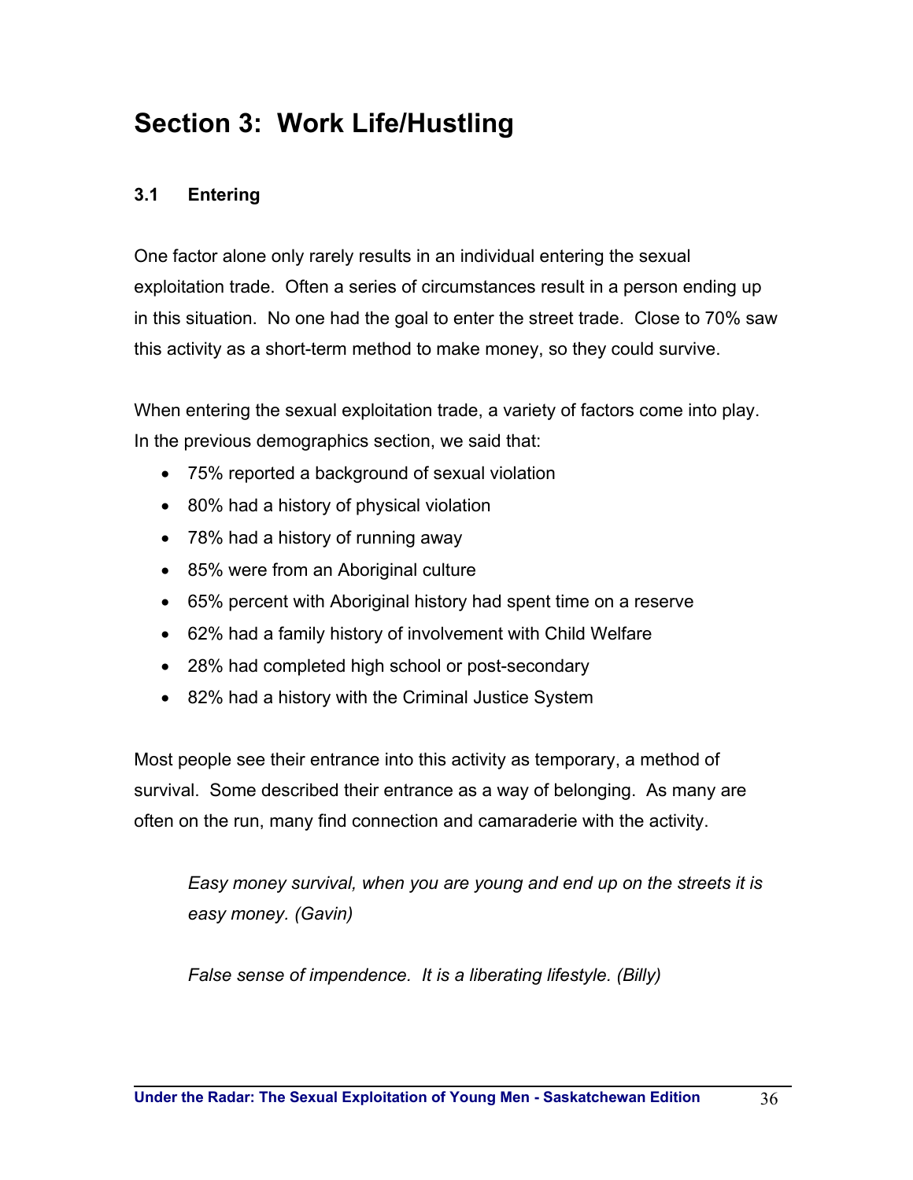# Section 3: Work Life/Hustling

### 3.1 Entering

One factor alone only rarely results in an individual entering the sexual exploitation trade. Often a series of circumstances result in a person ending up in this situation. No one had the goal to enter the street trade. Close to 70% saw this activity as a short-term method to make money, so they could survive.

When entering the sexual exploitation trade, a variety of factors come into play. In the previous demographics section, we said that:

- 75% reported a background of sexual violation
- 80% had a history of physical violation
- 78% had a history of running away
- 85% were from an Aboriginal culture
- 65% percent with Aboriginal history had spent time on a reserve
- 62% had a family history of involvement with Child Welfare
- 28% had completed high school or post-secondary
- 82% had a history with the Criminal Justice System

Most people see their entrance into this activity as temporary, a method of survival. Some described their entrance as a way of belonging. As many are often on the run, many find connection and camaraderie with the activity.

> *Easy money survival, when you are young and end up on the streets it is easy money. (Gavin)*

> *False sense of impendence. It is a liberating lifestyle. (Billy)*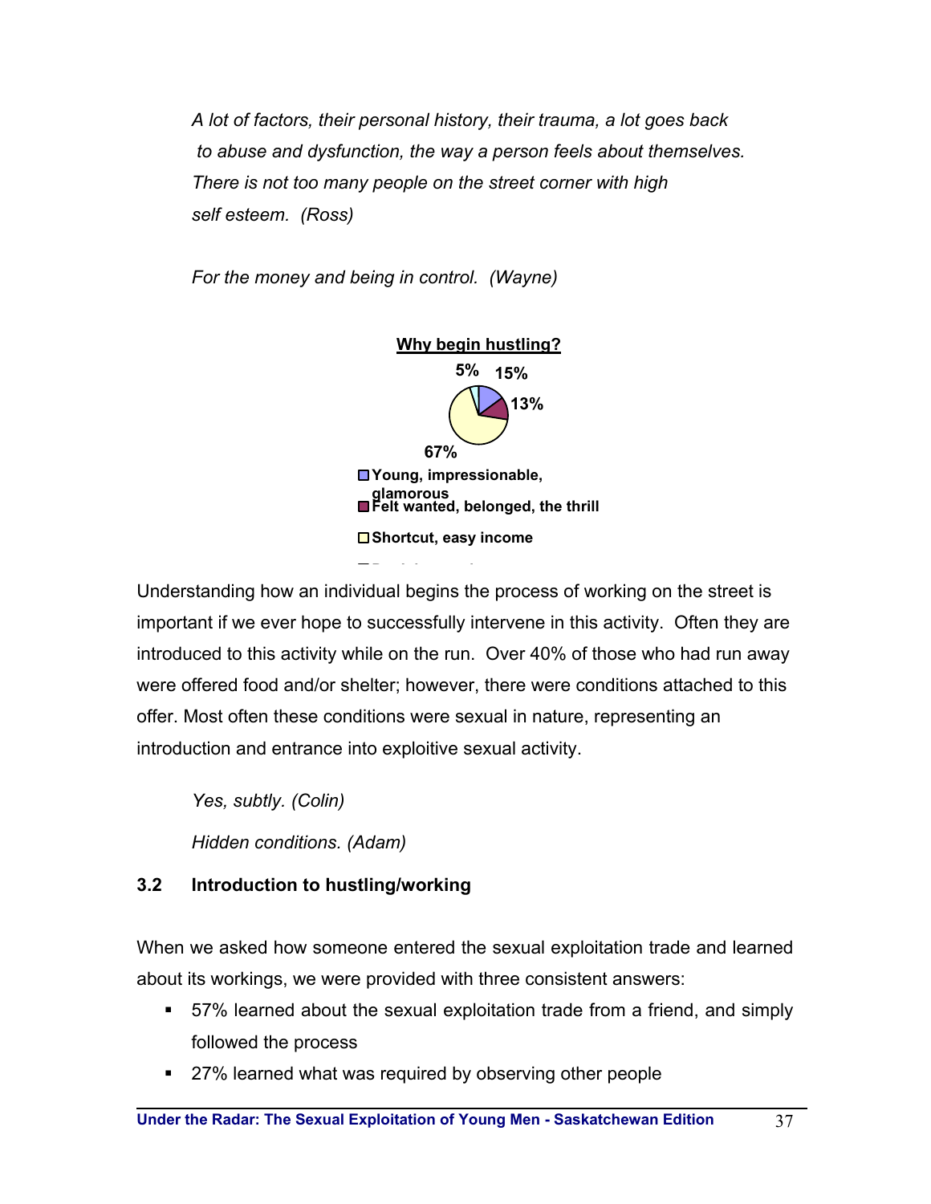*A lot of factors, their personal history, their trauma, a lot goes back to abuse and dysfunction, the way a person feels about themselves. There is not too many people on the street corner with high self esteem. (Ross)*

*For the money and being in control. (Wayne)*

**Why begin hustling?**

| Reason | Percentage |
|---|---|
| Young, impressionable, glamorous | 15% |
| Felt wanted, belonged, the thrill | 13% |
| Shortcut, easy income | 67% |
| (label cut off) | 5% |

Understanding how an individual begins the process of working on the street is important if we ever hope to successfully intervene in this activity. Often they are introduced to this activity while on the run. Over 40% of those who had run away were offered food and/or shelter; however, there were conditions attached to this offer. Most often these conditions were sexual in nature, representing an introduction and entrance into exploitive sexual activity.

*Yes, subtly. (Colin)*

*Hidden conditions. (Adam)*

### 3.2 Introduction to hustling/working

When we asked how someone entered the sexual exploitation trade and learned about its workings, we were provided with three consistent answers:

- 57% learned about the sexual exploitation trade from a friend, and simply followed the process
- 27% learned what was required by observing other people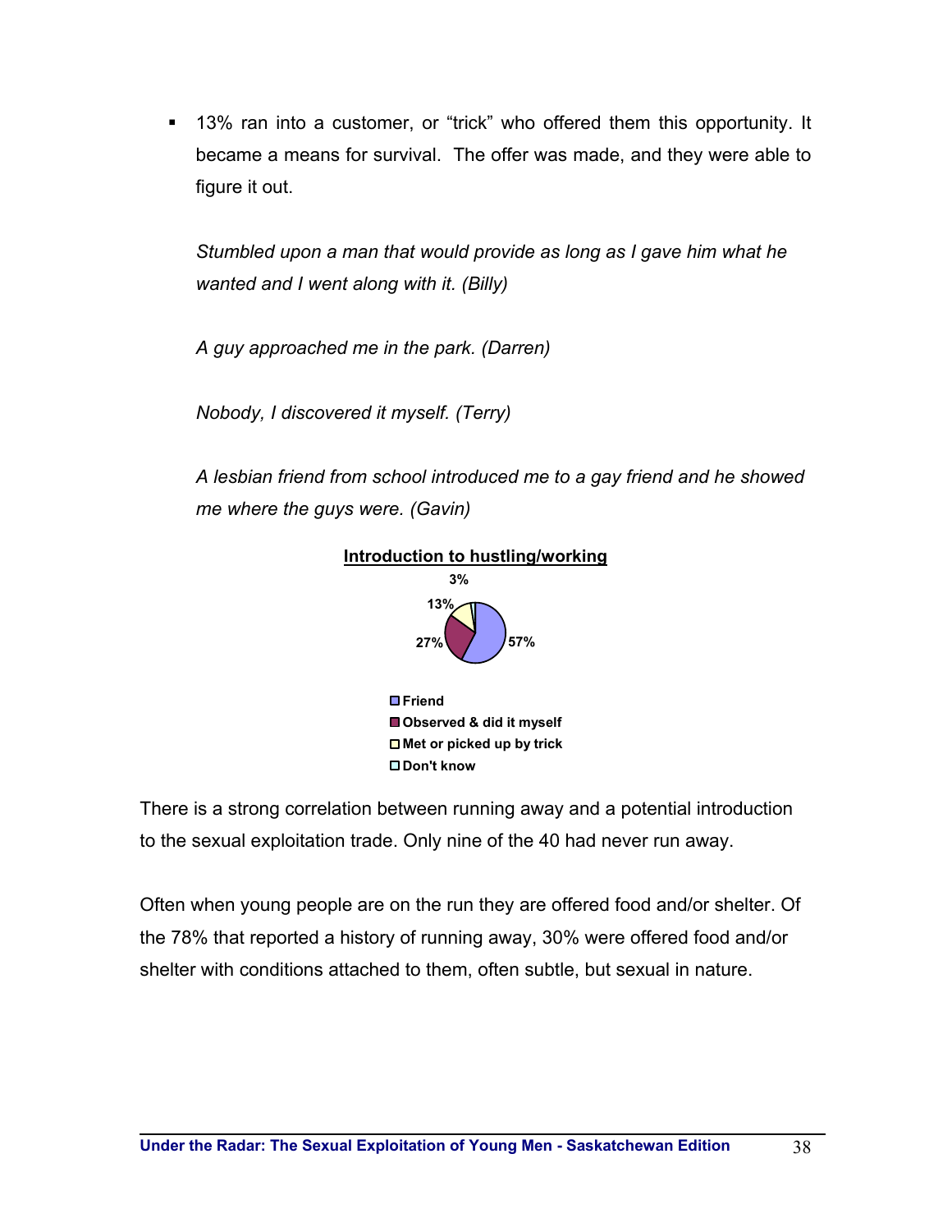- 13% ran into a customer, or "trick" who offered them this opportunity. It became a means for survival. The offer was made, and they were able to figure it out.

  *Stumbled upon a man that would provide as long as I gave him what he wanted and I went along with it. (Billy)*

  *A guy approached me in the park. (Darren)*

  *Nobody, I discovered it myself. (Terry)*

  *A lesbian friend from school introduced me to a gay friend and he showed me where the guys were. (Gavin)*

**Introduction to hustling/working**

| Category | Percentage |
|---|---|
| Friend | 57% |
| Observed & did it myself | 27% |
| Met or picked up by trick | 13% |
| Don't know | 3% |

There is a strong correlation between running away and a potential introduction to the sexual exploitation trade. Only nine of the 40 had never run away.

Often when young people are on the run they are offered food and/or shelter. Of the 78% that reported a history of running away, 30% were offered food and/or shelter with conditions attached to them, often subtle, but sexual in nature.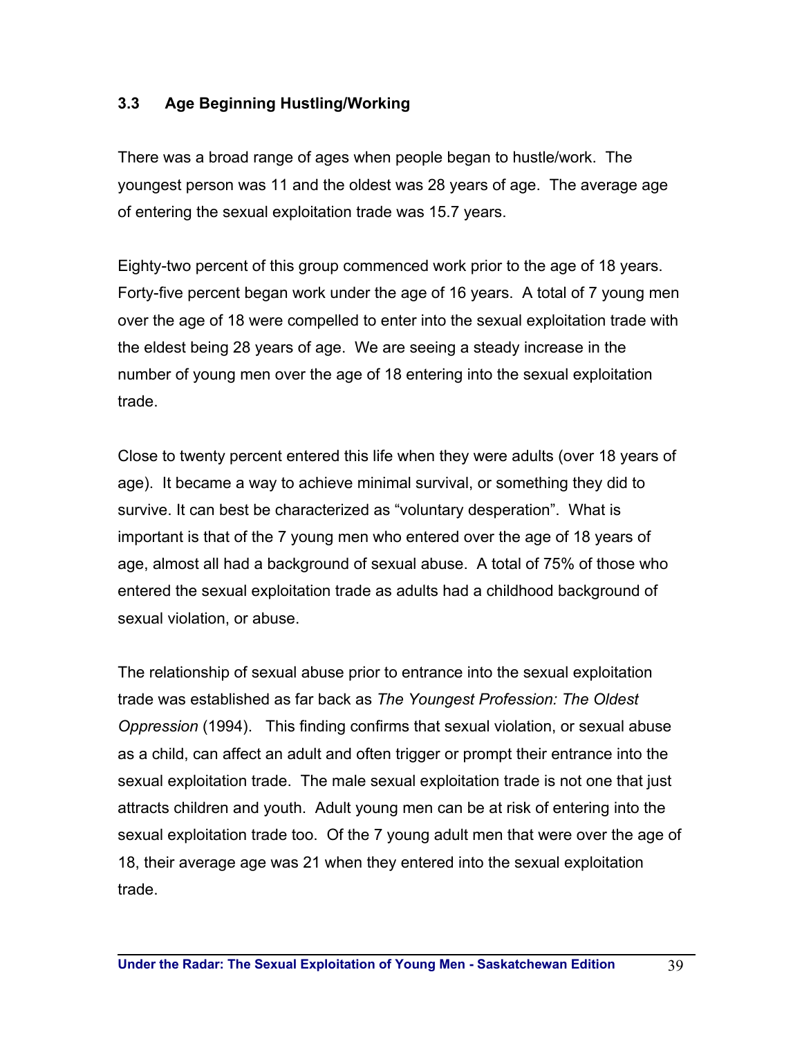### 3.3 Age Beginning Hustling/Working

There was a broad range of ages when people began to hustle/work. The youngest person was 11 and the oldest was 28 years of age. The average age of entering the sexual exploitation trade was 15.7 years.

Eighty-two percent of this group commenced work prior to the age of 18 years. Forty-five percent began work under the age of 16 years. A total of 7 young men over the age of 18 were compelled to enter into the sexual exploitation trade with the eldest being 28 years of age. We are seeing a steady increase in the number of young men over the age of 18 entering into the sexual exploitation trade.

Close to twenty percent entered this life when they were adults (over 18 years of age). It became a way to achieve minimal survival, or something they did to survive. It can best be characterized as "voluntary desperation". What is important is that of the 7 young men who entered over the age of 18 years of age, almost all had a background of sexual abuse. A total of 75% of those who entered the sexual exploitation trade as adults had a childhood background of sexual violation, or abuse.

The relationship of sexual abuse prior to entrance into the sexual exploitation trade was established as far back as *The Youngest Profession: The Oldest Oppression* (1994). This finding confirms that sexual violation, or sexual abuse as a child, can affect an adult and often trigger or prompt their entrance into the sexual exploitation trade. The male sexual exploitation trade is not one that just attracts children and youth. Adult young men can be at risk of entering into the sexual exploitation trade too. Of the 7 young adult men that were over the age of 18, their average age was 21 when they entered into the sexual exploitation trade.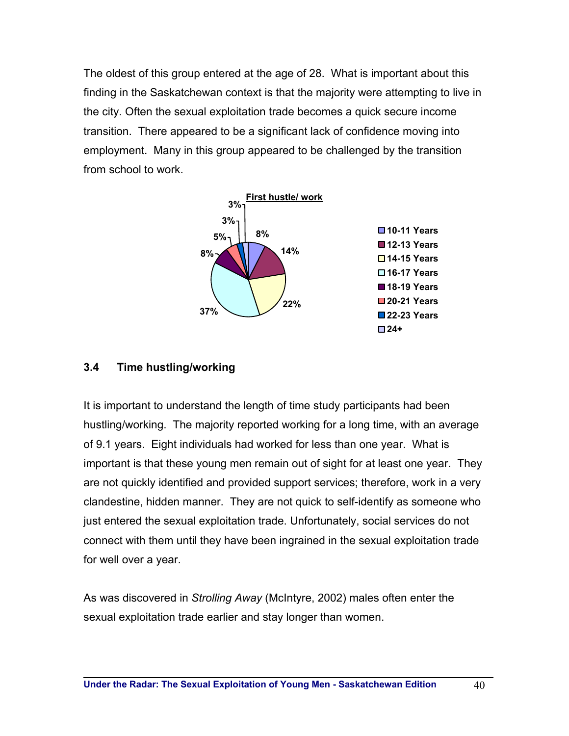The oldest of this group entered at the age of 28. What is important about this finding in the Saskatchewan context is that the majority were attempting to live in the city. Often the sexual exploitation trade becomes a quick secure income transition. There appeared to be a significant lack of confidence moving into employment. Many in this group appeared to be challenged by the transition from school to work.

**First hustle/ work**

| Age | Percentage |
|---|---|
| 10-11 Years | 8% |
| 12-13 Years | 14% |
| 14-15 Years | 22% |
| 16-17 Years | 37% |
| 18-19 Years | 8% |
| 20-21 Years | 5% |
| 22-23 Years | 3% |
| 24+ | 3% |

### 3.4 Time hustling/working

It is important to understand the length of time study participants had been hustling/working. The majority reported working for a long time, with an average of 9.1 years. Eight individuals had worked for less than one year. What is important is that these young men remain out of sight for at least one year. They are not quickly identified and provided support services; therefore, work in a very clandestine, hidden manner. They are not quick to self-identify as someone who just entered the sexual exploitation trade. Unfortunately, social services do not connect with them until they have been ingrained in the sexual exploitation trade for well over a year.

As was discovered in *Strolling Away* (McIntyre, 2002) males often enter the sexual exploitation trade earlier and stay longer than women.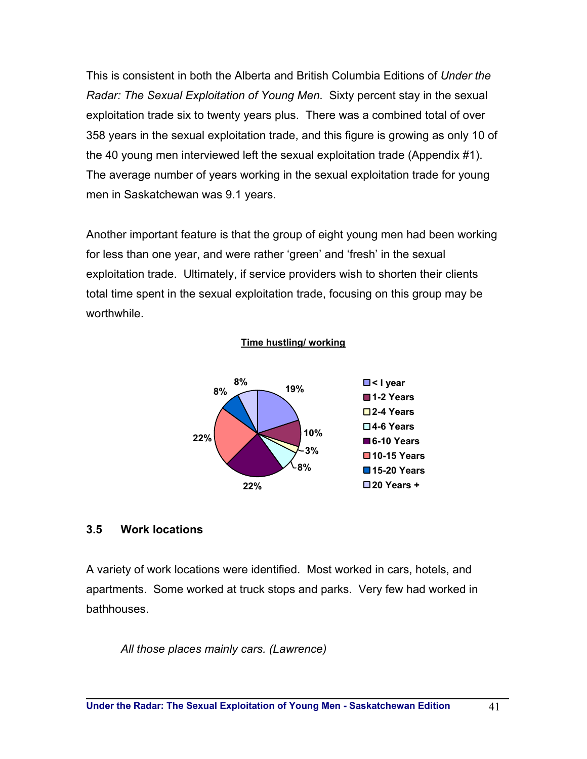This is consistent in both the Alberta and British Columbia Editions of *Under the Radar: The Sexual Exploitation of Young Men*. Sixty percent stay in the sexual exploitation trade six to twenty years plus. There was a combined total of over 358 years in the sexual exploitation trade, and this figure is growing as only 10 of the 40 young men interviewed left the sexual exploitation trade (Appendix #1). The average number of years working in the sexual exploitation trade for young men in Saskatchewan was 9.1 years.

Another important feature is that the group of eight young men had been working for less than one year, and were rather 'green' and 'fresh' in the sexual exploitation trade. Ultimately, if service providers wish to shorten their clients total time spent in the sexual exploitation trade, focusing on this group may be worthwhile.

**Time hustling/ working**

| Time | Percentage |
|---|---|
| < I year | 19% |
| 1-2 Years | 10% |
| 2-4 Years | 3% |
| 4-6 Years | 8% |
| 6-10 Years | 22% |
| 10-15 Years | 22% |
| 15-20 Years | 8% |
| 20 Years + | 8% |

## 3.5 Work locations

A variety of work locations were identified. Most worked in cars, hotels, and apartments. Some worked at truck stops and parks. Very few had worked in bathhouses.

> *All those places mainly cars. (Lawrence)*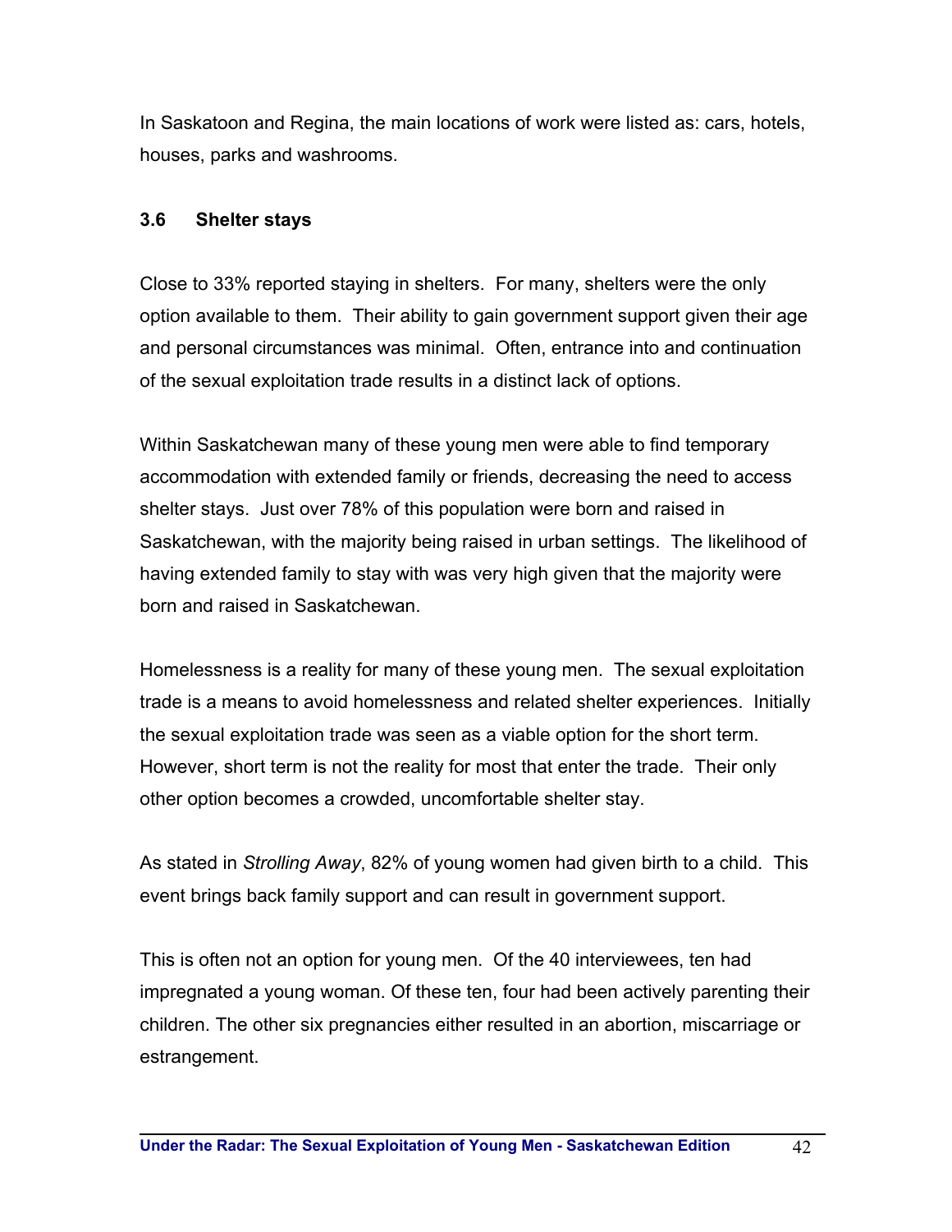In Saskatoon and Regina, the main locations of work were listed as: cars, hotels, houses, parks and washrooms.

### 3.6 Shelter stays

Close to 33% reported staying in shelters. For many, shelters were the only option available to them. Their ability to gain government support given their age and personal circumstances was minimal. Often, entrance into and continuation of the sexual exploitation trade results in a distinct lack of options.

Within Saskatchewan many of these young men were able to find temporary accommodation with extended family or friends, decreasing the need to access shelter stays. Just over 78% of this population were born and raised in Saskatchewan, with the majority being raised in urban settings. The likelihood of having extended family to stay with was very high given that the majority were born and raised in Saskatchewan.

Homelessness is a reality for many of these young men. The sexual exploitation trade is a means to avoid homelessness and related shelter experiences. Initially the sexual exploitation trade was seen as a viable option for the short term. However, short term is not the reality for most that enter the trade. Their only other option becomes a crowded, uncomfortable shelter stay.

As stated in *Strolling Away*, 82% of young women had given birth to a child. This event brings back family support and can result in government support.

This is often not an option for young men. Of the 40 interviewees, ten had impregnated a young woman. Of these ten, four had been actively parenting their children. The other six pregnancies either resulted in an abortion, miscarriage or estrangement.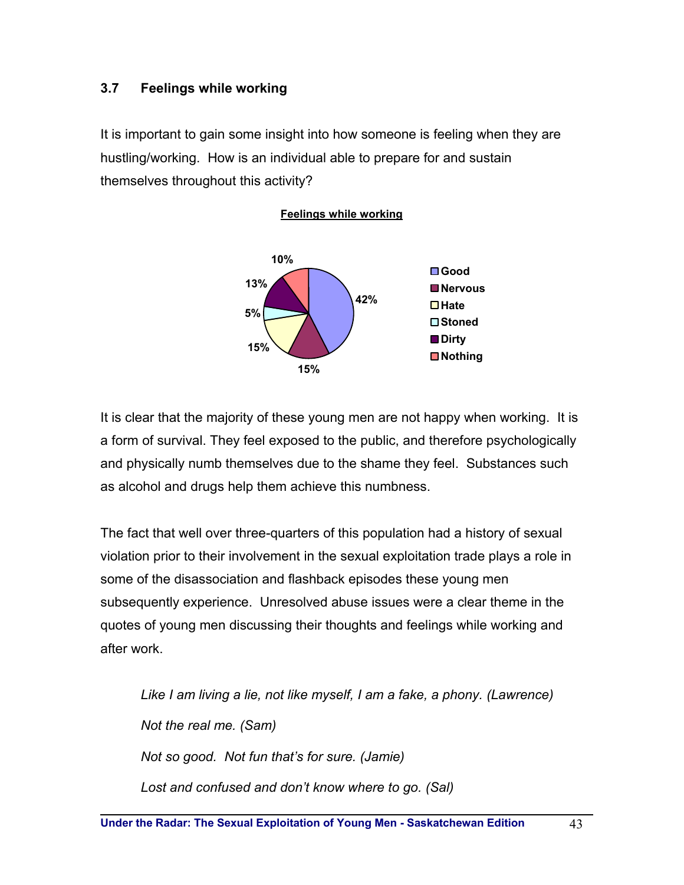### 3.7 Feelings while working

It is important to gain some insight into how someone is feeling when they are hustling/working. How is an individual able to prepare for and sustain themselves throughout this activity?

**Feelings while working**

| Feeling | Percentage |
|---|---|
| Good | 42% |
| Nervous | 15% |
| Hate | 15% |
| Stoned | 5% |
| Dirty | 13% |
| Nothing | 10% |

It is clear that the majority of these young men are not happy when working. It is a form of survival. They feel exposed to the public, and therefore psychologically and physically numb themselves due to the shame they feel. Substances such as alcohol and drugs help them achieve this numbness.

The fact that well over three-quarters of this population had a history of sexual violation prior to their involvement in the sexual exploitation trade plays a role in some of the disassociation and flashback episodes these young men subsequently experience. Unresolved abuse issues were a clear theme in the quotes of young men discussing their thoughts and feelings while working and after work.

> *Like I am living a lie, not like myself, I am a fake, a phony. (Lawrence)*
>
> *Not the real me. (Sam)*
>
> *Not so good. Not fun that's for sure. (Jamie)*
>
> *Lost and confused and don't know where to go. (Sal)*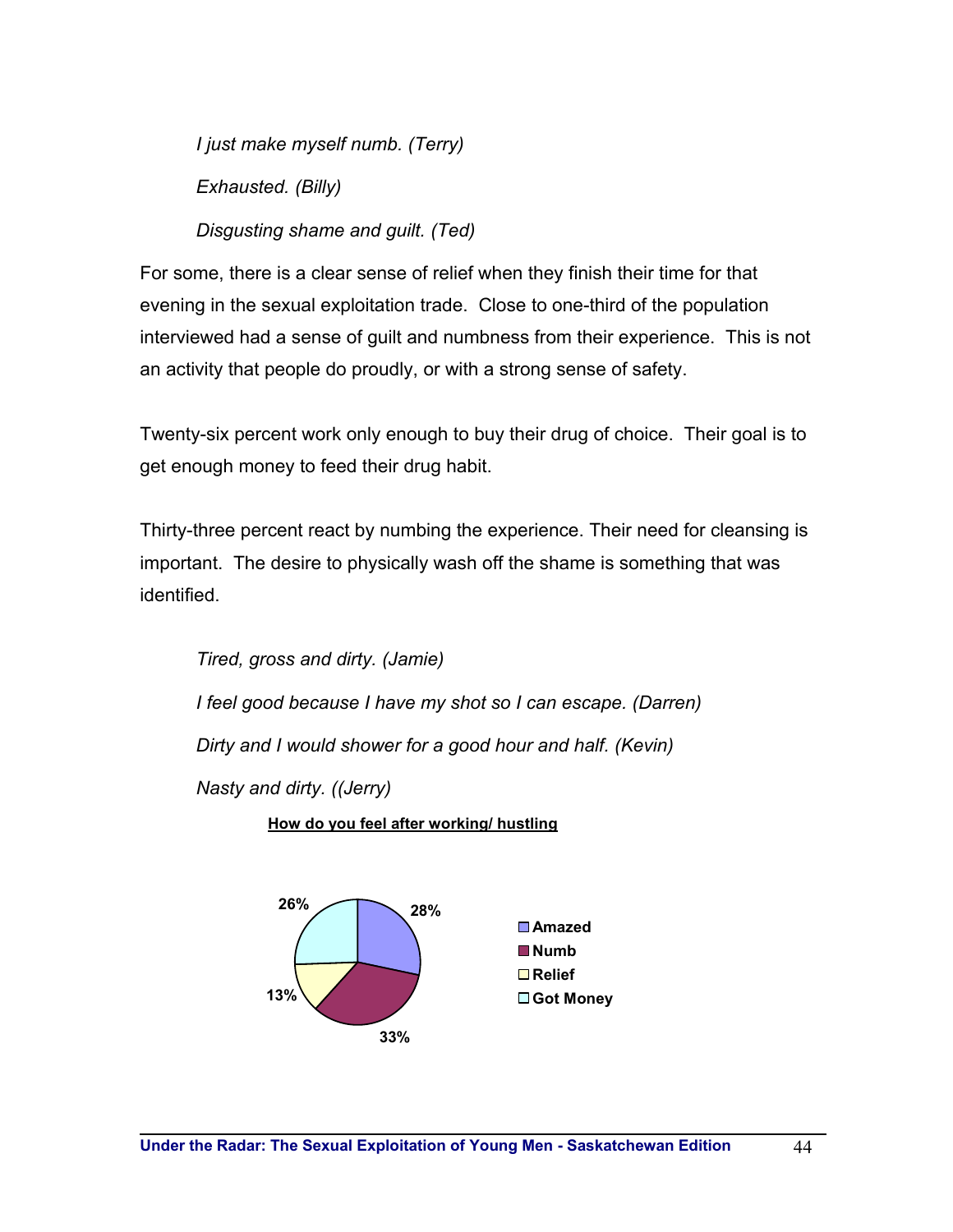*I just make myself numb. (Terry)*

*Exhausted. (Billy)*

*Disgusting shame and guilt. (Ted)*

For some, there is a clear sense of relief when they finish their time for that evening in the sexual exploitation trade. Close to one-third of the population interviewed had a sense of guilt and numbness from their experience. This is not an activity that people do proudly, or with a strong sense of safety.

Twenty-six percent work only enough to buy their drug of choice. Their goal is to get enough money to feed their drug habit.

Thirty-three percent react by numbing the experience. Their need for cleansing is important. The desire to physically wash off the shame is something that was identified.

*Tired, gross and dirty. (Jamie)*

*I feel good because I have my shot so I can escape. (Darren)*

*Dirty and I would shower for a good hour and half. (Kevin)*

*Nasty and dirty. ((Jerry)*

**How do you feel after working/ hustling**

| Response | Percent |
|---|---|
| Amazed | 28% |
| Numb | 33% |
| Relief | 13% |
| Got Money | 26% |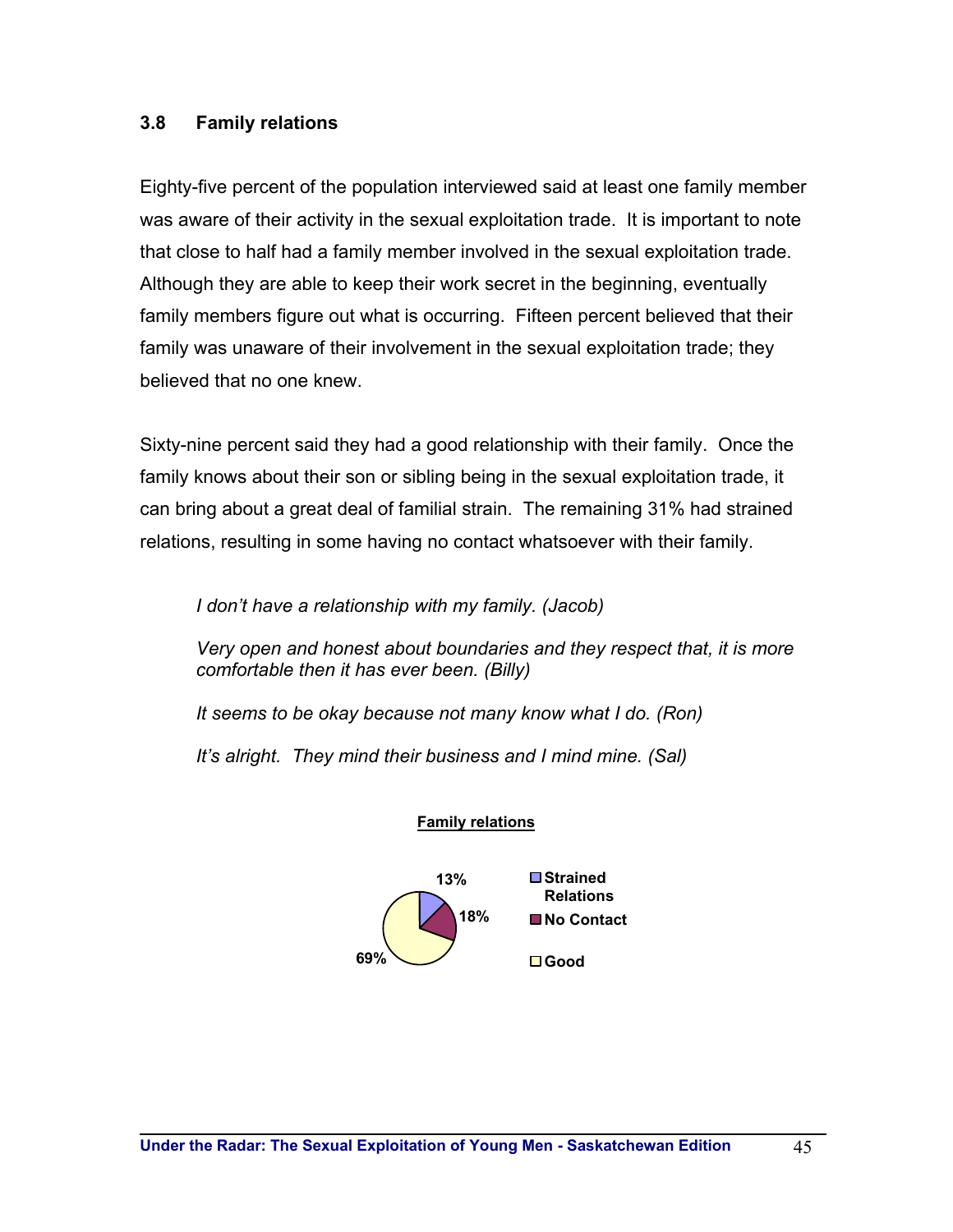### 3.8 Family relations

Eighty-five percent of the population interviewed said at least one family member was aware of their activity in the sexual exploitation trade. It is important to note that close to half had a family member involved in the sexual exploitation trade. Although they are able to keep their work secret in the beginning, eventually family members figure out what is occurring. Fifteen percent believed that their family was unaware of their involvement in the sexual exploitation trade; they believed that no one knew.

Sixty-nine percent said they had a good relationship with their family. Once the family knows about their son or sibling being in the sexual exploitation trade, it can bring about a great deal of familial strain. The remaining 31% had strained relations, resulting in some having no contact whatsoever with their family.

> *I don't have a relationship with my family. (Jacob)*
>
> *Very open and honest about boundaries and they respect that, it is more comfortable then it has ever been. (Billy)*
>
> *It seems to be okay because not many know what I do. (Ron)*
>
> *It's alright. They mind their business and I mind mine. (Sal)*

**Family relations**

| Category | Percentage |
|---|---|
| Strained Relations | 13% |
| No Contact | 18% |
| Good | 69% |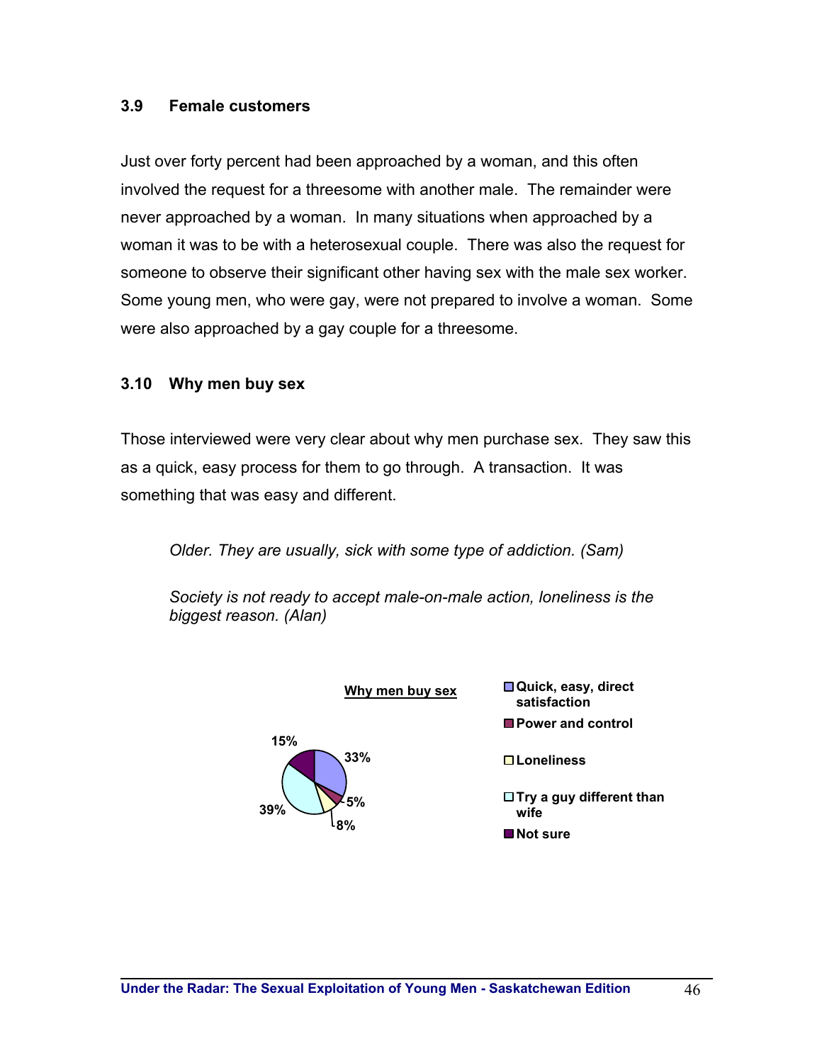### 3.9 Female customers

Just over forty percent had been approached by a woman, and this often involved the request for a threesome with another male. The remainder were never approached by a woman. In many situations when approached by a woman it was to be with a heterosexual couple. There was also the request for someone to observe their significant other having sex with the male sex worker. Some young men, who were gay, were not prepared to involve a woman. Some were also approached by a gay couple for a threesome.

### 3.10 Why men buy sex

Those interviewed were very clear about why men purchase sex. They saw this as a quick, easy process for them to go through. A transaction. It was something that was easy and different.

> *Older. They are usually, sick with some type of addiction. (Sam)*

> *Society is not ready to accept male-on-male action, loneliness is the biggest reason. (Alan)*

**Why men buy sex**

| Reason | Percentage |
|---|---|
| Quick, easy, direct satisfaction | 33% |
| Power and control | 5% |
| Loneliness | 8% |
| Try a guy different than wife | 39% |
| Not sure | 15% |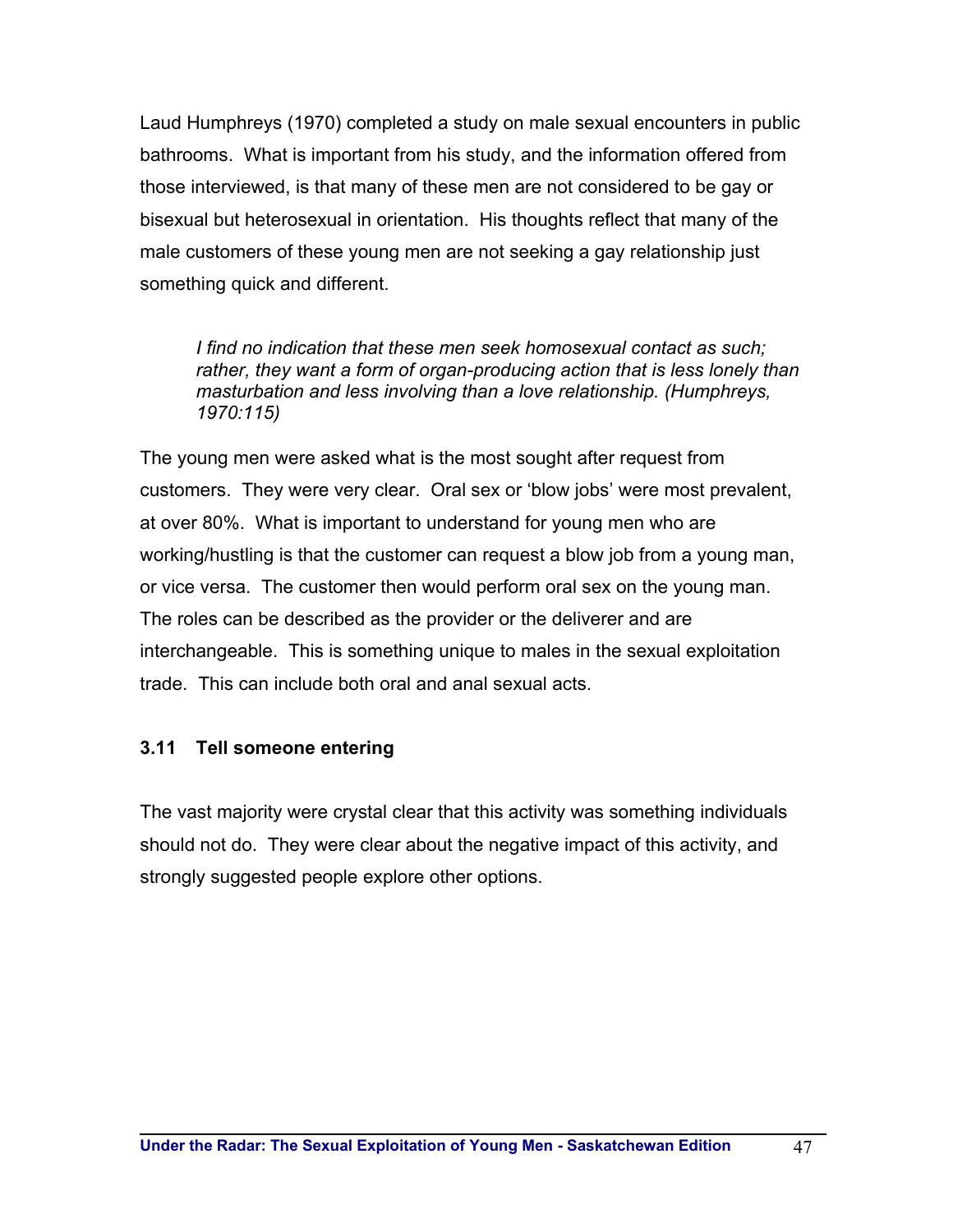Laud Humphreys (1970) completed a study on male sexual encounters in public bathrooms. What is important from his study, and the information offered from those interviewed, is that many of these men are not considered to be gay or bisexual but heterosexual in orientation. His thoughts reflect that many of the male customers of these young men are not seeking a gay relationship just something quick and different.

> *I find no indication that these men seek homosexual contact as such; rather, they want a form of organ-producing action that is less lonely than masturbation and less involving than a love relationship. (Humphreys, 1970:115)*

The young men were asked what is the most sought after request from customers. They were very clear. Oral sex or 'blow jobs' were most prevalent, at over 80%. What is important to understand for young men who are working/hustling is that the customer can request a blow job from a young man, or vice versa. The customer then would perform oral sex on the young man. The roles can be described as the provider or the deliverer and are interchangeable. This is something unique to males in the sexual exploitation trade. This can include both oral and anal sexual acts.

### 3.11 Tell someone entering

The vast majority were crystal clear that this activity was something individuals should not do. They were clear about the negative impact of this activity, and strongly suggested people explore other options.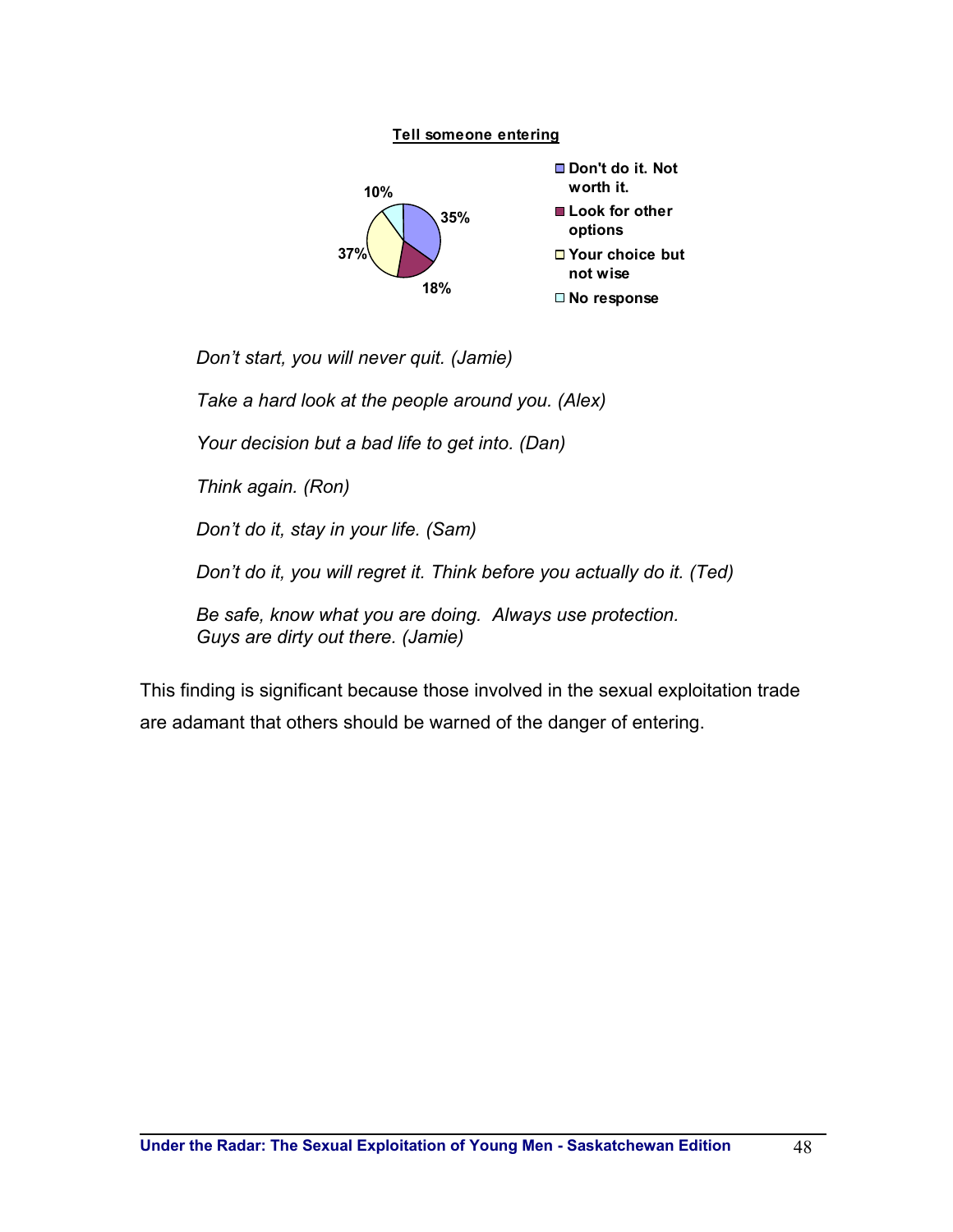**Tell someone entering**

| Response | Percentage |
|---|---|
| Don't do it. Not worth it. | 35% |
| Look for other options | 18% |
| Your choice but not wise | 37% |
| No response | 10% |

*Don't start, you will never quit. (Jamie)*

*Take a hard look at the people around you. (Alex)*

*Your decision but a bad life to get into. (Dan)*

*Think again. (Ron)*

*Don't do it, stay in your life. (Sam)*

*Don't do it, you will regret it. Think before you actually do it. (Ted)*

*Be safe, know what you are doing. Always use protection. Guys are dirty out there. (Jamie)*

This finding is significant because those involved in the sexual exploitation trade are adamant that others should be warned of the danger of entering.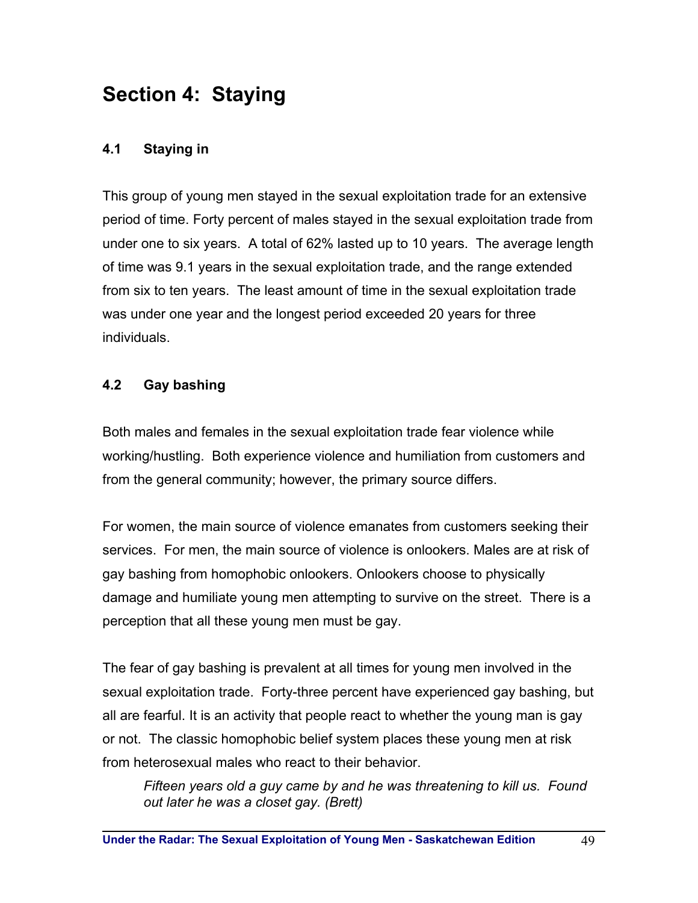# Section 4: Staying

### 4.1 Staying in

This group of young men stayed in the sexual exploitation trade for an extensive period of time. Forty percent of males stayed in the sexual exploitation trade from under one to six years. A total of 62% lasted up to 10 years. The average length of time was 9.1 years in the sexual exploitation trade, and the range extended from six to ten years. The least amount of time in the sexual exploitation trade was under one year and the longest period exceeded 20 years for three individuals.

### 4.2 Gay bashing

Both males and females in the sexual exploitation trade fear violence while working/hustling. Both experience violence and humiliation from customers and from the general community; however, the primary source differs.

For women, the main source of violence emanates from customers seeking their services. For men, the main source of violence is onlookers. Males are at risk of gay bashing from homophobic onlookers. Onlookers choose to physically damage and humiliate young men attempting to survive on the street. There is a perception that all these young men must be gay.

The fear of gay bashing is prevalent at all times for young men involved in the sexual exploitation trade. Forty-three percent have experienced gay bashing, but all are fearful. It is an activity that people react to whether the young man is gay or not. The classic homophobic belief system places these young men at risk from heterosexual males who react to their behavior.

> *Fifteen years old a guy came by and he was threatening to kill us. Found out later he was a closet gay. (Brett)*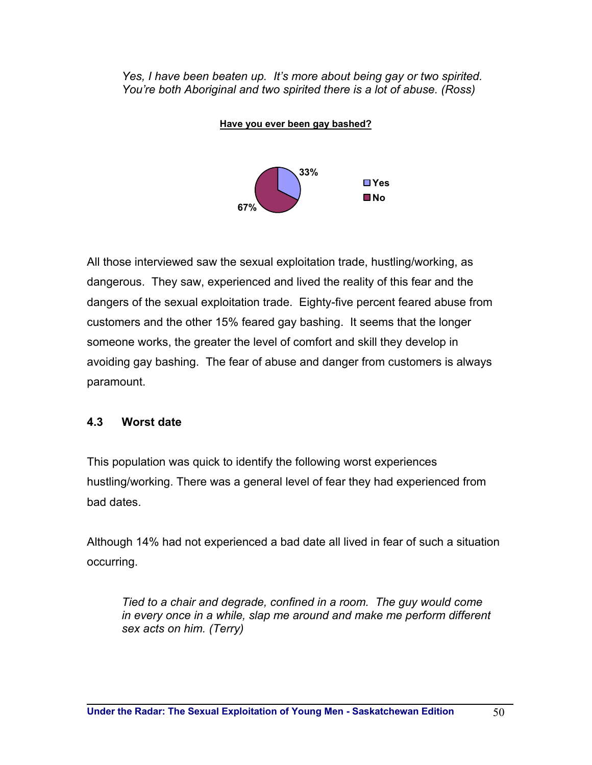*Yes, I have been beaten up. It's more about being gay or two spirited. You're both Aboriginal and two spirited there is a lot of abuse. (Ross)*

**Have you ever been gay bashed?**

| Response | Percentage |
|---|---|
| Yes | 33% |
| No | 67% |

All those interviewed saw the sexual exploitation trade, hustling/working, as dangerous. They saw, experienced and lived the reality of this fear and the dangers of the sexual exploitation trade. Eighty-five percent feared abuse from customers and the other 15% feared gay bashing. It seems that the longer someone works, the greater the level of comfort and skill they develop in avoiding gay bashing. The fear of abuse and danger from customers is always paramount.

### 4.3 Worst date

This population was quick to identify the following worst experiences hustling/working. There was a general level of fear they had experienced from bad dates.

Although 14% had not experienced a bad date all lived in fear of such a situation occurring.

*Tied to a chair and degrade, confined in a room. The guy would come in every once in a while, slap me around and make me perform different sex acts on him. (Terry)*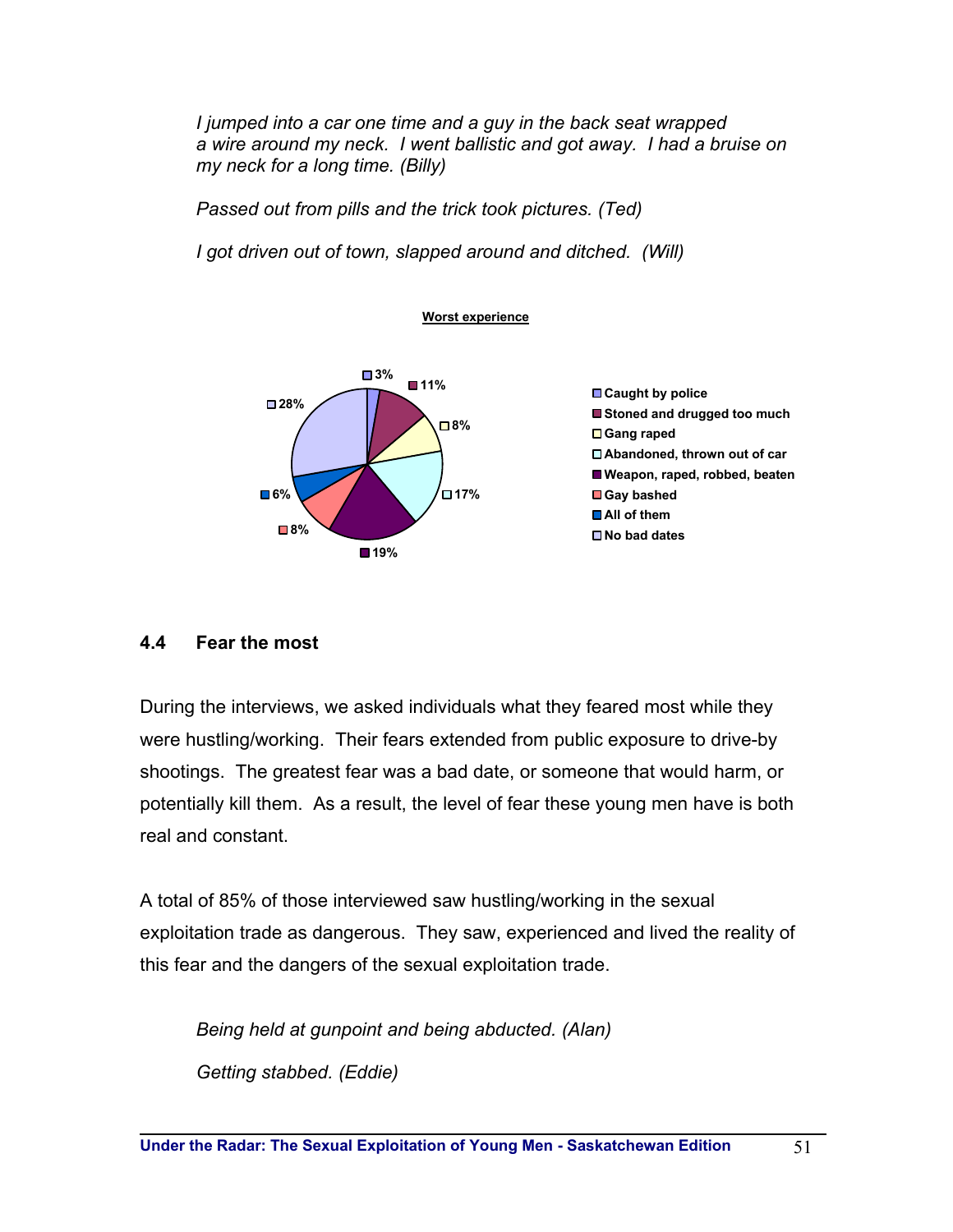*I jumped into a car one time and a guy in the back seat wrapped a wire around my neck. I went ballistic and got away. I had a bruise on my neck for a long time. (Billy)*

*Passed out from pills and the trick took pictures. (Ted)*

*I got driven out of town, slapped around and ditched. (Will)*

**Worst experience**

| Experience | Percentage |
|---|---|
| Caught by police | 3% |
| Stoned and drugged too much | 11% |
| Gang raped | 8% |
| Abandoned, thrown out of car | 17% |
| Weapon, raped, robbed, beaten | 19% |
| Gay bashed | 8% |
| All of them | 6% |
| No bad dates | 28% |

## 4.4 Fear the most

During the interviews, we asked individuals what they feared most while they were hustling/working. Their fears extended from public exposure to drive-by shootings. The greatest fear was a bad date, or someone that would harm, or potentially kill them. As a result, the level of fear these young men have is both real and constant.

A total of 85% of those interviewed saw hustling/working in the sexual exploitation trade as dangerous. They saw, experienced and lived the reality of this fear and the dangers of the sexual exploitation trade.

*Being held at gunpoint and being abducted. (Alan)*

*Getting stabbed. (Eddie)*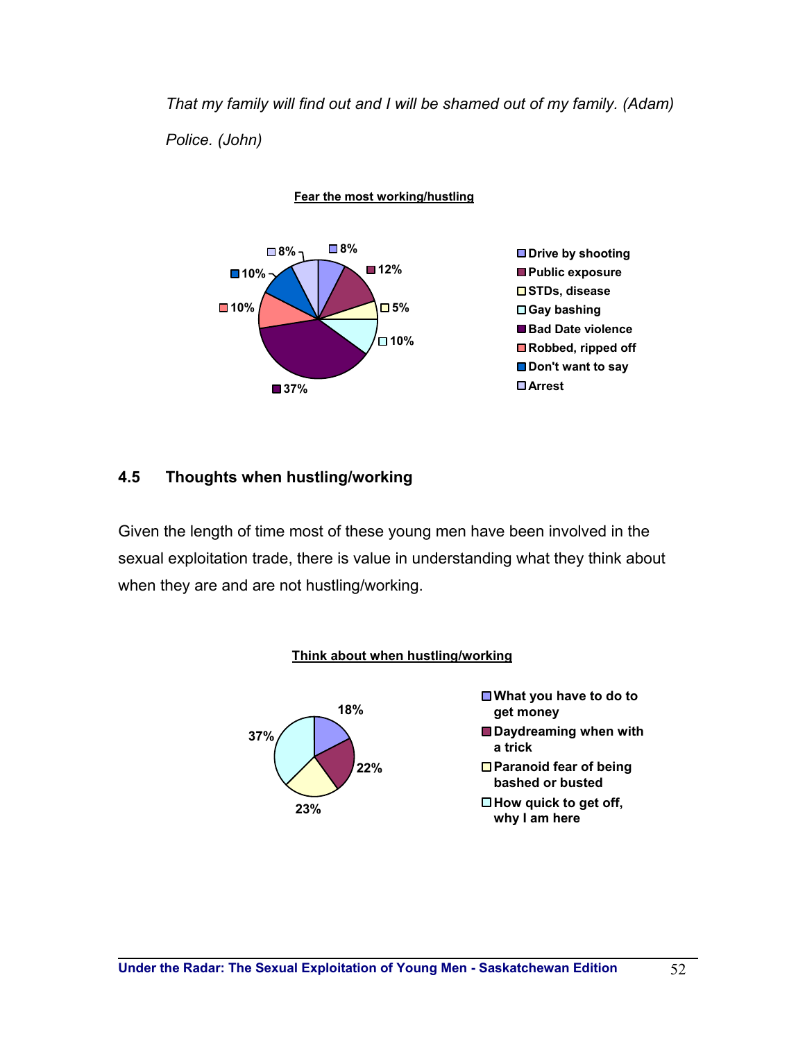*That my family will find out and I will be shamed out of my family. (Adam)*

*Police. (John)*

**Fear the most working/hustling**

| Category | Percentage |
| --- | --- |
| Drive by shooting | 8% |
| Public exposure | 12% |
| STDs, disease | 5% |
| Gay bashing | 10% |
| Bad Date violence | 37% |
| Robbed, ripped off | 10% |
| Don't want to say | 10% |
| Arrest | 8% |

## 4.5 Thoughts when hustling/working

Given the length of time most of these young men have been involved in the sexual exploitation trade, there is value in understanding what they think about when they are and are not hustling/working.

**Think about when hustling/working**

| Category | Percentage |
| --- | --- |
| What you have to do to get money | 18% |
| Daydreaming when with a trick | 22% |
| Paranoid fear of being bashed or busted | 23% |
| How quick to get off, why I am here | 37% |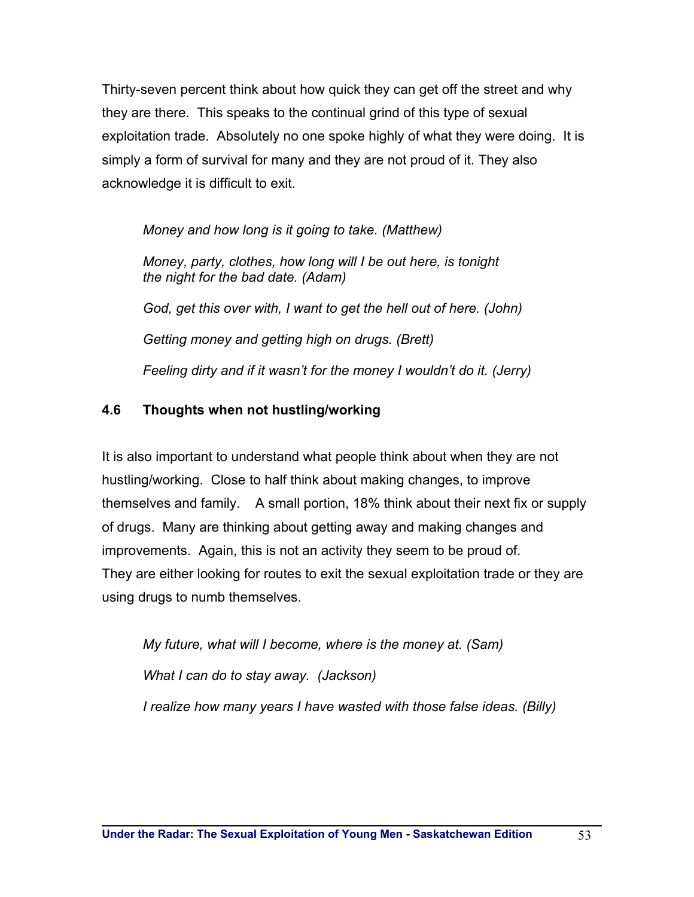Thirty-seven percent think about how quick they can get off the street and why they are there. This speaks to the continual grind of this type of sexual exploitation trade. Absolutely no one spoke highly of what they were doing. It is simply a form of survival for many and they are not proud of it. They also acknowledge it is difficult to exit.

> *Money and how long is it going to take. (Matthew)*
>
> *Money, party, clothes, how long will I be out here, is tonight the night for the bad date. (Adam)*
>
> *God, get this over with, I want to get the hell out of here. (John)*
>
> *Getting money and getting high on drugs. (Brett)*
>
> *Feeling dirty and if it wasn't for the money I wouldn't do it. (Jerry)*

### 4.6 Thoughts when not hustling/working

It is also important to understand what people think about when they are not hustling/working. Close to half think about making changes, to improve themselves and family. A small portion, 18% think about their next fix or supply of drugs. Many are thinking about getting away and making changes and improvements. Again, this is not an activity they seem to be proud of. They are either looking for routes to exit the sexual exploitation trade or they are using drugs to numb themselves.

> *My future, what will I become, where is the money at. (Sam)*
>
> *What I can do to stay away. (Jackson)*
>
> *I realize how many years I have wasted with those false ideas. (Billy)*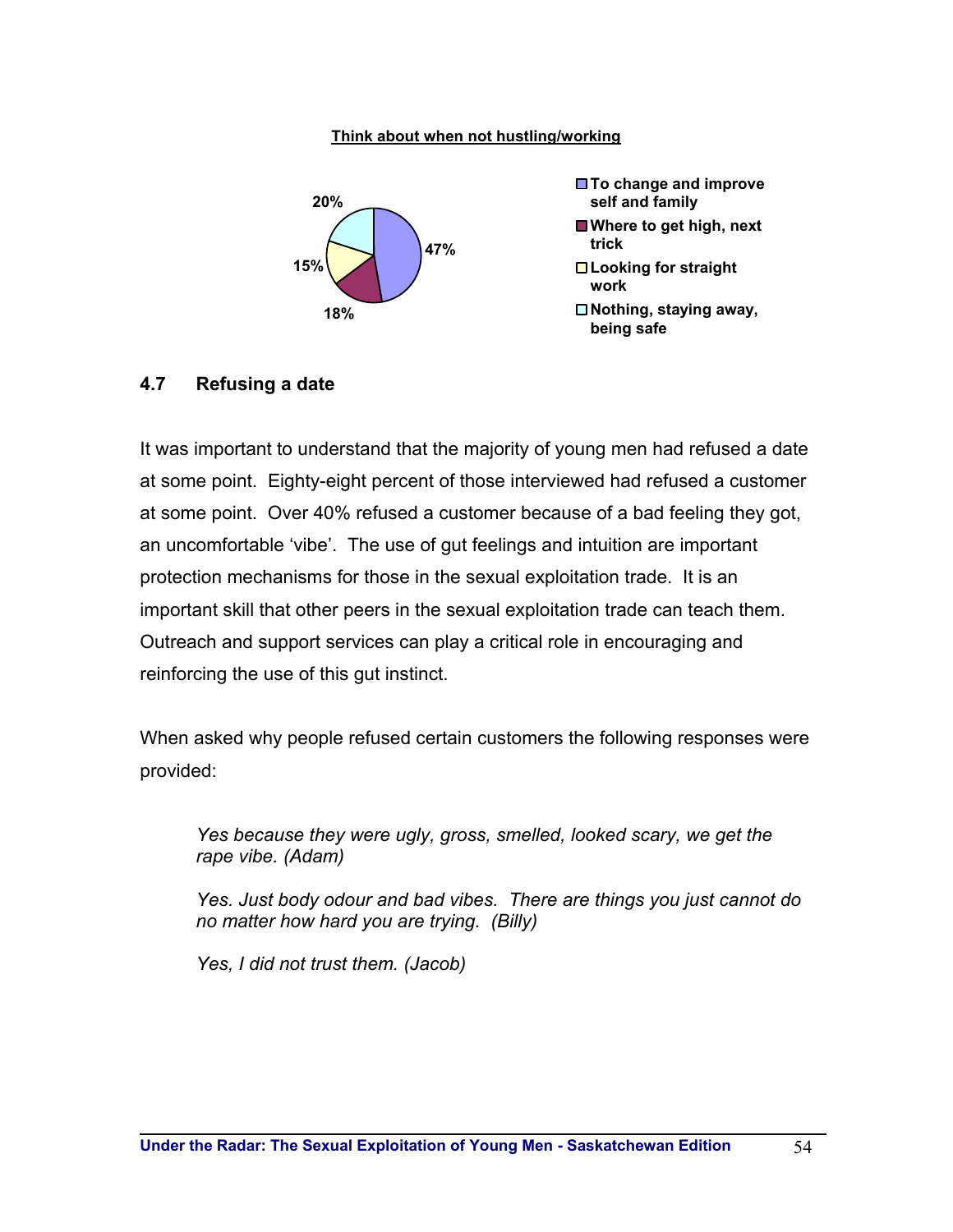**Think about when not hustling/working**

| Category | Percentage |
|---|---|
| To change and improve self and family | 47% |
| Where to get high, next trick | 18% |
| Looking for straight work | 15% |
| Nothing, staying away, being safe | 20% |

### 4.7 Refusing a date

It was important to understand that the majority of young men had refused a date at some point. Eighty-eight percent of those interviewed had refused a customer at some point. Over 40% refused a customer because of a bad feeling they got, an uncomfortable 'vibe'. The use of gut feelings and intuition are important protection mechanisms for those in the sexual exploitation trade. It is an important skill that other peers in the sexual exploitation trade can teach them. Outreach and support services can play a critical role in encouraging and reinforcing the use of this gut instinct.

When asked why people refused certain customers the following responses were provided:

> *Yes because they were ugly, gross, smelled, looked scary, we get the rape vibe. (Adam)*
>
> *Yes. Just body odour and bad vibes. There are things you just cannot do no matter how hard you are trying. (Billy)*
>
> *Yes, I did not trust them. (Jacob)*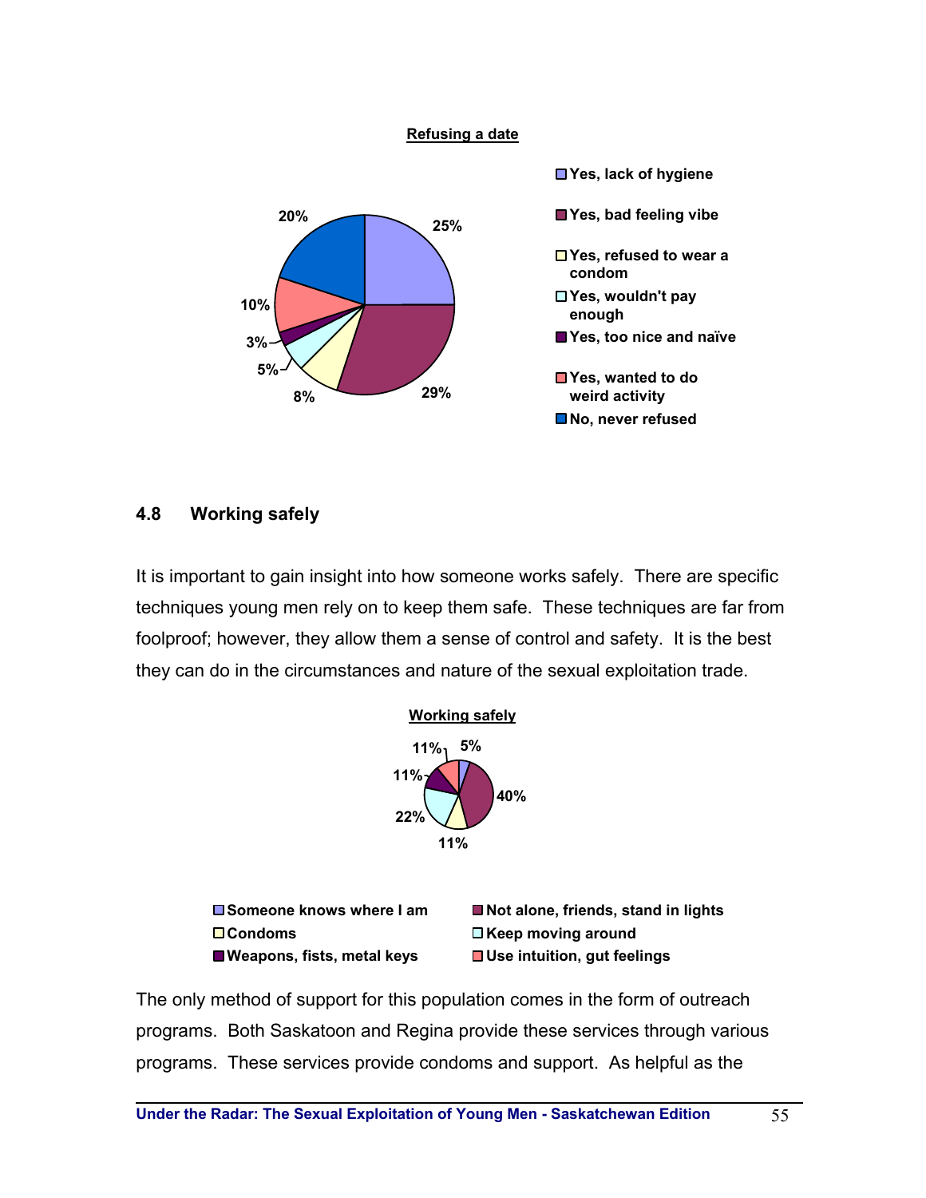**Refusing a date**

| Response | Percentage |
|---|---|
| Yes, lack of hygiene | 25% |
| Yes, bad feeling vibe | 29% |
| Yes, refused to wear a condom | 8% |
| Yes, wouldn't pay enough | 5% |
| Yes, too nice and naïve | 3% |
| Yes, wanted to do weird activity | 10% |
| No, never refused | 20% |

### 4.8 Working safely

It is important to gain insight into how someone works safely. There are specific techniques young men rely on to keep them safe. These techniques are far from foolproof; however, they allow them a sense of control and safety. It is the best they can do in the circumstances and nature of the sexual exploitation trade.

**Working safely**

| Technique | Percentage |
|---|---|
| Someone knows where I am | 5% |
| Not alone, friends, stand in lights | 40% |
| Condoms | 11% |
| Keep moving around | 22% |
| Weapons, fists, metal keys | 11% |
| Use intuition, gut feelings | 11% |

The only method of support for this population comes in the form of outreach programs. Both Saskatoon and Regina provide these services through various programs. These services provide condoms and support. As helpful as the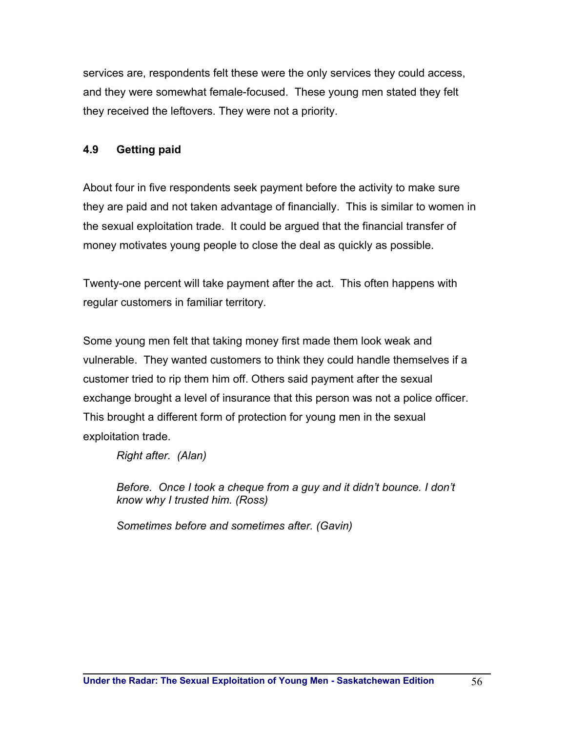services are, respondents felt these were the only services they could access, and they were somewhat female-focused. These young men stated they felt they received the leftovers. They were not a priority.

### 4.9 Getting paid

About four in five respondents seek payment before the activity to make sure they are paid and not taken advantage of financially. This is similar to women in the sexual exploitation trade. It could be argued that the financial transfer of money motivates young people to close the deal as quickly as possible.

Twenty-one percent will take payment after the act. This often happens with regular customers in familiar territory.

Some young men felt that taking money first made them look weak and vulnerable. They wanted customers to think they could handle themselves if a customer tried to rip them him off. Others said payment after the sexual exchange brought a level of insurance that this person was not a police officer. This brought a different form of protection for young men in the sexual exploitation trade.

> *Right after. (Alan)*
>
> *Before. Once I took a cheque from a guy and it didn't bounce. I don't know why I trusted him. (Ross)*
>
> *Sometimes before and sometimes after. (Gavin)*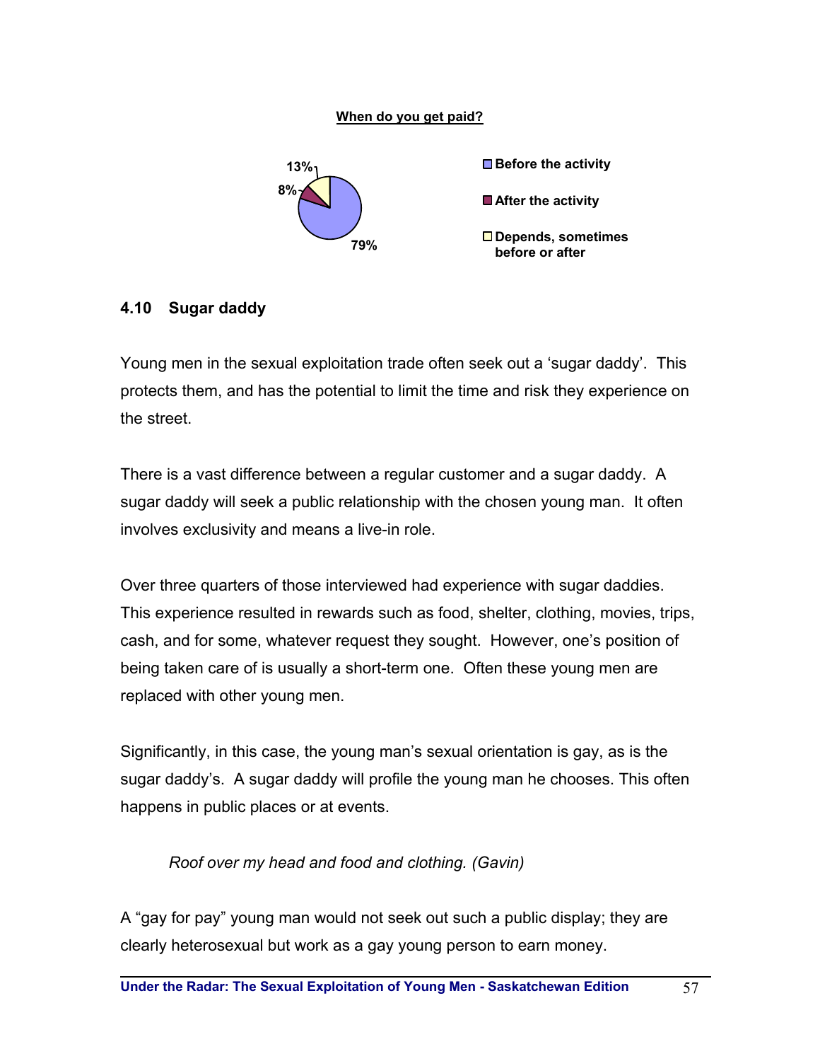**When do you get paid?**

13%
8%
79%

- Before the activity
- After the activity
- Depends, sometimes before or after

## 4.10 Sugar daddy

Young men in the sexual exploitation trade often seek out a 'sugar daddy'. This protects them, and has the potential to limit the time and risk they experience on the street.

There is a vast difference between a regular customer and a sugar daddy. A sugar daddy will seek a public relationship with the chosen young man. It often involves exclusivity and means a live-in role.

Over three quarters of those interviewed had experience with sugar daddies. This experience resulted in rewards such as food, shelter, clothing, movies, trips, cash, and for some, whatever request they sought. However, one's position of being taken care of is usually a short-term one. Often these young men are replaced with other young men.

Significantly, in this case, the young man's sexual orientation is gay, as is the sugar daddy's. A sugar daddy will profile the young man he chooses. This often happens in public places or at events.

> *Roof over my head and food and clothing. (Gavin)*

A "gay for pay" young man would not seek out such a public display; they are clearly heterosexual but work as a gay young person to earn money.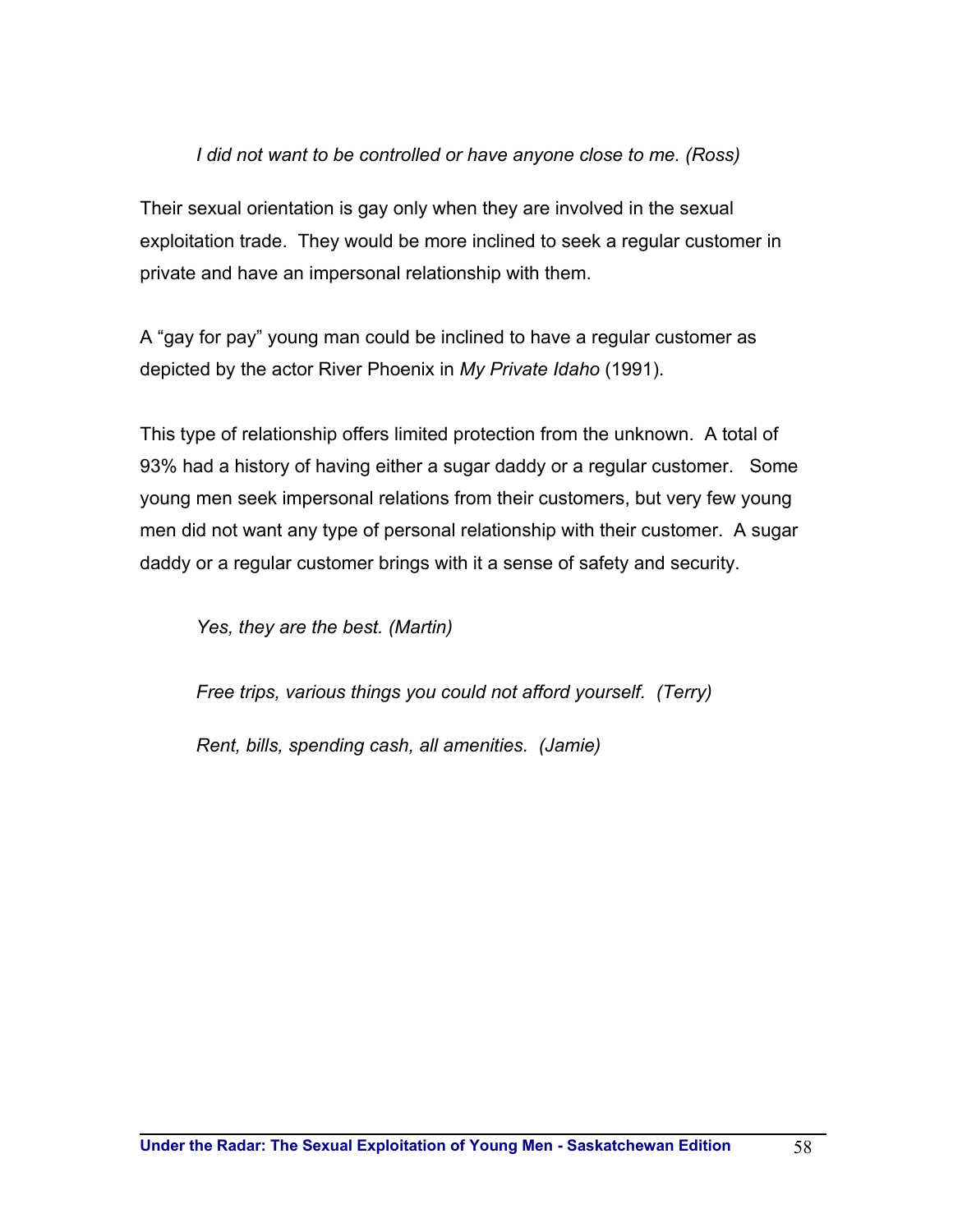> *I did not want to be controlled or have anyone close to me. (Ross)*

Their sexual orientation is gay only when they are involved in the sexual exploitation trade. They would be more inclined to seek a regular customer in private and have an impersonal relationship with them.

A "gay for pay" young man could be inclined to have a regular customer as depicted by the actor River Phoenix in *My Private Idaho* (1991).

This type of relationship offers limited protection from the unknown. A total of 93% had a history of having either a sugar daddy or a regular customer. Some young men seek impersonal relations from their customers, but very few young men did not want any type of personal relationship with their customer. A sugar daddy or a regular customer brings with it a sense of safety and security.

> *Yes, they are the best. (Martin)*

> *Free trips, various things you could not afford yourself. (Terry)*

> *Rent, bills, spending cash, all amenities. (Jamie)*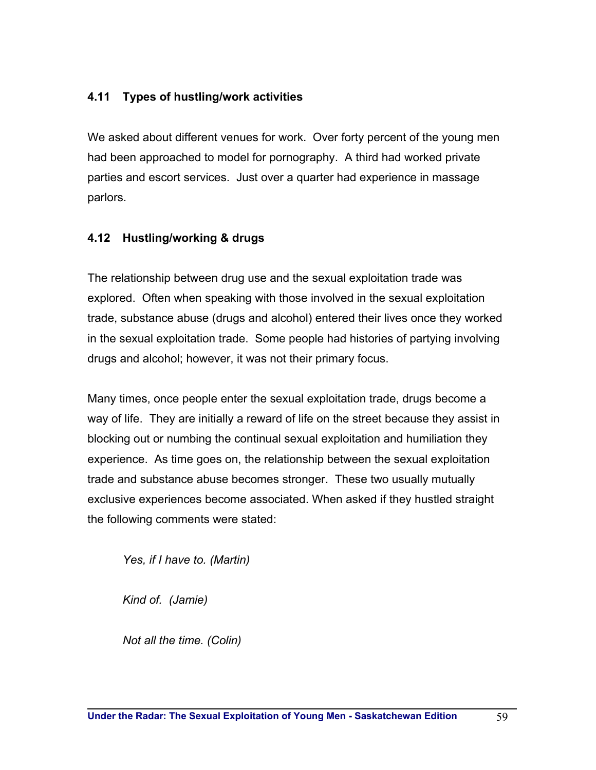### 4.11 Types of hustling/work activities

We asked about different venues for work. Over forty percent of the young men had been approached to model for pornography. A third had worked private parties and escort services. Just over a quarter had experience in massage parlors.

### 4.12 Hustling/working & drugs

The relationship between drug use and the sexual exploitation trade was explored. Often when speaking with those involved in the sexual exploitation trade, substance abuse (drugs and alcohol) entered their lives once they worked in the sexual exploitation trade. Some people had histories of partying involving drugs and alcohol; however, it was not their primary focus.

Many times, once people enter the sexual exploitation trade, drugs become a way of life. They are initially a reward of life on the street because they assist in blocking out or numbing the continual sexual exploitation and humiliation they experience. As time goes on, the relationship between the sexual exploitation trade and substance abuse becomes stronger. These two usually mutually exclusive experiences become associated. When asked if they hustled straight the following comments were stated:

> *Yes, if I have to. (Martin)*
>
> *Kind of. (Jamie)*
>
> *Not all the time. (Colin)*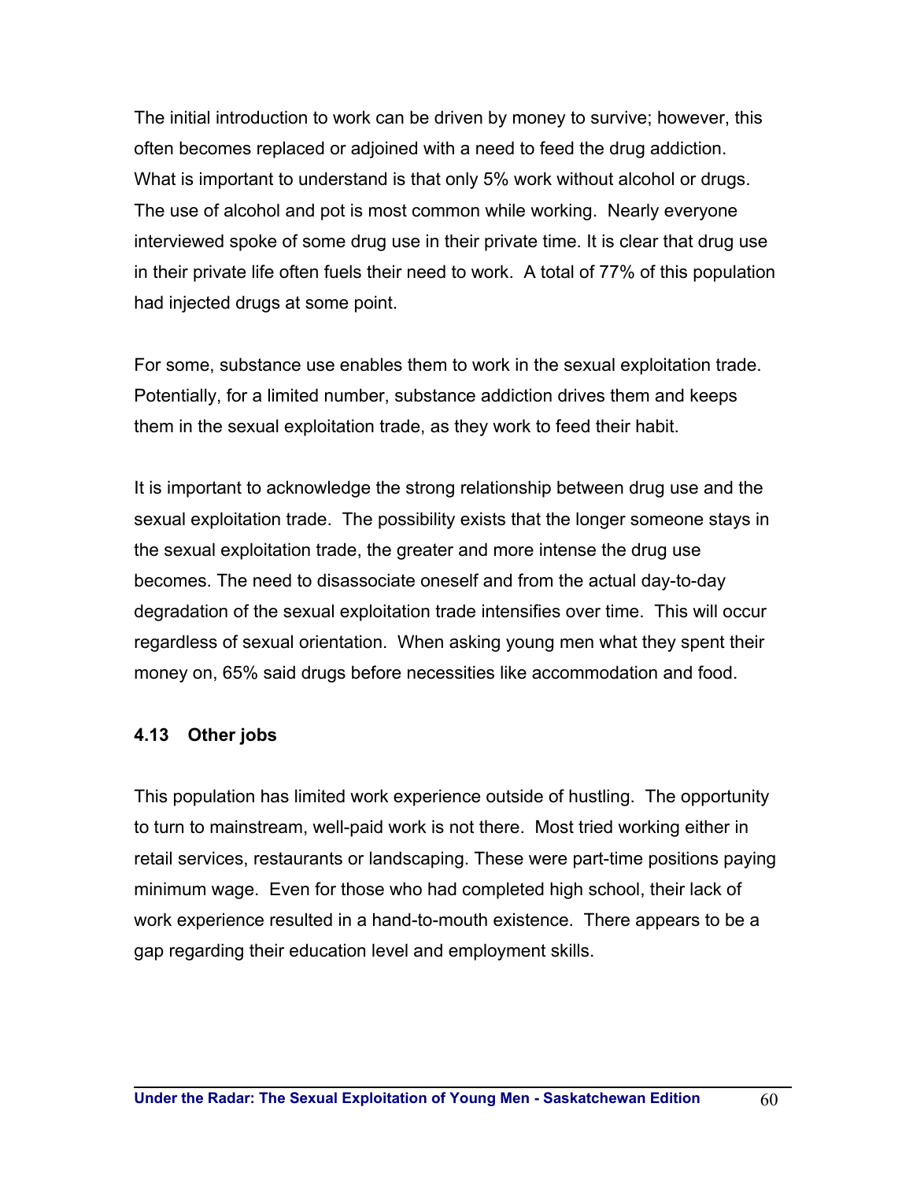The initial introduction to work can be driven by money to survive; however, this often becomes replaced or adjoined with a need to feed the drug addiction. What is important to understand is that only 5% work without alcohol or drugs. The use of alcohol and pot is most common while working. Nearly everyone interviewed spoke of some drug use in their private time. It is clear that drug use in their private life often fuels their need to work. A total of 77% of this population had injected drugs at some point.

For some, substance use enables them to work in the sexual exploitation trade. Potentially, for a limited number, substance addiction drives them and keeps them in the sexual exploitation trade, as they work to feed their habit.

It is important to acknowledge the strong relationship between drug use and the sexual exploitation trade. The possibility exists that the longer someone stays in the sexual exploitation trade, the greater and more intense the drug use becomes. The need to disassociate oneself and from the actual day-to-day degradation of the sexual exploitation trade intensifies over time. This will occur regardless of sexual orientation. When asking young men what they spent their money on, 65% said drugs before necessities like accommodation and food.

### 4.13 Other jobs

This population has limited work experience outside of hustling. The opportunity to turn to mainstream, well-paid work is not there. Most tried working either in retail services, restaurants or landscaping. These were part-time positions paying minimum wage. Even for those who had completed high school, their lack of work experience resulted in a hand-to-mouth existence. There appears to be a gap regarding their education level and employment skills.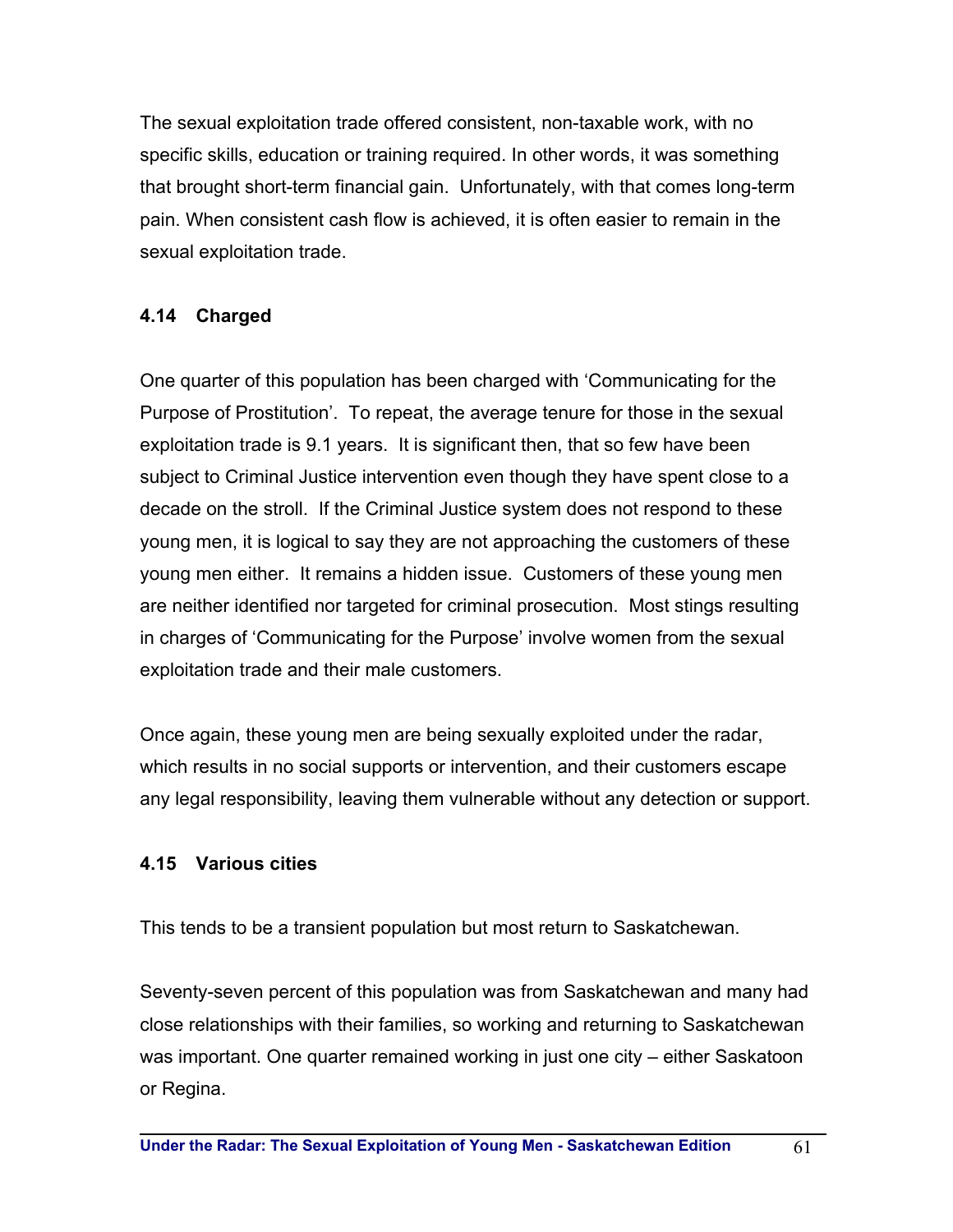The sexual exploitation trade offered consistent, non-taxable work, with no specific skills, education or training required. In other words, it was something that brought short-term financial gain. Unfortunately, with that comes long-term pain. When consistent cash flow is achieved, it is often easier to remain in the sexual exploitation trade.

### 4.14 Charged

One quarter of this population has been charged with ‘Communicating for the Purpose of Prostitution’. To repeat, the average tenure for those in the sexual exploitation trade is 9.1 years. It is significant then, that so few have been subject to Criminal Justice intervention even though they have spent close to a decade on the stroll. If the Criminal Justice system does not respond to these young men, it is logical to say they are not approaching the customers of these young men either. It remains a hidden issue. Customers of these young men are neither identified nor targeted for criminal prosecution. Most stings resulting in charges of ‘Communicating for the Purpose’ involve women from the sexual exploitation trade and their male customers.

Once again, these young men are being sexually exploited under the radar, which results in no social supports or intervention, and their customers escape any legal responsibility, leaving them vulnerable without any detection or support.

### 4.15 Various cities

This tends to be a transient population but most return to Saskatchewan.

Seventy-seven percent of this population was from Saskatchewan and many had close relationships with their families, so working and returning to Saskatchewan was important. One quarter remained working in just one city – either Saskatoon or Regina.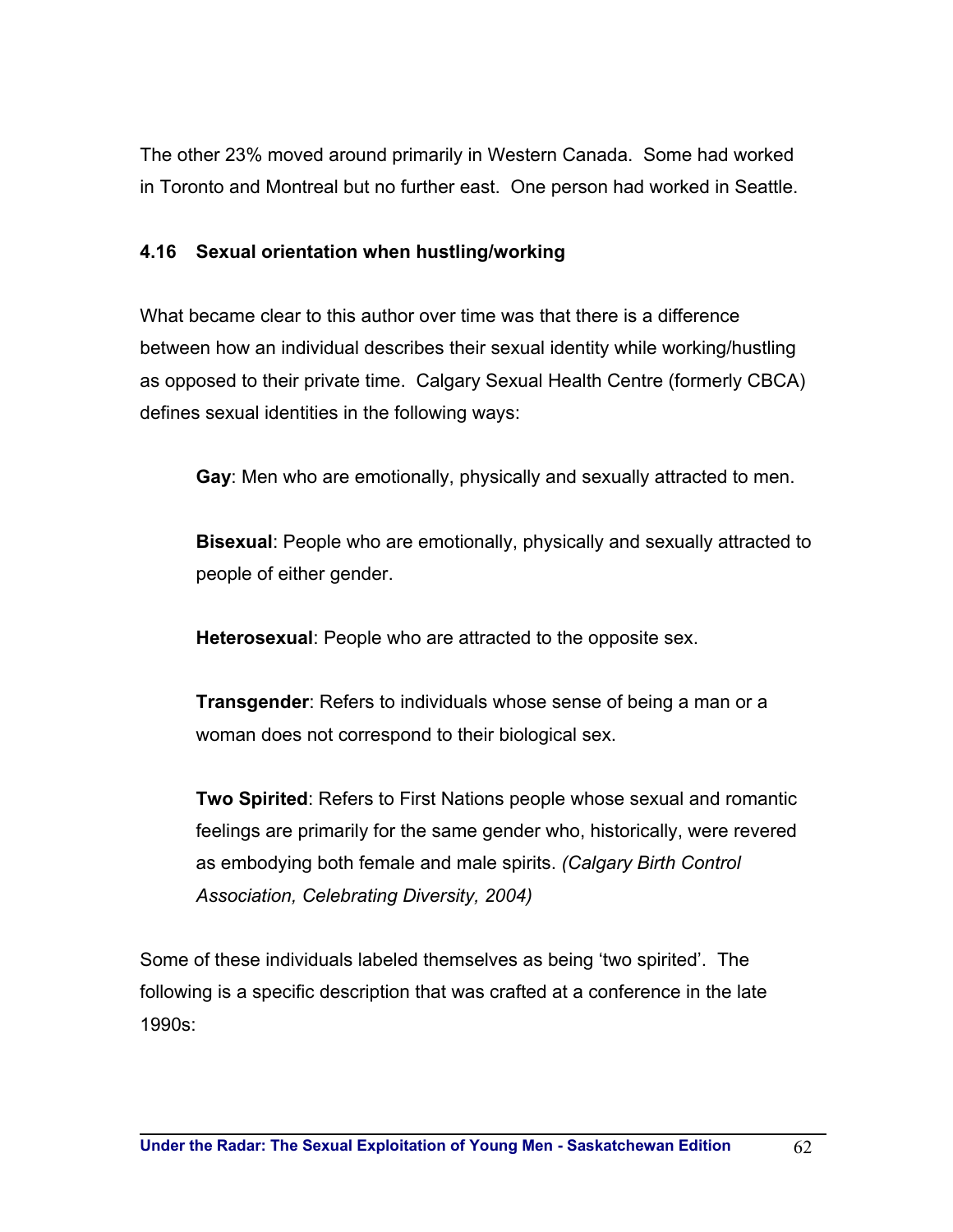The other 23% moved around primarily in Western Canada. Some had worked in Toronto and Montreal but no further east. One person had worked in Seattle.

### 4.16 Sexual orientation when hustling/working

What became clear to this author over time was that there is a difference between how an individual describes their sexual identity while working/hustling as opposed to their private time. Calgary Sexual Health Centre (formerly CBCA) defines sexual identities in the following ways:

> **Gay**: Men who are emotionally, physically and sexually attracted to men.
>
> **Bisexual**: People who are emotionally, physically and sexually attracted to people of either gender.
>
> **Heterosexual**: People who are attracted to the opposite sex.
>
> **Transgender**: Refers to individuals whose sense of being a man or a woman does not correspond to their biological sex.
>
> **Two Spirited**: Refers to First Nations people whose sexual and romantic feelings are primarily for the same gender who, historically, were revered as embodying both female and male spirits. *(Calgary Birth Control Association, Celebrating Diversity, 2004)*

Some of these individuals labeled themselves as being 'two spirited'. The following is a specific description that was crafted at a conference in the late 1990s: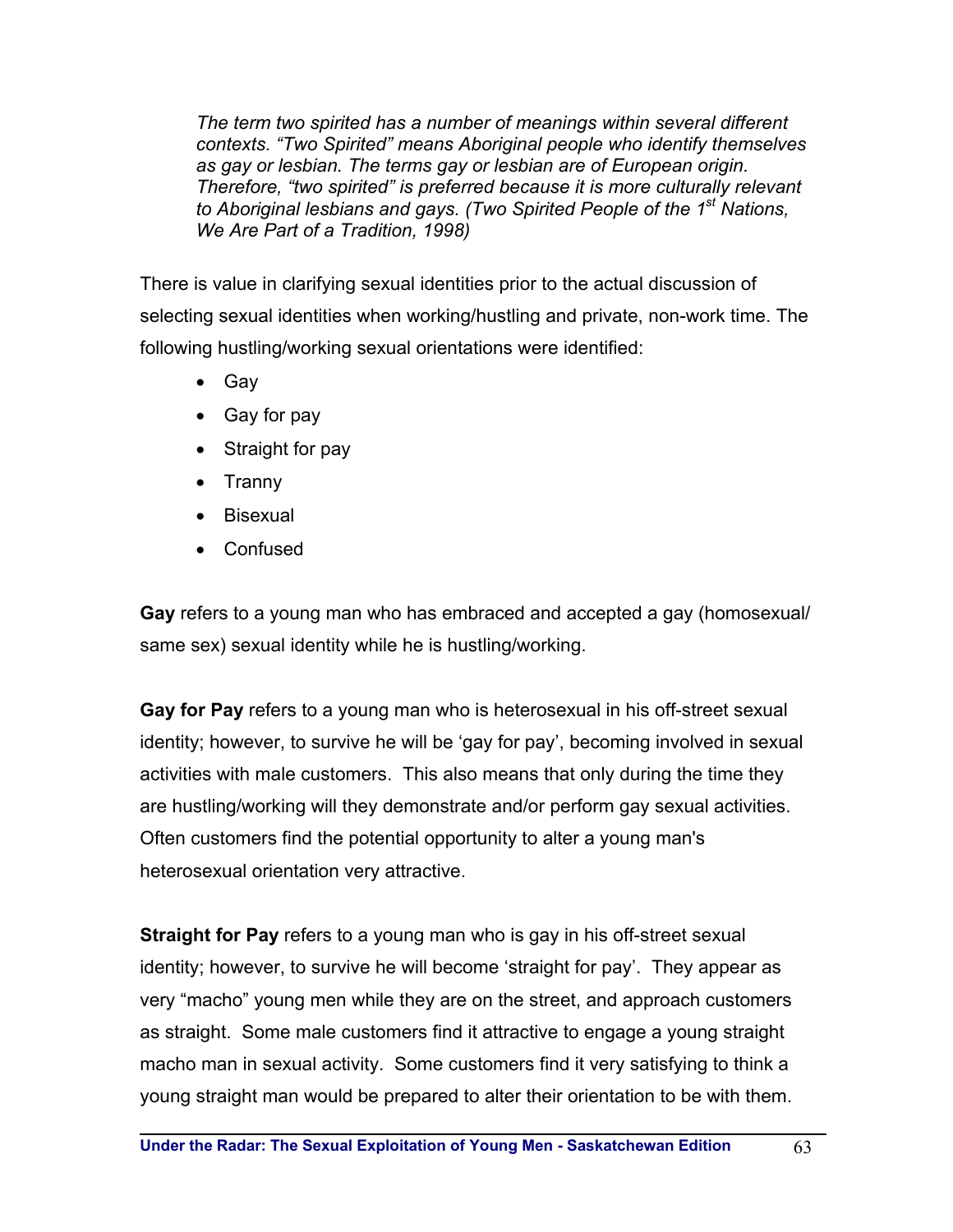*The term two spirited has a number of meanings within several different contexts. "Two Spirited" means Aboriginal people who identify themselves as gay or lesbian. The terms gay or lesbian are of European origin. Therefore, "two spirited" is preferred because it is more culturally relevant to Aboriginal lesbians and gays. (Two Spirited People of the 1st Nations, We Are Part of a Tradition, 1998)*

There is value in clarifying sexual identities prior to the actual discussion of selecting sexual identities when working/hustling and private, non-work time. The following hustling/working sexual orientations were identified:

- Gay
- Gay for pay
- Straight for pay
- Tranny
- Bisexual
- Confused

**Gay** refers to a young man who has embraced and accepted a gay (homosexual/ same sex) sexual identity while he is hustling/working.

**Gay for Pay** refers to a young man who is heterosexual in his off-street sexual identity; however, to survive he will be 'gay for pay', becoming involved in sexual activities with male customers. This also means that only during the time they are hustling/working will they demonstrate and/or perform gay sexual activities. Often customers find the potential opportunity to alter a young man's heterosexual orientation very attractive.

**Straight for Pay** refers to a young man who is gay in his off-street sexual identity; however, to survive he will become 'straight for pay'. They appear as very "macho" young men while they are on the street, and approach customers as straight. Some male customers find it attractive to engage a young straight macho man in sexual activity. Some customers find it very satisfying to think a young straight man would be prepared to alter their orientation to be with them.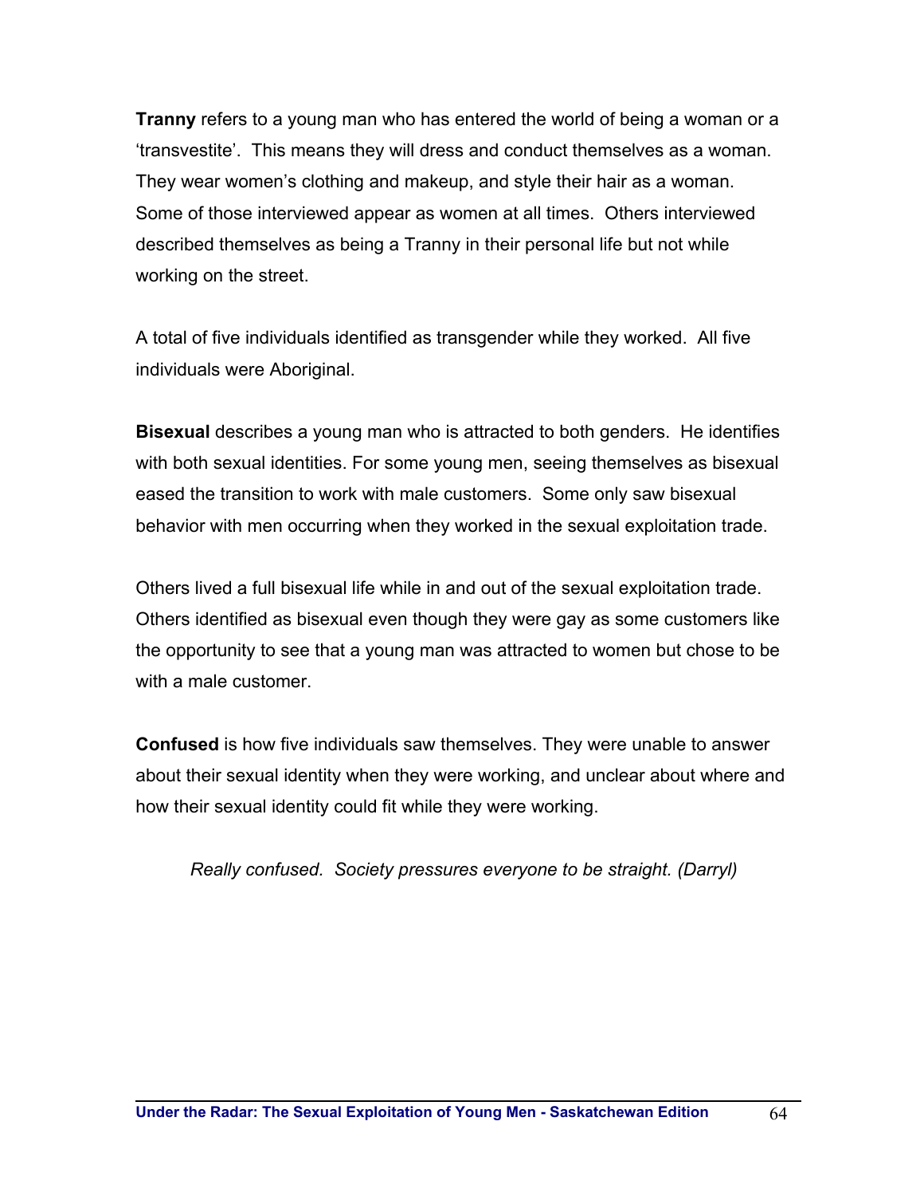**Tranny** refers to a young man who has entered the world of being a woman or a 'transvestite'. This means they will dress and conduct themselves as a woman. They wear women's clothing and makeup, and style their hair as a woman. Some of those interviewed appear as women at all times. Others interviewed described themselves as being a Tranny in their personal life but not while working on the street.

A total of five individuals identified as transgender while they worked. All five individuals were Aboriginal.

**Bisexual** describes a young man who is attracted to both genders. He identifies with both sexual identities. For some young men, seeing themselves as bisexual eased the transition to work with male customers. Some only saw bisexual behavior with men occurring when they worked in the sexual exploitation trade.

Others lived a full bisexual life while in and out of the sexual exploitation trade. Others identified as bisexual even though they were gay as some customers like the opportunity to see that a young man was attracted to women but chose to be with a male customer.

**Confused** is how five individuals saw themselves. They were unable to answer about their sexual identity when they were working, and unclear about where and how their sexual identity could fit while they were working.

> *Really confused. Society pressures everyone to be straight. (Darryl)*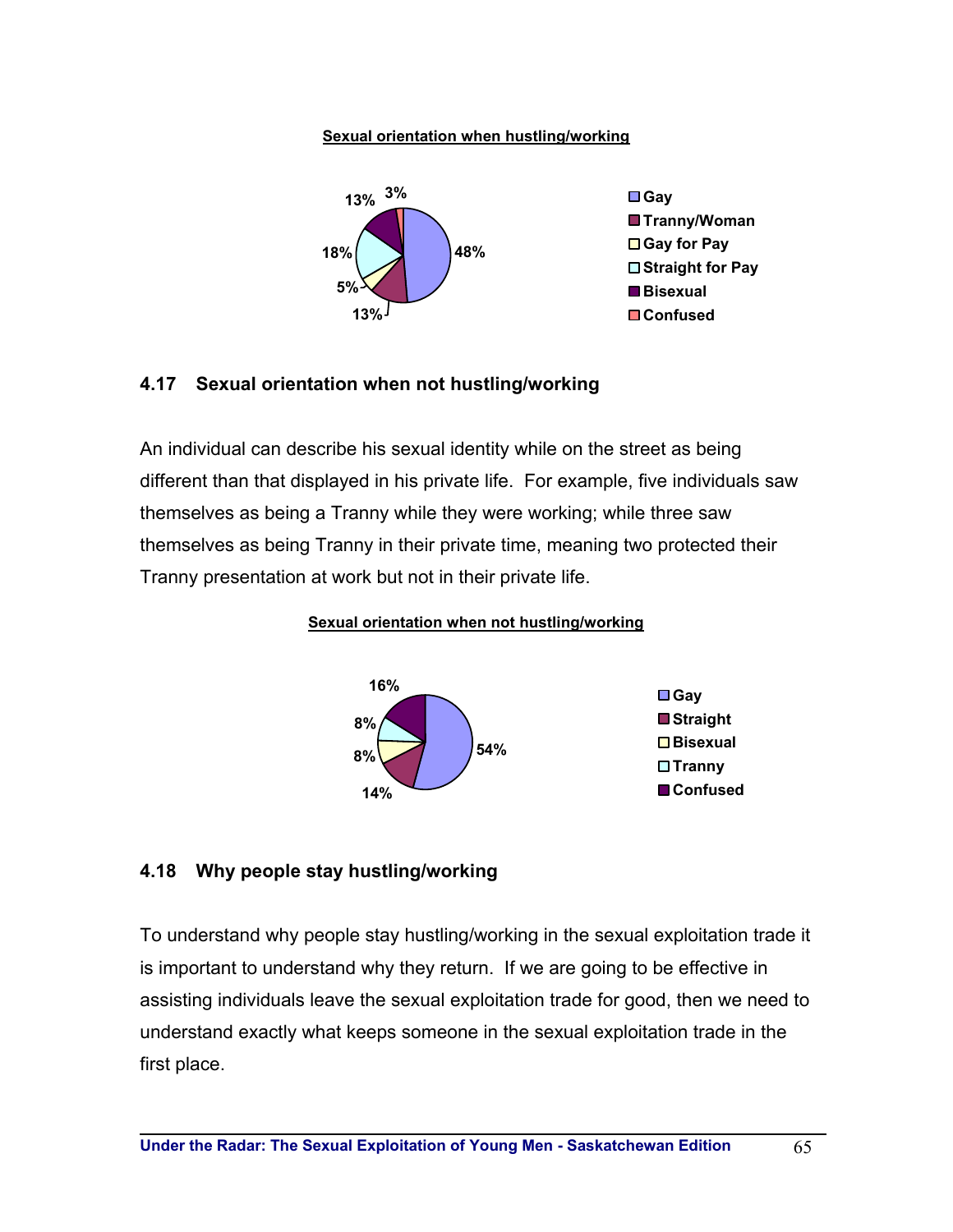**Sexual orientation when hustling/working**

| Orientation | Percentage |
|---|---|
| Gay | 48% |
| Tranny/Woman | 13% |
| Gay for Pay | 5% |
| Straight for Pay | 18% |
| Bisexual | 13% |
| Confused | 3% |

## 4.17 Sexual orientation when not hustling/working

An individual can describe his sexual identity while on the street as being different than that displayed in his private life. For example, five individuals saw themselves as being a Tranny while they were working; while three saw themselves as being Tranny in their private time, meaning two protected their Tranny presentation at work but not in their private life.

**Sexual orientation when not hustling/working**

| Orientation | Percentage |
|---|---|
| Gay | 54% |
| Straight | 14% |
| Bisexual | 8% |
| Tranny | 8% |
| Confused | 16% |

## 4.18 Why people stay hustling/working

To understand why people stay hustling/working in the sexual exploitation trade it is important to understand why they return. If we are going to be effective in assisting individuals leave the sexual exploitation trade for good, then we need to understand exactly what keeps someone in the sexual exploitation trade in the first place.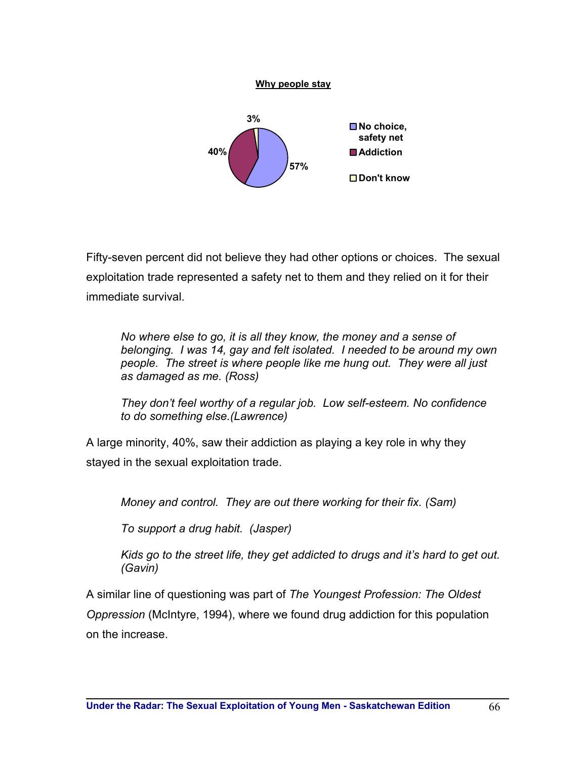**Why people stay**

| Reason | Percentage |
| --- | --- |
| No choice, safety net | 57% |
| Addiction | 40% |
| Don't know | 3% |

Fifty-seven percent did not believe they had other options or choices. The sexual exploitation trade represented a safety net to them and they relied on it for their immediate survival.

> *No where else to go, it is all they know, the money and a sense of belonging. I was 14, gay and felt isolated. I needed to be around my own people. The street is where people like me hung out. They were all just as damaged as me. (Ross)*
>
> *They don't feel worthy of a regular job. Low self-esteem. No confidence to do something else.(Lawrence)*

A large minority, 40%, saw their addiction as playing a key role in why they stayed in the sexual exploitation trade.

> *Money and control. They are out there working for their fix. (Sam)*
>
> *To support a drug habit. (Jasper)*
>
> *Kids go to the street life, they get addicted to drugs and it's hard to get out. (Gavin)*

A similar line of questioning was part of *The Youngest Profession: The Oldest Oppression* (McIntyre, 1994), where we found drug addiction for this population on the increase.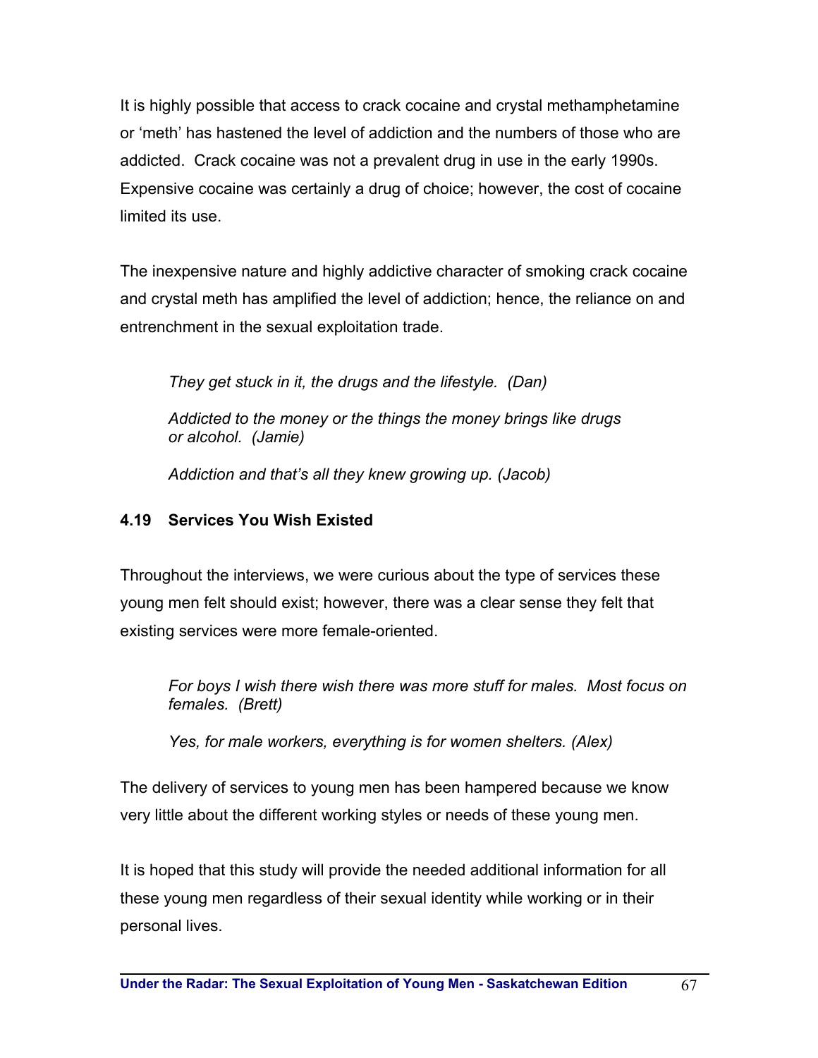It is highly possible that access to crack cocaine and crystal methamphetamine or 'meth' has hastened the level of addiction and the numbers of those who are addicted. Crack cocaine was not a prevalent drug in use in the early 1990s. Expensive cocaine was certainly a drug of choice; however, the cost of cocaine limited its use.

The inexpensive nature and highly addictive character of smoking crack cocaine and crystal meth has amplified the level of addiction; hence, the reliance on and entrenchment in the sexual exploitation trade.

> *They get stuck in it, the drugs and the lifestyle. (Dan)*
>
> *Addicted to the money or the things the money brings like drugs or alcohol. (Jamie)*
>
> *Addiction and that's all they knew growing up. (Jacob)*

### 4.19 Services You Wish Existed

Throughout the interviews, we were curious about the type of services these young men felt should exist; however, there was a clear sense they felt that existing services were more female-oriented.

> *For boys I wish there wish there was more stuff for males. Most focus on females. (Brett)*
>
> *Yes, for male workers, everything is for women shelters. (Alex)*

The delivery of services to young men has been hampered because we know very little about the different working styles or needs of these young men.

It is hoped that this study will provide the needed additional information for all these young men regardless of their sexual identity while working or in their personal lives.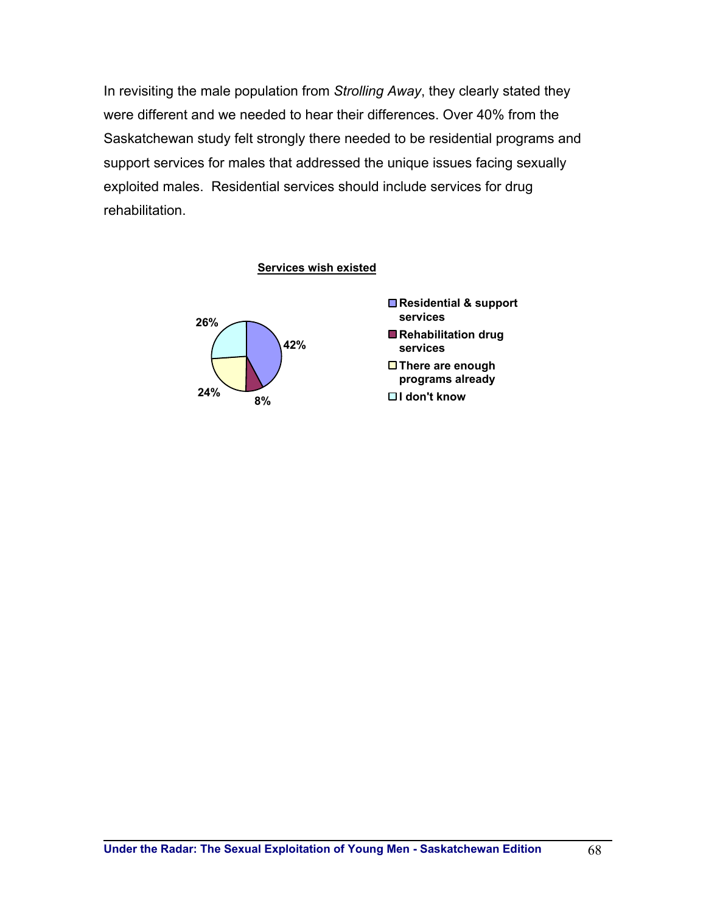In revisiting the male population from *Strolling Away*, they clearly stated they were different and we needed to hear their differences. Over 40% from the Saskatchewan study felt strongly there needed to be residential programs and support services for males that addressed the unique issues facing sexually exploited males. Residential services should include services for drug rehabilitation.

**Services wish existed**

| Service | Percentage |
|---|---|
| Residential & support services | 42% |
| Rehabilitation drug services | 8% |
| There are enough programs already | 24% |
| I don't know | 26% |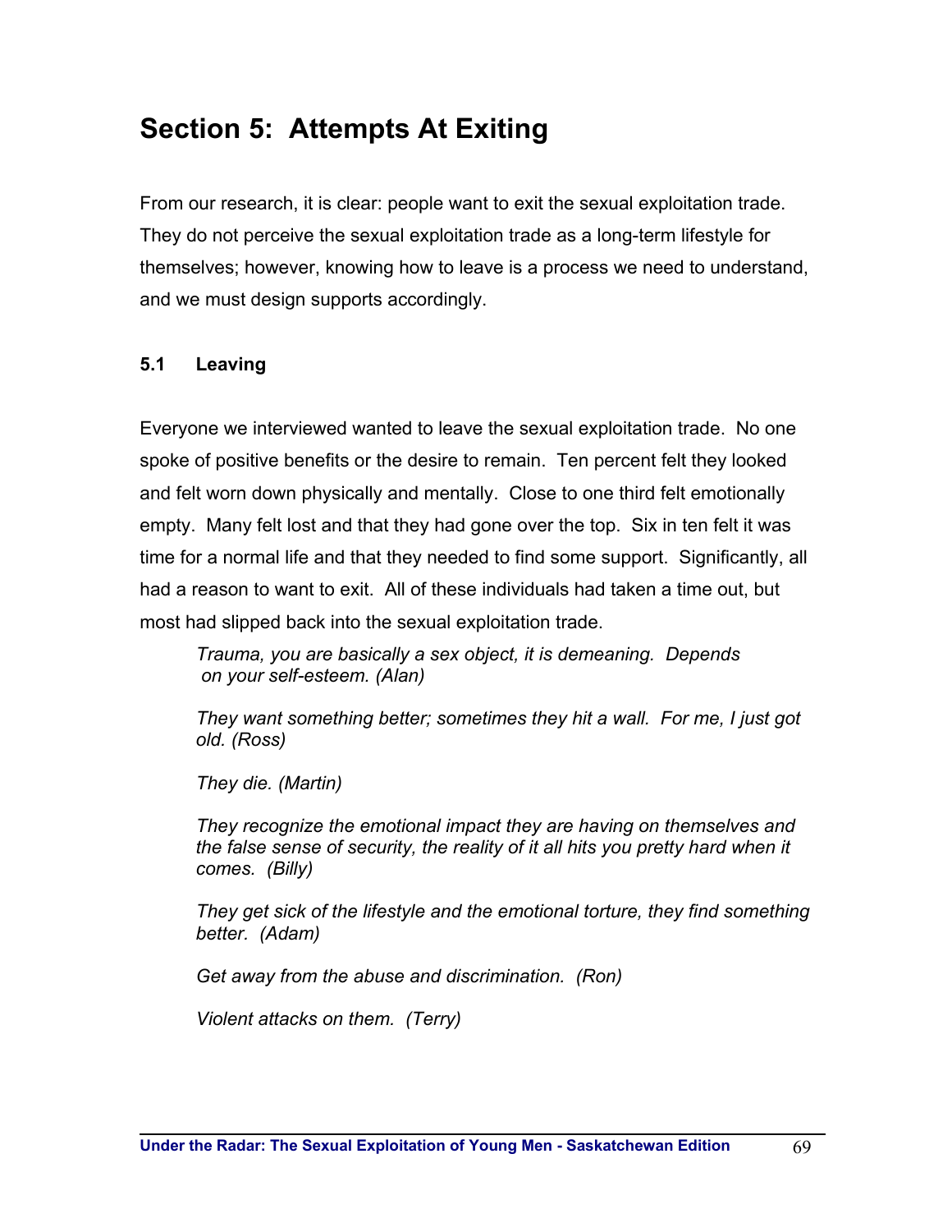# Section 5: Attempts At Exiting

From our research, it is clear: people want to exit the sexual exploitation trade. They do not perceive the sexual exploitation trade as a long-term lifestyle for themselves; however, knowing how to leave is a process we need to understand, and we must design supports accordingly.

## 5.1 Leaving

Everyone we interviewed wanted to leave the sexual exploitation trade. No one spoke of positive benefits or the desire to remain. Ten percent felt they looked and felt worn down physically and mentally. Close to one third felt emotionally empty. Many felt lost and that they had gone over the top. Six in ten felt it was time for a normal life and that they needed to find some support. Significantly, all had a reason to want to exit. All of these individuals had taken a time out, but most had slipped back into the sexual exploitation trade.

> *Trauma, you are basically a sex object, it is demeaning. Depends on your self-esteem. (Alan)*
>
> *They want something better; sometimes they hit a wall. For me, I just got old. (Ross)*
>
> *They die. (Martin)*
>
> *They recognize the emotional impact they are having on themselves and the false sense of security, the reality of it all hits you pretty hard when it comes. (Billy)*
>
> *They get sick of the lifestyle and the emotional torture, they find something better. (Adam)*
>
> *Get away from the abuse and discrimination. (Ron)*
>
> *Violent attacks on them. (Terry)*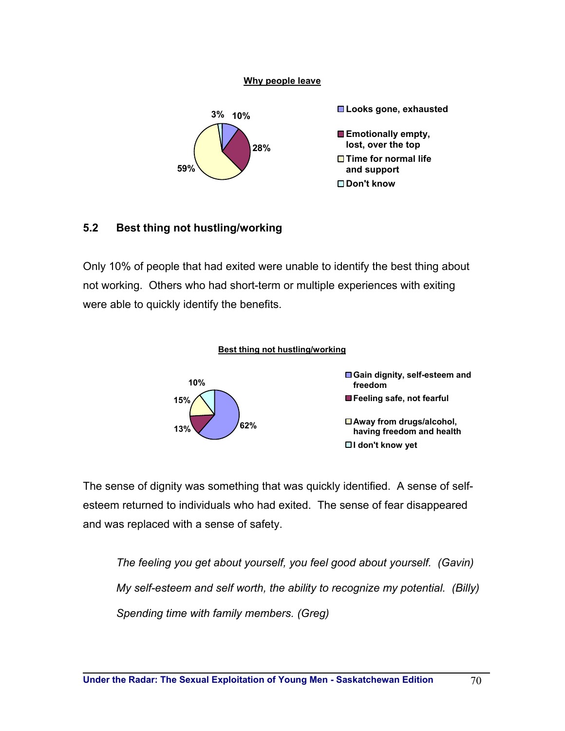**Why people leave**

| Reason | Percentage |
| --- | --- |
| Looks gone, exhausted | 10% |
| Emotionally empty, lost, over the top | 28% |
| Time for normal life and support | 59% |
| Don't know | 3% |

## 5.2 Best thing not hustling/working

Only 10% of people that had exited were unable to identify the best thing about not working. Others who had short-term or multiple experiences with exiting were able to quickly identify the benefits.

**Best thing not hustling/working**

| Best thing | Percentage |
| --- | --- |
| Gain dignity, self-esteem and freedom | 62% |
| Feeling safe, not fearful | 13% |
| Away from drugs/alcohol, having freedom and health | 15% |
| I don't know yet | 10% |

The sense of dignity was something that was quickly identified. A sense of self-esteem returned to individuals who had exited. The sense of fear disappeared and was replaced with a sense of safety.

> *The feeling you get about yourself, you feel good about yourself. (Gavin)*
>
> *My self-esteem and self worth, the ability to recognize my potential. (Billy)*
>
> *Spending time with family members. (Greg)*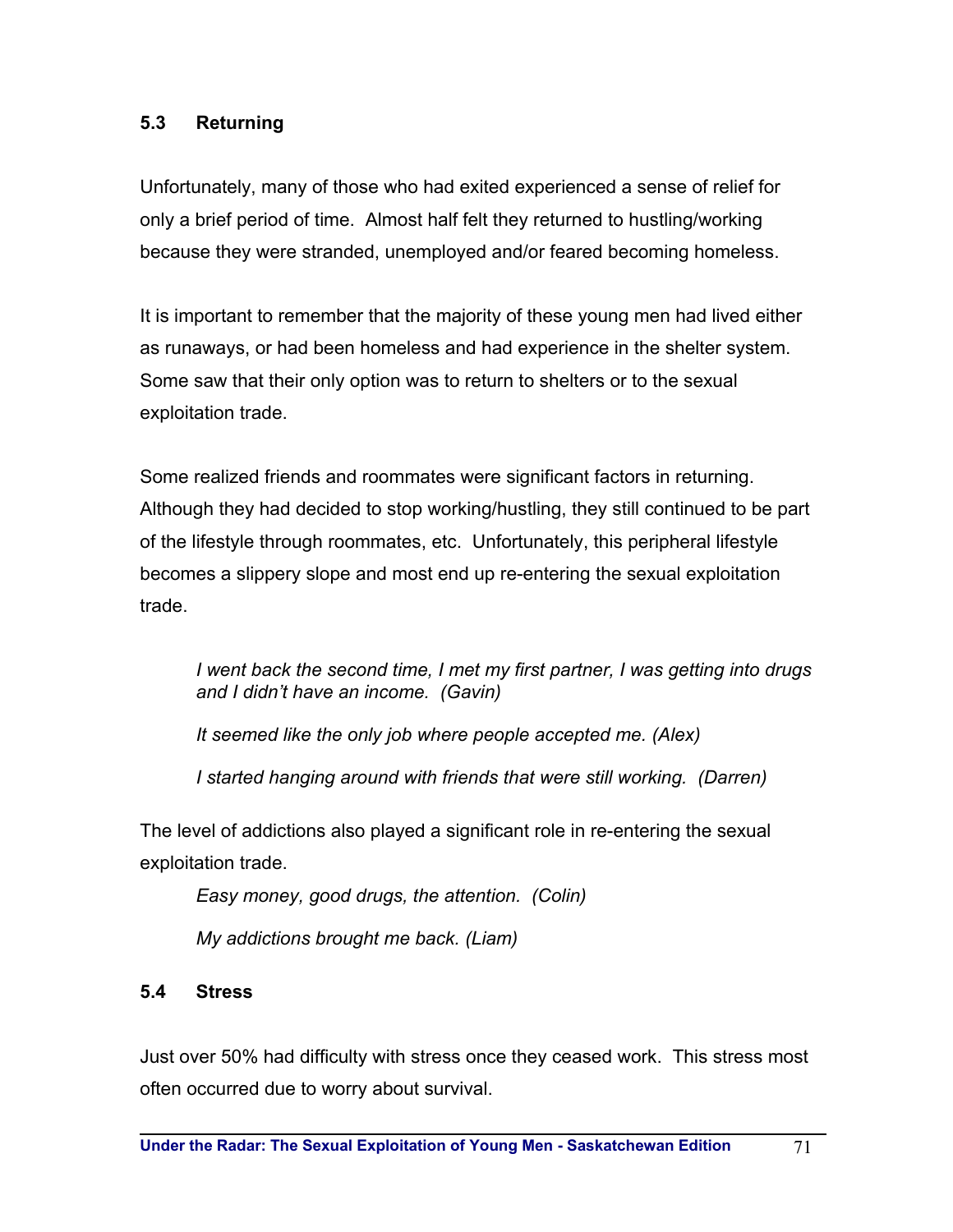## 5.3 Returning

Unfortunately, many of those who had exited experienced a sense of relief for only a brief period of time. Almost half felt they returned to hustling/working because they were stranded, unemployed and/or feared becoming homeless.

It is important to remember that the majority of these young men had lived either as runaways, or had been homeless and had experience in the shelter system. Some saw that their only option was to return to shelters or to the sexual exploitation trade.

Some realized friends and roommates were significant factors in returning. Although they had decided to stop working/hustling, they still continued to be part of the lifestyle through roommates, etc. Unfortunately, this peripheral lifestyle becomes a slippery slope and most end up re-entering the sexual exploitation trade.

> *I went back the second time, I met my first partner, I was getting into drugs and I didn't have an income. (Gavin)*
>
> *It seemed like the only job where people accepted me. (Alex)*
>
> *I started hanging around with friends that were still working. (Darren)*

The level of addictions also played a significant role in re-entering the sexual exploitation trade.

> *Easy money, good drugs, the attention. (Colin)*
>
> *My addictions brought me back. (Liam)*

## 5.4 Stress

Just over 50% had difficulty with stress once they ceased work. This stress most often occurred due to worry about survival.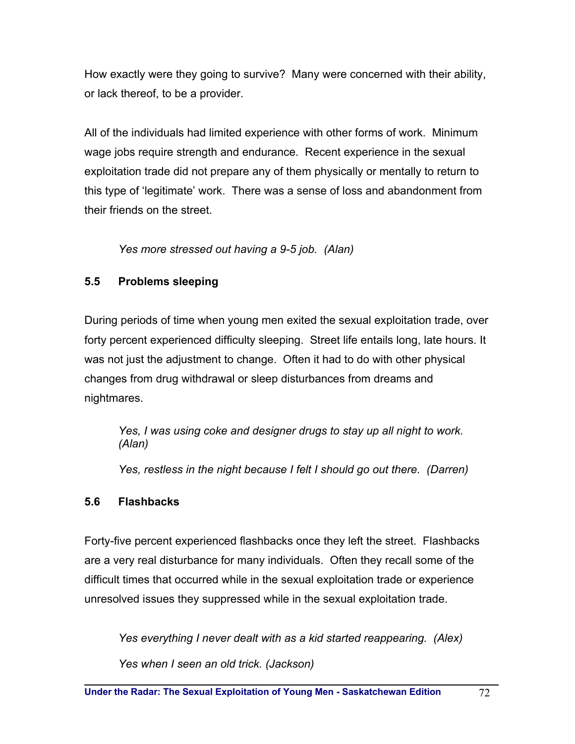How exactly were they going to survive? Many were concerned with their ability, or lack thereof, to be a provider.

All of the individuals had limited experience with other forms of work. Minimum wage jobs require strength and endurance. Recent experience in the sexual exploitation trade did not prepare any of them physically or mentally to return to this type of 'legitimate' work. There was a sense of loss and abandonment from their friends on the street.

> *Yes more stressed out having a 9-5 job. (Alan)*

### 5.5 Problems sleeping

During periods of time when young men exited the sexual exploitation trade, over forty percent experienced difficulty sleeping. Street life entails long, late hours. It was not just the adjustment to change. Often it had to do with other physical changes from drug withdrawal or sleep disturbances from dreams and nightmares.

> *Yes, I was using coke and designer drugs to stay up all night to work. (Alan)*
>
> *Yes, restless in the night because I felt I should go out there. (Darren)*

### 5.6 Flashbacks

Forty-five percent experienced flashbacks once they left the street. Flashbacks are a very real disturbance for many individuals. Often they recall some of the difficult times that occurred while in the sexual exploitation trade or experience unresolved issues they suppressed while in the sexual exploitation trade.

> *Yes everything I never dealt with as a kid started reappearing. (Alex)*
>
> *Yes when I seen an old trick. (Jackson)*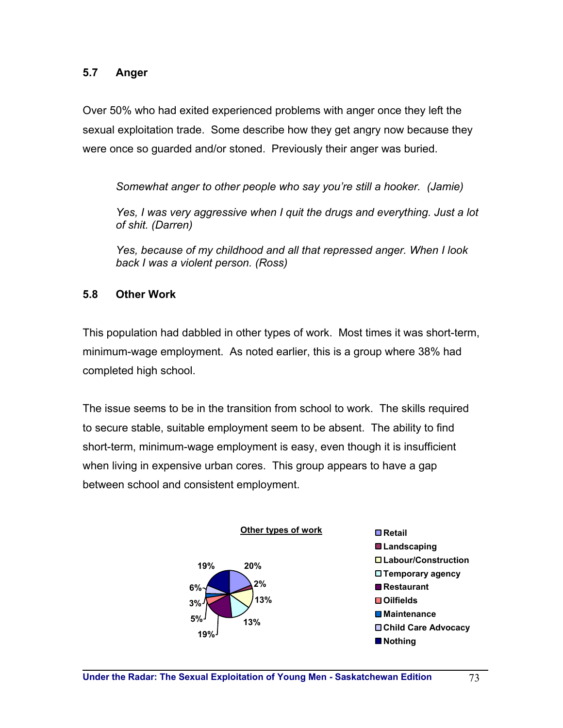### 5.7 Anger

Over 50% who had exited experienced problems with anger once they left the sexual exploitation trade. Some describe how they get angry now because they were once so guarded and/or stoned. Previously their anger was buried.

> *Somewhat anger to other people who say you're still a hooker. (Jamie)*
>
> *Yes, I was very aggressive when I quit the drugs and everything. Just a lot of shit. (Darren)*
>
> *Yes, because of my childhood and all that repressed anger. When I look back I was a violent person. (Ross)*

### 5.8 Other Work

This population had dabbled in other types of work. Most times it was short-term, minimum-wage employment. As noted earlier, this is a group where 38% had completed high school.

The issue seems to be in the transition from school to work. The skills required to secure stable, suitable employment seem to be absent. The ability to find short-term, minimum-wage employment is easy, even though it is insufficient when living in expensive urban cores. This group appears to have a gap between school and consistent employment.

**Other types of work**

| Type of work | Percentage |
|---|---|
| Retail | 20% |
| Landscaping | 2% |
| Labour/Construction | 13% |
| Temporary agency | 13% |
| Restaurant | 19% |
| Oilfields | 5% |
| Maintenance | 3% |
| Child Care Advocacy | 6% |
| Nothing | 19% |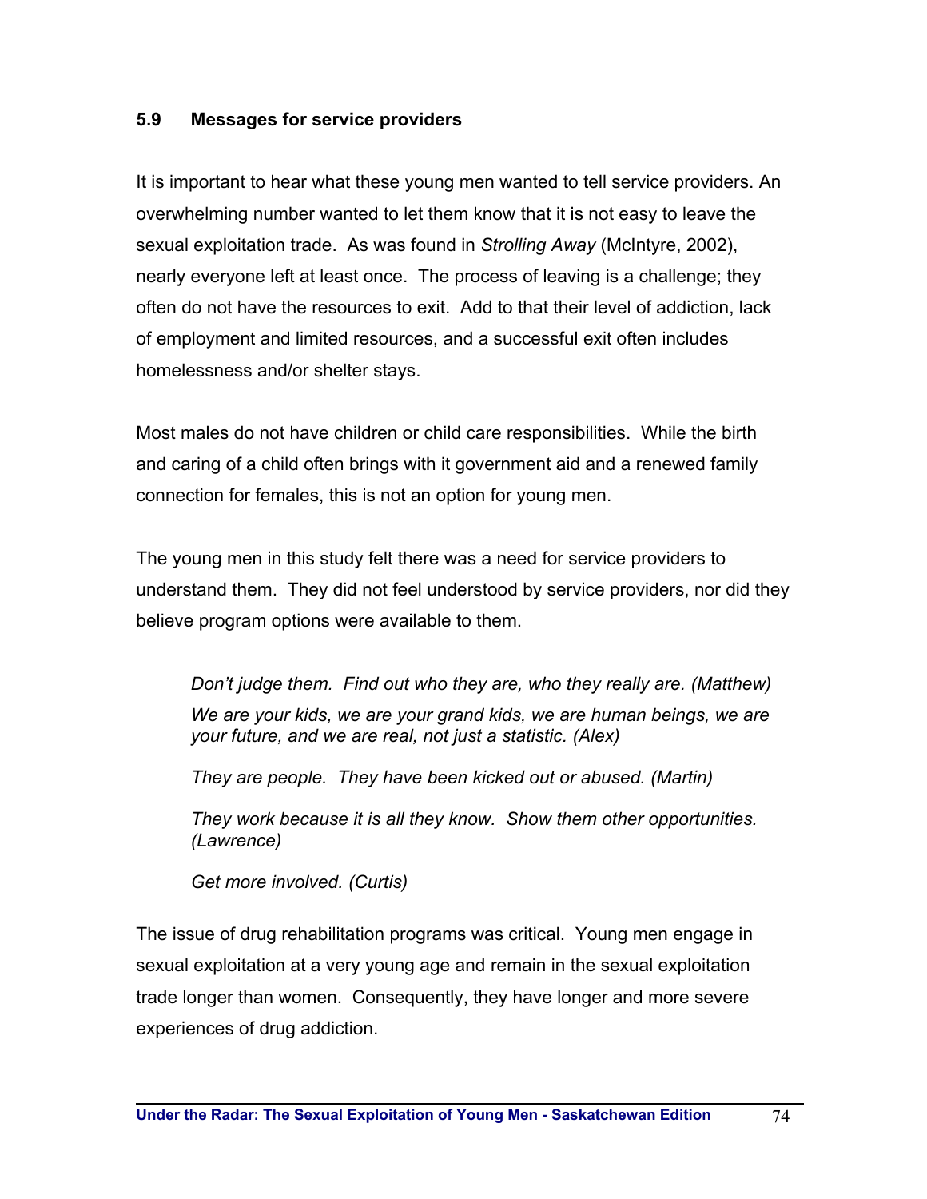### 5.9 Messages for service providers

It is important to hear what these young men wanted to tell service providers. An overwhelming number wanted to let them know that it is not easy to leave the sexual exploitation trade. As was found in *Strolling Away* (McIntyre, 2002), nearly everyone left at least once. The process of leaving is a challenge; they often do not have the resources to exit. Add to that their level of addiction, lack of employment and limited resources, and a successful exit often includes homelessness and/or shelter stays.

Most males do not have children or child care responsibilities. While the birth and caring of a child often brings with it government aid and a renewed family connection for females, this is not an option for young men.

The young men in this study felt there was a need for service providers to understand them. They did not feel understood by service providers, nor did they believe program options were available to them.

> *Don't judge them. Find out who they are, who they really are. (Matthew)*
>
> *We are your kids, we are your grand kids, we are human beings, we are your future, and we are real, not just a statistic. (Alex)*
>
> *They are people. They have been kicked out or abused. (Martin)*
>
> *They work because it is all they know. Show them other opportunities. (Lawrence)*
>
> *Get more involved. (Curtis)*

The issue of drug rehabilitation programs was critical. Young men engage in sexual exploitation at a very young age and remain in the sexual exploitation trade longer than women. Consequently, they have longer and more severe experiences of drug addiction.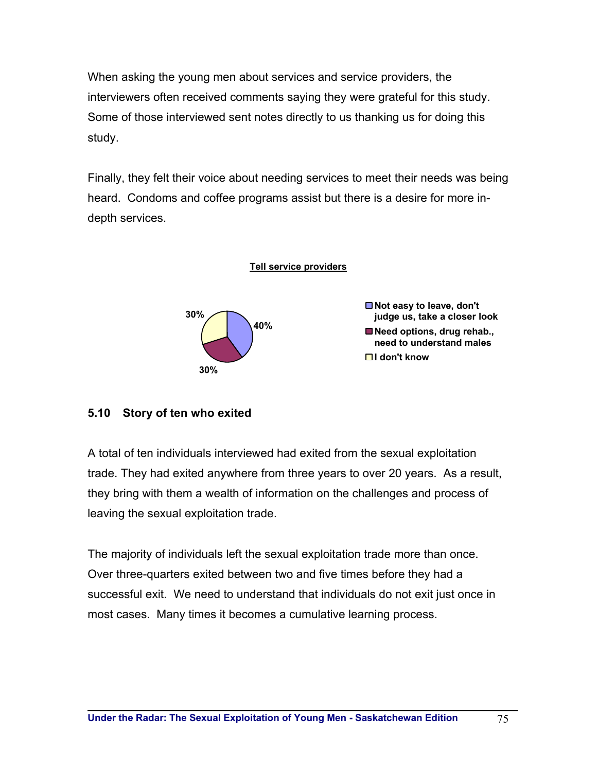When asking the young men about services and service providers, the interviewers often received comments saying they were grateful for this study. Some of those interviewed sent notes directly to us thanking us for doing this study.

Finally, they felt their voice about needing services to meet their needs was being heard. Condoms and coffee programs assist but there is a desire for more in-depth services.

**Tell service providers**

| Response | Percentage |
|---|---|
| Not easy to leave, don't judge us, take a closer look | 40% |
| Need options, drug rehab., need to understand males | 30% |
| I don't know | 30% |

### 5.10 Story of ten who exited

A total of ten individuals interviewed had exited from the sexual exploitation trade. They had exited anywhere from three years to over 20 years. As a result, they bring with them a wealth of information on the challenges and process of leaving the sexual exploitation trade.

The majority of individuals left the sexual exploitation trade more than once. Over three-quarters exited between two and five times before they had a successful exit. We need to understand that individuals do not exit just once in most cases. Many times it becomes a cumulative learning process.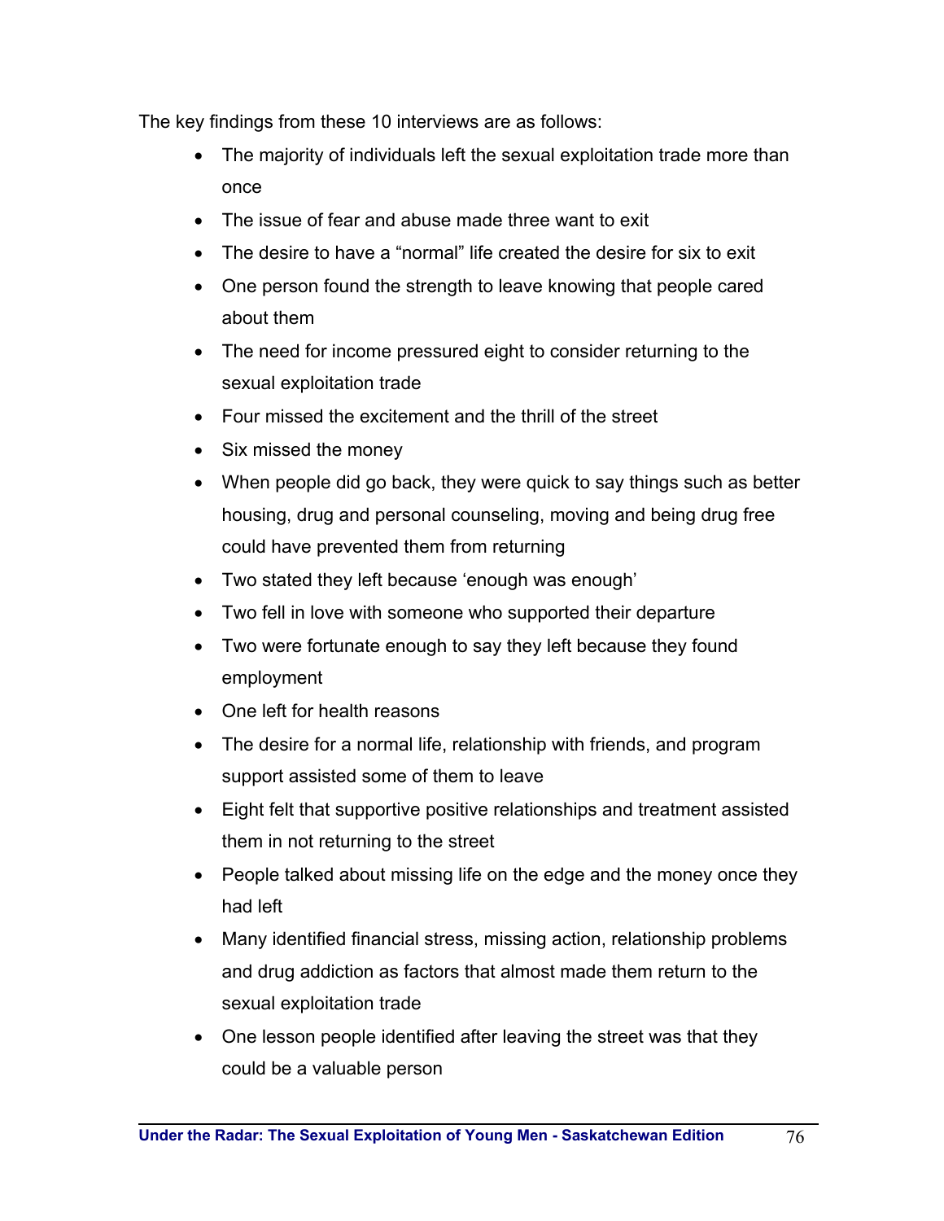The key findings from these 10 interviews are as follows:

- The majority of individuals left the sexual exploitation trade more than once
- The issue of fear and abuse made three want to exit
- The desire to have a “normal” life created the desire for six to exit
- One person found the strength to leave knowing that people cared about them
- The need for income pressured eight to consider returning to the sexual exploitation trade
- Four missed the excitement and the thrill of the street
- Six missed the money
- When people did go back, they were quick to say things such as better housing, drug and personal counseling, moving and being drug free could have prevented them from returning
- Two stated they left because ‘enough was enough’
- Two fell in love with someone who supported their departure
- Two were fortunate enough to say they left because they found employment
- One left for health reasons
- The desire for a normal life, relationship with friends, and program support assisted some of them to leave
- Eight felt that supportive positive relationships and treatment assisted them in not returning to the street
- People talked about missing life on the edge and the money once they had left
- Many identified financial stress, missing action, relationship problems and drug addiction as factors that almost made them return to the sexual exploitation trade
- One lesson people identified after leaving the street was that they could be a valuable person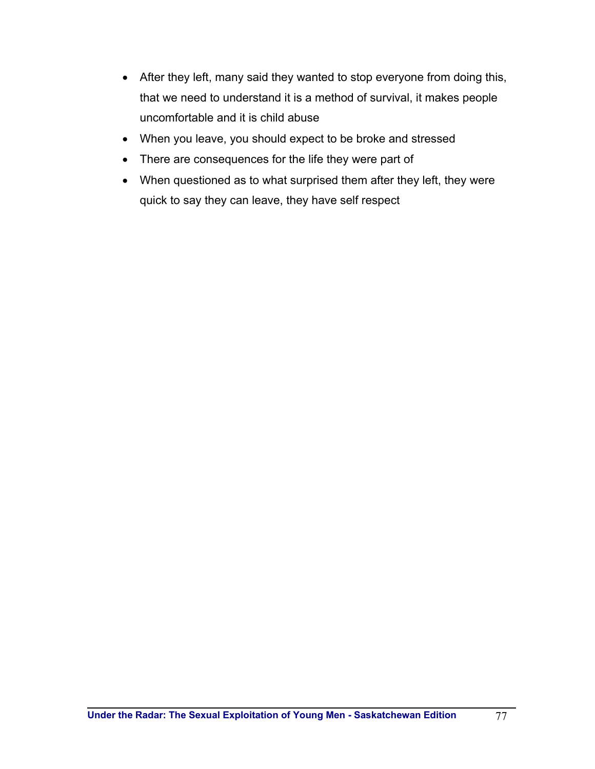- After they left, many said they wanted to stop everyone from doing this, that we need to understand it is a method of survival, it makes people uncomfortable and it is child abuse
- When you leave, you should expect to be broke and stressed
- There are consequences for the life they were part of
- When questioned as to what surprised them after they left, they were quick to say they can leave, they have self respect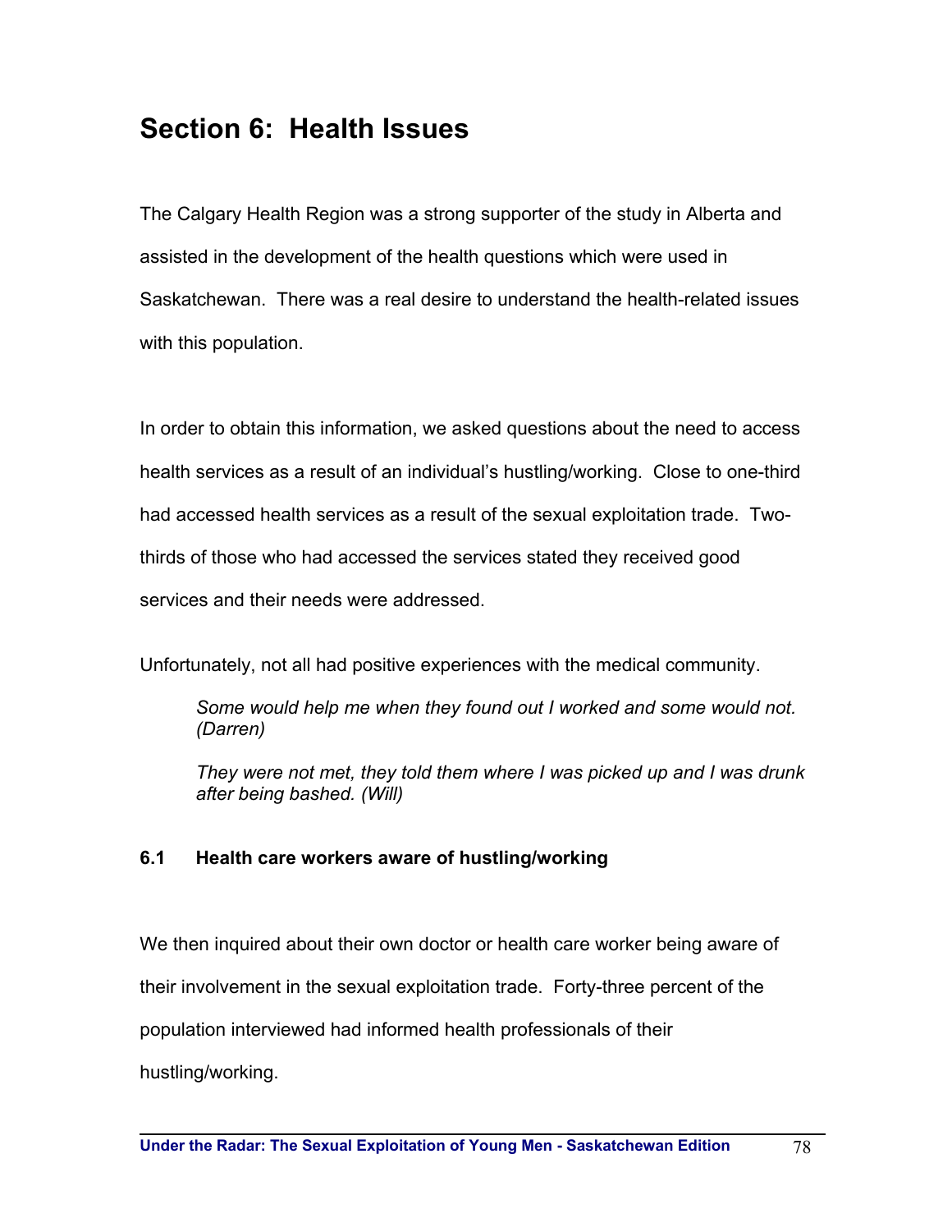## Section 6: Health Issues

The Calgary Health Region was a strong supporter of the study in Alberta and assisted in the development of the health questions which were used in Saskatchewan. There was a real desire to understand the health-related issues with this population.

In order to obtain this information, we asked questions about the need to access health services as a result of an individual's hustling/working. Close to one-third had accessed health services as a result of the sexual exploitation trade. Two-thirds of those who had accessed the services stated they received good services and their needs were addressed.

Unfortunately, not all had positive experiences with the medical community.

> *Some would help me when they found out I worked and some would not. (Darren)*
>
> *They were not met, they told them where I was picked up and I was drunk after being bashed. (Will)*

### 6.1 Health care workers aware of hustling/working

We then inquired about their own doctor or health care worker being aware of their involvement in the sexual exploitation trade. Forty-three percent of the population interviewed had informed health professionals of their hustling/working.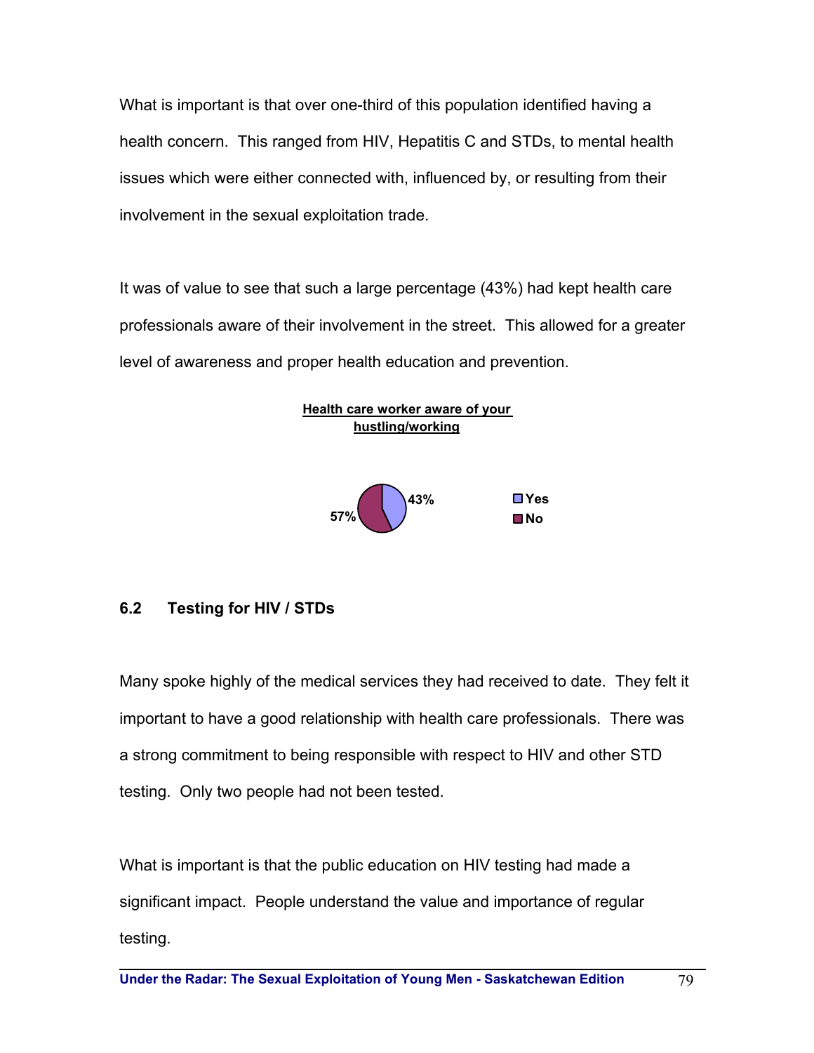What is important is that over one-third of this population identified having a health concern. This ranged from HIV, Hepatitis C and STDs, to mental health issues which were either connected with, influenced by, or resulting from their involvement in the sexual exploitation trade.

It was of value to see that such a large percentage (43%) had kept health care professionals aware of their involvement in the street. This allowed for a greater level of awareness and proper health education and prevention.

**Health care worker aware of your hustling/working**

| Response | Percentage |
|---|---|
| Yes | 43% |
| No | 57% |

## 6.2 Testing for HIV / STDs

Many spoke highly of the medical services they had received to date. They felt it important to have a good relationship with health care professionals. There was a strong commitment to being responsible with respect to HIV and other STD testing. Only two people had not been tested.

What is important is that the public education on HIV testing had made a significant impact. People understand the value and importance of regular testing.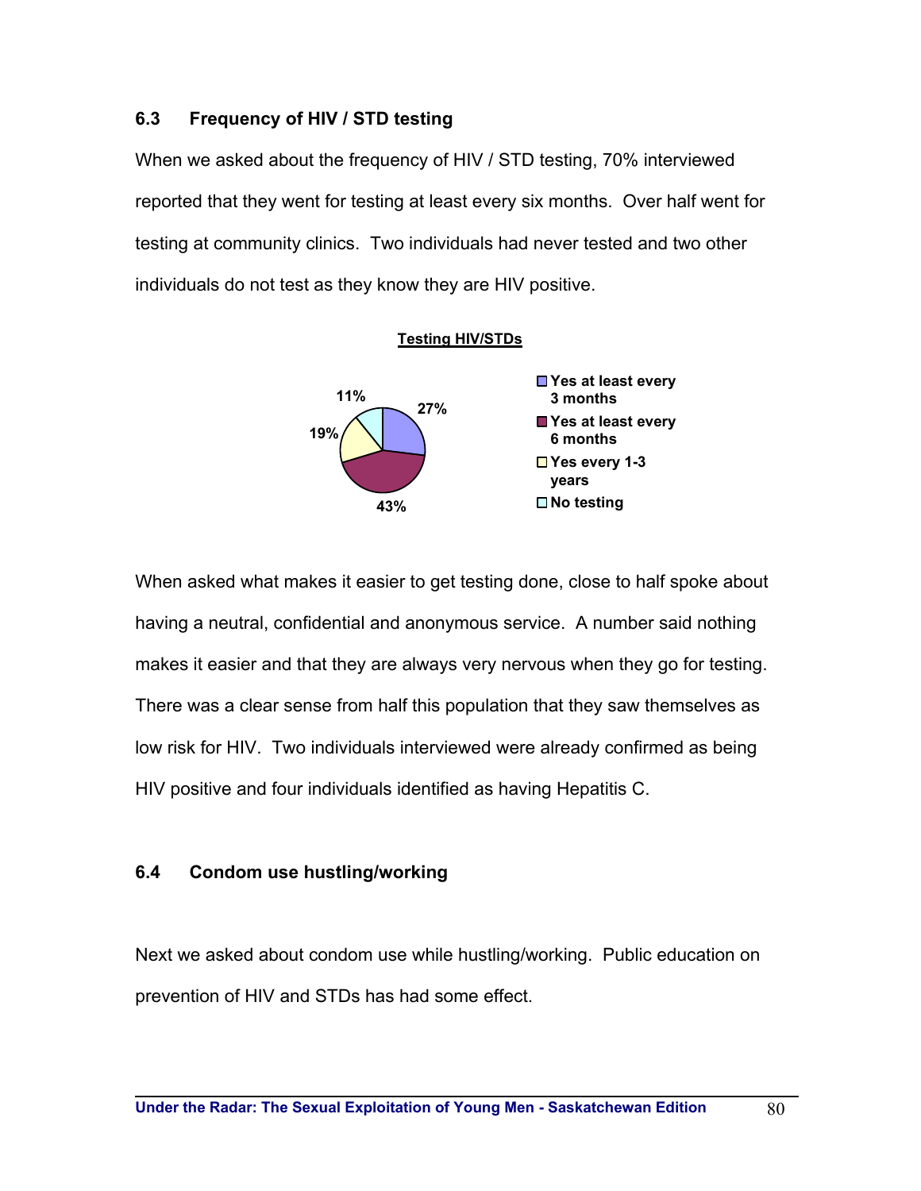### 6.3 Frequency of HIV / STD testing

When we asked about the frequency of HIV / STD testing, 70% interviewed reported that they went for testing at least every six months. Over half went for testing at community clinics. Two individuals had never tested and two other individuals do not test as they know they are HIV positive.

**Testing HIV/STDs**

| Category | Percentage |
|---|---|
| Yes at least every 3 months | 27% |
| Yes at least every 6 months | 43% |
| Yes every 1-3 years | 19% |
| No testing | 11% |

When asked what makes it easier to get testing done, close to half spoke about having a neutral, confidential and anonymous service. A number said nothing makes it easier and that they are always very nervous when they go for testing. There was a clear sense from half this population that they saw themselves as low risk for HIV. Two individuals interviewed were already confirmed as being HIV positive and four individuals identified as having Hepatitis C.

### 6.4 Condom use hustling/working

Next we asked about condom use while hustling/working. Public education on prevention of HIV and STDs has had some effect.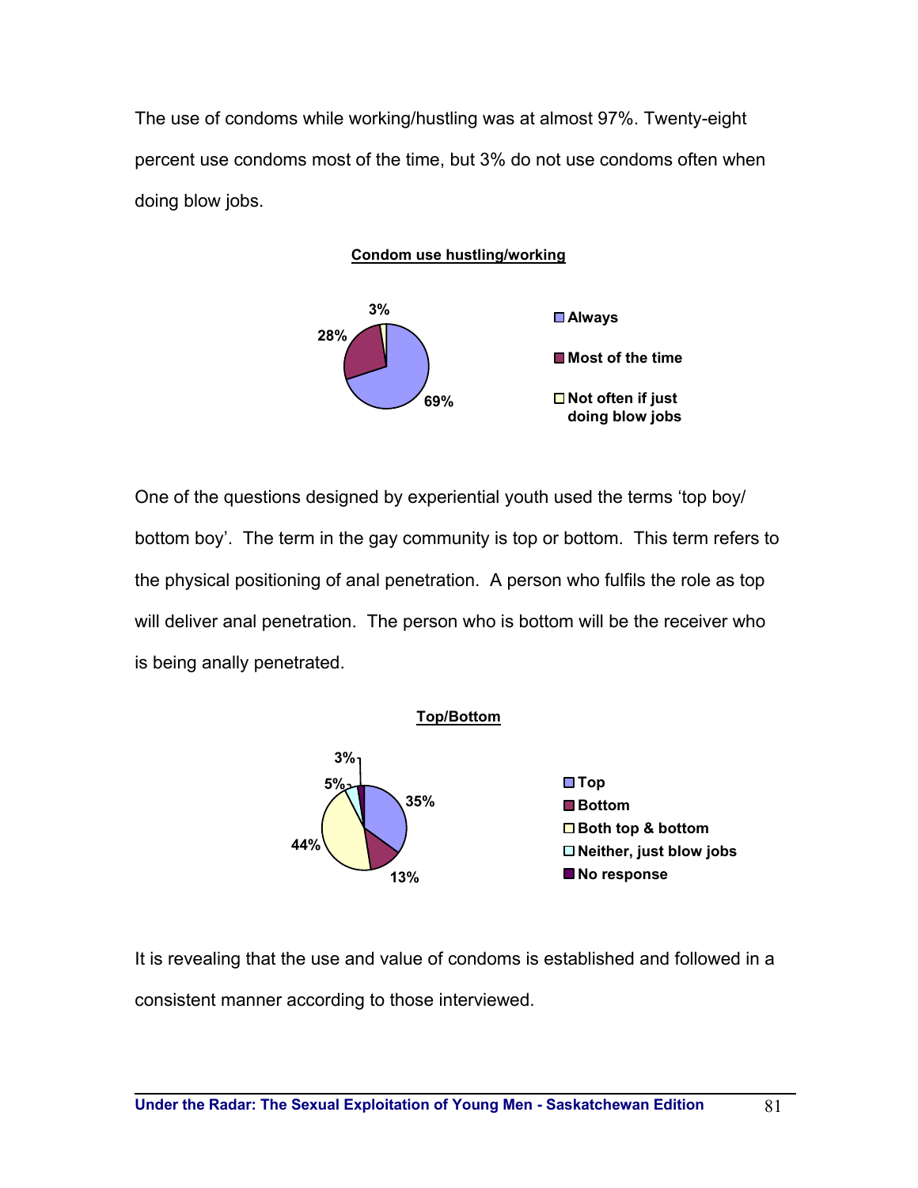The use of condoms while working/hustling was at almost 97%. Twenty-eight percent use condoms most of the time, but 3% do not use condoms often when doing blow jobs.

**Condom use hustling/working**

| Response | Percent |
|---|---|
| Always | 69% |
| Most of the time | 28% |
| Not often if just doing blow jobs | 3% |

One of the questions designed by experiential youth used the terms 'top boy/ bottom boy'. The term in the gay community is top or bottom. This term refers to the physical positioning of anal penetration. A person who fulfils the role as top will deliver anal penetration. The person who is bottom will be the receiver who is being anally penetrated.

**Top/Bottom**

| Response | Percent |
|---|---|
| Top | 35% |
| Bottom | 13% |
| Both top & bottom | 44% |
| Neither, just blow jobs | 5% |
| No response | 3% |

It is revealing that the use and value of condoms is established and followed in a consistent manner according to those interviewed.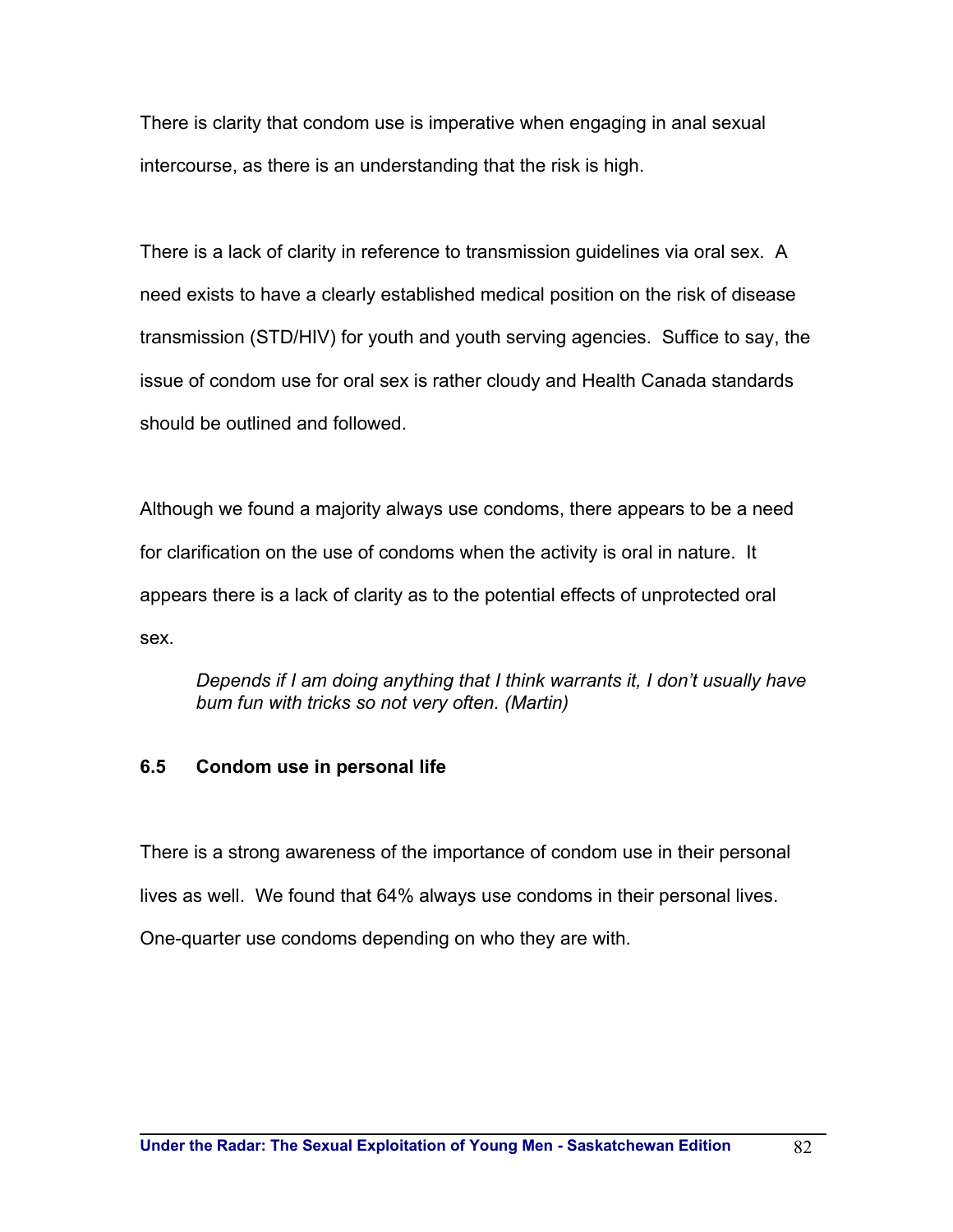There is clarity that condom use is imperative when engaging in anal sexual intercourse, as there is an understanding that the risk is high.

There is a lack of clarity in reference to transmission guidelines via oral sex. A need exists to have a clearly established medical position on the risk of disease transmission (STD/HIV) for youth and youth serving agencies. Suffice to say, the issue of condom use for oral sex is rather cloudy and Health Canada standards should be outlined and followed.

Although we found a majority always use condoms, there appears to be a need for clarification on the use of condoms when the activity is oral in nature. It appears there is a lack of clarity as to the potential effects of unprotected oral sex.

> *Depends if I am doing anything that I think warrants it, I don't usually have bum fun with tricks so not very often. (Martin)*

### 6.5 Condom use in personal life

There is a strong awareness of the importance of condom use in their personal lives as well. We found that 64% always use condoms in their personal lives. One-quarter use condoms depending on who they are with.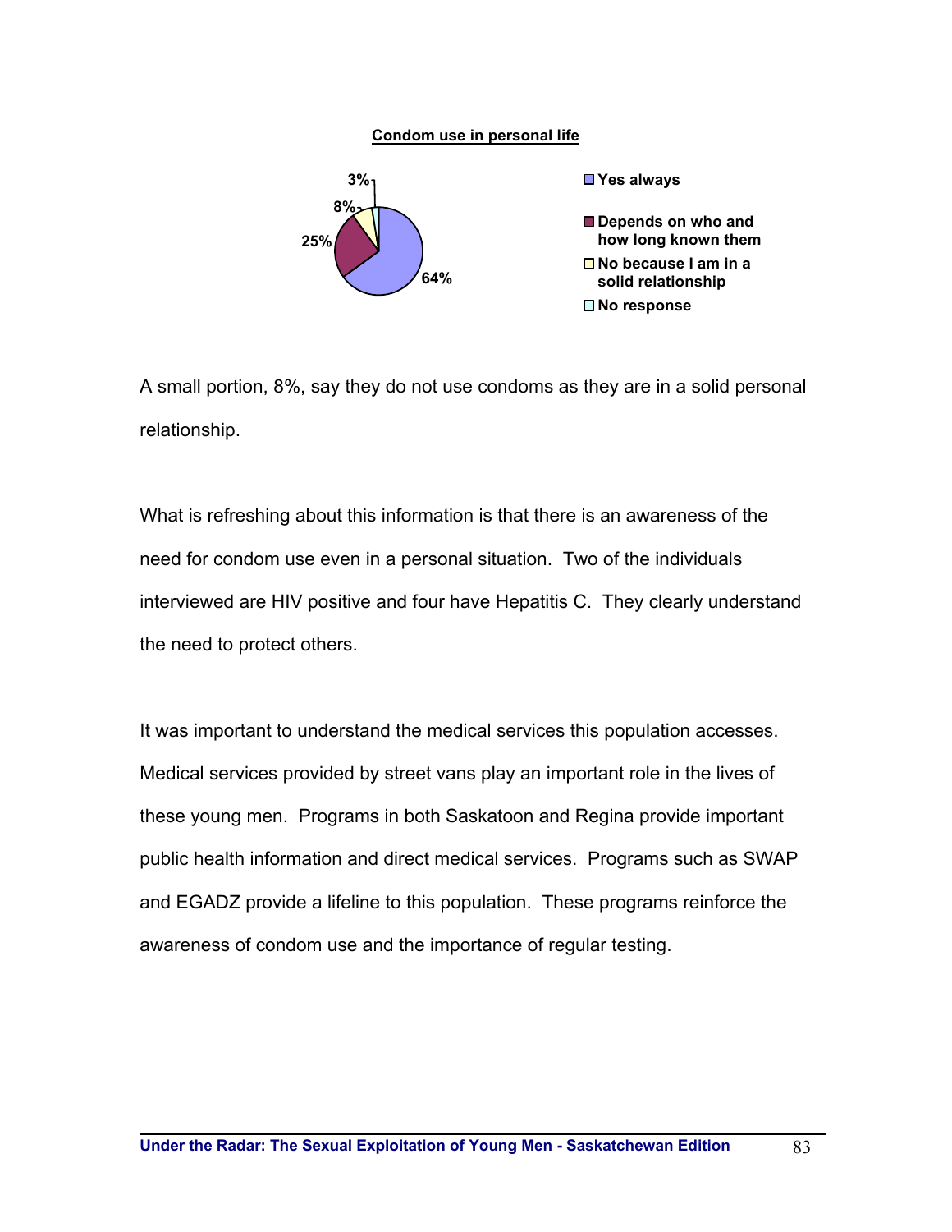**Condom use in personal life**

| Response | Percentage |
|---|---|
| Yes always | 64% |
| Depends on who and how long known them | 25% |
| No because I am in a solid relationship | 8% |
| No response | 3% |

A small portion, 8%, say they do not use condoms as they are in a solid personal relationship.

What is refreshing about this information is that there is an awareness of the need for condom use even in a personal situation. Two of the individuals interviewed are HIV positive and four have Hepatitis C. They clearly understand the need to protect others.

It was important to understand the medical services this population accesses. Medical services provided by street vans play an important role in the lives of these young men. Programs in both Saskatoon and Regina provide important public health information and direct medical services. Programs such as SWAP and EGADZ provide a lifeline to this population. These programs reinforce the awareness of condom use and the importance of regular testing.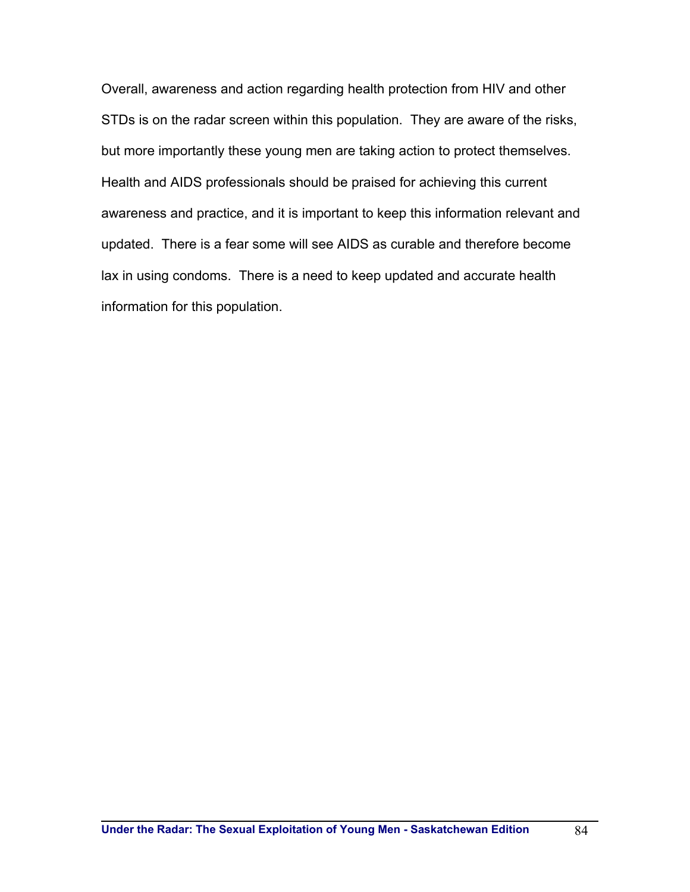Overall, awareness and action regarding health protection from HIV and other STDs is on the radar screen within this population. They are aware of the risks, but more importantly these young men are taking action to protect themselves. Health and AIDS professionals should be praised for achieving this current awareness and practice, and it is important to keep this information relevant and updated. There is a fear some will see AIDS as curable and therefore become lax in using condoms. There is a need to keep updated and accurate health information for this population.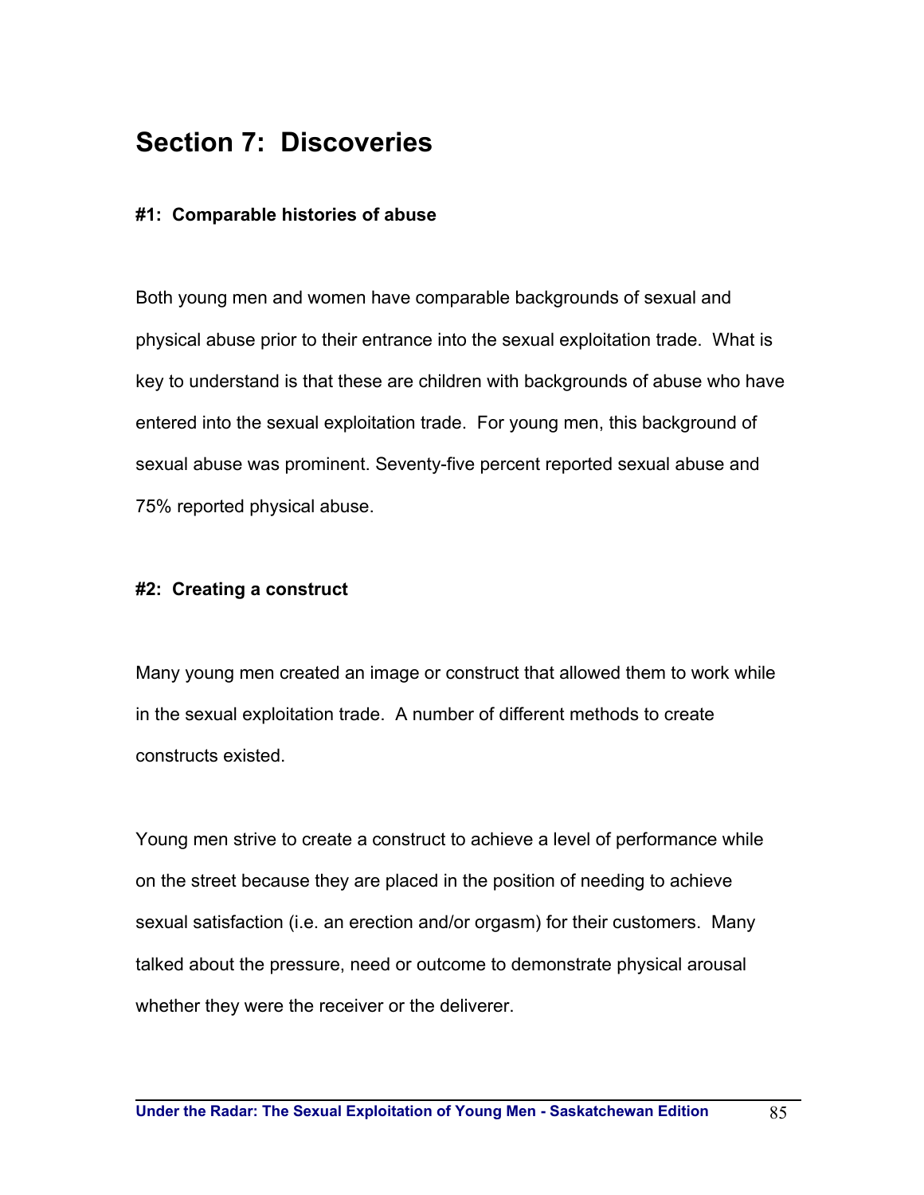## Section 7: Discoveries

### #1: Comparable histories of abuse

Both young men and women have comparable backgrounds of sexual and physical abuse prior to their entrance into the sexual exploitation trade. What is key to understand is that these are children with backgrounds of abuse who have entered into the sexual exploitation trade. For young men, this background of sexual abuse was prominent. Seventy-five percent reported sexual abuse and 75% reported physical abuse.

### #2: Creating a construct

Many young men created an image or construct that allowed them to work while in the sexual exploitation trade. A number of different methods to create constructs existed.

Young men strive to create a construct to achieve a level of performance while on the street because they are placed in the position of needing to achieve sexual satisfaction (i.e. an erection and/or orgasm) for their customers. Many talked about the pressure, need or outcome to demonstrate physical arousal whether they were the receiver or the deliverer.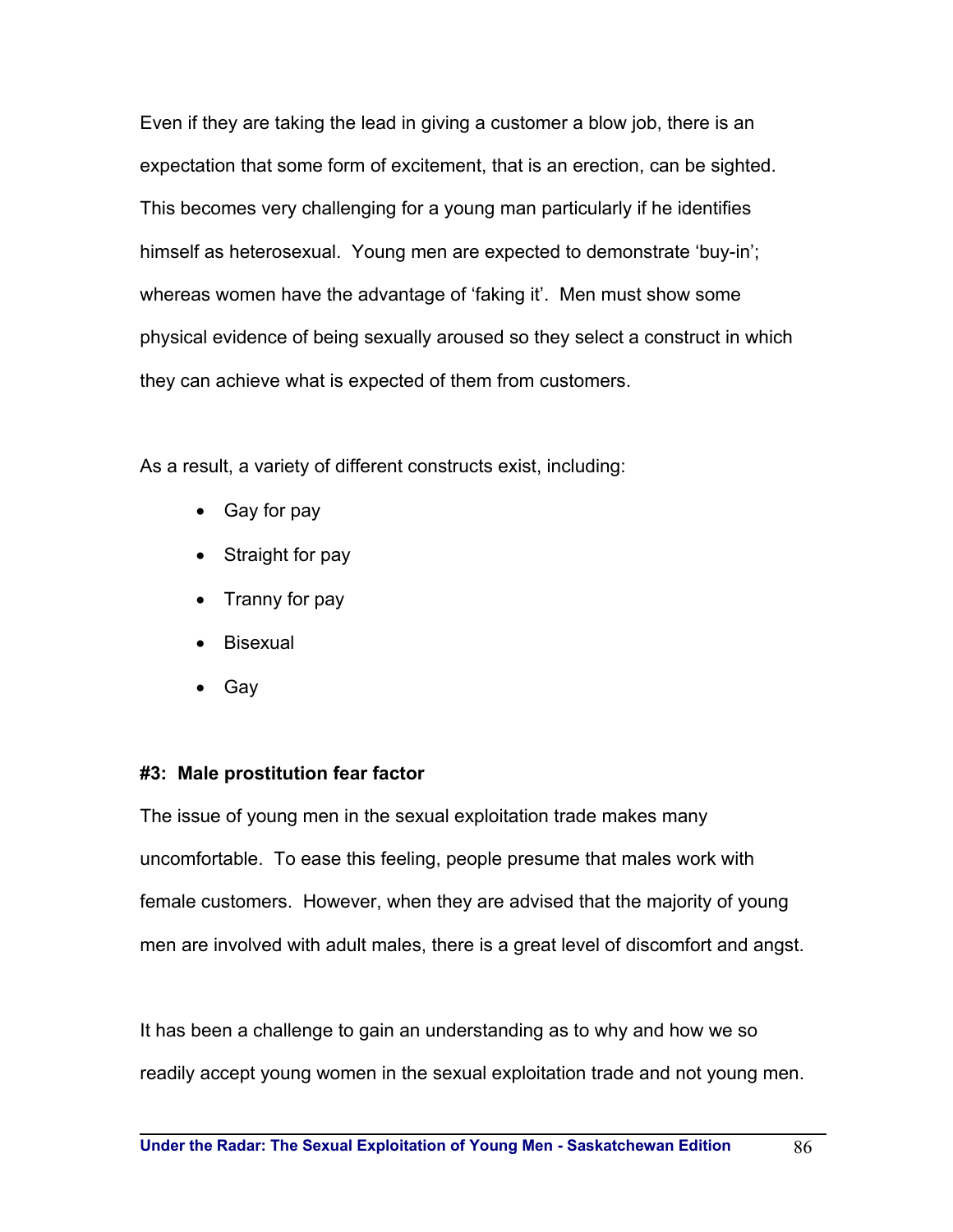Even if they are taking the lead in giving a customer a blow job, there is an expectation that some form of excitement, that is an erection, can be sighted. This becomes very challenging for a young man particularly if he identifies himself as heterosexual. Young men are expected to demonstrate 'buy-in'; whereas women have the advantage of 'faking it'. Men must show some physical evidence of being sexually aroused so they select a construct in which they can achieve what is expected of them from customers.

As a result, a variety of different constructs exist, including:

- Gay for pay
- Straight for pay
- Tranny for pay
- Bisexual
- Gay

**#3: Male prostitution fear factor**

The issue of young men in the sexual exploitation trade makes many uncomfortable. To ease this feeling, people presume that males work with female customers. However, when they are advised that the majority of young men are involved with adult males, there is a great level of discomfort and angst.

It has been a challenge to gain an understanding as to why and how we so readily accept young women in the sexual exploitation trade and not young men.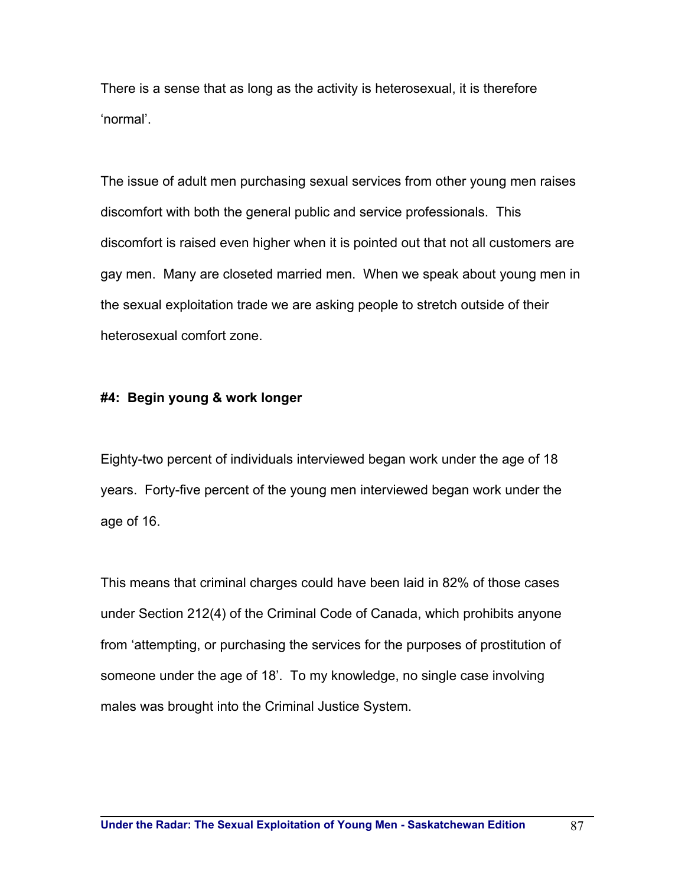There is a sense that as long as the activity is heterosexual, it is therefore 'normal'.

The issue of adult men purchasing sexual services from other young men raises discomfort with both the general public and service professionals. This discomfort is raised even higher when it is pointed out that not all customers are gay men. Many are closeted married men. When we speak about young men in the sexual exploitation trade we are asking people to stretch outside of their heterosexual comfort zone.

**#4: Begin young & work longer**

Eighty-two percent of individuals interviewed began work under the age of 18 years. Forty-five percent of the young men interviewed began work under the age of 16.

This means that criminal charges could have been laid in 82% of those cases under Section 212(4) of the Criminal Code of Canada, which prohibits anyone from 'attempting, or purchasing the services for the purposes of prostitution of someone under the age of 18'. To my knowledge, no single case involving males was brought into the Criminal Justice System.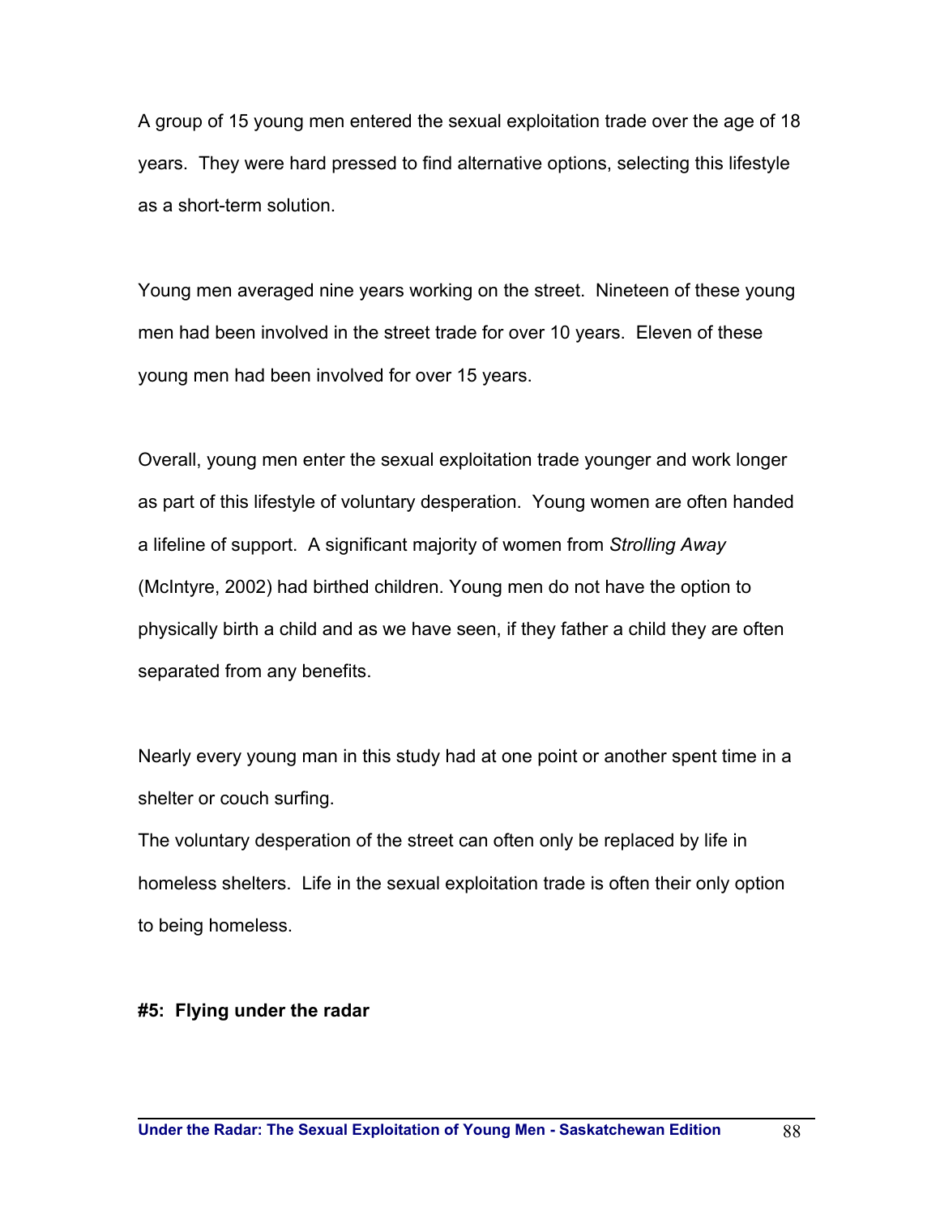A group of 15 young men entered the sexual exploitation trade over the age of 18 years. They were hard pressed to find alternative options, selecting this lifestyle as a short-term solution.

Young men averaged nine years working on the street. Nineteen of these young men had been involved in the street trade for over 10 years. Eleven of these young men had been involved for over 15 years.

Overall, young men enter the sexual exploitation trade younger and work longer as part of this lifestyle of voluntary desperation. Young women are often handed a lifeline of support. A significant majority of women from *Strolling Away* (McIntyre, 2002) had birthed children. Young men do not have the option to physically birth a child and as we have seen, if they father a child they are often separated from any benefits.

Nearly every young man in this study had at one point or another spent time in a shelter or couch surfing.

The voluntary desperation of the street can often only be replaced by life in homeless shelters. Life in the sexual exploitation trade is often their only option to being homeless.

**#5: Flying under the radar**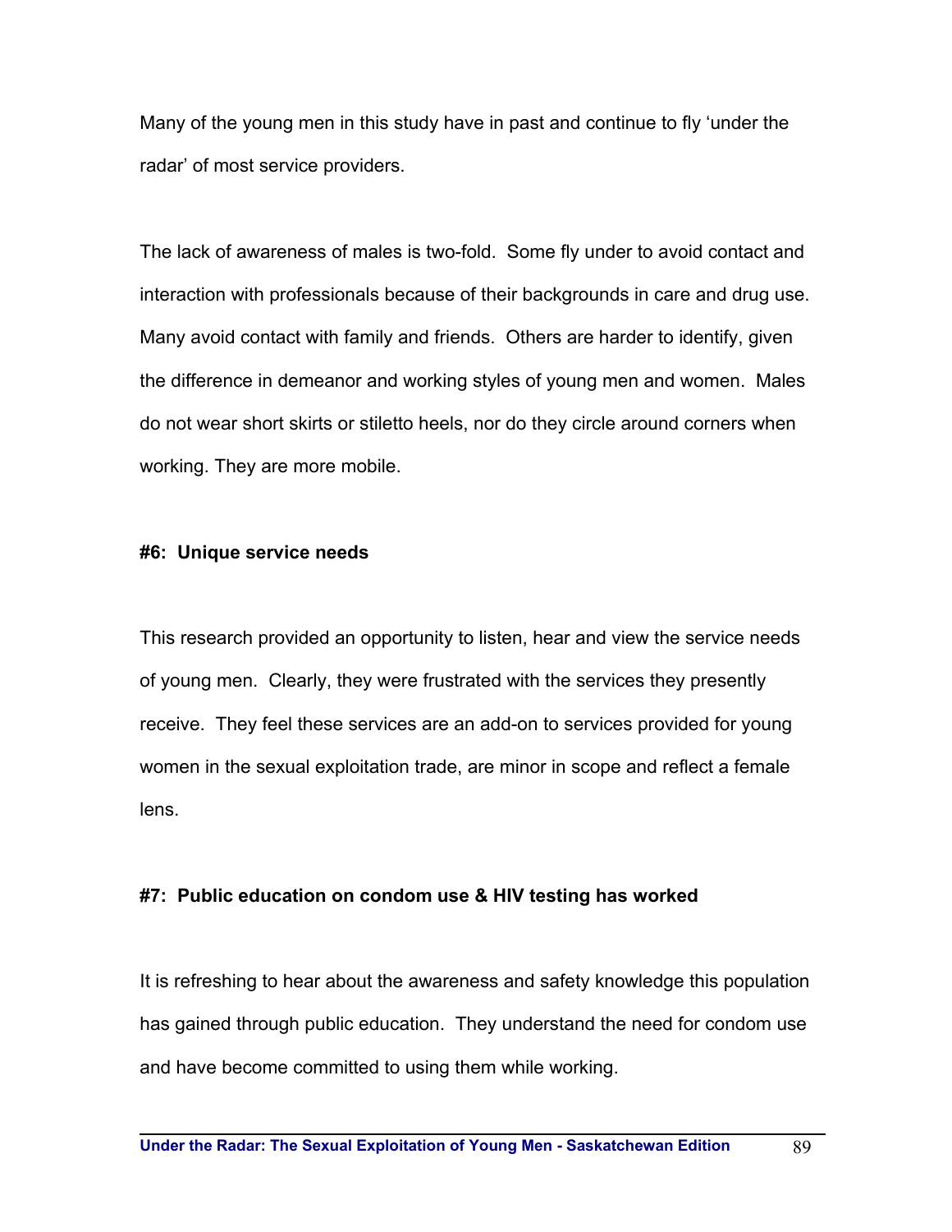Many of the young men in this study have in past and continue to fly 'under the radar' of most service providers.

The lack of awareness of males is two-fold. Some fly under to avoid contact and interaction with professionals because of their backgrounds in care and drug use. Many avoid contact with family and friends. Others are harder to identify, given the difference in demeanor and working styles of young men and women. Males do not wear short skirts or stiletto heels, nor do they circle around corners when working. They are more mobile.

**#6: Unique service needs**

This research provided an opportunity to listen, hear and view the service needs of young men. Clearly, they were frustrated with the services they presently receive. They feel these services are an add-on to services provided for young women in the sexual exploitation trade, are minor in scope and reflect a female lens.

**#7: Public education on condom use & HIV testing has worked**

It is refreshing to hear about the awareness and safety knowledge this population has gained through public education. They understand the need for condom use and have become committed to using them while working.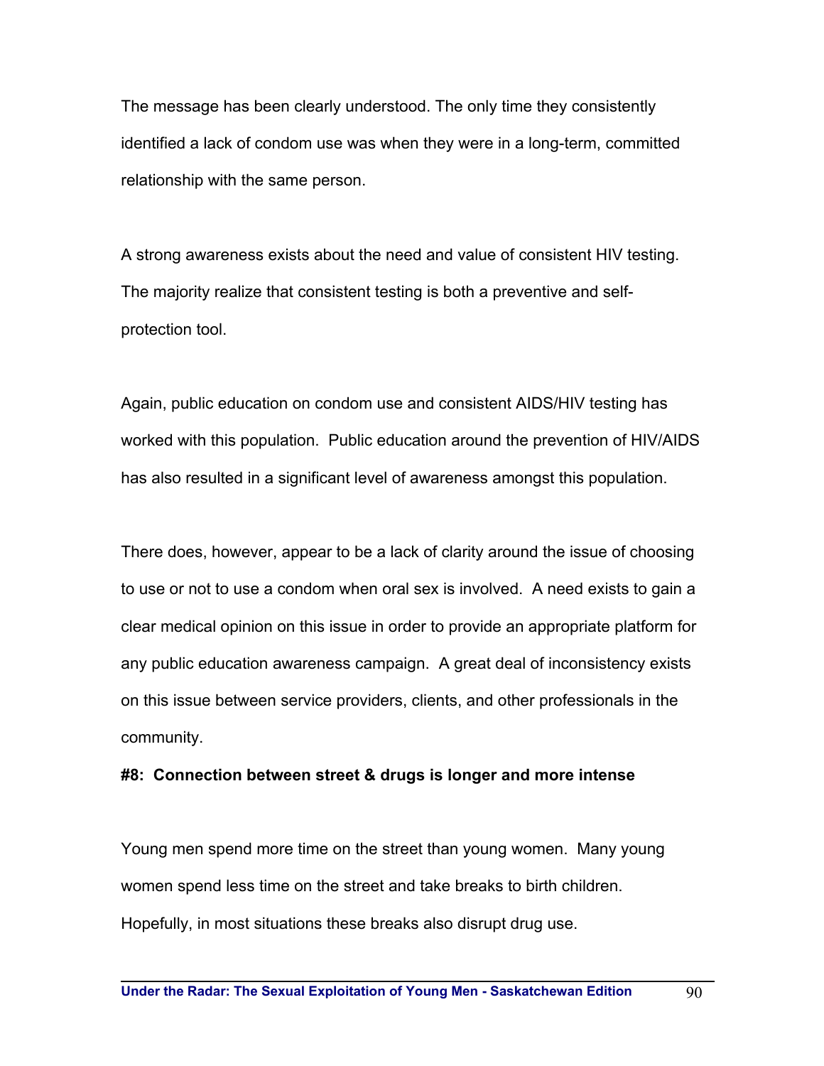The message has been clearly understood. The only time they consistently identified a lack of condom use was when they were in a long-term, committed relationship with the same person.

A strong awareness exists about the need and value of consistent HIV testing. The majority realize that consistent testing is both a preventive and self-protection tool.

Again, public education on condom use and consistent AIDS/HIV testing has worked with this population. Public education around the prevention of HIV/AIDS has also resulted in a significant level of awareness amongst this population.

There does, however, appear to be a lack of clarity around the issue of choosing to use or not to use a condom when oral sex is involved. A need exists to gain a clear medical opinion on this issue in order to provide an appropriate platform for any public education awareness campaign. A great deal of inconsistency exists on this issue between service providers, clients, and other professionals in the community.

**#8: Connection between street & drugs is longer and more intense**

Young men spend more time on the street than young women. Many young women spend less time on the street and take breaks to birth children. Hopefully, in most situations these breaks also disrupt drug use.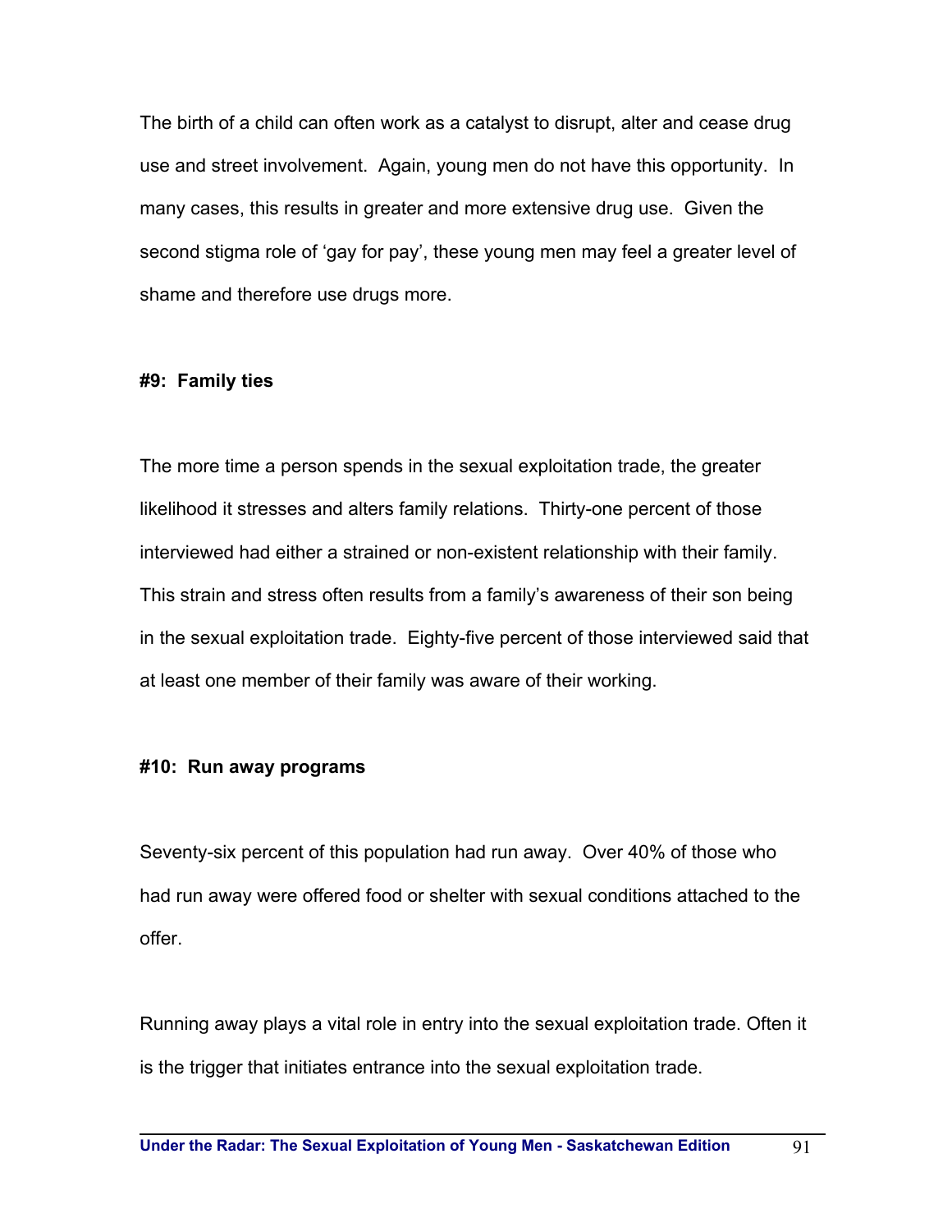The birth of a child can often work as a catalyst to disrupt, alter and cease drug use and street involvement. Again, young men do not have this opportunity. In many cases, this results in greater and more extensive drug use. Given the second stigma role of 'gay for pay', these young men may feel a greater level of shame and therefore use drugs more.

**#9: Family ties**

The more time a person spends in the sexual exploitation trade, the greater likelihood it stresses and alters family relations. Thirty-one percent of those interviewed had either a strained or non-existent relationship with their family. This strain and stress often results from a family's awareness of their son being in the sexual exploitation trade. Eighty-five percent of those interviewed said that at least one member of their family was aware of their working.

**#10: Run away programs**

Seventy-six percent of this population had run away. Over 40% of those who had run away were offered food or shelter with sexual conditions attached to the offer.

Running away plays a vital role in entry into the sexual exploitation trade. Often it is the trigger that initiates entrance into the sexual exploitation trade.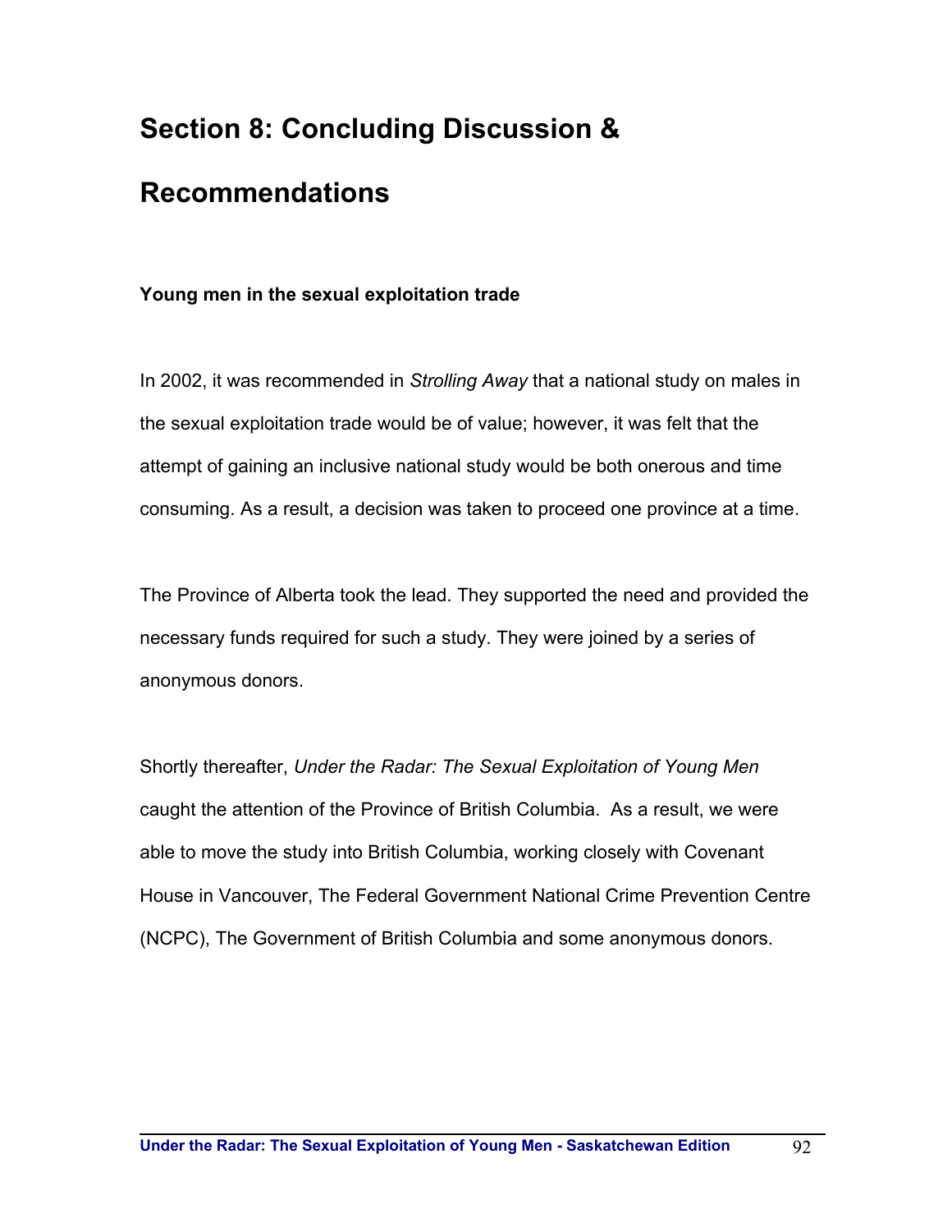# Section 8: Concluding Discussion & Recommendations

### Young men in the sexual exploitation trade

In 2002, it was recommended in *Strolling Away* that a national study on males in the sexual exploitation trade would be of value; however, it was felt that the attempt of gaining an inclusive national study would be both onerous and time consuming. As a result, a decision was taken to proceed one province at a time.

The Province of Alberta took the lead. They supported the need and provided the necessary funds required for such a study. They were joined by a series of anonymous donors.

Shortly thereafter, *Under the Radar: The Sexual Exploitation of Young Men* caught the attention of the Province of British Columbia. As a result, we were able to move the study into British Columbia, working closely with Covenant House in Vancouver, The Federal Government National Crime Prevention Centre (NCPC), The Government of British Columbia and some anonymous donors.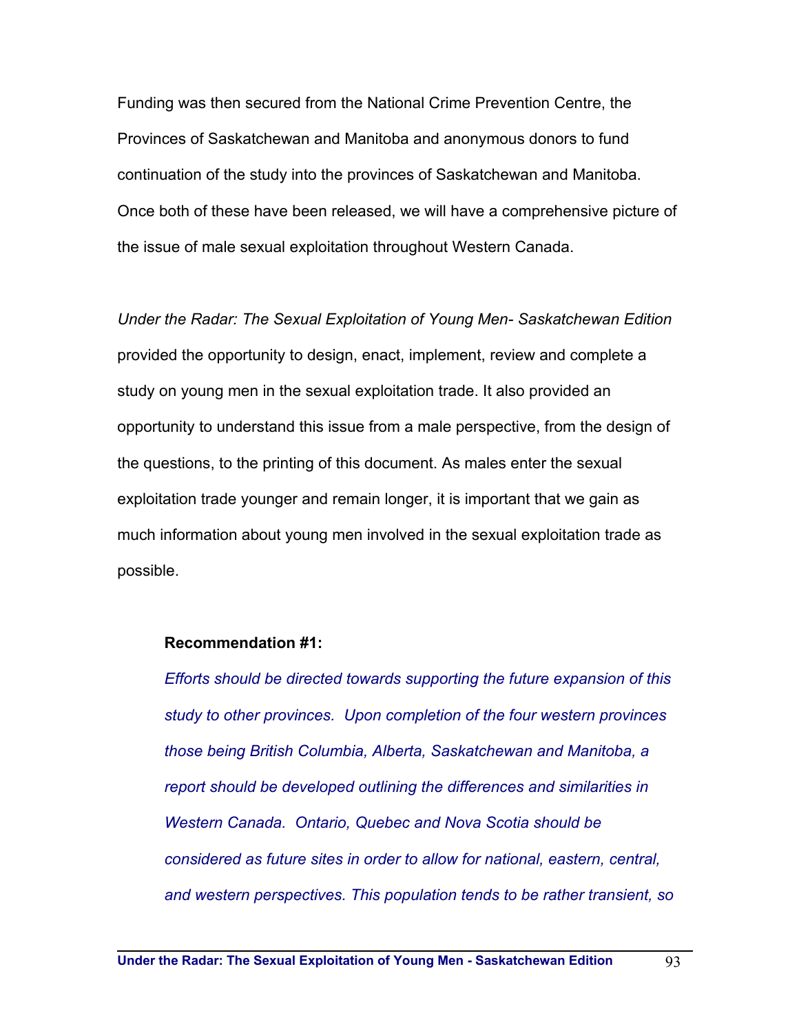Funding was then secured from the National Crime Prevention Centre, the Provinces of Saskatchewan and Manitoba and anonymous donors to fund continuation of the study into the provinces of Saskatchewan and Manitoba. Once both of these have been released, we will have a comprehensive picture of the issue of male sexual exploitation throughout Western Canada.

*Under the Radar: The Sexual Exploitation of Young Men- Saskatchewan Edition* provided the opportunity to design, enact, implement, review and complete a study on young men in the sexual exploitation trade. It also provided an opportunity to understand this issue from a male perspective, from the design of the questions, to the printing of this document. As males enter the sexual exploitation trade younger and remain longer, it is important that we gain as much information about young men involved in the sexual exploitation trade as possible.

**Recommendation #1:**

*Efforts should be directed towards supporting the future expansion of this study to other provinces. Upon completion of the four western provinces those being British Columbia, Alberta, Saskatchewan and Manitoba, a report should be developed outlining the differences and similarities in Western Canada. Ontario, Quebec and Nova Scotia should be considered as future sites in order to allow for national, eastern, central, and western perspectives. This population tends to be rather transient, so*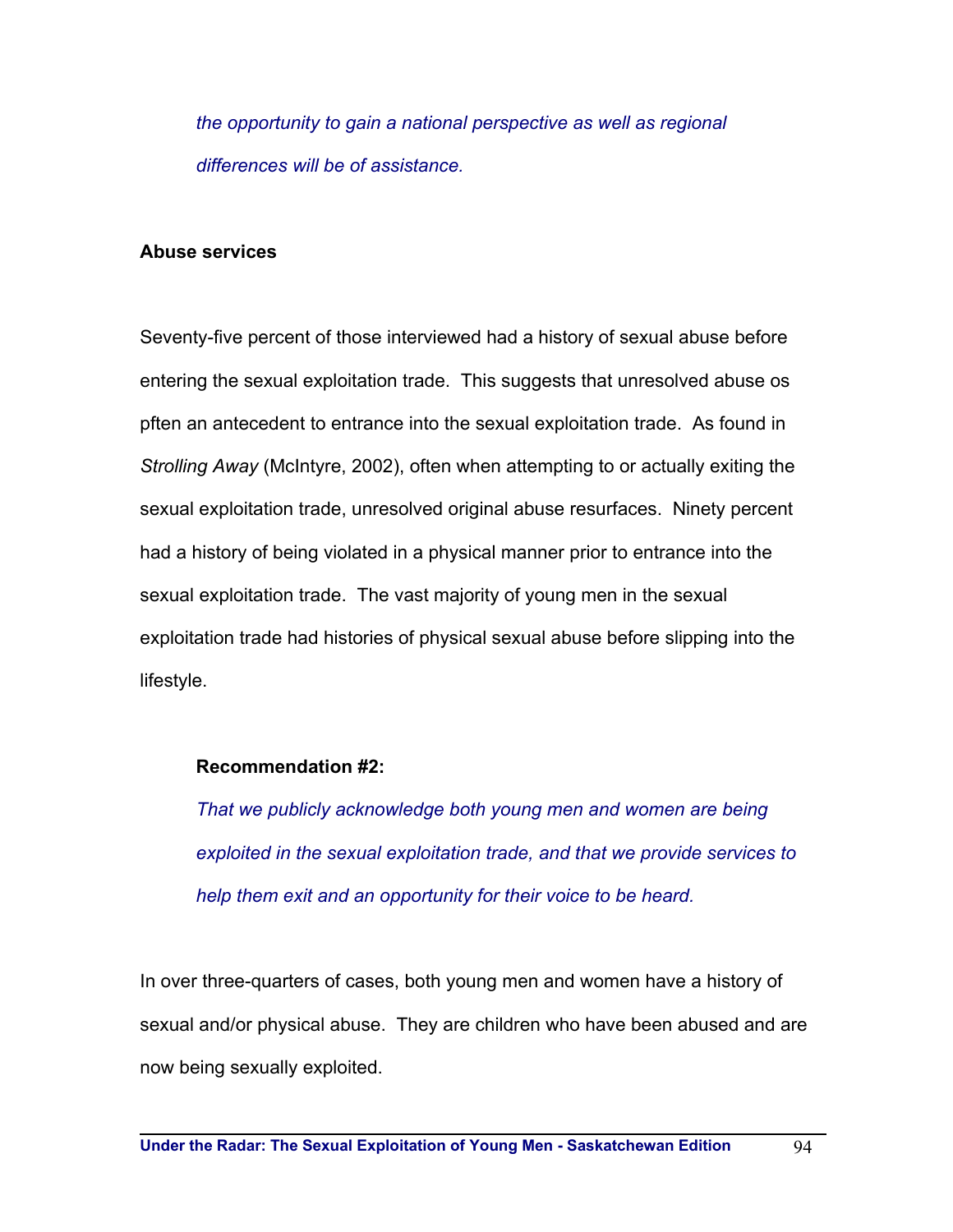*the opportunity to gain a national perspective as well as regional differences will be of assistance.*

**Abuse services**

Seventy-five percent of those interviewed had a history of sexual abuse before entering the sexual exploitation trade. This suggests that unresolved abuse os pften an antecedent to entrance into the sexual exploitation trade. As found in *Strolling Away* (McIntyre, 2002), often when attempting to or actually exiting the sexual exploitation trade, unresolved original abuse resurfaces. Ninety percent had a history of being violated in a physical manner prior to entrance into the sexual exploitation trade. The vast majority of young men in the sexual exploitation trade had histories of physical sexual abuse before slipping into the lifestyle.

**Recommendation #2:**

*That we publicly acknowledge both young men and women are being exploited in the sexual exploitation trade, and that we provide services to help them exit and an opportunity for their voice to be heard.*

In over three-quarters of cases, both young men and women have a history of sexual and/or physical abuse. They are children who have been abused and are now being sexually exploited.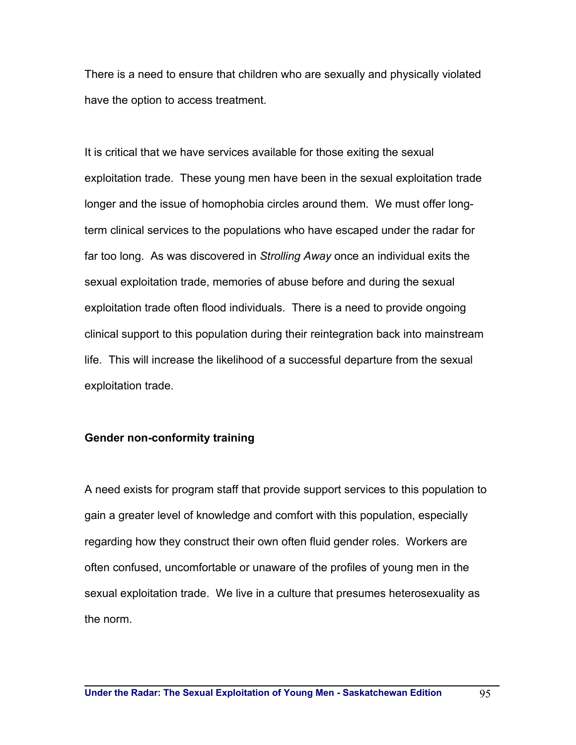There is a need to ensure that children who are sexually and physically violated have the option to access treatment.

It is critical that we have services available for those exiting the sexual exploitation trade. These young men have been in the sexual exploitation trade longer and the issue of homophobia circles around them. We must offer long-term clinical services to the populations who have escaped under the radar for far too long. As was discovered in *Strolling Away* once an individual exits the sexual exploitation trade, memories of abuse before and during the sexual exploitation trade often flood individuals. There is a need to provide ongoing clinical support to this population during their reintegration back into mainstream life. This will increase the likelihood of a successful departure from the sexual exploitation trade.

**Gender non-conformity training**

A need exists for program staff that provide support services to this population to gain a greater level of knowledge and comfort with this population, especially regarding how they construct their own often fluid gender roles. Workers are often confused, uncomfortable or unaware of the profiles of young men in the sexual exploitation trade. We live in a culture that presumes heterosexuality as the norm.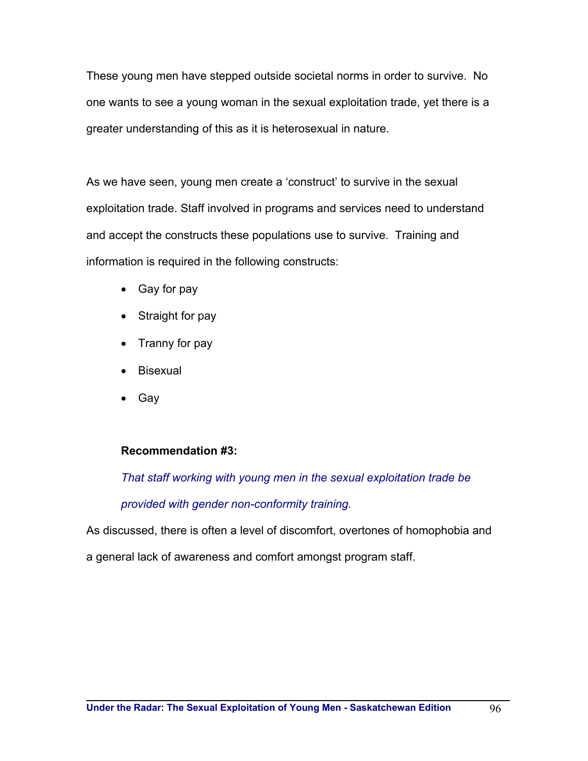These young men have stepped outside societal norms in order to survive. No one wants to see a young woman in the sexual exploitation trade, yet there is a greater understanding of this as it is heterosexual in nature.

As we have seen, young men create a 'construct' to survive in the sexual exploitation trade. Staff involved in programs and services need to understand and accept the constructs these populations use to survive. Training and information is required in the following constructs:

- Gay for pay
- Straight for pay
- Tranny for pay
- Bisexual
- Gay

**Recommendation #3:**

*That staff working with young men in the sexual exploitation trade be provided with gender non-conformity training.*

As discussed, there is often a level of discomfort, overtones of homophobia and a general lack of awareness and comfort amongst program staff.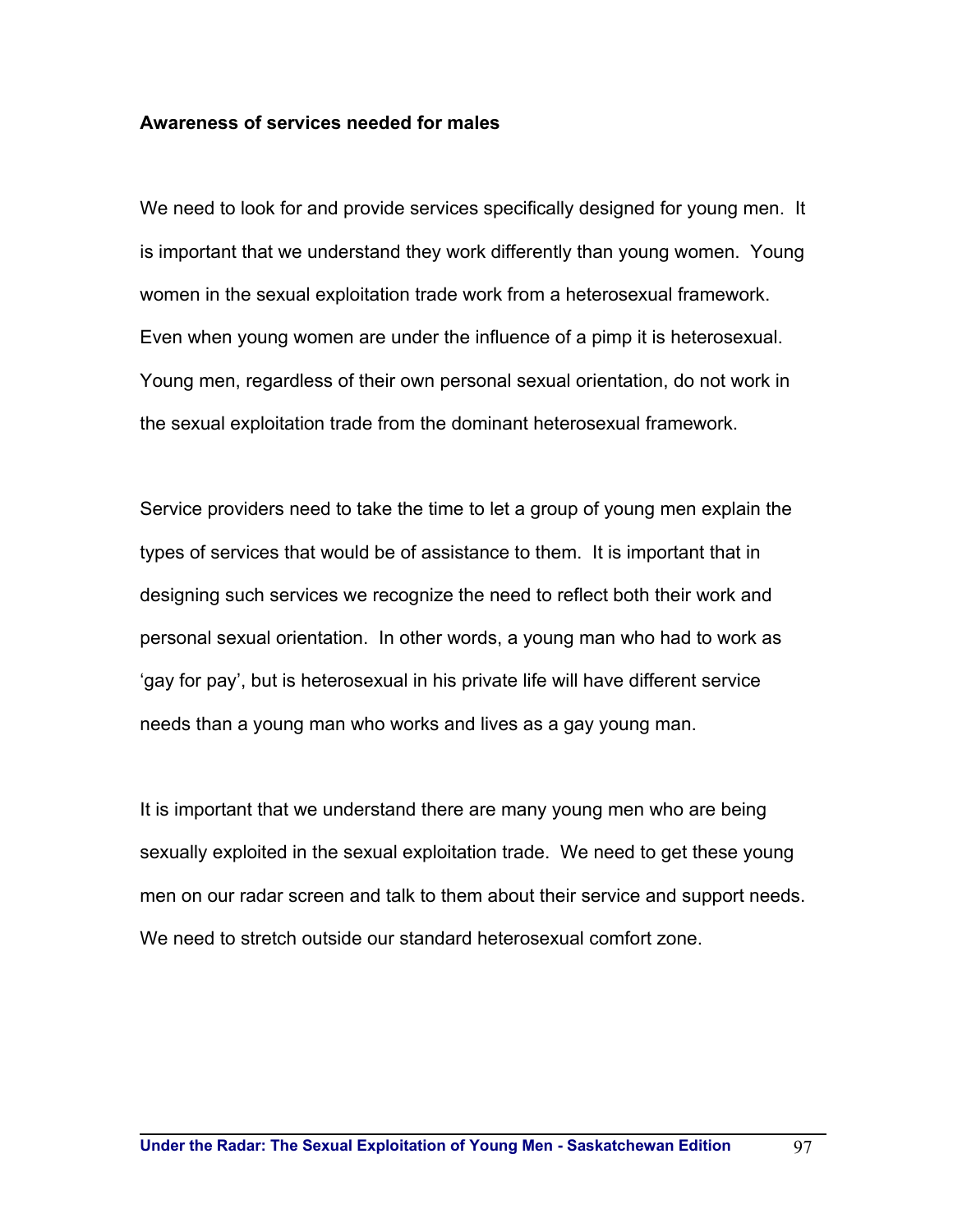**Awareness of services needed for males**

We need to look for and provide services specifically designed for young men. It is important that we understand they work differently than young women. Young women in the sexual exploitation trade work from a heterosexual framework. Even when young women are under the influence of a pimp it is heterosexual. Young men, regardless of their own personal sexual orientation, do not work in the sexual exploitation trade from the dominant heterosexual framework.

Service providers need to take the time to let a group of young men explain the types of services that would be of assistance to them. It is important that in designing such services we recognize the need to reflect both their work and personal sexual orientation. In other words, a young man who had to work as 'gay for pay', but is heterosexual in his private life will have different service needs than a young man who works and lives as a gay young man.

It is important that we understand there are many young men who are being sexually exploited in the sexual exploitation trade. We need to get these young men on our radar screen and talk to them about their service and support needs. We need to stretch outside our standard heterosexual comfort zone.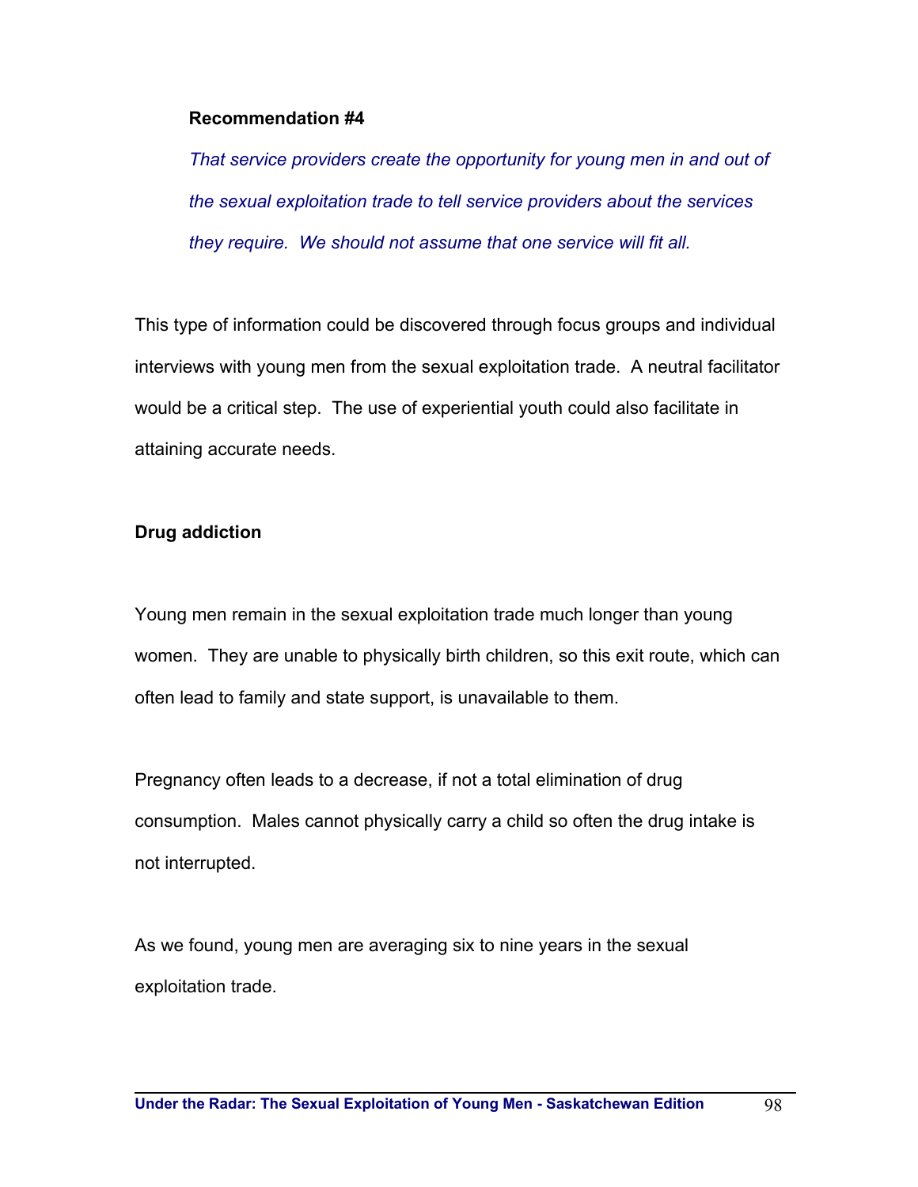**Recommendation #4**

*That service providers create the opportunity for young men in and out of the sexual exploitation trade to tell service providers about the services they require. We should not assume that one service will fit all.*

This type of information could be discovered through focus groups and individual interviews with young men from the sexual exploitation trade. A neutral facilitator would be a critical step. The use of experiential youth could also facilitate in attaining accurate needs.

**Drug addiction**

Young men remain in the sexual exploitation trade much longer than young women. They are unable to physically birth children, so this exit route, which can often lead to family and state support, is unavailable to them.

Pregnancy often leads to a decrease, if not a total elimination of drug consumption. Males cannot physically carry a child so often the drug intake is not interrupted.

As we found, young men are averaging six to nine years in the sexual exploitation trade.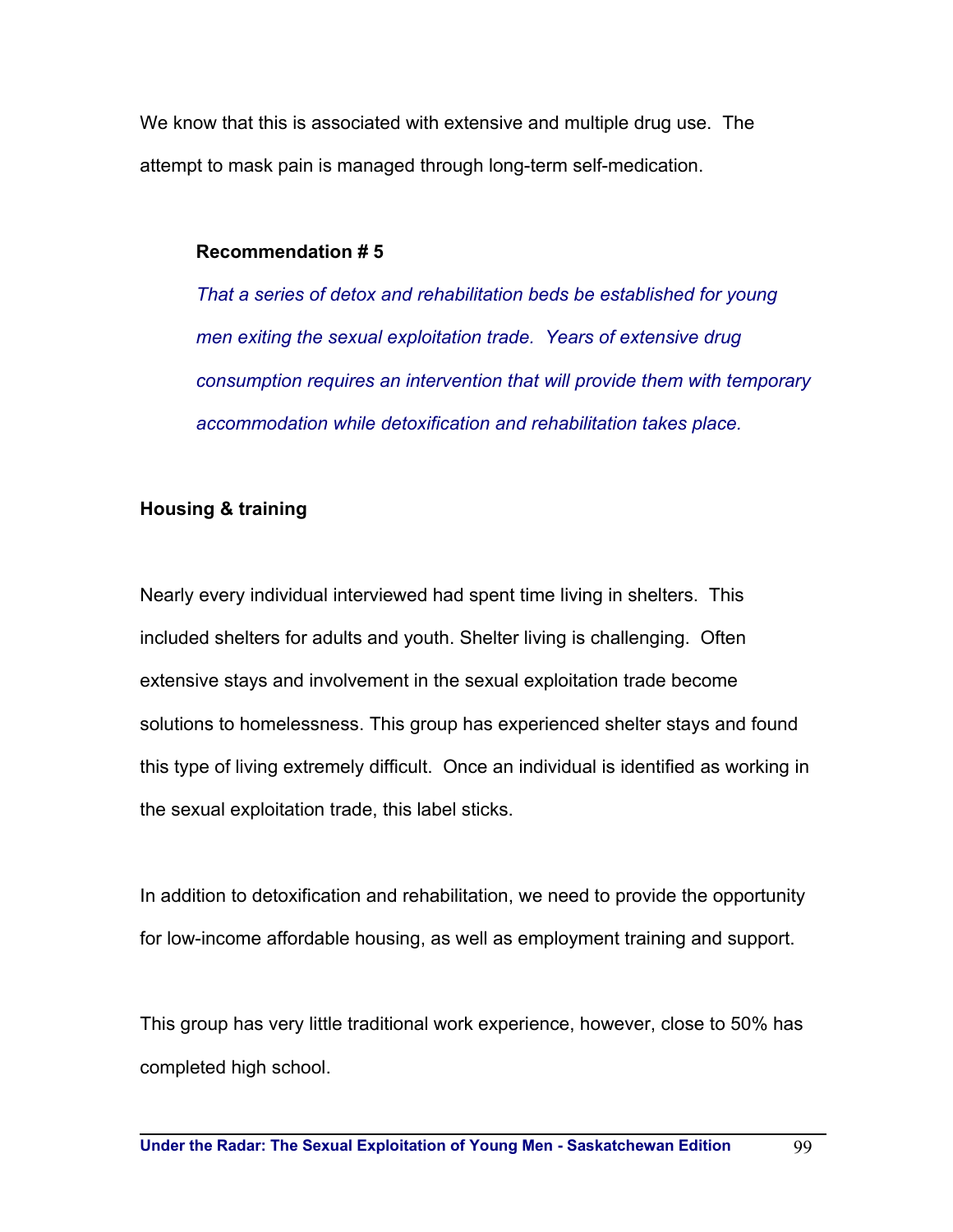We know that this is associated with extensive and multiple drug use. The attempt to mask pain is managed through long-term self-medication.

> **Recommendation # 5**
>
> *That a series of detox and rehabilitation beds be established for young men exiting the sexual exploitation trade. Years of extensive drug consumption requires an intervention that will provide them with temporary accommodation while detoxification and rehabilitation takes place.*

**Housing & training**

Nearly every individual interviewed had spent time living in shelters. This included shelters for adults and youth. Shelter living is challenging. Often extensive stays and involvement in the sexual exploitation trade become solutions to homelessness. This group has experienced shelter stays and found this type of living extremely difficult. Once an individual is identified as working in the sexual exploitation trade, this label sticks.

In addition to detoxification and rehabilitation, we need to provide the opportunity for low-income affordable housing, as well as employment training and support.

This group has very little traditional work experience, however, close to 50% has completed high school.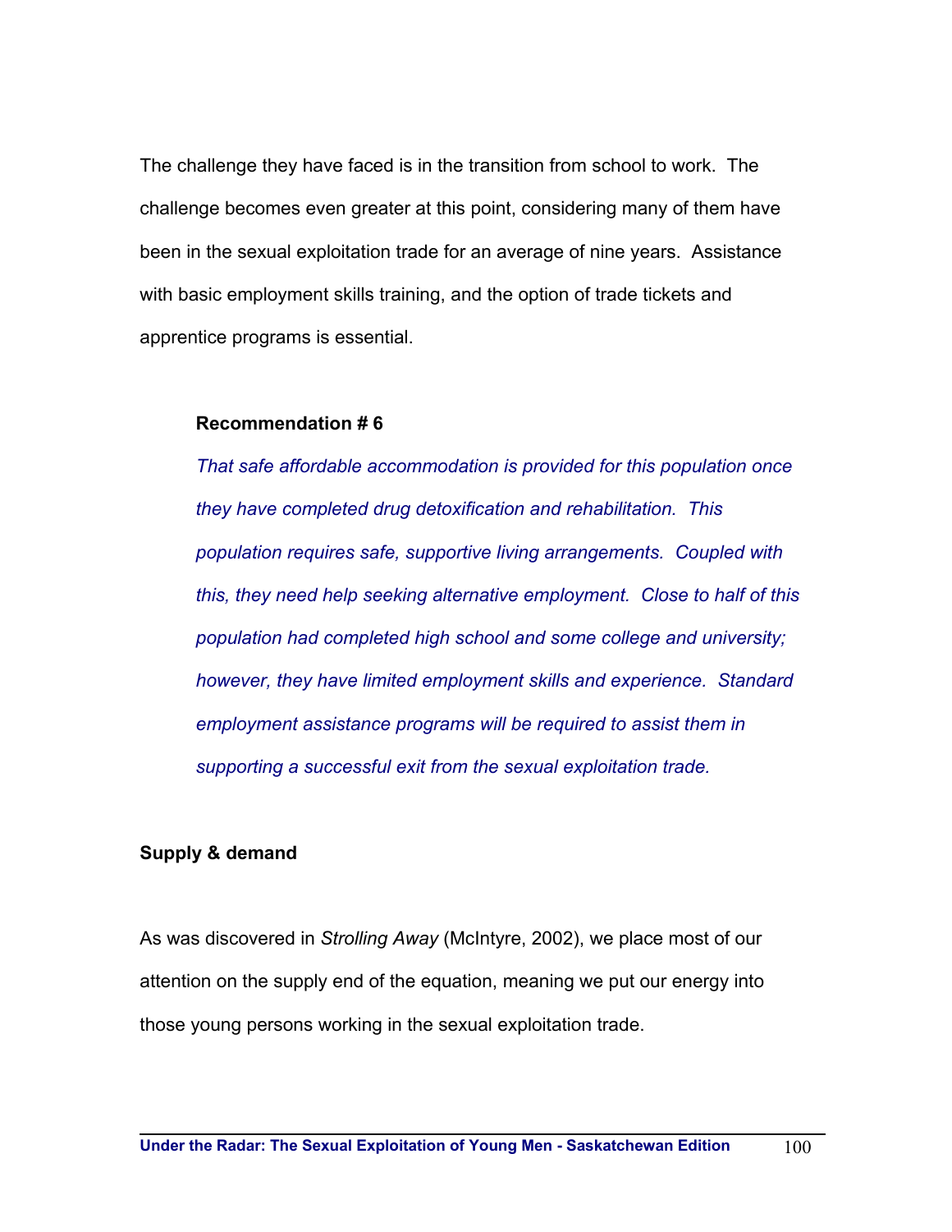The challenge they have faced is in the transition from school to work. The challenge becomes even greater at this point, considering many of them have been in the sexual exploitation trade for an average of nine years. Assistance with basic employment skills training, and the option of trade tickets and apprentice programs is essential.

**Recommendation # 6**

*That safe affordable accommodation is provided for this population once they have completed drug detoxification and rehabilitation. This population requires safe, supportive living arrangements. Coupled with this, they need help seeking alternative employment. Close to half of this population had completed high school and some college and university; however, they have limited employment skills and experience. Standard employment assistance programs will be required to assist them in supporting a successful exit from the sexual exploitation trade.*

**Supply & demand**

As was discovered in *Strolling Away* (McIntyre, 2002), we place most of our attention on the supply end of the equation, meaning we put our energy into those young persons working in the sexual exploitation trade.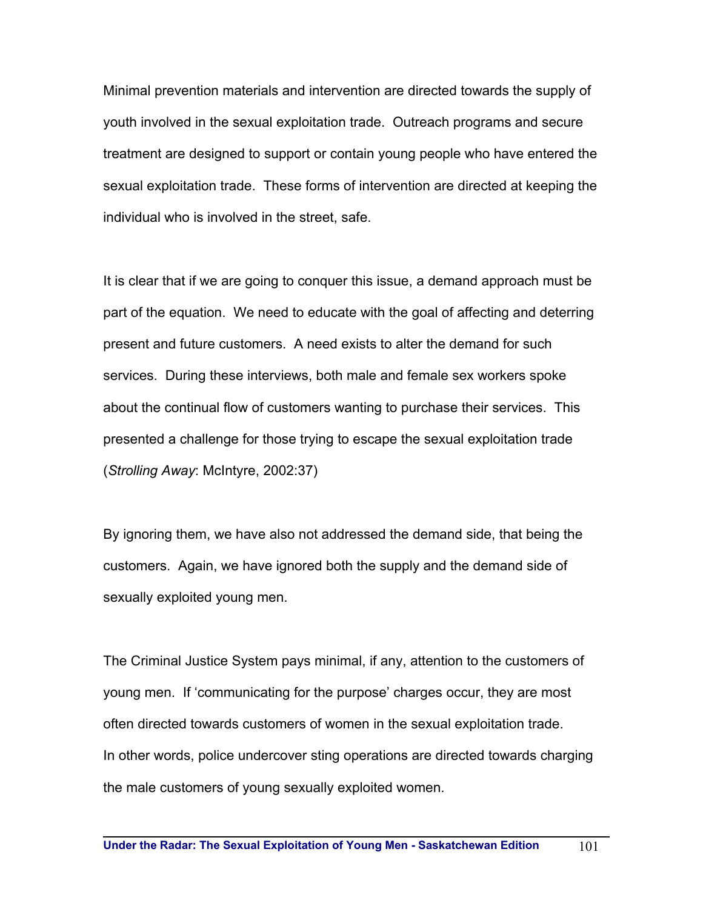Minimal prevention materials and intervention are directed towards the supply of youth involved in the sexual exploitation trade. Outreach programs and secure treatment are designed to support or contain young people who have entered the sexual exploitation trade. These forms of intervention are directed at keeping the individual who is involved in the street, safe.

It is clear that if we are going to conquer this issue, a demand approach must be part of the equation. We need to educate with the goal of affecting and deterring present and future customers. A need exists to alter the demand for such services. During these interviews, both male and female sex workers spoke about the continual flow of customers wanting to purchase their services. This presented a challenge for those trying to escape the sexual exploitation trade (*Strolling Away*: McIntyre, 2002:37)

By ignoring them, we have also not addressed the demand side, that being the customers. Again, we have ignored both the supply and the demand side of sexually exploited young men.

The Criminal Justice System pays minimal, if any, attention to the customers of young men. If 'communicating for the purpose' charges occur, they are most often directed towards customers of women in the sexual exploitation trade. In other words, police undercover sting operations are directed towards charging the male customers of young sexually exploited women.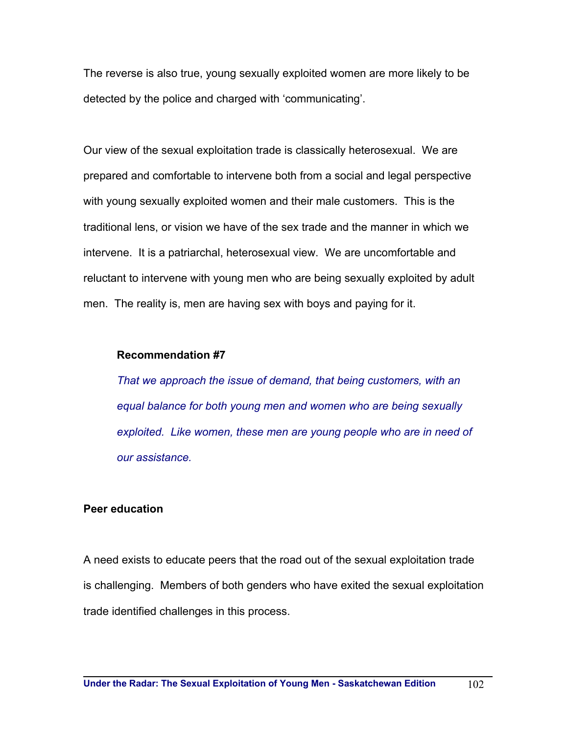The reverse is also true, young sexually exploited women are more likely to be detected by the police and charged with 'communicating'.

Our view of the sexual exploitation trade is classically heterosexual. We are prepared and comfortable to intervene both from a social and legal perspective with young sexually exploited women and their male customers. This is the traditional lens, or vision we have of the sex trade and the manner in which we intervene. It is a patriarchal, heterosexual view. We are uncomfortable and reluctant to intervene with young men who are being sexually exploited by adult men. The reality is, men are having sex with boys and paying for it.

> **Recommendation #7**
>
> *That we approach the issue of demand, that being customers, with an equal balance for both young men and women who are being sexually exploited. Like women, these men are young people who are in need of our assistance.*

**Peer education**

A need exists to educate peers that the road out of the sexual exploitation trade is challenging. Members of both genders who have exited the sexual exploitation trade identified challenges in this process.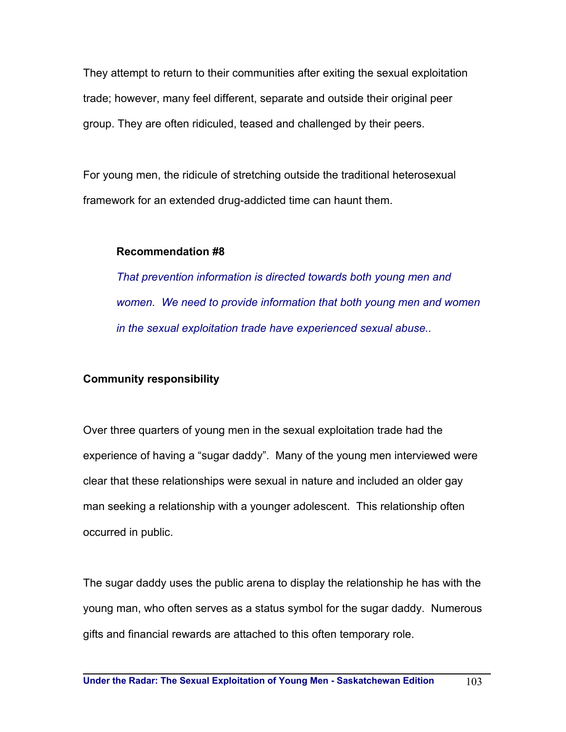They attempt to return to their communities after exiting the sexual exploitation trade; however, many feel different, separate and outside their original peer group. They are often ridiculed, teased and challenged by their peers.

For young men, the ridicule of stretching outside the traditional heterosexual framework for an extended drug-addicted time can haunt them.

> **Recommendation #8**
>
> *That prevention information is directed towards both young men and women. We need to provide information that both young men and women in the sexual exploitation trade have experienced sexual abuse..*

**Community responsibility**

Over three quarters of young men in the sexual exploitation trade had the experience of having a "sugar daddy". Many of the young men interviewed were clear that these relationships were sexual in nature and included an older gay man seeking a relationship with a younger adolescent. This relationship often occurred in public.

The sugar daddy uses the public arena to display the relationship he has with the young man, who often serves as a status symbol for the sugar daddy. Numerous gifts and financial rewards are attached to this often temporary role.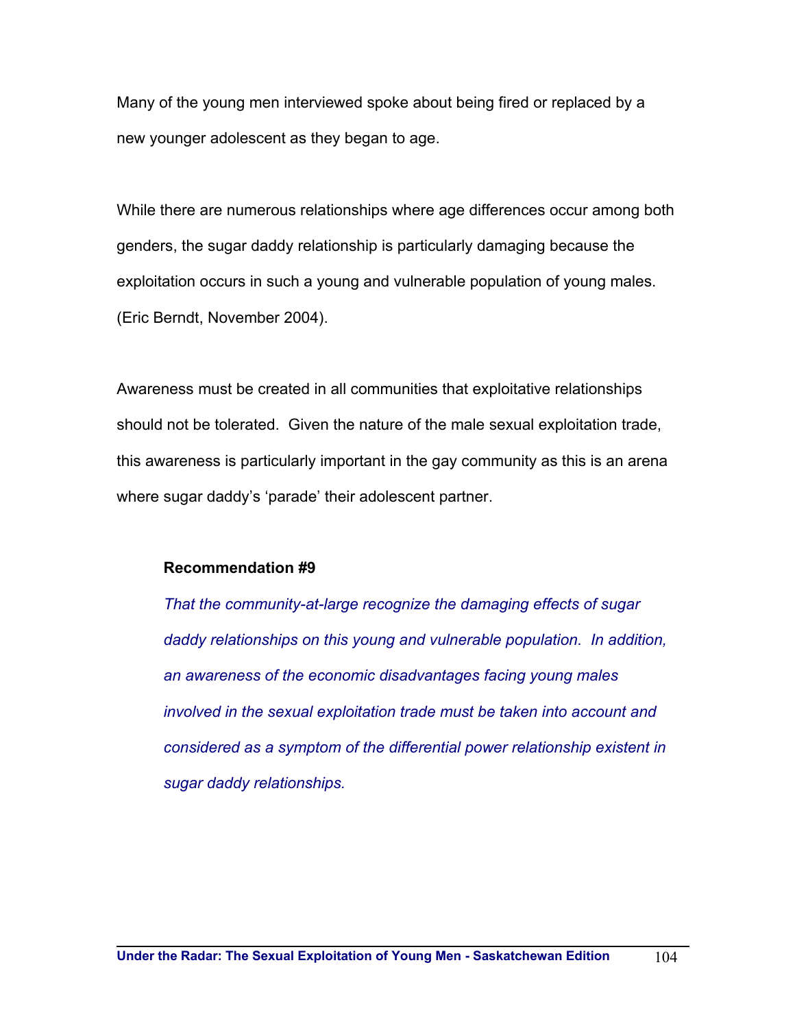Many of the young men interviewed spoke about being fired or replaced by a new younger adolescent as they began to age.

While there are numerous relationships where age differences occur among both genders, the sugar daddy relationship is particularly damaging because the exploitation occurs in such a young and vulnerable population of young males. (Eric Berndt, November 2004).

Awareness must be created in all communities that exploitative relationships should not be tolerated. Given the nature of the male sexual exploitation trade, this awareness is particularly important in the gay community as this is an arena where sugar daddy's 'parade' their adolescent partner.

> **Recommendation #9**
>
> *That the community-at-large recognize the damaging effects of sugar daddy relationships on this young and vulnerable population. In addition, an awareness of the economic disadvantages facing young males involved in the sexual exploitation trade must be taken into account and considered as a symptom of the differential power relationship existent in sugar daddy relationships.*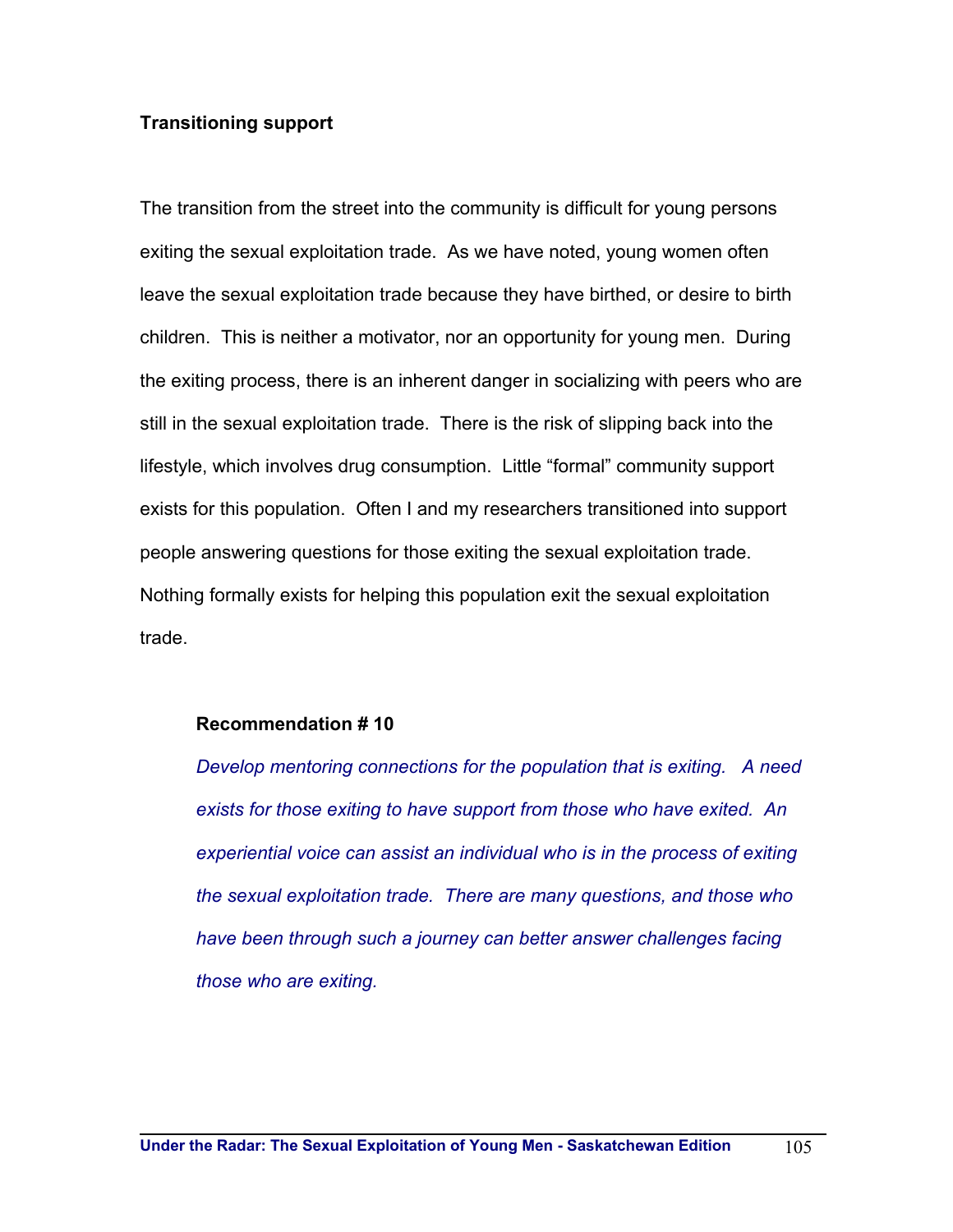**Transitioning support**

The transition from the street into the community is difficult for young persons exiting the sexual exploitation trade. As we have noted, young women often leave the sexual exploitation trade because they have birthed, or desire to birth children. This is neither a motivator, nor an opportunity for young men. During the exiting process, there is an inherent danger in socializing with peers who are still in the sexual exploitation trade. There is the risk of slipping back into the lifestyle, which involves drug consumption. Little "formal" community support exists for this population. Often I and my researchers transitioned into support people answering questions for those exiting the sexual exploitation trade. Nothing formally exists for helping this population exit the sexual exploitation trade.

> **Recommendation # 10**
>
> *Develop mentoring connections for the population that is exiting. A need exists for those exiting to have support from those who have exited. An experiential voice can assist an individual who is in the process of exiting the sexual exploitation trade. There are many questions, and those who have been through such a journey can better answer challenges facing those who are exiting.*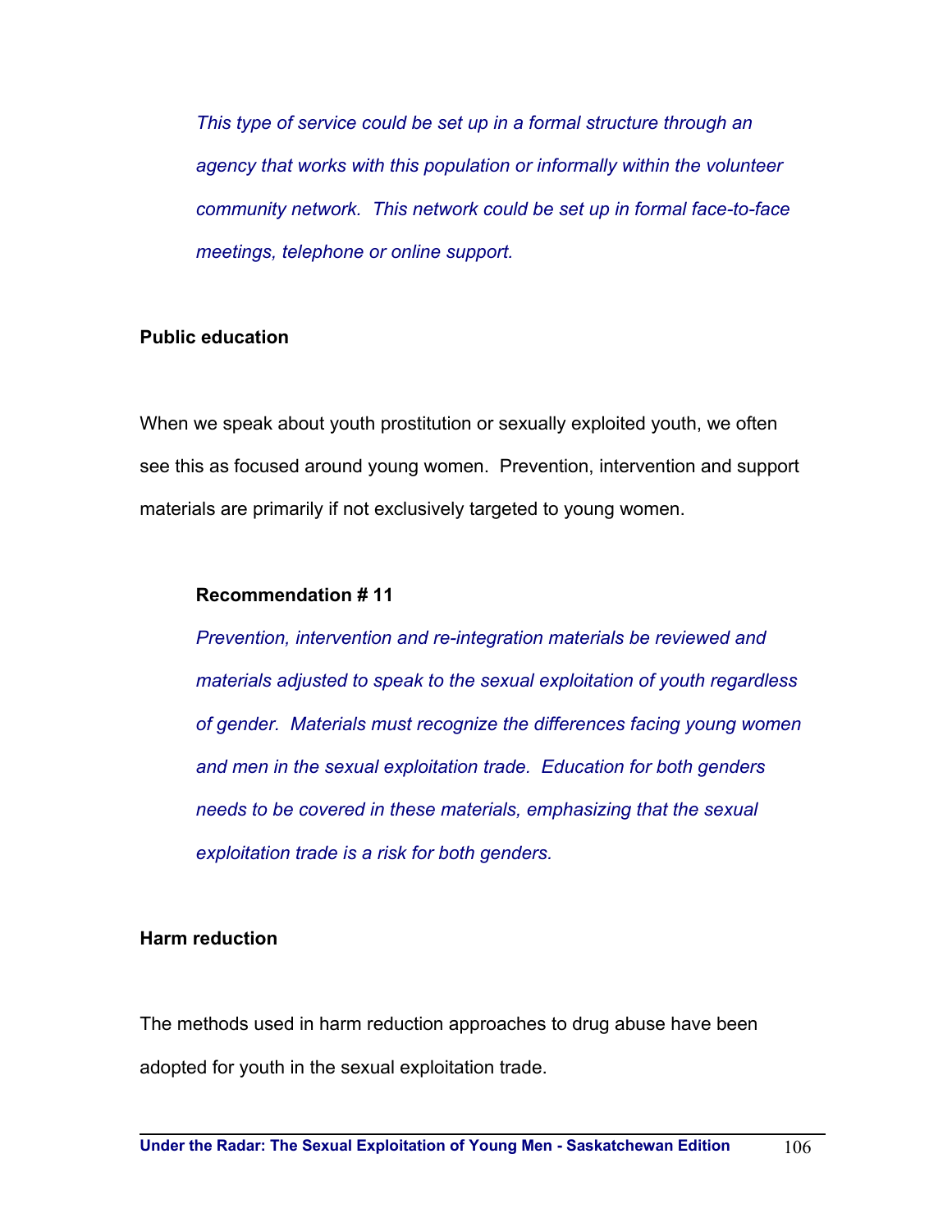*This type of service could be set up in a formal structure through an agency that works with this population or informally within the volunteer community network. This network could be set up in formal face-to-face meetings, telephone or online support.*

**Public education**

When we speak about youth prostitution or sexually exploited youth, we often see this as focused around young women. Prevention, intervention and support materials are primarily if not exclusively targeted to young women.

**Recommendation # 11**

*Prevention, intervention and re-integration materials be reviewed and materials adjusted to speak to the sexual exploitation of youth regardless of gender. Materials must recognize the differences facing young women and men in the sexual exploitation trade. Education for both genders needs to be covered in these materials, emphasizing that the sexual exploitation trade is a risk for both genders.*

**Harm reduction**

The methods used in harm reduction approaches to drug abuse have been adopted for youth in the sexual exploitation trade.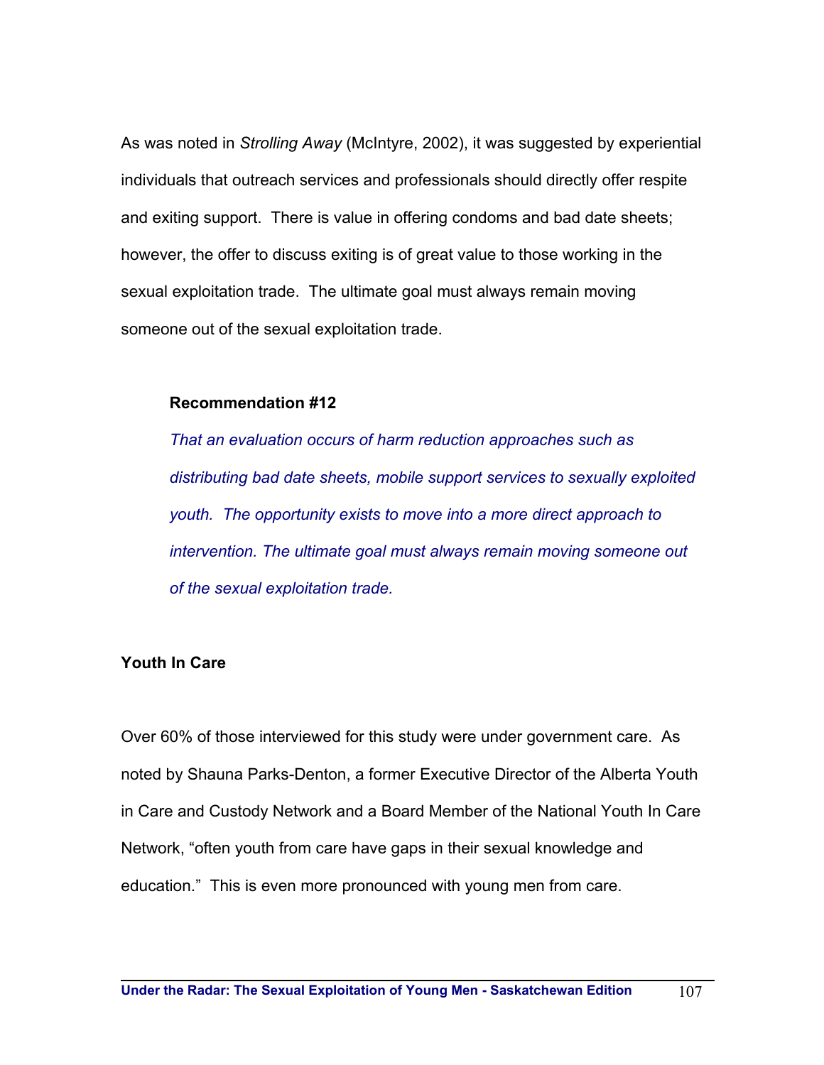As was noted in *Strolling Away* (McIntyre, 2002), it was suggested by experiential individuals that outreach services and professionals should directly offer respite and exiting support. There is value in offering condoms and bad date sheets; however, the offer to discuss exiting is of great value to those working in the sexual exploitation trade. The ultimate goal must always remain moving someone out of the sexual exploitation trade.

**Recommendation #12**

*That an evaluation occurs of harm reduction approaches such as distributing bad date sheets, mobile support services to sexually exploited youth. The opportunity exists to move into a more direct approach to intervention. The ultimate goal must always remain moving someone out of the sexual exploitation trade.*

### Youth In Care

Over 60% of those interviewed for this study were under government care. As noted by Shauna Parks-Denton, a former Executive Director of the Alberta Youth in Care and Custody Network and a Board Member of the National Youth In Care Network, "often youth from care have gaps in their sexual knowledge and education." This is even more pronounced with young men from care.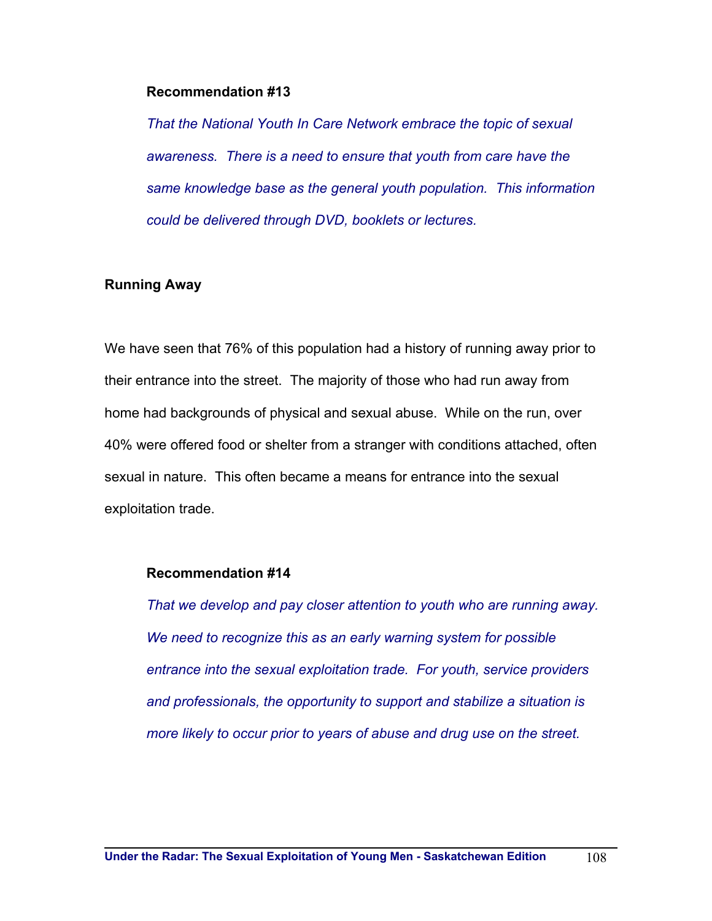**Recommendation #13**

*That the National Youth In Care Network embrace the topic of sexual awareness. There is a need to ensure that youth from care have the same knowledge base as the general youth population. This information could be delivered through DVD, booklets or lectures.*

**Running Away**

We have seen that 76% of this population had a history of running away prior to their entrance into the street. The majority of those who had run away from home had backgrounds of physical and sexual abuse. While on the run, over 40% were offered food or shelter from a stranger with conditions attached, often sexual in nature. This often became a means for entrance into the sexual exploitation trade.

**Recommendation #14**

*That we develop and pay closer attention to youth who are running away. We need to recognize this as an early warning system for possible entrance into the sexual exploitation trade. For youth, service providers and professionals, the opportunity to support and stabilize a situation is more likely to occur prior to years of abuse and drug use on the street.*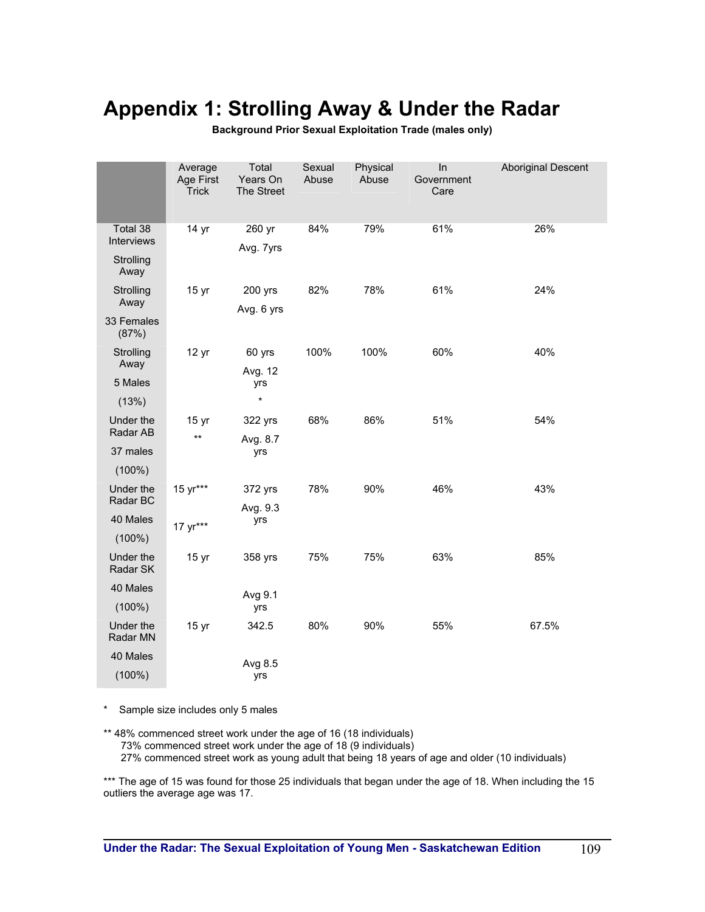# Appendix 1: Strolling Away & Under the Radar

**Background Prior Sexual Exploitation Trade (males only)**

| | Average Age First Trick | Total Years On The Street | Sexual Abuse | Physical Abuse | In Government Care | Aboriginal Descent |
|---|---|---|---|---|---|---|
| Total 38 Interviews Strolling Away | 14 yr | 260 yr Avg. 7yrs | 84% | 79% | 61% | 26% |
| Strolling Away 33 Females (87%) | 15 yr | 200 yrs Avg. 6 yrs | 82% | 78% | 61% | 24% |
| Strolling Away 5 Males (13%) | 12 yr | 60 yrs Avg. 12 yrs * | 100% | 100% | 60% | 40% |
| Under the Radar AB 37 males (100%) | 15 yr ** | 322 yrs Avg. 8.7 yrs | 68% | 86% | 51% | 54% |
| Under the Radar BC 40 Males (100%) | 15 yr*** 17 yr*** | 372 yrs Avg. 9.3 yrs | 78% | 90% | 46% | 43% |
| Under the Radar SK 40 Males (100%) | 15 yr | 358 yrs Avg 9.1 yrs | 75% | 75% | 63% | 85% |
| Under the Radar MN 40 Males (100%) | 15 yr | 342.5 Avg 8.5 yrs | 80% | 90% | 55% | 67.5% |

\* Sample size includes only 5 males

** 48% commenced work under the age of 16 (18 individuals)
73% commenced street work under the age of 18 (9 individuals)
27% commenced street work as young adult that being 18 years of age and older (10 individuals)

*** The age of 15 was found for those 25 individuals that began under the age of 18. When including the 15 outliers the average age was 17.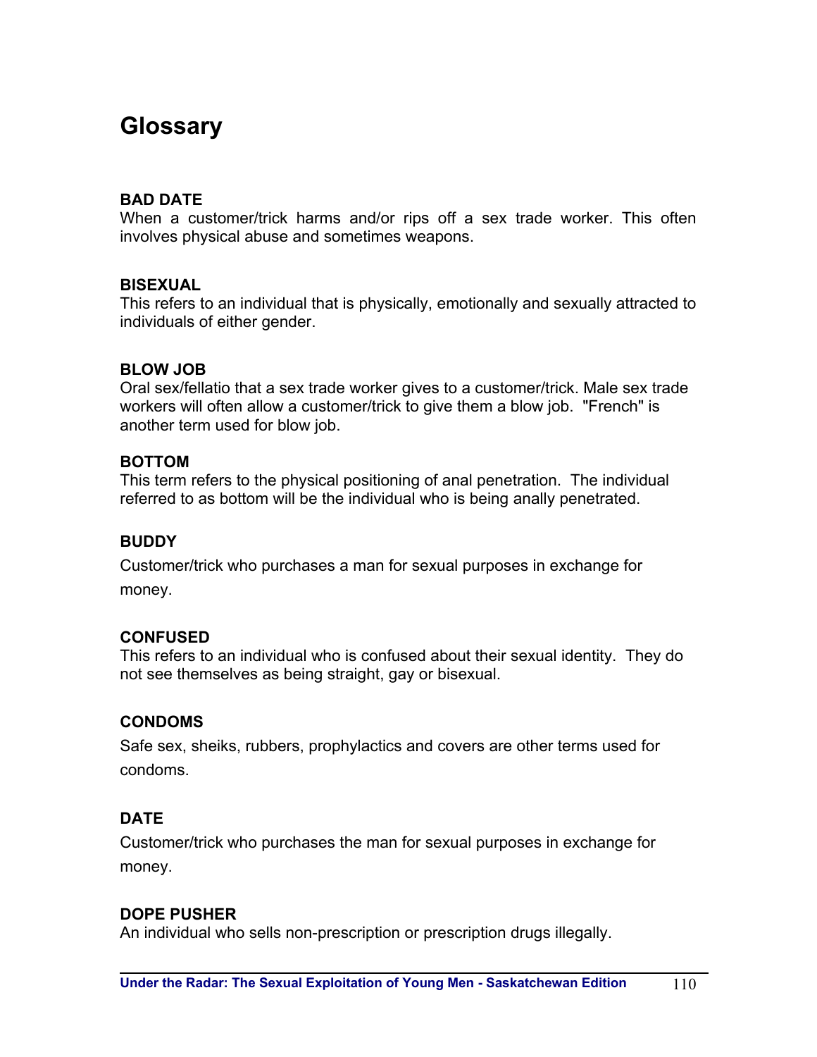# Glossary

**BAD DATE**
When a customer/trick harms and/or rips off a sex trade worker. This often involves physical abuse and sometimes weapons.

**BISEXUAL**
This refers to an individual that is physically, emotionally and sexually attracted to individuals of either gender.

**BLOW JOB**
Oral sex/fellatio that a sex trade worker gives to a customer/trick. Male sex trade workers will often allow a customer/trick to give them a blow job. "French" is another term used for blow job.

**BOTTOM**
This term refers to the physical positioning of anal penetration. The individual referred to as bottom will be the individual who is being anally penetrated.

**BUDDY**
Customer/trick who purchases a man for sexual purposes in exchange for money.

**CONFUSED**
This refers to an individual who is confused about their sexual identity. They do not see themselves as being straight, gay or bisexual.

**CONDOMS**
Safe sex, sheiks, rubbers, prophylactics and covers are other terms used for condoms.

**DATE**
Customer/trick who purchases the man for sexual purposes in exchange for money.

**DOPE PUSHER**
An individual who sells non-prescription or prescription drugs illegally.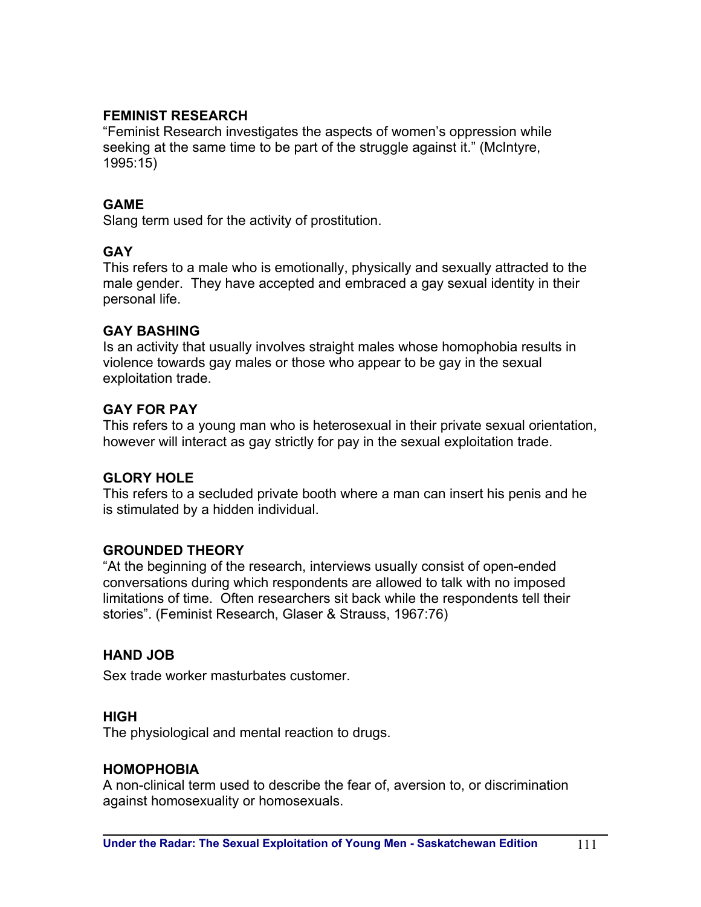**FEMINIST RESEARCH**
"Feminist Research investigates the aspects of women's oppression while seeking at the same time to be part of the struggle against it." (McIntyre, 1995:15)

**GAME**
Slang term used for the activity of prostitution.

**GAY**
This refers to a male who is emotionally, physically and sexually attracted to the male gender. They have accepted and embraced a gay sexual identity in their personal life.

**GAY BASHING**
Is an activity that usually involves straight males whose homophobia results in violence towards gay males or those who appear to be gay in the sexual exploitation trade.

**GAY FOR PAY**
This refers to a young man who is heterosexual in their private sexual orientation, however will interact as gay strictly for pay in the sexual exploitation trade.

**GLORY HOLE**
This refers to a secluded private booth where a man can insert his penis and he is stimulated by a hidden individual.

**GROUNDED THEORY**
"At the beginning of the research, interviews usually consist of open-ended conversations during which respondents are allowed to talk with no imposed limitations of time. Often researchers sit back while the respondents tell their stories". (Feminist Research, Glaser & Strauss, 1967:76)

**HAND JOB**

Sex trade worker masturbates customer.

**HIGH**
The physiological and mental reaction to drugs.

**HOMOPHOBIA**
A non-clinical term used to describe the fear of, aversion to, or discrimination against homosexuality or homosexuals.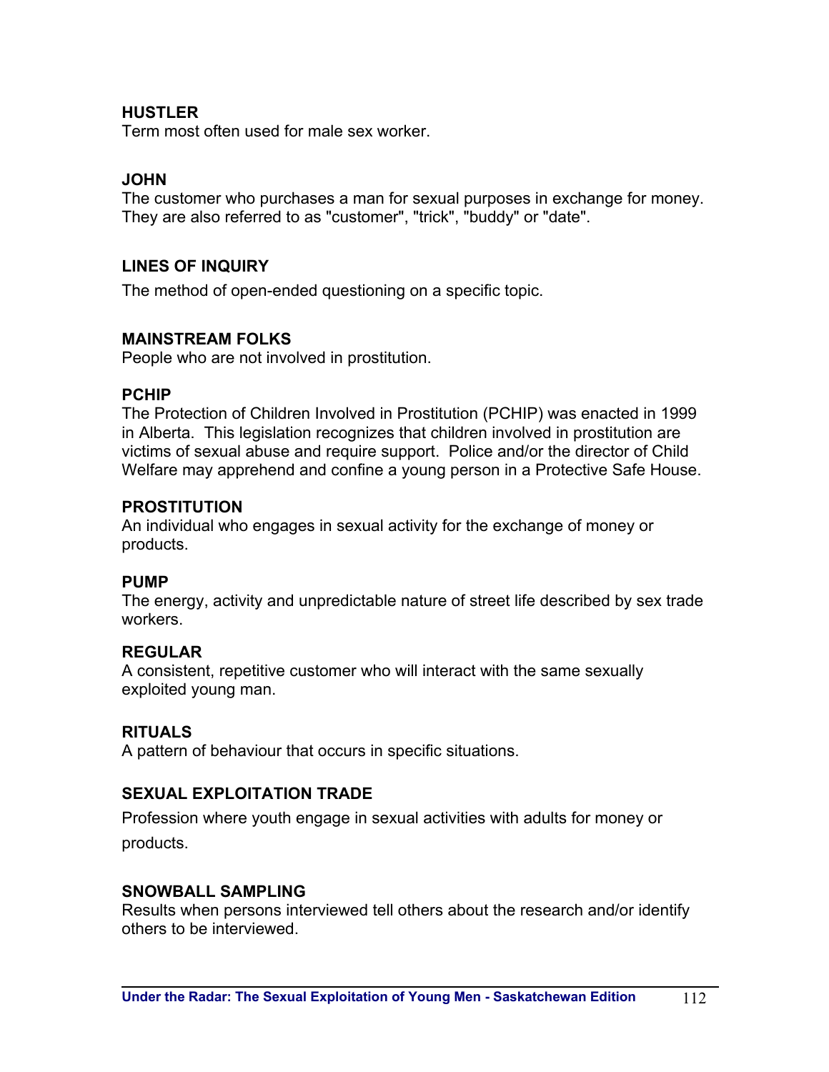**HUSTLER**
Term most often used for male sex worker.

**JOHN**
The customer who purchases a man for sexual purposes in exchange for money. They are also referred to as "customer", "trick", "buddy" or "date".

**LINES OF INQUIRY**

The method of open-ended questioning on a specific topic.

**MAINSTREAM FOLKS**
People who are not involved in prostitution.

**PCHIP**
The Protection of Children Involved in Prostitution (PCHIP) was enacted in 1999 in Alberta. This legislation recognizes that children involved in prostitution are victims of sexual abuse and require support. Police and/or the director of Child Welfare may apprehend and confine a young person in a Protective Safe House.

**PROSTITUTION**
An individual who engages in sexual activity for the exchange of money or products.

**PUMP**
The energy, activity and unpredictable nature of street life described by sex trade workers.

**REGULAR**
A consistent, repetitive customer who will interact with the same sexually exploited young man.

**RITUALS**
A pattern of behaviour that occurs in specific situations.

**SEXUAL EXPLOITATION TRADE**

Profession where youth engage in sexual activities with adults for money or products.

**SNOWBALL SAMPLING**
Results when persons interviewed tell others about the research and/or identify others to be interviewed.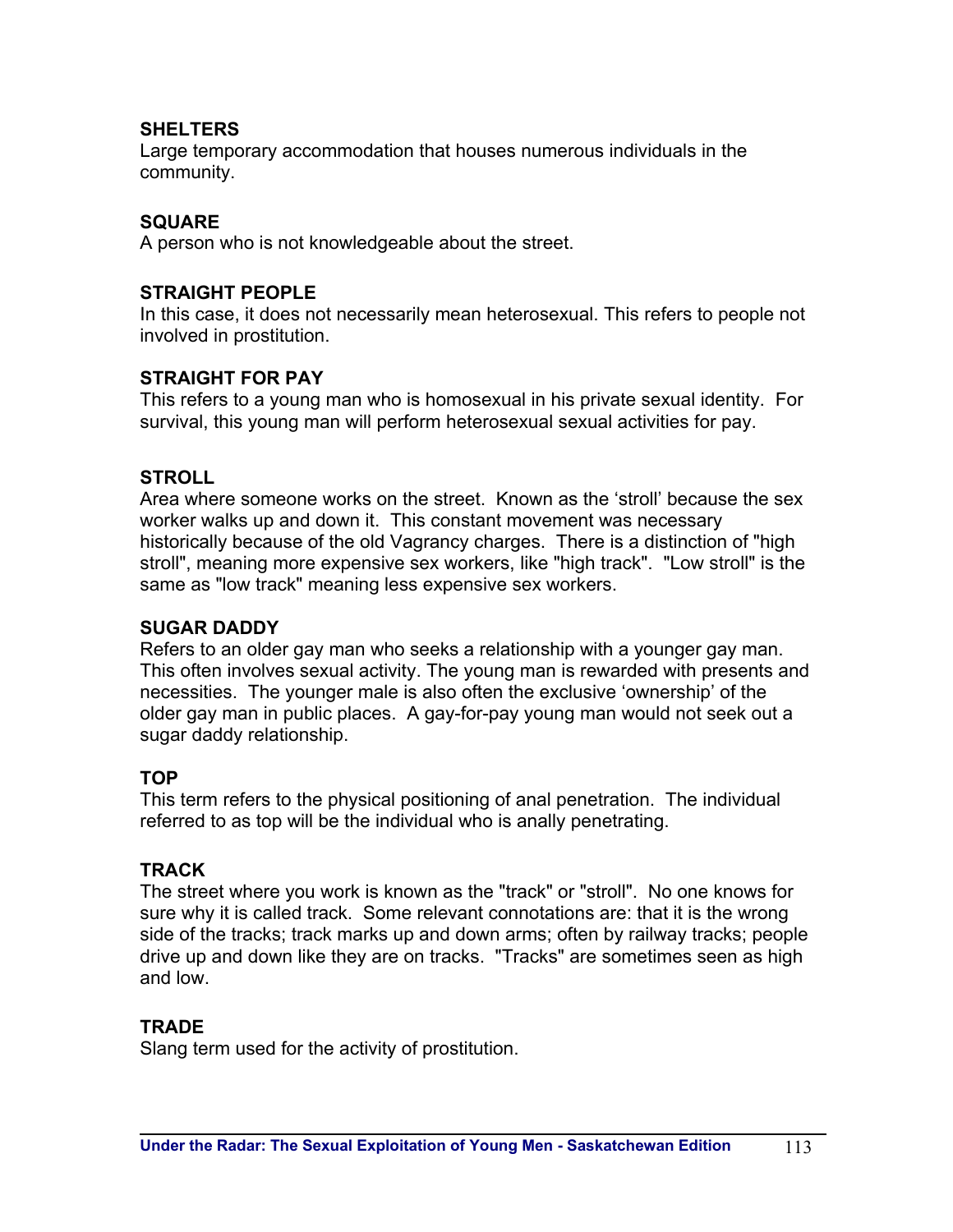**SHELTERS**
Large temporary accommodation that houses numerous individuals in the community.

**SQUARE**
A person who is not knowledgeable about the street.

**STRAIGHT PEOPLE**
In this case, it does not necessarily mean heterosexual. This refers to people not involved in prostitution.

**STRAIGHT FOR PAY**
This refers to a young man who is homosexual in his private sexual identity. For survival, this young man will perform heterosexual sexual activities for pay.

**STROLL**
Area where someone works on the street. Known as the 'stroll' because the sex worker walks up and down it. This constant movement was necessary historically because of the old Vagrancy charges. There is a distinction of "high stroll", meaning more expensive sex workers, like "high track". "Low stroll" is the same as "low track" meaning less expensive sex workers.

**SUGAR DADDY**
Refers to an older gay man who seeks a relationship with a younger gay man. This often involves sexual activity. The young man is rewarded with presents and necessities. The younger male is also often the exclusive 'ownership' of the older gay man in public places. A gay-for-pay young man would not seek out a sugar daddy relationship.

**TOP**
This term refers to the physical positioning of anal penetration. The individual referred to as top will be the individual who is anally penetrating.

**TRACK**
The street where you work is known as the "track" or "stroll". No one knows for sure why it is called track. Some relevant connotations are: that it is the wrong side of the tracks; track marks up and down arms; often by railway tracks; people drive up and down like they are on tracks. "Tracks" are sometimes seen as high and low.

**TRADE**
Slang term used for the activity of prostitution.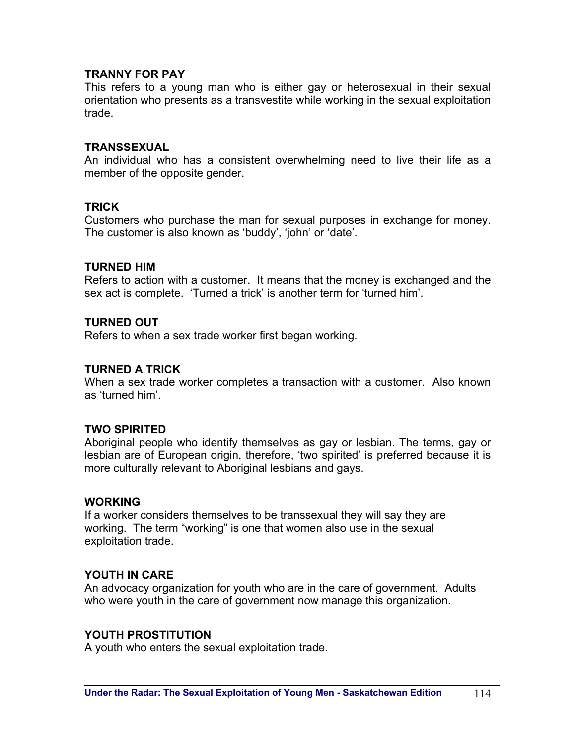**TRANNY FOR PAY**
This refers to a young man who is either gay or heterosexual in their sexual orientation who presents as a transvestite while working in the sexual exploitation trade.

**TRANSSEXUAL**
An individual who has a consistent overwhelming need to live their life as a member of the opposite gender.

**TRICK**
Customers who purchase the man for sexual purposes in exchange for money. The customer is also known as 'buddy', 'john' or 'date'.

**TURNED HIM**
Refers to action with a customer. It means that the money is exchanged and the sex act is complete. 'Turned a trick' is another term for 'turned him'.

**TURNED OUT**
Refers to when a sex trade worker first began working.

**TURNED A TRICK**
When a sex trade worker completes a transaction with a customer. Also known as 'turned him'.

**TWO SPIRITED**
Aboriginal people who identify themselves as gay or lesbian. The terms, gay or lesbian are of European origin, therefore, 'two spirited' is preferred because it is more culturally relevant to Aboriginal lesbians and gays.

**WORKING**
If a worker considers themselves to be transsexual they will say they are working. The term "working" is one that women also use in the sexual exploitation trade.

**YOUTH IN CARE**
An advocacy organization for youth who are in the care of government. Adults who were youth in the care of government now manage this organization.

**YOUTH PROSTITUTION**
A youth who enters the sexual exploitation trade.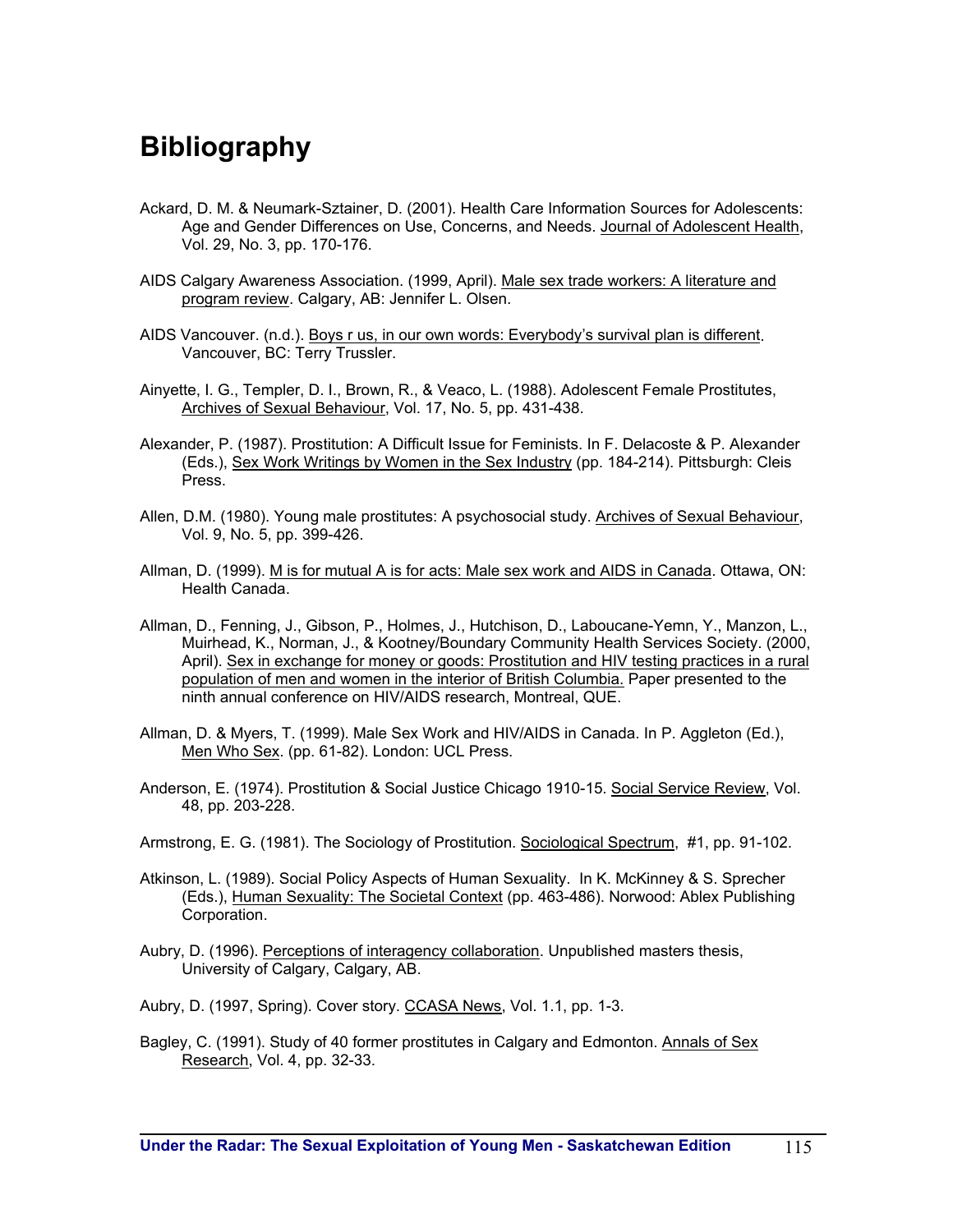# Bibliography

Ackard, D. M. & Neumark-Sztainer, D. (2001). Health Care Information Sources for Adolescents: Age and Gender Differences on Use, Concerns, and Needs. Journal of Adolescent Health, Vol. 29, No. 3, pp. 170-176.

AIDS Calgary Awareness Association. (1999, April). Male sex trade workers: A literature and program review. Calgary, AB: Jennifer L. Olsen.

AIDS Vancouver. (n.d.). Boys r us, in our own words: Everybody's survival plan is different. Vancouver, BC: Terry Trussler.

Ainyette, I. G., Templer, D. I., Brown, R., & Veaco, L. (1988). Adolescent Female Prostitutes, Archives of Sexual Behaviour, Vol. 17, No. 5, pp. 431-438.

Alexander, P. (1987). Prostitution: A Difficult Issue for Feminists. In F. Delacoste & P. Alexander (Eds.), Sex Work Writings by Women in the Sex Industry (pp. 184-214). Pittsburgh: Cleis Press.

Allen, D.M. (1980). Young male prostitutes: A psychosocial study. Archives of Sexual Behaviour, Vol. 9, No. 5, pp. 399-426.

Allman, D. (1999). M is for mutual A is for acts: Male sex work and AIDS in Canada. Ottawa, ON: Health Canada.

Allman, D., Fenning, J., Gibson, P., Holmes, J., Hutchison, D., Laboucane-Yemn, Y., Manzon, L., Muirhead, K., Norman, J., & Kootney/Boundary Community Health Services Society. (2000, April). Sex in exchange for money or goods: Prostitution and HIV testing practices in a rural population of men and women in the interior of British Columbia. Paper presented to the ninth annual conference on HIV/AIDS research, Montreal, QUE.

Allman, D. & Myers, T. (1999). Male Sex Work and HIV/AIDS in Canada. In P. Aggleton (Ed.), Men Who Sex. (pp. 61-82). London: UCL Press.

Anderson, E. (1974). Prostitution & Social Justice Chicago 1910-15. Social Service Review, Vol. 48, pp. 203-228.

Armstrong, E. G. (1981). The Sociology of Prostitution. Sociological Spectrum, #1, pp. 91-102.

Atkinson, L. (1989). Social Policy Aspects of Human Sexuality. In K. McKinney & S. Sprecher (Eds.), Human Sexuality: The Societal Context (pp. 463-486). Norwood: Ablex Publishing Corporation.

Aubry, D. (1996). Perceptions of interagency collaboration. Unpublished masters thesis, University of Calgary, Calgary, AB.

Aubry, D. (1997, Spring). Cover story. CCASA News, Vol. 1.1, pp. 1-3.

Bagley, C. (1991). Study of 40 former prostitutes in Calgary and Edmonton. Annals of Sex Research, Vol. 4, pp. 32-33.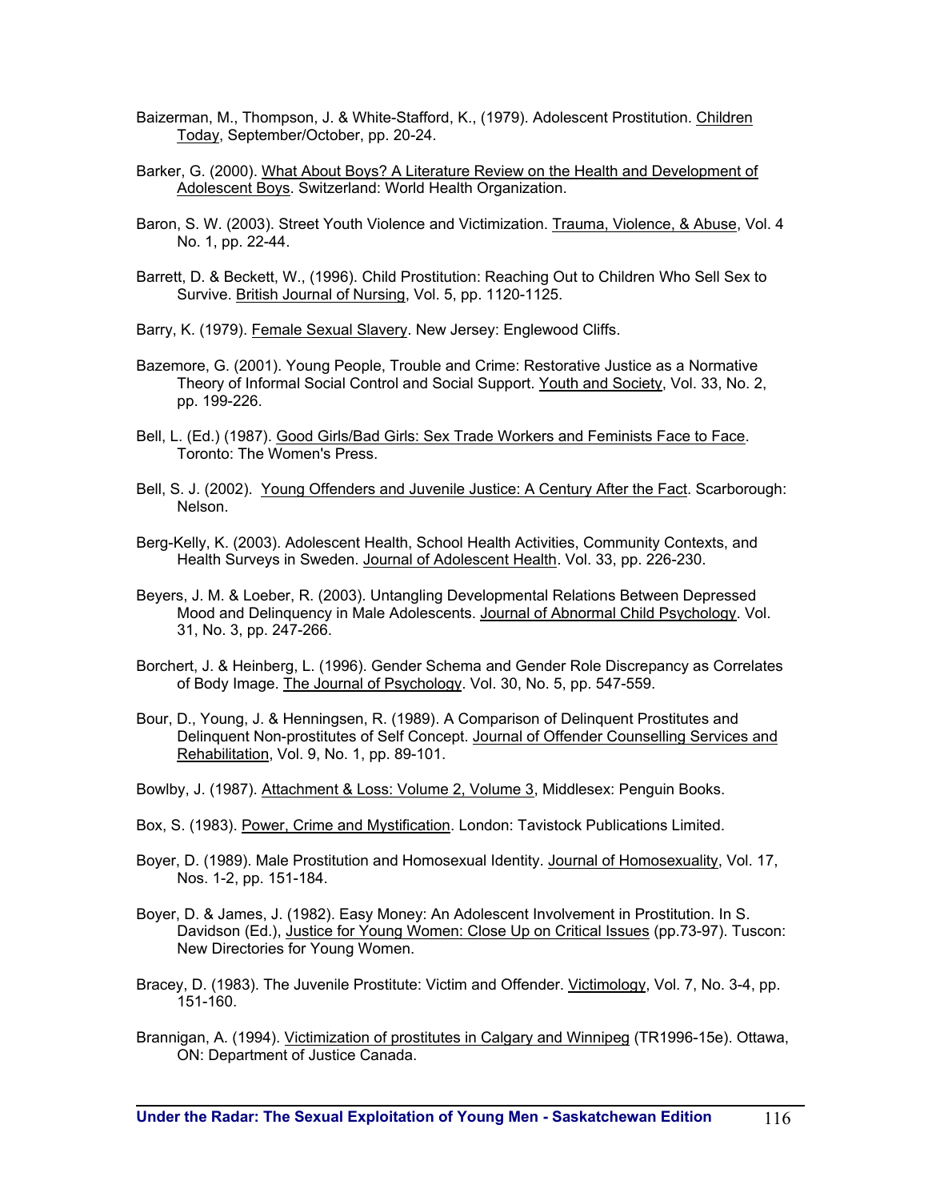Baizerman, M., Thompson, J. & White-Stafford, K., (1979). Adolescent Prostitution. Children Today, September/October, pp. 20-24.

Barker, G. (2000). What About Boys? A Literature Review on the Health and Development of Adolescent Boys. Switzerland: World Health Organization.

Baron, S. W. (2003). Street Youth Violence and Victimization. Trauma, Violence, & Abuse, Vol. 4 No. 1, pp. 22-44.

Barrett, D. & Beckett, W., (1996). Child Prostitution: Reaching Out to Children Who Sell Sex to Survive. British Journal of Nursing, Vol. 5, pp. 1120-1125.

Barry, K. (1979). Female Sexual Slavery. New Jersey: Englewood Cliffs.

Bazemore, G. (2001). Young People, Trouble and Crime: Restorative Justice as a Normative Theory of Informal Social Control and Social Support. Youth and Society, Vol. 33, No. 2, pp. 199-226.

Bell, L. (Ed.) (1987). Good Girls/Bad Girls: Sex Trade Workers and Feminists Face to Face. Toronto: The Women's Press.

Bell, S. J. (2002). Young Offenders and Juvenile Justice: A Century After the Fact. Scarborough: Nelson.

Berg-Kelly, K. (2003). Adolescent Health, School Health Activities, Community Contexts, and Health Surveys in Sweden. Journal of Adolescent Health. Vol. 33, pp. 226-230.

Beyers, J. M. & Loeber, R. (2003). Untangling Developmental Relations Between Depressed Mood and Delinquency in Male Adolescents. Journal of Abnormal Child Psychology. Vol. 31, No. 3, pp. 247-266.

Borchert, J. & Heinberg, L. (1996). Gender Schema and Gender Role Discrepancy as Correlates of Body Image. The Journal of Psychology. Vol. 30, No. 5, pp. 547-559.

Bour, D., Young, J. & Henningsen, R. (1989). A Comparison of Delinquent Prostitutes and Delinquent Non-prostitutes of Self Concept. Journal of Offender Counselling Services and Rehabilitation, Vol. 9, No. 1, pp. 89-101.

Bowlby, J. (1987). Attachment & Loss: Volume 2, Volume 3, Middlesex: Penguin Books.

Box, S. (1983). Power, Crime and Mystification. London: Tavistock Publications Limited.

Boyer, D. (1989). Male Prostitution and Homosexual Identity. Journal of Homosexuality, Vol. 17, Nos. 1-2, pp. 151-184.

Boyer, D. & James, J. (1982). Easy Money: An Adolescent Involvement in Prostitution. In S. Davidson (Ed.), Justice for Young Women: Close Up on Critical Issues (pp.73-97). Tuscon: New Directories for Young Women.

Bracey, D. (1983). The Juvenile Prostitute: Victim and Offender. Victimology, Vol. 7, No. 3-4, pp. 151-160.

Brannigan, A. (1994). Victimization of prostitutes in Calgary and Winnipeg (TR1996-15e). Ottawa, ON: Department of Justice Canada.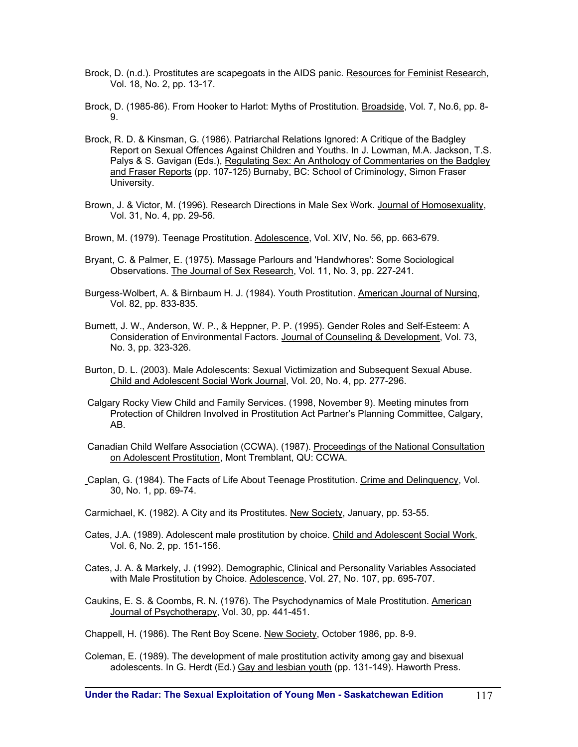Brock, D. (n.d.). Prostitutes are scapegoats in the AIDS panic. Resources for Feminist Research, Vol. 18, No. 2, pp. 13-17.

Brock, D. (1985-86). From Hooker to Harlot: Myths of Prostitution. Broadside, Vol. 7, No.6, pp. 8-9.

Brock, R. D. & Kinsman, G. (1986). Patriarchal Relations Ignored: A Critique of the Badgley Report on Sexual Offences Against Children and Youths. In J. Lowman, M.A. Jackson, T.S. Palys & S. Gavigan (Eds.), Regulating Sex: An Anthology of Commentaries on the Badgley and Fraser Reports (pp. 107-125) Burnaby, BC: School of Criminology, Simon Fraser University.

Brown, J. & Victor, M. (1996). Research Directions in Male Sex Work. Journal of Homosexuality, Vol. 31, No. 4, pp. 29-56.

Brown, M. (1979). Teenage Prostitution. Adolescence, Vol. XIV, No. 56, pp. 663-679.

Bryant, C. & Palmer, E. (1975). Massage Parlours and 'Handwhores': Some Sociological Observations. The Journal of Sex Research, Vol. 11, No. 3, pp. 227-241.

Burgess-Wolbert, A. & Birnbaum H. J. (1984). Youth Prostitution. American Journal of Nursing, Vol. 82, pp. 833-835.

Burnett, J. W., Anderson, W. P., & Heppner, P. P. (1995). Gender Roles and Self-Esteem: A Consideration of Environmental Factors. Journal of Counseling & Development, Vol. 73, No. 3, pp. 323-326.

Burton, D. L. (2003). Male Adolescents: Sexual Victimization and Subsequent Sexual Abuse. Child and Adolescent Social Work Journal, Vol. 20, No. 4, pp. 277-296.

Calgary Rocky View Child and Family Services. (1998, November 9). Meeting minutes from Protection of Children Involved in Prostitution Act Partner's Planning Committee, Calgary, AB.

Canadian Child Welfare Association (CCWA). (1987). Proceedings of the National Consultation on Adolescent Prostitution, Mont Tremblant, QU: CCWA.

Caplan, G. (1984). The Facts of Life About Teenage Prostitution. Crime and Delinquency, Vol. 30, No. 1, pp. 69-74.

Carmichael, K. (1982). A City and its Prostitutes. New Society, January, pp. 53-55.

Cates, J.A. (1989). Adolescent male prostitution by choice. Child and Adolescent Social Work, Vol. 6, No. 2, pp. 151-156.

Cates, J. A. & Markely, J. (1992). Demographic, Clinical and Personality Variables Associated with Male Prostitution by Choice. Adolescence, Vol. 27, No. 107, pp. 695-707.

Caukins, E. S. & Coombs, R. N. (1976). The Psychodynamics of Male Prostitution. American Journal of Psychotherapy, Vol. 30, pp. 441-451.

Chappell, H. (1986). The Rent Boy Scene. New Society, October 1986, pp. 8-9.

Coleman, E. (1989). The development of male prostitution activity among gay and bisexual adolescents. In G. Herdt (Ed.) Gay and lesbian youth (pp. 131-149). Haworth Press.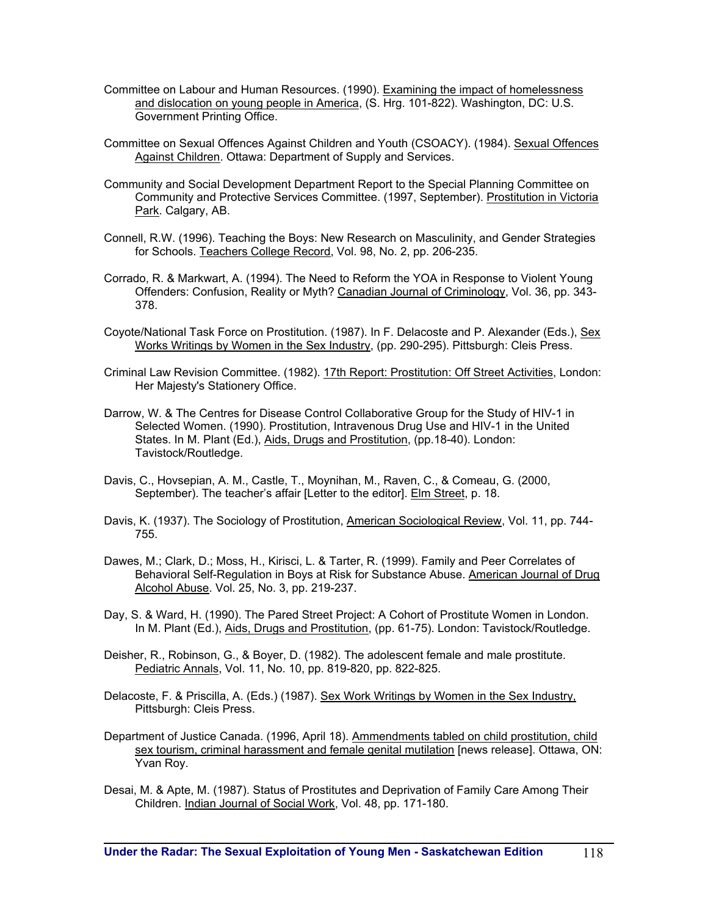Committee on Labour and Human Resources. (1990). Examining the impact of homelessness and dislocation on young people in America, (S. Hrg. 101-822). Washington, DC: U.S. Government Printing Office.

Committee on Sexual Offences Against Children and Youth (CSOACY). (1984). Sexual Offences Against Children. Ottawa: Department of Supply and Services.

Community and Social Development Department Report to the Special Planning Committee on Community and Protective Services Committee. (1997, September). Prostitution in Victoria Park. Calgary, AB.

Connell, R.W. (1996). Teaching the Boys: New Research on Masculinity, and Gender Strategies for Schools. Teachers College Record, Vol. 98, No. 2, pp. 206-235.

Corrado, R. & Markwart, A. (1994). The Need to Reform the YOA in Response to Violent Young Offenders: Confusion, Reality or Myth? Canadian Journal of Criminology, Vol. 36, pp. 343-378.

Coyote/National Task Force on Prostitution. (1987). In F. Delacoste and P. Alexander (Eds.), Sex Works Writings by Women in the Sex Industry, (pp. 290-295). Pittsburgh: Cleis Press.

Criminal Law Revision Committee. (1982). 17th Report: Prostitution: Off Street Activities, London: Her Majesty's Stationery Office.

Darrow, W. & The Centres for Disease Control Collaborative Group for the Study of HIV-1 in Selected Women. (1990). Prostitution, Intravenous Drug Use and HIV-1 in the United States. In M. Plant (Ed.), Aids, Drugs and Prostitution, (pp.18-40). London: Tavistock/Routledge.

Davis, C., Hovsepian, A. M., Castle, T., Moynihan, M., Raven, C., & Comeau, G. (2000, September). The teacher's affair [Letter to the editor]. Elm Street, p. 18.

Davis, K. (1937). The Sociology of Prostitution, American Sociological Review, Vol. 11, pp. 744-755.

Dawes, M.; Clark, D.; Moss, H., Kirisci, L. & Tarter, R. (1999). Family and Peer Correlates of Behavioral Self-Regulation in Boys at Risk for Substance Abuse. American Journal of Drug Alcohol Abuse. Vol. 25, No. 3, pp. 219-237.

Day, S. & Ward, H. (1990). The Pared Street Project: A Cohort of Prostitute Women in London. In M. Plant (Ed.), Aids, Drugs and Prostitution, (pp. 61-75). London: Tavistock/Routledge.

Deisher, R., Robinson, G., & Boyer, D. (1982). The adolescent female and male prostitute. Pediatric Annals, Vol. 11, No. 10, pp. 819-820, pp. 822-825.

Delacoste, F. & Priscilla, A. (Eds.) (1987). Sex Work Writings by Women in the Sex Industry, Pittsburgh: Cleis Press.

Department of Justice Canada. (1996, April 18). Ammendments tabled on child prostitution, child sex tourism, criminal harassment and female genital mutilation [news release]. Ottawa, ON: Yvan Roy.

Desai, M. & Apte, M. (1987). Status of Prostitutes and Deprivation of Family Care Among Their Children. Indian Journal of Social Work, Vol. 48, pp. 171-180.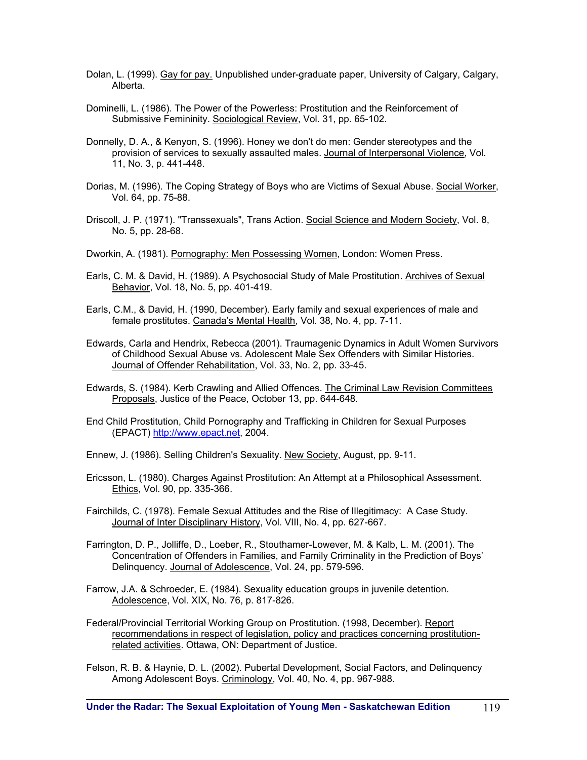Dolan, L. (1999). Gay for pay. Unpublished under-graduate paper, University of Calgary, Calgary, Alberta.

Dominelli, L. (1986). The Power of the Powerless: Prostitution and the Reinforcement of Submissive Femininity. Sociological Review, Vol. 31, pp. 65-102.

Donnelly, D. A., & Kenyon, S. (1996). Honey we don't do men: Gender stereotypes and the provision of services to sexually assaulted males. Journal of Interpersonal Violence, Vol. 11, No. 3, p. 441-448.

Dorias, M. (1996). The Coping Strategy of Boys who are Victims of Sexual Abuse. Social Worker, Vol. 64, pp. 75-88.

Driscoll, J. P. (1971). "Transsexuals", Trans Action. Social Science and Modern Society, Vol. 8, No. 5, pp. 28-68.

Dworkin, A. (1981). Pornography: Men Possessing Women, London: Women Press.

Earls, C. M. & David, H. (1989). A Psychosocial Study of Male Prostitution. Archives of Sexual Behavior, Vol. 18, No. 5, pp. 401-419.

Earls, C.M., & David, H. (1990, December). Early family and sexual experiences of male and female prostitutes. Canada's Mental Health, Vol. 38, No. 4, pp. 7-11.

Edwards, Carla and Hendrix, Rebecca (2001). Traumagenic Dynamics in Adult Women Survivors of Childhood Sexual Abuse vs. Adolescent Male Sex Offenders with Similar Histories. Journal of Offender Rehabilitation, Vol. 33, No. 2, pp. 33-45.

Edwards, S. (1984). Kerb Crawling and Allied Offences. The Criminal Law Revision Committees Proposals, Justice of the Peace, October 13, pp. 644-648.

End Child Prostitution, Child Pornography and Trafficking in Children for Sexual Purposes (EPACT) http://www.epact.net, 2004.

Ennew, J. (1986). Selling Children's Sexuality. New Society, August, pp. 9-11.

Ericsson, L. (1980). Charges Against Prostitution: An Attempt at a Philosophical Assessment. Ethics, Vol. 90, pp. 335-366.

Fairchilds, C. (1978). Female Sexual Attitudes and the Rise of Illegitimacy: A Case Study. Journal of Inter Disciplinary History, Vol. VIII, No. 4, pp. 627-667.

Farrington, D. P., Jolliffe, D., Loeber, R., Stouthamer-Lowever, M. & Kalb, L. M. (2001). The Concentration of Offenders in Families, and Family Criminality in the Prediction of Boys' Delinquency. Journal of Adolescence, Vol. 24, pp. 579-596.

Farrow, J.A. & Schroeder, E. (1984). Sexuality education groups in juvenile detention. Adolescence, Vol. XIX, No. 76, p. 817-826.

Federal/Provincial Territorial Working Group on Prostitution. (1998, December). Report recommendations in respect of legislation, policy and practices concerning prostitution-related activities. Ottawa, ON: Department of Justice.

Felson, R. B. & Haynie, D. L. (2002). Pubertal Development, Social Factors, and Delinquency Among Adolescent Boys. Criminology, Vol. 40, No. 4, pp. 967-988.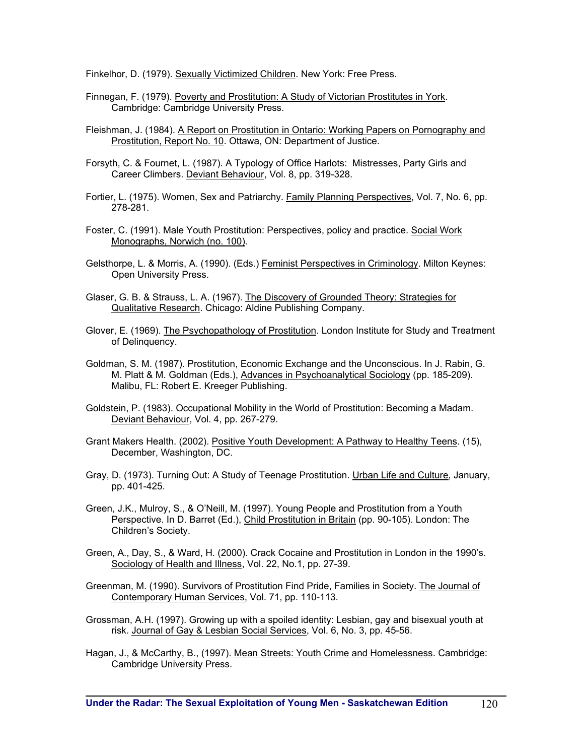Finkelhor, D. (1979). Sexually Victimized Children. New York: Free Press.

Finnegan, F. (1979). Poverty and Prostitution: A Study of Victorian Prostitutes in York. Cambridge: Cambridge University Press.

Fleishman, J. (1984). A Report on Prostitution in Ontario: Working Papers on Pornography and Prostitution, Report No. 10. Ottawa, ON: Department of Justice.

Forsyth, C. & Fournet, L. (1987). A Typology of Office Harlots: Mistresses, Party Girls and Career Climbers. Deviant Behaviour, Vol. 8, pp. 319-328.

Fortier, L. (1975). Women, Sex and Patriarchy. Family Planning Perspectives, Vol. 7, No. 6, pp. 278-281.

Foster, C. (1991). Male Youth Prostitution: Perspectives, policy and practice. Social Work Monographs, Norwich (no. 100).

Gelsthorpe, L. & Morris, A. (1990). (Eds.) Feminist Perspectives in Criminology. Milton Keynes: Open University Press.

Glaser, G. B. & Strauss, L. A. (1967). The Discovery of Grounded Theory: Strategies for Qualitative Research. Chicago: Aldine Publishing Company.

Glover, E. (1969). The Psychopathology of Prostitution. London Institute for Study and Treatment of Delinquency.

Goldman, S. M. (1987). Prostitution, Economic Exchange and the Unconscious. In J. Rabin, G. M. Platt & M. Goldman (Eds.), Advances in Psychoanalytical Sociology (pp. 185-209). Malibu, FL: Robert E. Kreeger Publishing.

Goldstein, P. (1983). Occupational Mobility in the World of Prostitution: Becoming a Madam. Deviant Behaviour, Vol. 4, pp. 267-279.

Grant Makers Health. (2002). Positive Youth Development: A Pathway to Healthy Teens. (15), December, Washington, DC.

Gray, D. (1973). Turning Out: A Study of Teenage Prostitution. Urban Life and Culture, January, pp. 401-425.

Green, J.K., Mulroy, S., & O'Neill, M. (1997). Young People and Prostitution from a Youth Perspective. In D. Barret (Ed.), Child Prostitution in Britain (pp. 90-105). London: The Children's Society.

Green, A., Day, S., & Ward, H. (2000). Crack Cocaine and Prostitution in London in the 1990's. Sociology of Health and Illness, Vol. 22, No.1, pp. 27-39.

Greenman, M. (1990). Survivors of Prostitution Find Pride, Families in Society. The Journal of Contemporary Human Services, Vol. 71, pp. 110-113.

Grossman, A.H. (1997). Growing up with a spoiled identity: Lesbian, gay and bisexual youth at risk. Journal of Gay & Lesbian Social Services, Vol. 6, No. 3, pp. 45-56.

Hagan, J., & McCarthy, B., (1997). Mean Streets: Youth Crime and Homelessness. Cambridge: Cambridge University Press.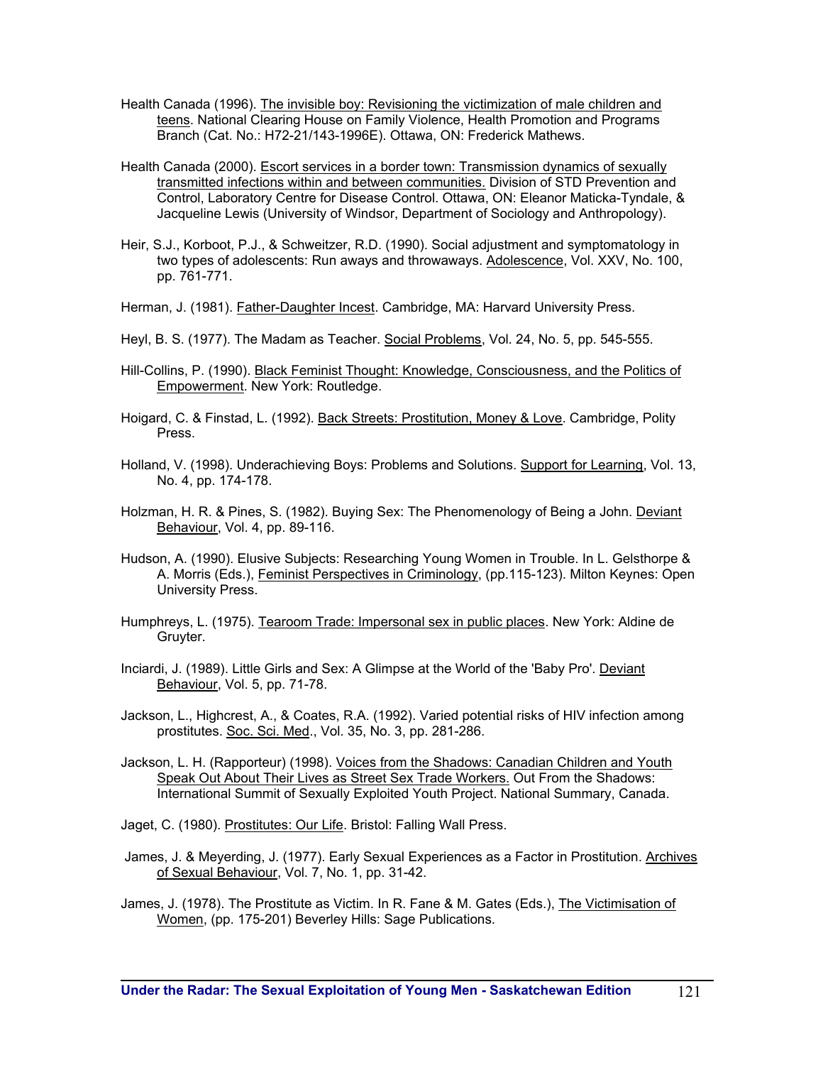Health Canada (1996). The invisible boy: Revisioning the victimization of male children and teens. National Clearing House on Family Violence, Health Promotion and Programs Branch (Cat. No.: H72-21/143-1996E). Ottawa, ON: Frederick Mathews.

Health Canada (2000). Escort services in a border town: Transmission dynamics of sexually transmitted infections within and between communities. Division of STD Prevention and Control, Laboratory Centre for Disease Control. Ottawa, ON: Eleanor Maticka-Tyndale, & Jacqueline Lewis (University of Windsor, Department of Sociology and Anthropology).

Heir, S.J., Korboot, P.J., & Schweitzer, R.D. (1990). Social adjustment and symptomatology in two types of adolescents: Run aways and throwaways. Adolescence, Vol. XXV, No. 100, pp. 761-771.

Herman, J. (1981). Father-Daughter Incest. Cambridge, MA: Harvard University Press.

Heyl, B. S. (1977). The Madam as Teacher. Social Problems, Vol. 24, No. 5, pp. 545-555.

Hill-Collins, P. (1990). Black Feminist Thought: Knowledge, Consciousness, and the Politics of Empowerment. New York: Routledge.

Hoigard, C. & Finstad, L. (1992). Back Streets: Prostitution, Money & Love. Cambridge, Polity Press.

Holland, V. (1998). Underachieving Boys: Problems and Solutions. Support for Learning, Vol. 13, No. 4, pp. 174-178.

Holzman, H. R. & Pines, S. (1982). Buying Sex: The Phenomenology of Being a John. Deviant Behaviour, Vol. 4, pp. 89-116.

Hudson, A. (1990). Elusive Subjects: Researching Young Women in Trouble. In L. Gelsthorpe & A. Morris (Eds.), Feminist Perspectives in Criminology, (pp.115-123). Milton Keynes: Open University Press.

Humphreys, L. (1975). Tearoom Trade: Impersonal sex in public places. New York: Aldine de Gruyter.

Inciardi, J. (1989). Little Girls and Sex: A Glimpse at the World of the 'Baby Pro'. Deviant Behaviour, Vol. 5, pp. 71-78.

Jackson, L., Highcrest, A., & Coates, R.A. (1992). Varied potential risks of HIV infection among prostitutes. Soc. Sci. Med., Vol. 35, No. 3, pp. 281-286.

Jackson, L. H. (Rapporteur) (1998). Voices from the Shadows: Canadian Children and Youth Speak Out About Their Lives as Street Sex Trade Workers. Out From the Shadows: International Summit of Sexually Exploited Youth Project. National Summary, Canada.

Jaget, C. (1980). Prostitutes: Our Life. Bristol: Falling Wall Press.

James, J. & Meyerding, J. (1977). Early Sexual Experiences as a Factor in Prostitution. Archives of Sexual Behaviour, Vol. 7, No. 1, pp. 31-42.

James, J. (1978). The Prostitute as Victim. In R. Fane & M. Gates (Eds.), The Victimisation of Women, (pp. 175-201) Beverley Hills: Sage Publications.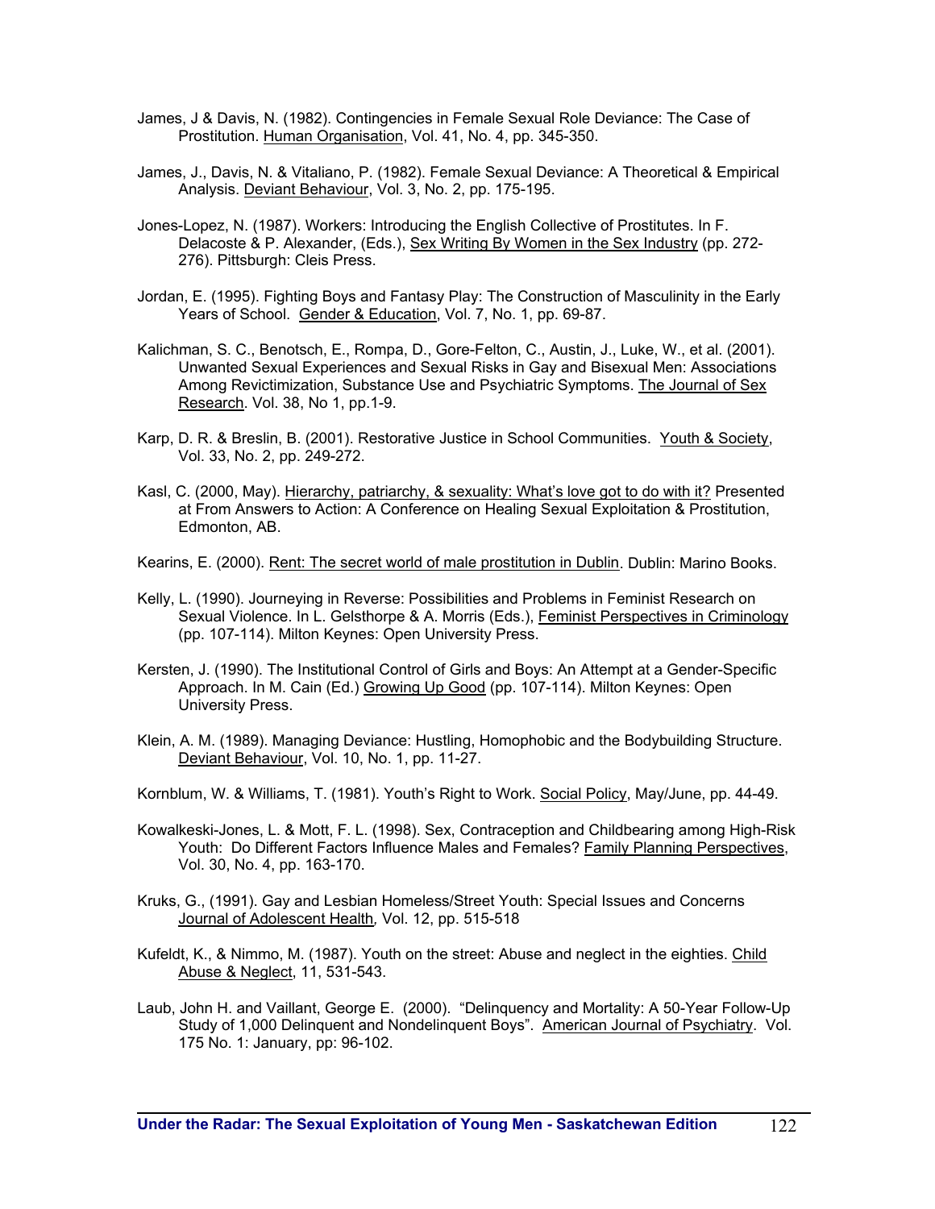James, J & Davis, N. (1982). Contingencies in Female Sexual Role Deviance: The Case of Prostitution. Human Organisation, Vol. 41, No. 4, pp. 345-350.

James, J., Davis, N. & Vitaliano, P. (1982). Female Sexual Deviance: A Theoretical & Empirical Analysis. Deviant Behaviour, Vol. 3, No. 2, pp. 175-195.

Jones-Lopez, N. (1987). Workers: Introducing the English Collective of Prostitutes. In F. Delacoste & P. Alexander, (Eds.), Sex Writing By Women in the Sex Industry (pp. 272-276). Pittsburgh: Cleis Press.

Jordan, E. (1995). Fighting Boys and Fantasy Play: The Construction of Masculinity in the Early Years of School. Gender & Education, Vol. 7, No. 1, pp. 69-87.

Kalichman, S. C., Benotsch, E., Rompa, D., Gore-Felton, C., Austin, J., Luke, W., et al. (2001). Unwanted Sexual Experiences and Sexual Risks in Gay and Bisexual Men: Associations Among Revictimization, Substance Use and Psychiatric Symptoms. The Journal of Sex Research. Vol. 38, No 1, pp.1-9.

Karp, D. R. & Breslin, B. (2001). Restorative Justice in School Communities. Youth & Society, Vol. 33, No. 2, pp. 249-272.

Kasl, C. (2000, May). Hierarchy, patriarchy, & sexuality: What's love got to do with it? Presented at From Answers to Action: A Conference on Healing Sexual Exploitation & Prostitution, Edmonton, AB.

Kearins, E. (2000). Rent: The secret world of male prostitution in Dublin. Dublin: Marino Books.

Kelly, L. (1990). Journeying in Reverse: Possibilities and Problems in Feminist Research on Sexual Violence. In L. Gelsthorpe & A. Morris (Eds.), Feminist Perspectives in Criminology (pp. 107-114). Milton Keynes: Open University Press.

Kersten, J. (1990). The Institutional Control of Girls and Boys: An Attempt at a Gender-Specific Approach. In M. Cain (Ed.) Growing Up Good (pp. 107-114). Milton Keynes: Open University Press.

Klein, A. M. (1989). Managing Deviance: Hustling, Homophobic and the Bodybuilding Structure. Deviant Behaviour, Vol. 10, No. 1, pp. 11-27.

Kornblum, W. & Williams, T. (1981). Youth's Right to Work. Social Policy, May/June, pp. 44-49.

Kowalkeski-Jones, L. & Mott, F. L. (1998). Sex, Contraception and Childbearing among High-Risk Youth: Do Different Factors Influence Males and Females? Family Planning Perspectives, Vol. 30, No. 4, pp. 163-170.

Kruks, G., (1991). Gay and Lesbian Homeless/Street Youth: Special Issues and Concerns Journal of Adolescent Health, Vol. 12, pp. 515-518

Kufeldt, K., & Nimmo, M. (1987). Youth on the street: Abuse and neglect in the eighties. Child Abuse & Neglect, 11, 531-543.

Laub, John H. and Vaillant, George E. (2000). "Delinquency and Mortality: A 50-Year Follow-Up Study of 1,000 Delinquent and Nondelinquent Boys". American Journal of Psychiatry. Vol. 175 No. 1: January, pp: 96-102.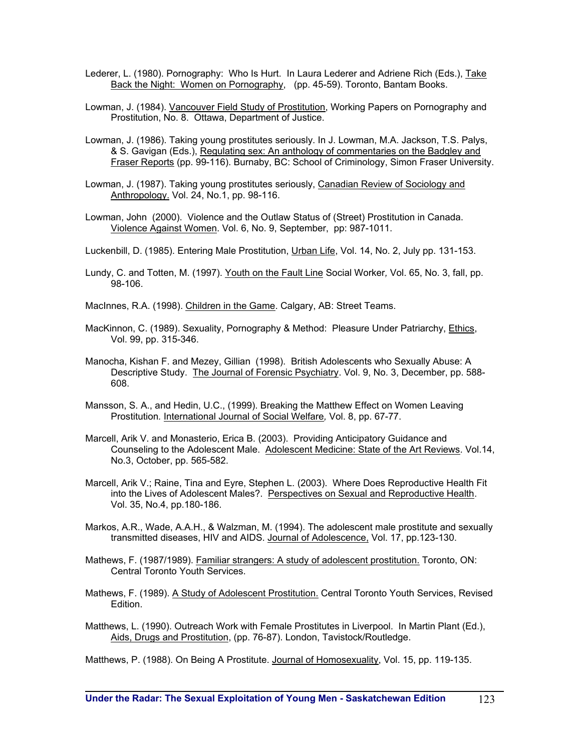Lederer, L. (1980). Pornography: Who Is Hurt. In Laura Lederer and Adriene Rich (Eds.), Take Back the Night: Women on Pornography, (pp. 45-59). Toronto, Bantam Books.

Lowman, J. (1984). Vancouver Field Study of Prostitution, Working Papers on Pornography and Prostitution, No. 8. Ottawa, Department of Justice.

Lowman, J. (1986). Taking young prostitutes seriously. In J. Lowman, M.A. Jackson, T.S. Palys, & S. Gavigan (Eds.), Regulating sex: An anthology of commentaries on the Badgley and Fraser Reports (pp. 99-116). Burnaby, BC: School of Criminology, Simon Fraser University.

Lowman, J. (1987). Taking young prostitutes seriously, Canadian Review of Sociology and Anthropology. Vol. 24, No.1, pp. 98-116.

Lowman, John (2000). Violence and the Outlaw Status of (Street) Prostitution in Canada. Violence Against Women. Vol. 6, No. 9, September, pp: 987-1011.

Luckenbill, D. (1985). Entering Male Prostitution, Urban Life, Vol. 14, No. 2, July pp. 131-153.

Lundy, C. and Totten, M. (1997). Youth on the Fault Line Social Worker, Vol. 65, No. 3, fall, pp. 98-106.

MacInnes, R.A. (1998). Children in the Game. Calgary, AB: Street Teams.

MacKinnon, C. (1989). Sexuality, Pornography & Method: Pleasure Under Patriarchy, Ethics, Vol. 99, pp. 315-346.

Manocha, Kishan F. and Mezey, Gillian (1998). British Adolescents who Sexually Abuse: A Descriptive Study. The Journal of Forensic Psychiatry. Vol. 9, No. 3, December, pp. 588-608.

Mansson, S. A., and Hedin, U.C., (1999). Breaking the Matthew Effect on Women Leaving Prostitution. International Journal of Social Welfare, Vol. 8, pp. 67-77.

Marcell, Arik V. and Monasterio, Erica B. (2003). Providing Anticipatory Guidance and Counseling to the Adolescent Male. Adolescent Medicine: State of the Art Reviews. Vol.14, No.3, October, pp. 565-582.

Marcell, Arik V.; Raine, Tina and Eyre, Stephen L. (2003). Where Does Reproductive Health Fit into the Lives of Adolescent Males?. Perspectives on Sexual and Reproductive Health. Vol. 35, No.4, pp.180-186.

Markos, A.R., Wade, A.A.H., & Walzman, M. (1994). The adolescent male prostitute and sexually transmitted diseases, HIV and AIDS. Journal of Adolescence, Vol. 17, pp.123-130.

Mathews, F. (1987/1989). Familiar strangers: A study of adolescent prostitution. Toronto, ON: Central Toronto Youth Services.

Mathews, F. (1989). A Study of Adolescent Prostitution. Central Toronto Youth Services, Revised Edition.

Matthews, L. (1990). Outreach Work with Female Prostitutes in Liverpool. In Martin Plant (Ed.), Aids, Drugs and Prostitution, (pp. 76-87). London, Tavistock/Routledge.

Matthews, P. (1988). On Being A Prostitute. Journal of Homosexuality, Vol. 15, pp. 119-135.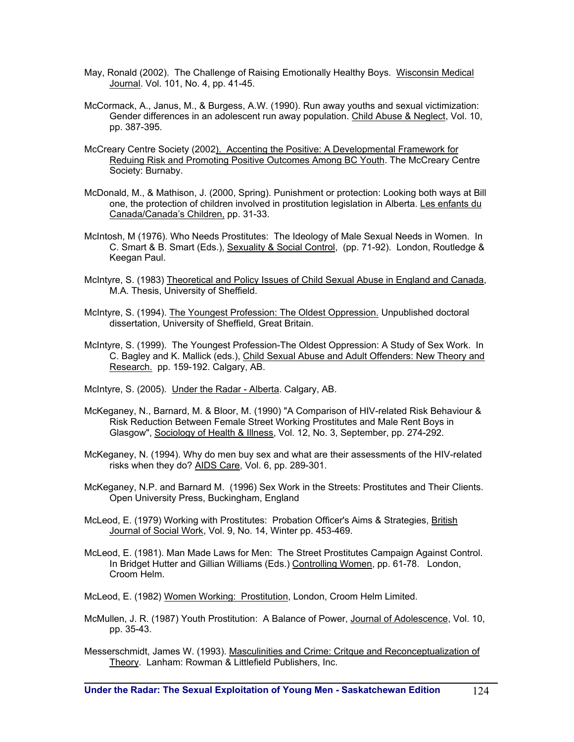May, Ronald (2002). The Challenge of Raising Emotionally Healthy Boys. Wisconsin Medical Journal. Vol. 101, No. 4, pp. 41-45.

McCormack, A., Janus, M., & Burgess, A.W. (1990). Run away youths and sexual victimization: Gender differences in an adolescent run away population. Child Abuse & Neglect, Vol. 10, pp. 387-395.

McCreary Centre Society (2002). Accenting the Positive: A Developmental Framework for Reduing Risk and Promoting Positive Outcomes Among BC Youth. The McCreary Centre Society: Burnaby.

McDonald, M., & Mathison, J. (2000, Spring). Punishment or protection: Looking both ways at Bill one, the protection of children involved in prostitution legislation in Alberta. Les enfants du Canada/Canada's Children, pp. 31-33.

McIntosh, M (1976). Who Needs Prostitutes: The Ideology of Male Sexual Needs in Women. In C. Smart & B. Smart (Eds.), Sexuality & Social Control, (pp. 71-92). London, Routledge & Keegan Paul.

McIntyre, S. (1983) Theoretical and Policy Issues of Child Sexual Abuse in England and Canada, M.A. Thesis, University of Sheffield.

McIntyre, S. (1994). The Youngest Profession: The Oldest Oppression. Unpublished doctoral dissertation, University of Sheffield, Great Britain.

McIntyre, S. (1999). The Youngest Profession-The Oldest Oppression: A Study of Sex Work. In C. Bagley and K. Mallick (eds.), Child Sexual Abuse and Adult Offenders: New Theory and Research. pp. 159-192. Calgary, AB.

McIntyre, S. (2005). Under the Radar - Alberta. Calgary, AB.

McKeganey, N., Barnard, M. & Bloor, M. (1990) "A Comparison of HIV-related Risk Behaviour & Risk Reduction Between Female Street Working Prostitutes and Male Rent Boys in Glasgow", Sociology of Health & Illness, Vol. 12, No. 3, September, pp. 274-292.

McKeganey, N. (1994). Why do men buy sex and what are their assessments of the HIV-related risks when they do? AIDS Care, Vol. 6, pp. 289-301.

McKeganey, N.P. and Barnard M. (1996) Sex Work in the Streets: Prostitutes and Their Clients. Open University Press, Buckingham, England

McLeod, E. (1979) Working with Prostitutes: Probation Officer's Aims & Strategies, British Journal of Social Work, Vol. 9, No. 14, Winter pp. 453-469.

McLeod, E. (1981). Man Made Laws for Men: The Street Prostitutes Campaign Against Control. In Bridget Hutter and Gillian Williams (Eds.) Controlling Women, pp. 61-78. London, Croom Helm.

McLeod, E. (1982) Women Working: Prostitution, London, Croom Helm Limited.

McMullen, J. R. (1987) Youth Prostitution: A Balance of Power, Journal of Adolescence, Vol. 10, pp. 35-43.

Messerschmidt, James W. (1993). Masculinities and Crime: Critque and Reconceptualization of Theory. Lanham: Rowman & Littlefield Publishers, Inc.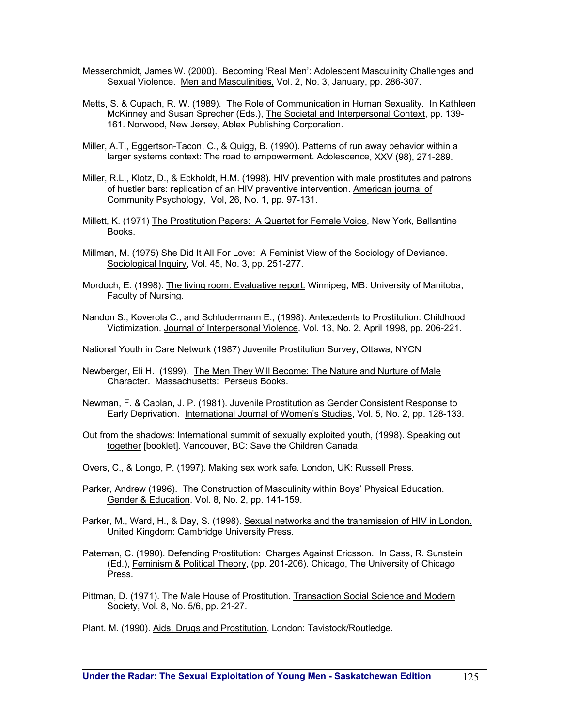Messerchmidt, James W. (2000). Becoming 'Real Men': Adolescent Masculinity Challenges and Sexual Violence. Men and Masculinities, Vol. 2, No. 3, January, pp. 286-307.

Metts, S. & Cupach, R. W. (1989). The Role of Communication in Human Sexuality. In Kathleen McKinney and Susan Sprecher (Eds.), The Societal and Interpersonal Context, pp. 139-161. Norwood, New Jersey, Ablex Publishing Corporation.

Miller, A.T., Eggertson-Tacon, C., & Quigg, B. (1990). Patterns of run away behavior within a larger systems context: The road to empowerment. Adolescence, XXV (98), 271-289.

Miller, R.L., Klotz, D., & Eckholdt, H.M. (1998). HIV prevention with male prostitutes and patrons of hustler bars: replication of an HIV preventive intervention. American journal of Community Psychology, Vol, 26, No. 1, pp. 97-131.

Millett, K. (1971) The Prostitution Papers: A Quartet for Female Voice, New York, Ballantine Books.

Millman, M. (1975) She Did It All For Love: A Feminist View of the Sociology of Deviance. Sociological Inquiry, Vol. 45, No. 3, pp. 251-277.

Mordoch, E. (1998). The living room: Evaluative report. Winnipeg, MB: University of Manitoba, Faculty of Nursing.

Nandon S., Koverola C., and Schludermann E., (1998). Antecedents to Prostitution: Childhood Victimization. Journal of Interpersonal Violence, Vol. 13, No. 2, April 1998, pp. 206-221.

National Youth in Care Network (1987) Juvenile Prostitution Survey, Ottawa, NYCN

Newberger, Eli H. (1999). The Men They Will Become: The Nature and Nurture of Male Character. Massachusetts: Perseus Books.

Newman, F. & Caplan, J. P. (1981). Juvenile Prostitution as Gender Consistent Response to Early Deprivation. International Journal of Women's Studies, Vol. 5, No. 2, pp. 128-133.

Out from the shadows: International summit of sexually exploited youth, (1998). Speaking out together [booklet]. Vancouver, BC: Save the Children Canada.

Overs, C., & Longo, P. (1997). Making sex work safe. London, UK: Russell Press.

Parker, Andrew (1996). The Construction of Masculinity within Boys' Physical Education. Gender & Education. Vol. 8, No. 2, pp. 141-159.

Parker, M., Ward, H., & Day, S. (1998). Sexual networks and the transmission of HIV in London. United Kingdom: Cambridge University Press.

Pateman, C. (1990). Defending Prostitution: Charges Against Ericsson. In Cass, R. Sunstein (Ed.), Feminism & Political Theory, (pp. 201-206). Chicago, The University of Chicago Press.

Pittman, D. (1971). The Male House of Prostitution. Transaction Social Science and Modern Society, Vol. 8, No. 5/6, pp. 21-27.

Plant, M. (1990). Aids, Drugs and Prostitution. London: Tavistock/Routledge.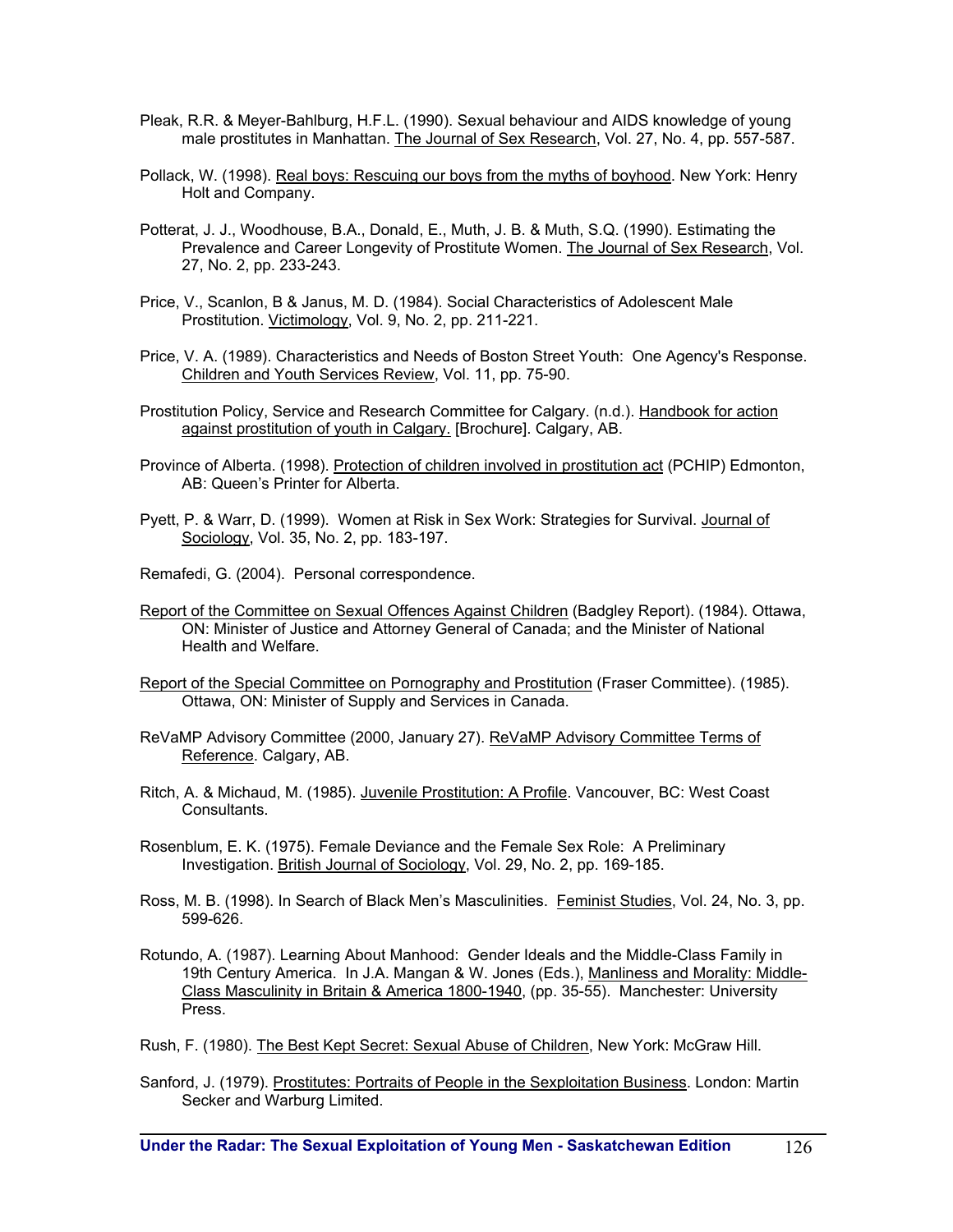Pleak, R.R. & Meyer-Bahlburg, H.F.L. (1990). Sexual behaviour and AIDS knowledge of young male prostitutes in Manhattan. The Journal of Sex Research, Vol. 27, No. 4, pp. 557-587.

Pollack, W. (1998). Real boys: Rescuing our boys from the myths of boyhood. New York: Henry Holt and Company.

Potterat, J. J., Woodhouse, B.A., Donald, E., Muth, J. B. & Muth, S.Q. (1990). Estimating the Prevalence and Career Longevity of Prostitute Women. The Journal of Sex Research, Vol. 27, No. 2, pp. 233-243.

Price, V., Scanlon, B & Janus, M. D. (1984). Social Characteristics of Adolescent Male Prostitution. Victimology, Vol. 9, No. 2, pp. 211-221.

Price, V. A. (1989). Characteristics and Needs of Boston Street Youth: One Agency's Response. Children and Youth Services Review, Vol. 11, pp. 75-90.

Prostitution Policy, Service and Research Committee for Calgary. (n.d.). Handbook for action against prostitution of youth in Calgary. [Brochure]. Calgary, AB.

Province of Alberta. (1998). Protection of children involved in prostitution act (PCHIP) Edmonton, AB: Queen's Printer for Alberta.

Pyett, P. & Warr, D. (1999). Women at Risk in Sex Work: Strategies for Survival. Journal of Sociology, Vol. 35, No. 2, pp. 183-197.

Remafedi, G. (2004). Personal correspondence.

Report of the Committee on Sexual Offences Against Children (Badgley Report). (1984). Ottawa, ON: Minister of Justice and Attorney General of Canada; and the Minister of National Health and Welfare.

Report of the Special Committee on Pornography and Prostitution (Fraser Committee). (1985). Ottawa, ON: Minister of Supply and Services in Canada.

ReVaMP Advisory Committee (2000, January 27). ReVaMP Advisory Committee Terms of Reference. Calgary, AB.

Ritch, A. & Michaud, M. (1985). Juvenile Prostitution: A Profile. Vancouver, BC: West Coast Consultants.

Rosenblum, E. K. (1975). Female Deviance and the Female Sex Role: A Preliminary Investigation. British Journal of Sociology, Vol. 29, No. 2, pp. 169-185.

Ross, M. B. (1998). In Search of Black Men's Masculinities. Feminist Studies, Vol. 24, No. 3, pp. 599-626.

Rotundo, A. (1987). Learning About Manhood: Gender Ideals and the Middle-Class Family in 19th Century America. In J.A. Mangan & W. Jones (Eds.), Manliness and Morality: Middle-Class Masculinity in Britain & America 1800-1940, (pp. 35-55). Manchester: University Press.

Rush, F. (1980). The Best Kept Secret: Sexual Abuse of Children, New York: McGraw Hill.

Sanford, J. (1979). Prostitutes: Portraits of People in the Sexploitation Business. London: Martin Secker and Warburg Limited.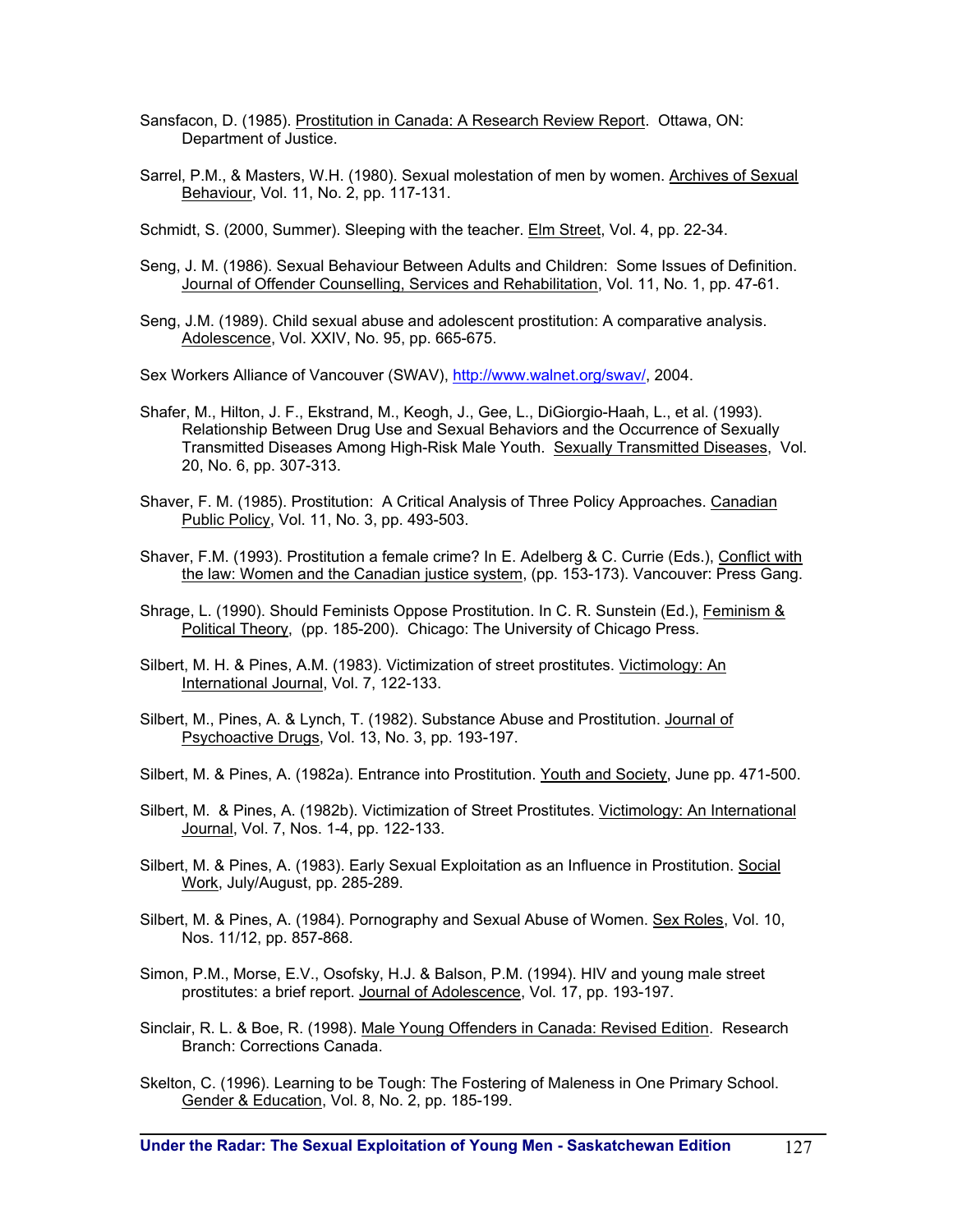Sansfacon, D. (1985). Prostitution in Canada: A Research Review Report. Ottawa, ON: Department of Justice.

Sarrel, P.M., & Masters, W.H. (1980). Sexual molestation of men by women. Archives of Sexual Behaviour, Vol. 11, No. 2, pp. 117-131.

Schmidt, S. (2000, Summer). Sleeping with the teacher. Elm Street, Vol. 4, pp. 22-34.

Seng, J. M. (1986). Sexual Behaviour Between Adults and Children: Some Issues of Definition. Journal of Offender Counselling, Services and Rehabilitation, Vol. 11, No. 1, pp. 47-61.

Seng, J.M. (1989). Child sexual abuse and adolescent prostitution: A comparative analysis. Adolescence, Vol. XXIV, No. 95, pp. 665-675.

Sex Workers Alliance of Vancouver (SWAV), http://www.walnet.org/swav/, 2004.

Shafer, M., Hilton, J. F., Ekstrand, M., Keogh, J., Gee, L., DiGiorgio-Haah, L., et al. (1993). Relationship Between Drug Use and Sexual Behaviors and the Occurrence of Sexually Transmitted Diseases Among High-Risk Male Youth. Sexually Transmitted Diseases, Vol. 20, No. 6, pp. 307-313.

Shaver, F. M. (1985). Prostitution: A Critical Analysis of Three Policy Approaches. Canadian Public Policy, Vol. 11, No. 3, pp. 493-503.

Shaver, F.M. (1993). Prostitution a female crime? In E. Adelberg & C. Currie (Eds.), Conflict with the law: Women and the Canadian justice system, (pp. 153-173). Vancouver: Press Gang.

Shrage, L. (1990). Should Feminists Oppose Prostitution. In C. R. Sunstein (Ed.), Feminism & Political Theory, (pp. 185-200). Chicago: The University of Chicago Press.

Silbert, M. H. & Pines, A.M. (1983). Victimization of street prostitutes. Victimology: An International Journal, Vol. 7, 122-133.

Silbert, M., Pines, A. & Lynch, T. (1982). Substance Abuse and Prostitution. Journal of Psychoactive Drugs, Vol. 13, No. 3, pp. 193-197.

Silbert, M. & Pines, A. (1982a). Entrance into Prostitution. Youth and Society, June pp. 471-500.

Silbert, M. & Pines, A. (1982b). Victimization of Street Prostitutes. Victimology: An International Journal, Vol. 7, Nos. 1-4, pp. 122-133.

Silbert, M. & Pines, A. (1983). Early Sexual Exploitation as an Influence in Prostitution. Social Work, July/August, pp. 285-289.

Silbert, M. & Pines, A. (1984). Pornography and Sexual Abuse of Women. Sex Roles, Vol. 10, Nos. 11/12, pp. 857-868.

Simon, P.M., Morse, E.V., Osofsky, H.J. & Balson, P.M. (1994). HIV and young male street prostitutes: a brief report. Journal of Adolescence, Vol. 17, pp. 193-197.

Sinclair, R. L. & Boe, R. (1998). Male Young Offenders in Canada: Revised Edition. Research Branch: Corrections Canada.

Skelton, C. (1996). Learning to be Tough: The Fostering of Maleness in One Primary School. Gender & Education, Vol. 8, No. 2, pp. 185-199.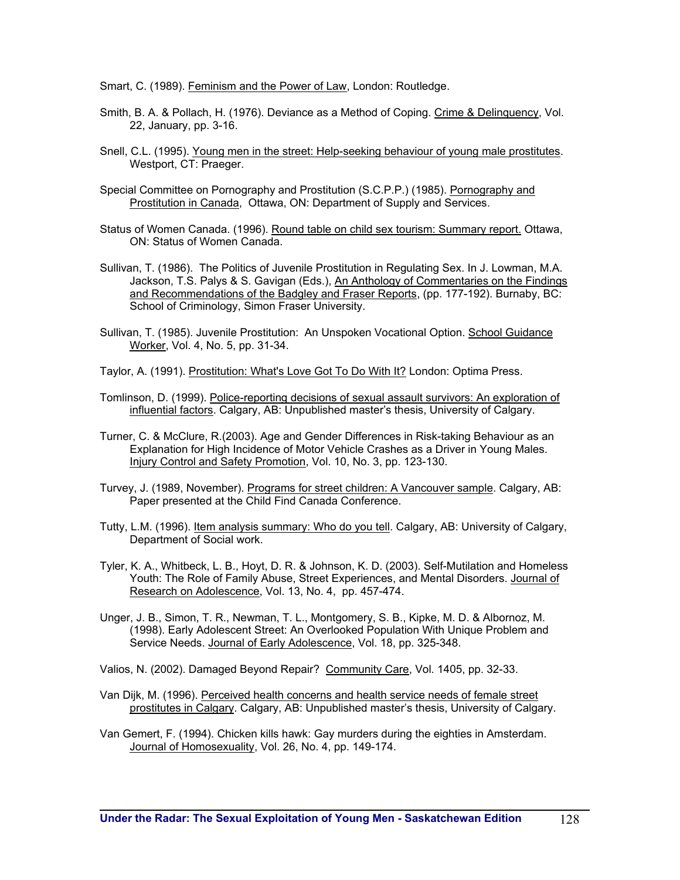Smart, C. (1989). Feminism and the Power of Law, London: Routledge.

Smith, B. A. & Pollach, H. (1976). Deviance as a Method of Coping. Crime & Delinquency, Vol. 22, January, pp. 3-16.

Snell, C.L. (1995). Young men in the street: Help-seeking behaviour of young male prostitutes. Westport, CT: Praeger.

Special Committee on Pornography and Prostitution (S.C.P.P.) (1985). Pornography and Prostitution in Canada, Ottawa, ON: Department of Supply and Services.

Status of Women Canada. (1996). Round table on child sex tourism: Summary report. Ottawa, ON: Status of Women Canada.

Sullivan, T. (1986). The Politics of Juvenile Prostitution in Regulating Sex. In J. Lowman, M.A. Jackson, T.S. Palys & S. Gavigan (Eds.), An Anthology of Commentaries on the Findings and Recommendations of the Badgley and Fraser Reports, (pp. 177-192). Burnaby, BC: School of Criminology, Simon Fraser University.

Sullivan, T. (1985). Juvenile Prostitution: An Unspoken Vocational Option. School Guidance Worker, Vol. 4, No. 5, pp. 31-34.

Taylor, A. (1991). Prostitution: What's Love Got To Do With It? London: Optima Press.

Tomlinson, D. (1999). Police-reporting decisions of sexual assault survivors: An exploration of influential factors. Calgary, AB: Unpublished master's thesis, University of Calgary.

Turner, C. & McClure, R.(2003). Age and Gender Differences in Risk-taking Behaviour as an Explanation for High Incidence of Motor Vehicle Crashes as a Driver in Young Males. Injury Control and Safety Promotion, Vol. 10, No. 3, pp. 123-130.

Turvey, J. (1989, November). Programs for street children: A Vancouver sample. Calgary, AB: Paper presented at the Child Find Canada Conference.

Tutty, L.M. (1996). Item analysis summary: Who do you tell. Calgary, AB: University of Calgary, Department of Social work.

Tyler, K. A., Whitbeck, L. B., Hoyt, D. R. & Johnson, K. D. (2003). Self-Mutilation and Homeless Youth: The Role of Family Abuse, Street Experiences, and Mental Disorders. Journal of Research on Adolescence, Vol. 13, No. 4, pp. 457-474.

Unger, J. B., Simon, T. R., Newman, T. L., Montgomery, S. B., Kipke, M. D. & Albornoz, M. (1998). Early Adolescent Street: An Overlooked Population With Unique Problem and Service Needs. Journal of Early Adolescence, Vol. 18, pp. 325-348.

Valios, N. (2002). Damaged Beyond Repair? Community Care, Vol. 1405, pp. 32-33.

Van Dijk, M. (1996). Perceived health concerns and health service needs of female street prostitutes in Calgary. Calgary, AB: Unpublished master's thesis, University of Calgary.

Van Gemert, F. (1994). Chicken kills hawk: Gay murders during the eighties in Amsterdam. Journal of Homosexuality, Vol. 26, No. 4, pp. 149-174.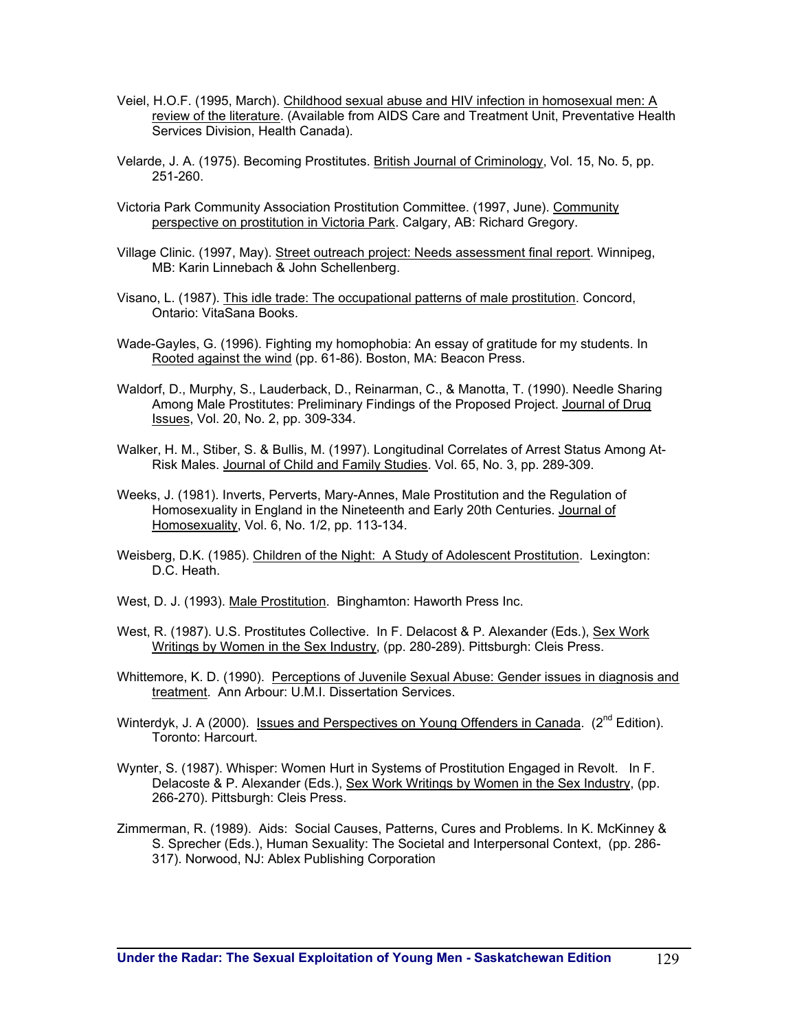Veiel, H.O.F. (1995, March). Childhood sexual abuse and HIV infection in homosexual men: A review of the literature. (Available from AIDS Care and Treatment Unit, Preventative Health Services Division, Health Canada).

Velarde, J. A. (1975). Becoming Prostitutes. British Journal of Criminology, Vol. 15, No. 5, pp. 251-260.

Victoria Park Community Association Prostitution Committee. (1997, June). Community perspective on prostitution in Victoria Park. Calgary, AB: Richard Gregory.

Village Clinic. (1997, May). Street outreach project: Needs assessment final report. Winnipeg, MB: Karin Linnebach & John Schellenberg.

Visano, L. (1987). This idle trade: The occupational patterns of male prostitution. Concord, Ontario: VitaSana Books.

Wade-Gayles, G. (1996). Fighting my homophobia: An essay of gratitude for my students. In Rooted against the wind (pp. 61-86). Boston, MA: Beacon Press.

Waldorf, D., Murphy, S., Lauderback, D., Reinarman, C., & Manotta, T. (1990). Needle Sharing Among Male Prostitutes: Preliminary Findings of the Proposed Project. Journal of Drug Issues, Vol. 20, No. 2, pp. 309-334.

Walker, H. M., Stiber, S. & Bullis, M. (1997). Longitudinal Correlates of Arrest Status Among At-Risk Males. Journal of Child and Family Studies. Vol. 65, No. 3, pp. 289-309.

Weeks, J. (1981). Inverts, Perverts, Mary-Annes, Male Prostitution and the Regulation of Homosexuality in England in the Nineteenth and Early 20th Centuries. Journal of Homosexuality, Vol. 6, No. 1/2, pp. 113-134.

Weisberg, D.K. (1985). Children of the Night: A Study of Adolescent Prostitution. Lexington: D.C. Heath.

West, D. J. (1993). Male Prostitution. Binghamton: Haworth Press Inc.

West, R. (1987). U.S. Prostitutes Collective. In F. Delacost & P. Alexander (Eds.), Sex Work Writings by Women in the Sex Industry, (pp. 280-289). Pittsburgh: Cleis Press.

Whittemore, K. D. (1990). Perceptions of Juvenile Sexual Abuse: Gender issues in diagnosis and treatment. Ann Arbour: U.M.I. Dissertation Services.

Winterdyk, J. A (2000). Issues and Perspectives on Young Offenders in Canada. (2nd Edition). Toronto: Harcourt.

Wynter, S. (1987). Whisper: Women Hurt in Systems of Prostitution Engaged in Revolt. In F. Delacoste & P. Alexander (Eds.), Sex Work Writings by Women in the Sex Industry, (pp. 266-270). Pittsburgh: Cleis Press.

Zimmerman, R. (1989). Aids: Social Causes, Patterns, Cures and Problems. In K. McKinney & S. Sprecher (Eds.), Human Sexuality: The Societal and Interpersonal Context, (pp. 286-317). Norwood, NJ: Ablex Publishing Corporation